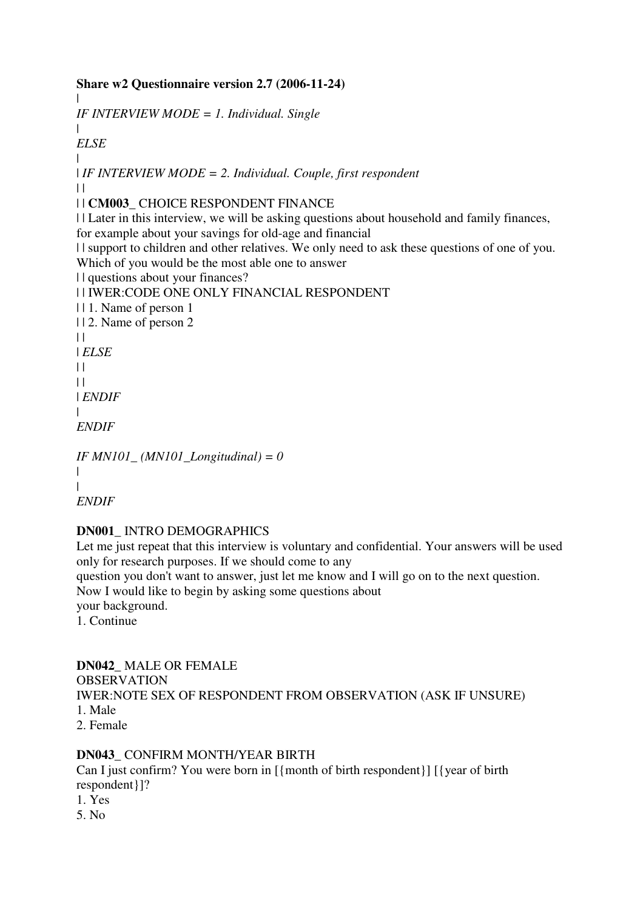**Share w2 Questionnaire version 2.7 (2006-11-24)**
|
*IF INTERVIEW MODE = 1. Individual. Single*
|
*ELSE*
|
| *IF INTERVIEW MODE = 2. Individual. Couple, first respondent*
| |
| | **CM003_** CHOICE RESPONDENT FINANCE
| | Later in this interview, we will be asking questions about household and family finances, for example about your savings for old-age and financial
| | support to children and other relatives. We only need to ask these questions of one of you. Which of you would be the most able one to answer
| | questions about your finances?
| | IWER:CODE ONE ONLY FINANCIAL RESPONDENT
| | 1. Name of person 1
| | 2. Name of person 2
| |
| *ELSE*
| |
| |
| *ENDIF*
|
*ENDIF*

*IF MN101_ (MN101_Longitudinal) = 0*
|
|
*ENDIF*

**DN001_** INTRO DEMOGRAPHICS
Let me just repeat that this interview is voluntary and confidential. Your answers will be used only for research purposes. If we should come to any
question you don't want to answer, just let me know and I will go on to the next question. Now I would like to begin by asking some questions about
your background.
1. Continue

**DN042_** MALE OR FEMALE
OBSERVATION
IWER:NOTE SEX OF RESPONDENT FROM OBSERVATION (ASK IF UNSURE)
1. Male
2. Female

**DN043_** CONFIRM MONTH/YEAR BIRTH
Can I just confirm? You were born in [{month of birth respondent}] [{year of birth respondent}]?
1. Yes
5. No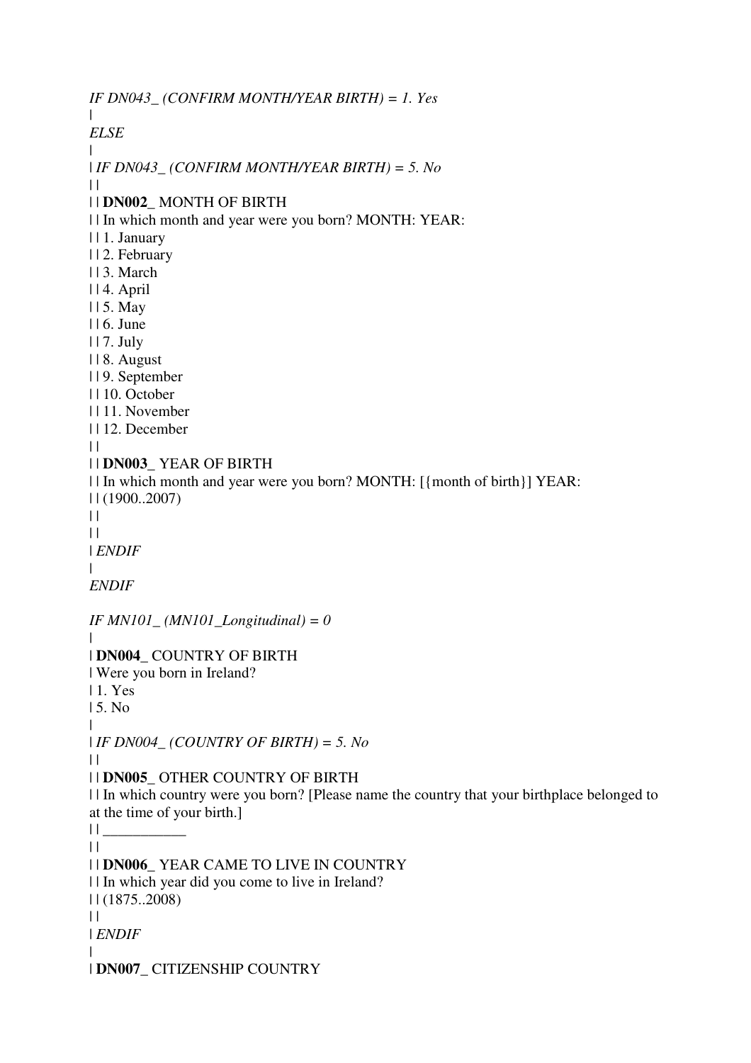*IF DN043_ (CONFIRM MONTH/YEAR BIRTH) = 1. Yes*
|
*ELSE*
|
| *IF DN043_ (CONFIRM MONTH/YEAR BIRTH) = 5. No*
| |
| | **DN002_** MONTH OF BIRTH
| | In which month and year were you born? MONTH: YEAR:
| | 1. January
| | 2. February
| | 3. March
| | 4. April
| | 5. May
| | 6. June
| | 7. July
| | 8. August
| | 9. September
| | 10. October
| | 11. November
| | 12. December
| |
| | **DN003_** YEAR OF BIRTH
| | In which month and year were you born? MONTH: [{month of birth}] YEAR:
| | (1900..2007)
| |
| |
| *ENDIF*
|
*ENDIF*

*IF MN101_ (MN101_Longitudinal) = 0*
|
| **DN004_** COUNTRY OF BIRTH
| Were you born in Ireland?
| 1. Yes
| 5. No
|
| *IF DN004_ (COUNTRY OF BIRTH) = 5. No*
| |
| | **DN005_** OTHER COUNTRY OF BIRTH
| | In which country were you born? [Please name the country that your birthplace belonged to at the time of your birth.]
| | ___________
| |
| | **DN006_** YEAR CAME TO LIVE IN COUNTRY
| | In which year did you come to live in Ireland?
| | (1875..2008)
| |
| *ENDIF*
|
| **DN007_** CITIZENSHIP COUNTRY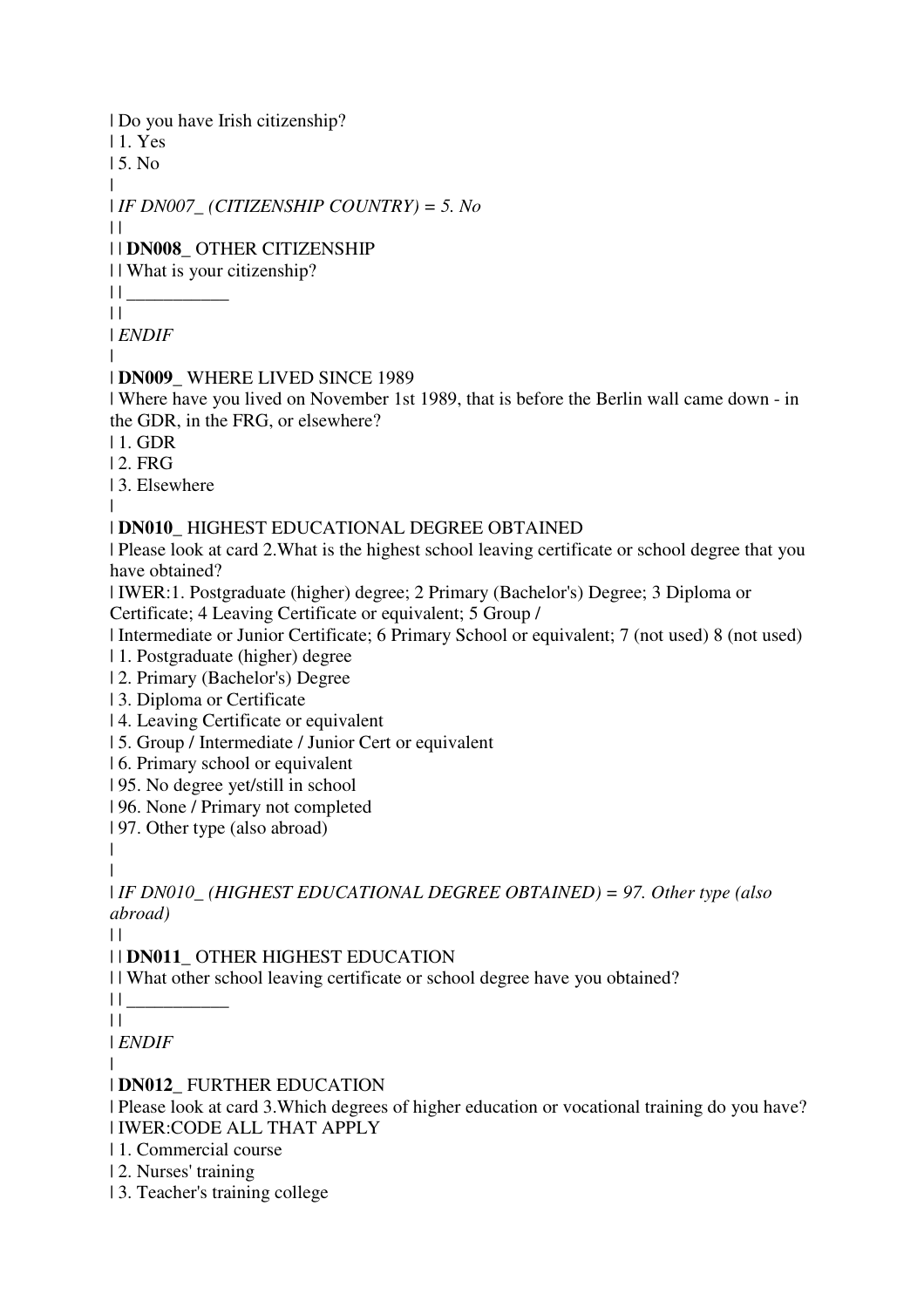| Do you have Irish citizenship?
| 1. Yes
| 5. No
|
| *IF DN007_ (CITIZENSHIP COUNTRY) = 5. No*
| |
| | **DN008_** OTHER CITIZENSHIP
| | What is your citizenship?
| | ___________
| |
| *ENDIF*
|
| **DN009_** WHERE LIVED SINCE 1989
| Where have you lived on November 1st 1989, that is before the Berlin wall came down - in the GDR, in the FRG, or elsewhere?
| 1. GDR
| 2. FRG
| 3. Elsewhere
|
| **DN010_** HIGHEST EDUCATIONAL DEGREE OBTAINED
| Please look at card 2.What is the highest school leaving certificate or school degree that you have obtained?
| IWER:1. Postgraduate (higher) degree; 2 Primary (Bachelor's) Degree; 3 Diploma or Certificate; 4 Leaving Certificate or equivalent; 5 Group /
| Intermediate or Junior Certificate; 6 Primary School or equivalent; 7 (not used) 8 (not used)
| 1. Postgraduate (higher) degree
| 2. Primary (Bachelor's) Degree
| 3. Diploma or Certificate
| 4. Leaving Certificate or equivalent
| 5. Group / Intermediate / Junior Cert or equivalent
| 6. Primary school or equivalent
| 95. No degree yet/still in school
| 96. None / Primary not completed
| 97. Other type (also abroad)
|
|
| *IF DN010_ (HIGHEST EDUCATIONAL DEGREE OBTAINED) = 97. Other type (also abroad)*
| |
| | **DN011_** OTHER HIGHEST EDUCATION
| | What other school leaving certificate or school degree have you obtained?
| | ___________
| |
| *ENDIF*
|
| **DN012_** FURTHER EDUCATION
| Please look at card 3.Which degrees of higher education or vocational training do you have?
| IWER:CODE ALL THAT APPLY
| 1. Commercial course
| 2. Nurses' training
| 3. Teacher's training college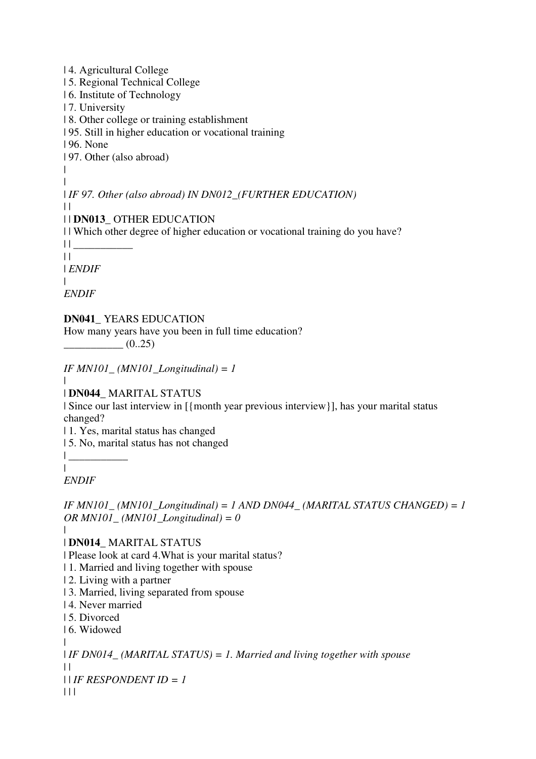| 4. Agricultural College
| 5. Regional Technical College
| 6. Institute of Technology
| 7. University
| 8. Other college or training establishment
| 95. Still in higher education or vocational training
| 96. None
| 97. Other (also abroad)
|
|
| *IF 97. Other (also abroad) IN DN012_(FURTHER EDUCATION)*
| |
| | **DN013_** OTHER EDUCATION
| | Which other degree of higher education or vocational training do you have?
| | ___________
| |
| *ENDIF*
|
*ENDIF*

**DN041_** YEARS EDUCATION
How many years have you been in full time education?
___________ (0..25)

*IF MN101_ (MN101_Longitudinal) = 1*
|
| **DN044_** MARITAL STATUS
| Since our last interview in [{month year previous interview}], has your marital status changed?
| 1. Yes, marital status has changed
| 5. No, marital status has not changed
| ___________
|
*ENDIF*

*IF MN101_ (MN101_Longitudinal) = 1 AND DN044_ (MARITAL STATUS CHANGED) = 1 OR MN101_ (MN101_Longitudinal) = 0*
|
| **DN014_** MARITAL STATUS
| Please look at card 4.What is your marital status?
| 1. Married and living together with spouse
| 2. Living with a partner
| 3. Married, living separated from spouse
| 4. Never married
| 5. Divorced
| 6. Widowed
|
| *IF DN014_ (MARITAL STATUS) = 1. Married and living together with spouse*
| |
| | *IF RESPONDENT ID = 1*
| | |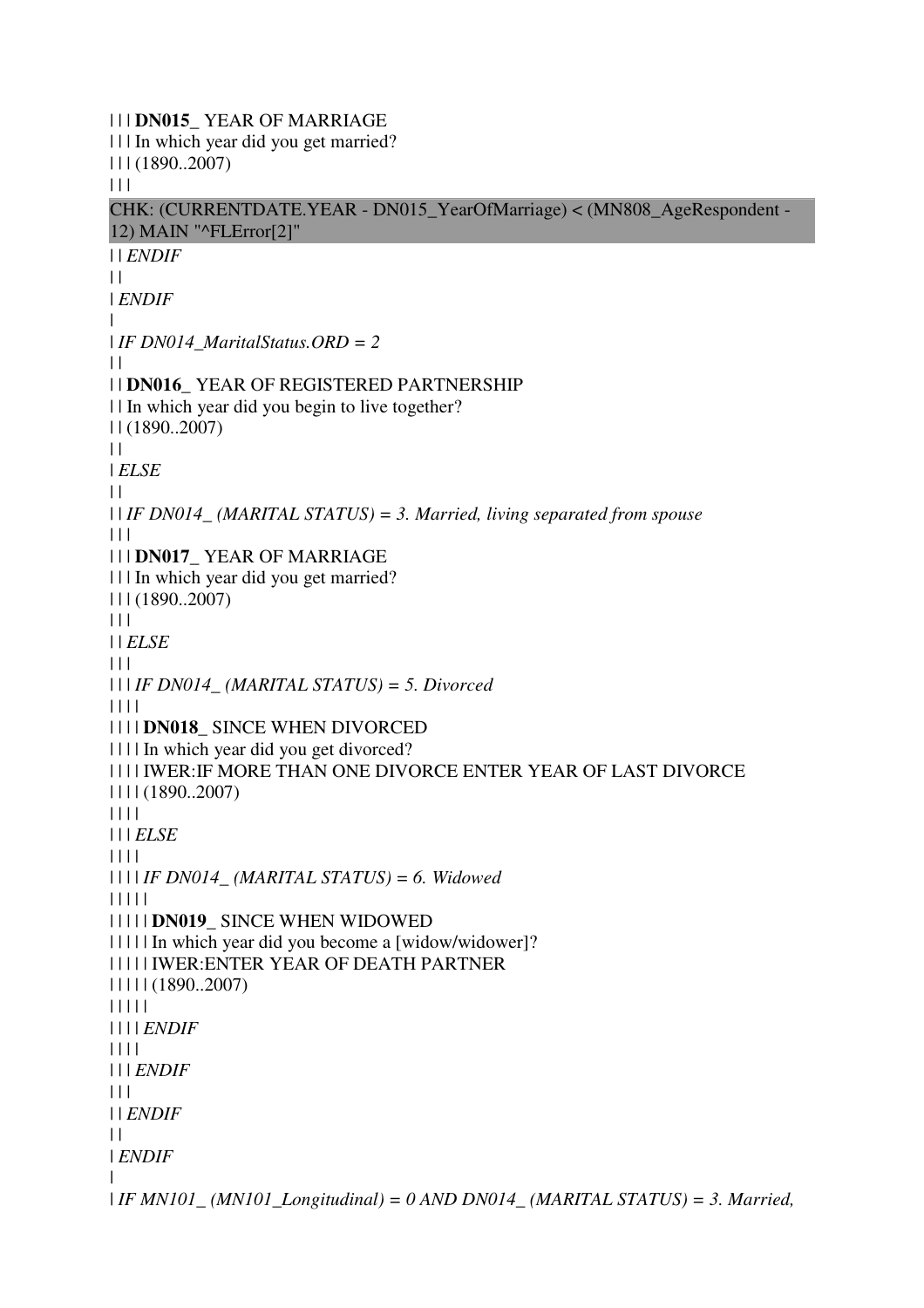| | | **DN015_** YEAR OF MARRIAGE
| | | In which year did you get married?
| | | (1890..2007)
| | |

CHK: (CURRENTDATE.YEAR - DN015_YearOfMarriage) < (MN808_AgeRespondent - 12) MAIN "^FLError[2]"

| | *ENDIF*
| |
| *ENDIF*
|
| *IF DN014_MaritalStatus.ORD = 2*
| |
| | **DN016_** YEAR OF REGISTERED PARTNERSHIP
| | In which year did you begin to live together?
| | (1890..2007)
| |
| *ELSE*
| |
| | *IF DN014_ (MARITAL STATUS) = 3. Married, living separated from spouse*
| | |
| | | **DN017_** YEAR OF MARRIAGE
| | | In which year did you get married?
| | | (1890..2007)
| | |
| | *ELSE*
| | |
| | | *IF DN014_ (MARITAL STATUS) = 5. Divorced*
| | | |
| | | | **DN018_** SINCE WHEN DIVORCED
| | | | In which year did you get divorced?
| | | | IWER:IF MORE THAN ONE DIVORCE ENTER YEAR OF LAST DIVORCE
| | | | (1890..2007)
| | | |
| | | *ELSE*
| | | |
| | | | *IF DN014_ (MARITAL STATUS) = 6. Widowed*
| | | | |
| | | | | **DN019_** SINCE WHEN WIDOWED
| | | | | In which year did you become a [widow/widower]?
| | | | | IWER:ENTER YEAR OF DEATH PARTNER
| | | | | (1890..2007)
| | | | |
| | | | *ENDIF*
| | | |
| | | *ENDIF*
| | |
| | *ENDIF*
| |
| *ENDIF*
|
| *IF MN101_ (MN101_Longitudinal) = 0 AND DN014_ (MARITAL STATUS) = 3. Married,*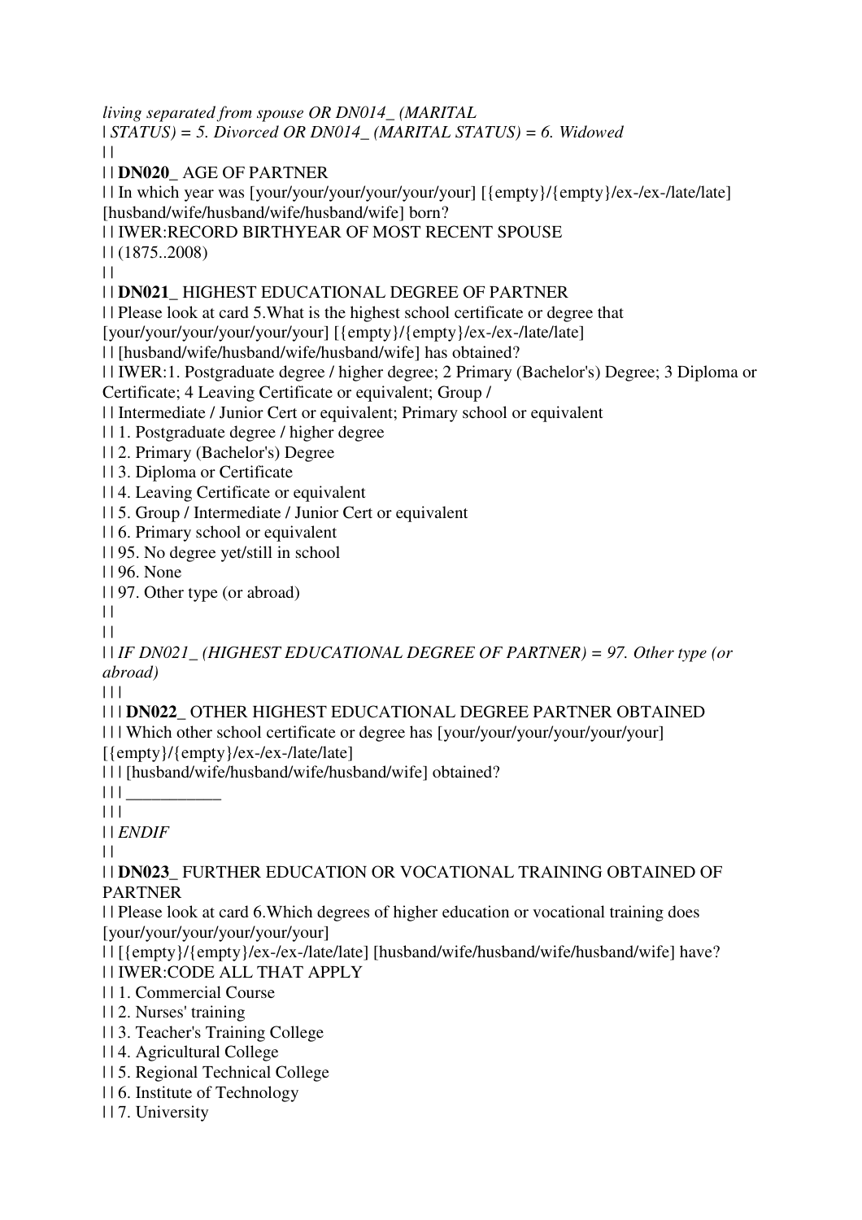*living separated from spouse OR DN014_ (MARITAL*
| *STATUS) = 5. Divorced OR DN014_ (MARITAL STATUS) = 6. Widowed*
| |
| | **DN020_** AGE OF PARTNER
| | In which year was [your/your/your/your/your/your] [{empty}/{empty}/ex-/ex-/late/late] [husband/wife/husband/wife/husband/wife] born?
| | IWER:RECORD BIRTHYEAR OF MOST RECENT SPOUSE
| | (1875..2008)
| |
| | **DN021_** HIGHEST EDUCATIONAL DEGREE OF PARTNER
| | Please look at card 5.What is the highest school certificate or degree that [your/your/your/your/your/your] [{empty}/{empty}/ex-/ex-/late/late]
| | [husband/wife/husband/wife/husband/wife] has obtained?
| | IWER:1. Postgraduate degree / higher degree; 2 Primary (Bachelor's) Degree; 3 Diploma or Certificate; 4 Leaving Certificate or equivalent; Group /
| | Intermediate / Junior Cert or equivalent; Primary school or equivalent
| | 1. Postgraduate degree / higher degree
| | 2. Primary (Bachelor's) Degree
| | 3. Diploma or Certificate
| | 4. Leaving Certificate or equivalent
| | 5. Group / Intermediate / Junior Cert or equivalent
| | 6. Primary school or equivalent
| | 95. No degree yet/still in school
| | 96. None
| | 97. Other type (or abroad)
| |
| |
| | *IF DN021_ (HIGHEST EDUCATIONAL DEGREE OF PARTNER) = 97. Other type (or abroad)*
| | |
| | | **DN022_** OTHER HIGHEST EDUCATIONAL DEGREE PARTNER OBTAINED
| | | Which other school certificate or degree has [your/your/your/your/your/your] [{empty}/{empty}/ex-/ex-/late/late]
| | | [husband/wife/husband/wife/husband/wife] obtained?
| | | ___________
| | |
| | *ENDIF*
| |
| | **DN023_** FURTHER EDUCATION OR VOCATIONAL TRAINING OBTAINED OF PARTNER
| | Please look at card 6.Which degrees of higher education or vocational training does [your/your/your/your/your/your]
| | [{empty}/{empty}/ex-/ex-/late/late] [husband/wife/husband/wife/husband/wife] have?
| | IWER:CODE ALL THAT APPLY
| | 1. Commercial Course
| | 2. Nurses' training
| | 3. Teacher's Training College
| | 4. Agricultural College
| | 5. Regional Technical College
| | 6. Institute of Technology
| | 7. University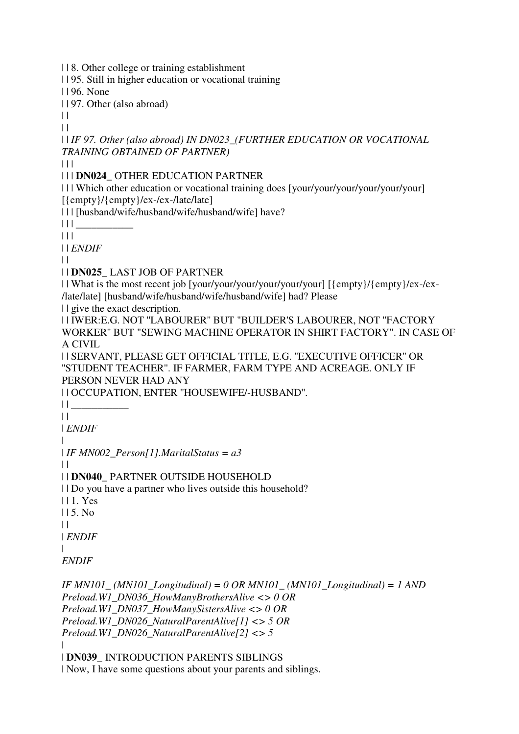| | 8. Other college or training establishment
| | 95. Still in higher education or vocational training
| | 96. None
| | 97. Other (also abroad)
| |
| |
| | *IF 97. Other (also abroad) IN DN023_(FURTHER EDUCATION OR VOCATIONAL TRAINING OBTAINED OF PARTNER)*
| | |
| | | **DN024_** OTHER EDUCATION PARTNER
| | | Which other education or vocational training does [your/your/your/your/your/your] [{empty}/{empty}/ex-/ex-/late/late]
| | | [husband/wife/husband/wife/husband/wife] have?
| | | ___________
| | |
| | *ENDIF*
| |
| | **DN025_** LAST JOB OF PARTNER
| | What is the most recent job [your/your/your/your/your/your] [{empty}/{empty}/ex-/ex-/late/late] [husband/wife/husband/wife/husband/wife] had? Please
| | give the exact description.
| | IWER:E.G. NOT "LABOURER" BUT "BUILDER'S LABOURER, NOT "FACTORY WORKER" BUT "SEWING MACHINE OPERATOR IN SHIRT FACTORY". IN CASE OF A CIVIL
| | SERVANT, PLEASE GET OFFICIAL TITLE, E.G. "EXECUTIVE OFFICER" OR "STUDENT TEACHER". IF FARMER, FARM TYPE AND ACREAGE. ONLY IF PERSON NEVER HAD ANY
| | OCCUPATION, ENTER "HOUSEWIFE/-HUSBAND".
| | ___________
| |
| *ENDIF*
|
| *IF MN002_Person[1].MaritalStatus = a3*
| |
| | **DN040_** PARTNER OUTSIDE HOUSEHOLD
| | Do you have a partner who lives outside this household?
| | 1. Yes
| | 5. No
| |
| *ENDIF*
|
*ENDIF*

*IF MN101_ (MN101_Longitudinal) = 0 OR MN101_ (MN101_Longitudinal) = 1 AND Preload.W1_DN036_HowManyBrothersAlive <> 0 OR Preload.W1_DN037_HowManySistersAlive <> 0 OR Preload.W1_DN026_NaturalParentAlive[1] <> 5 OR Preload.W1_DN026_NaturalParentAlive[2] <> 5*
|
| **DN039_** INTRODUCTION PARENTS SIBLINGS
| Now, I have some questions about your parents and siblings.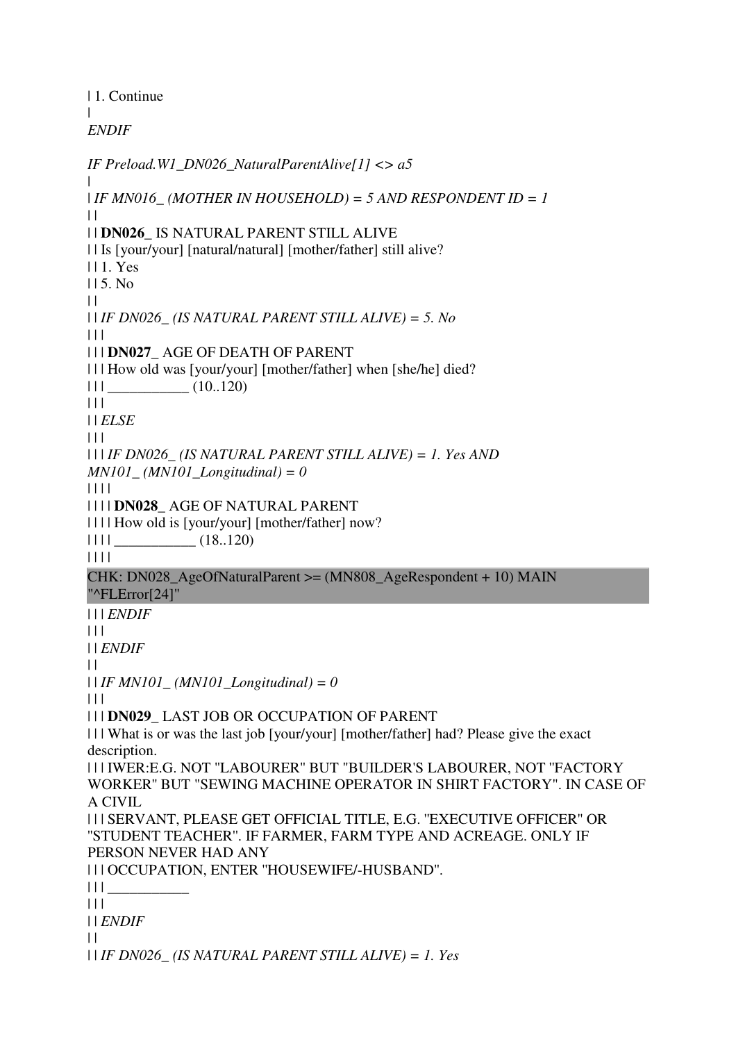| 1. Continue
|
*ENDIF*

*IF Preload.W1_DN026_NaturalParentAlive[1] <> a5*
|
| *IF MN016_ (MOTHER IN HOUSEHOLD) = 5 AND RESPONDENT ID = 1*
| |
| | **DN026_** IS NATURAL PARENT STILL ALIVE
| | Is [your/your] [natural/natural] [mother/father] still alive?
| | 1. Yes
| | 5. No
| |
| | *IF DN026_ (IS NATURAL PARENT STILL ALIVE) = 5. No*
| | |
| | | **DN027_** AGE OF DEATH OF PARENT
| | | How old was [your/your] [mother/father] when [she/he] died?
| | | ___________ (10..120)
| | |
| | *ELSE*
| | |
| | | *IF DN026_ (IS NATURAL PARENT STILL ALIVE) = 1. Yes AND MN101_ (MN101_Longitudinal) = 0*
| | | |
| | | | **DN028_** AGE OF NATURAL PARENT
| | | | How old is [your/your] [mother/father] now?
| | | | ___________ (18..120)
| | | |

CHK: DN028_AgeOfNaturalParent >= (MN808_AgeRespondent + 10) MAIN "^FLError[24]"

| | | *ENDIF*
| | |
| | *ENDIF*
| |
| | *IF MN101_ (MN101_Longitudinal) = 0*
| | |
| | | **DN029_** LAST JOB OR OCCUPATION OF PARENT
| | | What is or was the last job [your/your] [mother/father] had? Please give the exact description.
| | | IWER:E.G. NOT "LABOURER" BUT "BUILDER'S LABOURER, NOT "FACTORY WORKER" BUT "SEWING MACHINE OPERATOR IN SHIRT FACTORY". IN CASE OF A CIVIL
| | | SERVANT, PLEASE GET OFFICIAL TITLE, E.G. "EXECUTIVE OFFICER" OR "STUDENT TEACHER". IF FARMER, FARM TYPE AND ACREAGE. ONLY IF PERSON NEVER HAD ANY
| | | OCCUPATION, ENTER "HOUSEWIFE/-HUSBAND".
| | | ___________
| | |
| | *ENDIF*
| |
| | *IF DN026_ (IS NATURAL PARENT STILL ALIVE) = 1. Yes*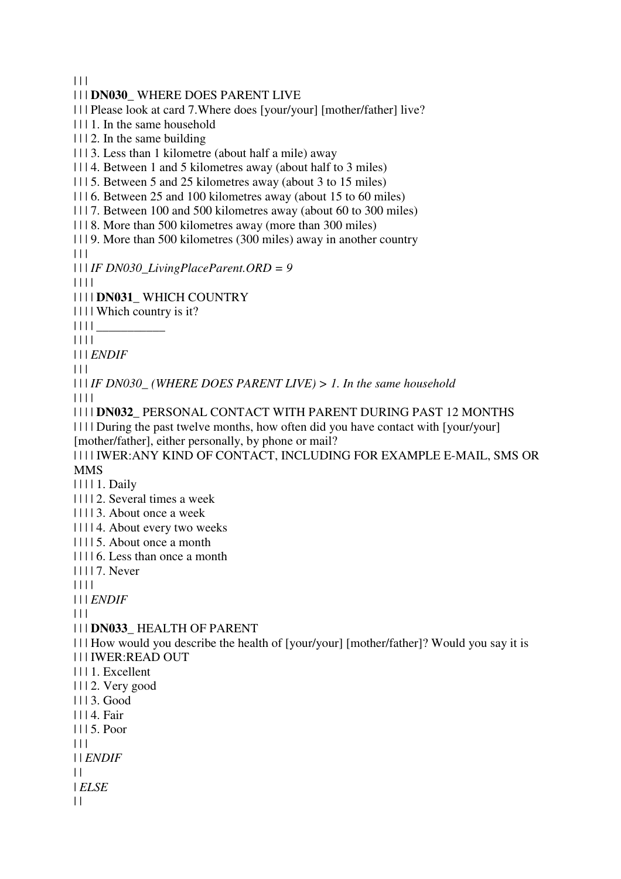| | |
| | | **DN030_** WHERE DOES PARENT LIVE
| | | Please look at card 7.Where does [your/your] [mother/father] live?
| | | 1. In the same household
| | | 2. In the same building
| | | 3. Less than 1 kilometre (about half a mile) away
| | | 4. Between 1 and 5 kilometres away (about half to 3 miles)
| | | 5. Between 5 and 25 kilometres away (about 3 to 15 miles)
| | | 6. Between 25 and 100 kilometres away (about 15 to 60 miles)
| | | 7. Between 100 and 500 kilometres away (about 60 to 300 miles)
| | | 8. More than 500 kilometres away (more than 300 miles)
| | | 9. More than 500 kilometres (300 miles) away in another country
| | |
| | | *IF DN030_LivingPlaceParent.ORD = 9*
| | | |
| | | | **DN031_** WHICH COUNTRY
| | | | Which country is it?
| | | | ___________
| | | |
| | | *ENDIF*
| | |
| | | *IF DN030_ (WHERE DOES PARENT LIVE) > 1. In the same household*
| | | |
| | | | **DN032_** PERSONAL CONTACT WITH PARENT DURING PAST 12 MONTHS
| | | | During the past twelve months, how often did you have contact with [your/your] [mother/father], either personally, by phone or mail?
| | | | IWER:ANY KIND OF CONTACT, INCLUDING FOR EXAMPLE E-MAIL, SMS OR MMS
| | | | 1. Daily
| | | | 2. Several times a week
| | | | 3. About once a week
| | | | 4. About every two weeks
| | | | 5. About once a month
| | | | 6. Less than once a month
| | | | 7. Never
| | | |
| | | *ENDIF*
| | |
| | | **DN033_** HEALTH OF PARENT
| | | How would you describe the health of [your/your] [mother/father]? Would you say it is
| | | IWER:READ OUT
| | | 1. Excellent
| | | 2. Very good
| | | 3. Good
| | | 4. Fair
| | | 5. Poor
| | |
| | *ENDIF*
| |
| *ELSE*
| |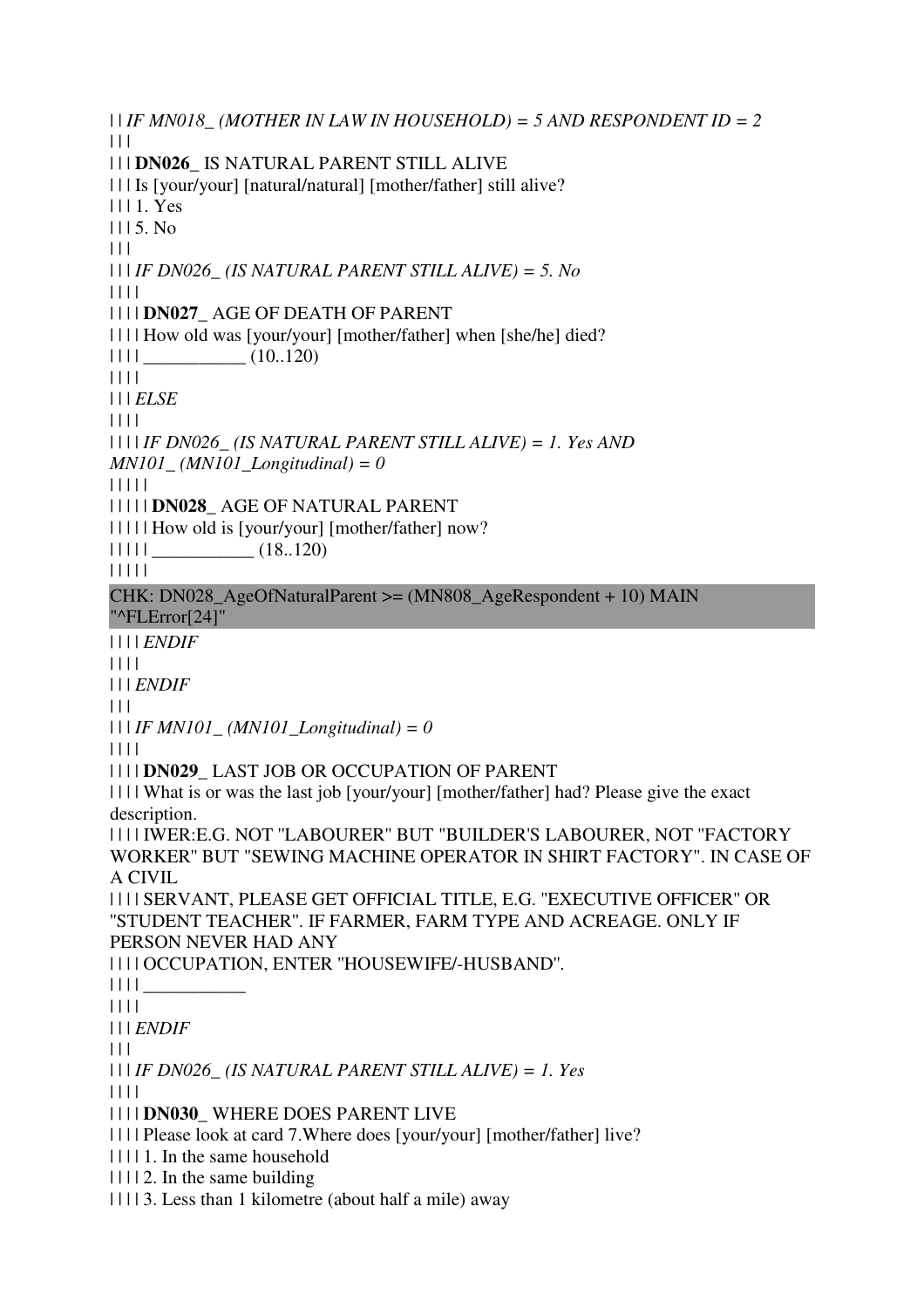| | *IF MN018_ (MOTHER IN LAW IN HOUSEHOLD) = 5 AND RESPONDENT ID = 2*
| | |
| | | **DN026_** IS NATURAL PARENT STILL ALIVE
| | | Is [your/your] [natural/natural] [mother/father] still alive?
| | | 1. Yes
| | | 5. No
| | |
| | | *IF DN026_ (IS NATURAL PARENT STILL ALIVE) = 5. No*
| | | |
| | | | **DN027_** AGE OF DEATH OF PARENT
| | | | How old was [your/your] [mother/father] when [she/he] died?
| | | | ___________ (10..120)
| | | |
| | | *ELSE*
| | | |
| | | | *IF DN026_ (IS NATURAL PARENT STILL ALIVE) = 1. Yes AND MN101_ (MN101_Longitudinal) = 0*
| | | | |
| | | | | **DN028_** AGE OF NATURAL PARENT
| | | | | How old is [your/your] [mother/father] now?
| | | | | ___________ (18..120)
| | | | |

CHK: DN028_AgeOfNaturalParent >= (MN808_AgeRespondent + 10) MAIN "^FLError[24]"

| | | | *ENDIF*
| | | |
| | | *ENDIF*
| | |
| | | *IF MN101_ (MN101_Longitudinal) = 0*
| | | |
| | | | **DN029_** LAST JOB OR OCCUPATION OF PARENT
| | | | What is or was the last job [your/your] [mother/father] had? Please give the exact description.
| | | | IWER:E.G. NOT "LABOURER" BUT "BUILDER'S LABOURER, NOT "FACTORY WORKER" BUT "SEWING MACHINE OPERATOR IN SHIRT FACTORY". IN CASE OF A CIVIL
| | | | SERVANT, PLEASE GET OFFICIAL TITLE, E.G. "EXECUTIVE OFFICER" OR "STUDENT TEACHER". IF FARMER, FARM TYPE AND ACREAGE. ONLY IF PERSON NEVER HAD ANY
| | | | OCCUPATION, ENTER "HOUSEWIFE/-HUSBAND".
| | | | ___________
| | | |
| | | *ENDIF*
| | |
| | | *IF DN026_ (IS NATURAL PARENT STILL ALIVE) = 1. Yes*
| | | |
| | | | **DN030_** WHERE DOES PARENT LIVE
| | | | Please look at card 7.Where does [your/your] [mother/father] live?
| | | | 1. In the same household
| | | | 2. In the same building
| | | | 3. Less than 1 kilometre (about half a mile) away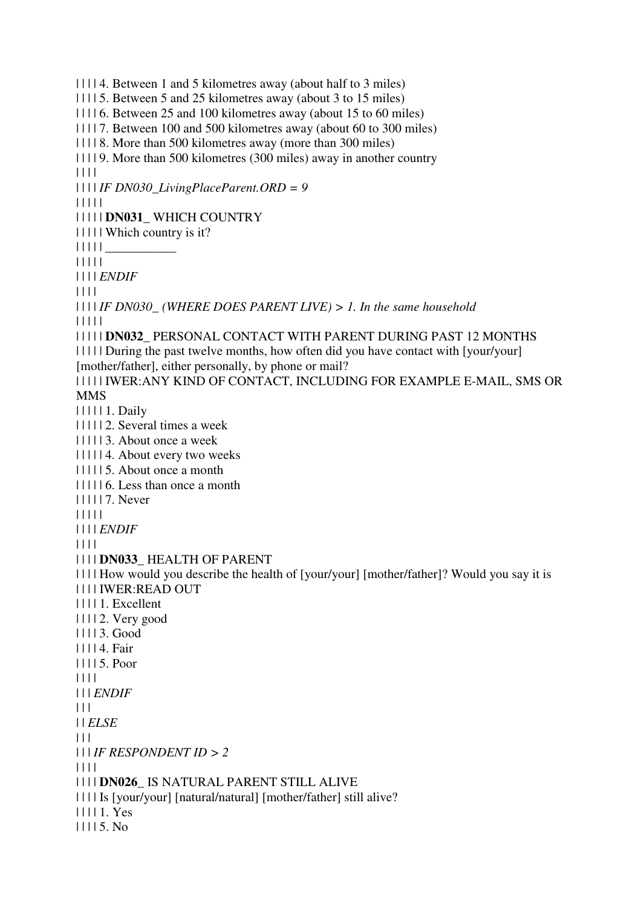| | | | 4. Between 1 and 5 kilometres away (about half to 3 miles)
| | | | 5. Between 5 and 25 kilometres away (about 3 to 15 miles)
| | | | 6. Between 25 and 100 kilometres away (about 15 to 60 miles)
| | | | 7. Between 100 and 500 kilometres away (about 60 to 300 miles)
| | | | 8. More than 500 kilometres away (more than 300 miles)
| | | | 9. More than 500 kilometres (300 miles) away in another country
| | | |
| | | | *IF DN030_LivingPlaceParent.ORD = 9*
| | | | |
| | | | | **DN031_** WHICH COUNTRY
| | | | | Which country is it?
| | | | | ___________
| | | | |
| | | | *ENDIF*
| | | |
| | | | *IF DN030_ (WHERE DOES PARENT LIVE) > 1. In the same household*
| | | | |
| | | | | **DN032_** PERSONAL CONTACT WITH PARENT DURING PAST 12 MONTHS
| | | | | During the past twelve months, how often did you have contact with [your/your] [mother/father], either personally, by phone or mail?
| | | | | IWER:ANY KIND OF CONTACT, INCLUDING FOR EXAMPLE E-MAIL, SMS OR MMS
| | | | | 1. Daily
| | | | | 2. Several times a week
| | | | | 3. About once a week
| | | | | 4. About every two weeks
| | | | | 5. About once a month
| | | | | 6. Less than once a month
| | | | | 7. Never
| | | | |
| | | | *ENDIF*
| | | |
| | | | **DN033_** HEALTH OF PARENT
| | | | How would you describe the health of [your/your] [mother/father]? Would you say it is
| | | | IWER:READ OUT
| | | | 1. Excellent
| | | | 2. Very good
| | | | 3. Good
| | | | 4. Fair
| | | | 5. Poor
| | | |
| | | *ENDIF*
| | |
| | *ELSE*
| | |
| | | *IF RESPONDENT ID > 2*
| | | |
| | | | **DN026_** IS NATURAL PARENT STILL ALIVE
| | | | Is [your/your] [natural/natural] [mother/father] still alive?
| | | | 1. Yes
| | | | 5. No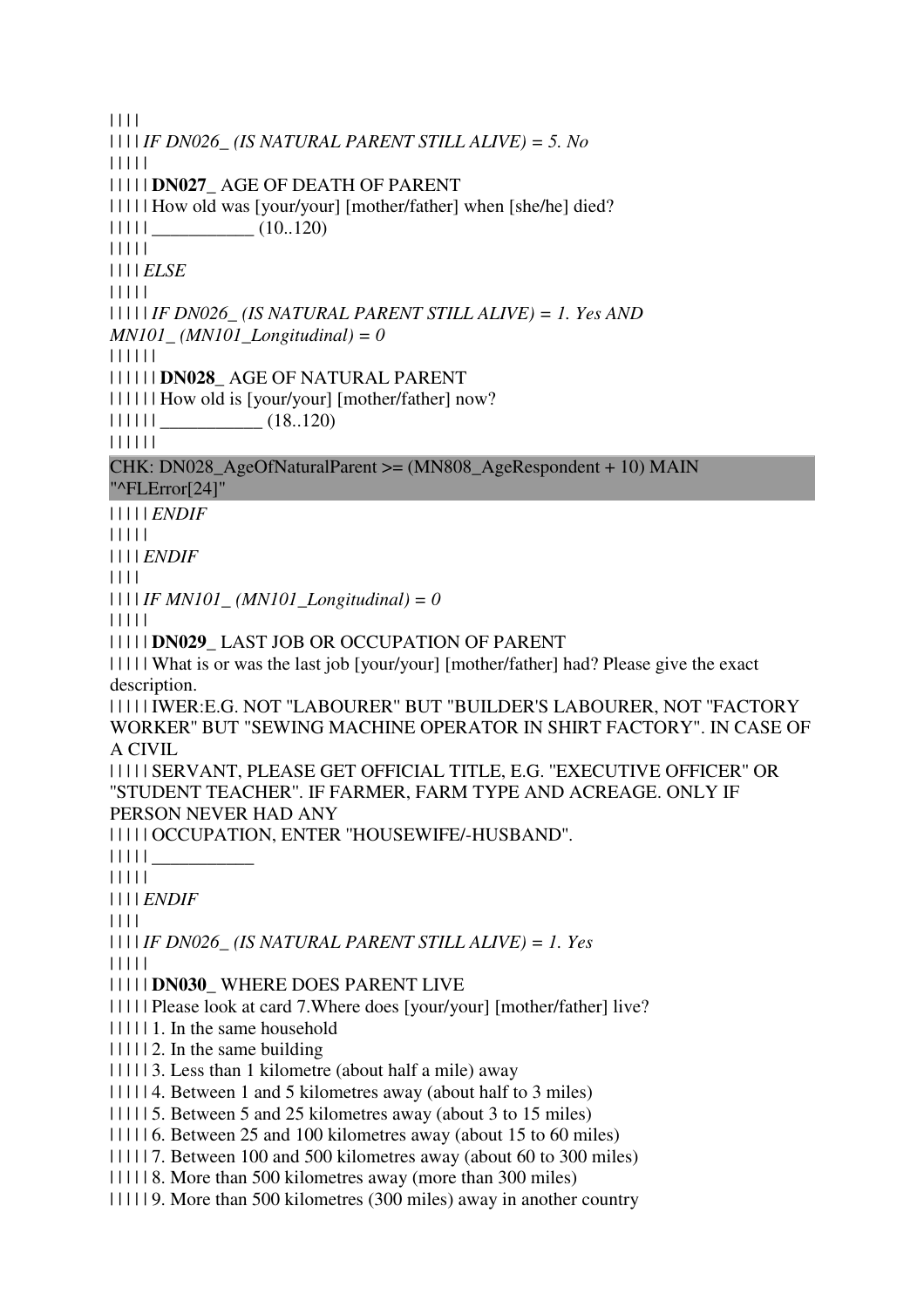| | | |
| | | | *IF DN026_ (IS NATURAL PARENT STILL ALIVE) = 5. No*
| | | | |
| | | | | **DN027_** AGE OF DEATH OF PARENT
| | | | | How old was [your/your] [mother/father] when [she/he] died?
| | | | | ___________ (10..120)
| | | | |
| | | | *ELSE*
| | | | |
| | | | | *IF DN026_ (IS NATURAL PARENT STILL ALIVE) = 1. Yes AND MN101_ (MN101_Longitudinal) = 0*
| | | | | |
| | | | | | **DN028_** AGE OF NATURAL PARENT
| | | | | | How old is [your/your] [mother/father] now?
| | | | | | ___________ (18..120)
| | | | | |

CHK: DN028_AgeOfNaturalParent >= (MN808_AgeRespondent + 10) MAIN "^FLError[24]"

| | | | | *ENDIF*
| | | | |
| | | | *ENDIF*
| | | |
| | | | *IF MN101_ (MN101_Longitudinal) = 0*
| | | | |
| | | | | **DN029_** LAST JOB OR OCCUPATION OF PARENT
| | | | | What is or was the last job [your/your] [mother/father] had? Please give the exact description.
| | | | | IWER:E.G. NOT "LABOURER" BUT "BUILDER'S LABOURER, NOT "FACTORY WORKER" BUT "SEWING MACHINE OPERATOR IN SHIRT FACTORY". IN CASE OF A CIVIL
| | | | | SERVANT, PLEASE GET OFFICIAL TITLE, E.G. "EXECUTIVE OFFICER" OR "STUDENT TEACHER". IF FARMER, FARM TYPE AND ACREAGE. ONLY IF PERSON NEVER HAD ANY
| | | | | OCCUPATION, ENTER "HOUSEWIFE/-HUSBAND".
| | | | | ___________
| | | | |
| | | | *ENDIF*
| | | |
| | | | *IF DN026_ (IS NATURAL PARENT STILL ALIVE) = 1. Yes*
| | | | |
| | | | | **DN030_** WHERE DOES PARENT LIVE
| | | | | Please look at card 7.Where does [your/your] [mother/father] live?
| | | | | 1. In the same household
| | | | | 2. In the same building
| | | | | 3. Less than 1 kilometre (about half a mile) away
| | | | | 4. Between 1 and 5 kilometres away (about half to 3 miles)
| | | | | 5. Between 5 and 25 kilometres away (about 3 to 15 miles)
| | | | | 6. Between 25 and 100 kilometres away (about 15 to 60 miles)
| | | | | 7. Between 100 and 500 kilometres away (about 60 to 300 miles)
| | | | | 8. More than 500 kilometres away (more than 300 miles)
| | | | | 9. More than 500 kilometres (300 miles) away in another country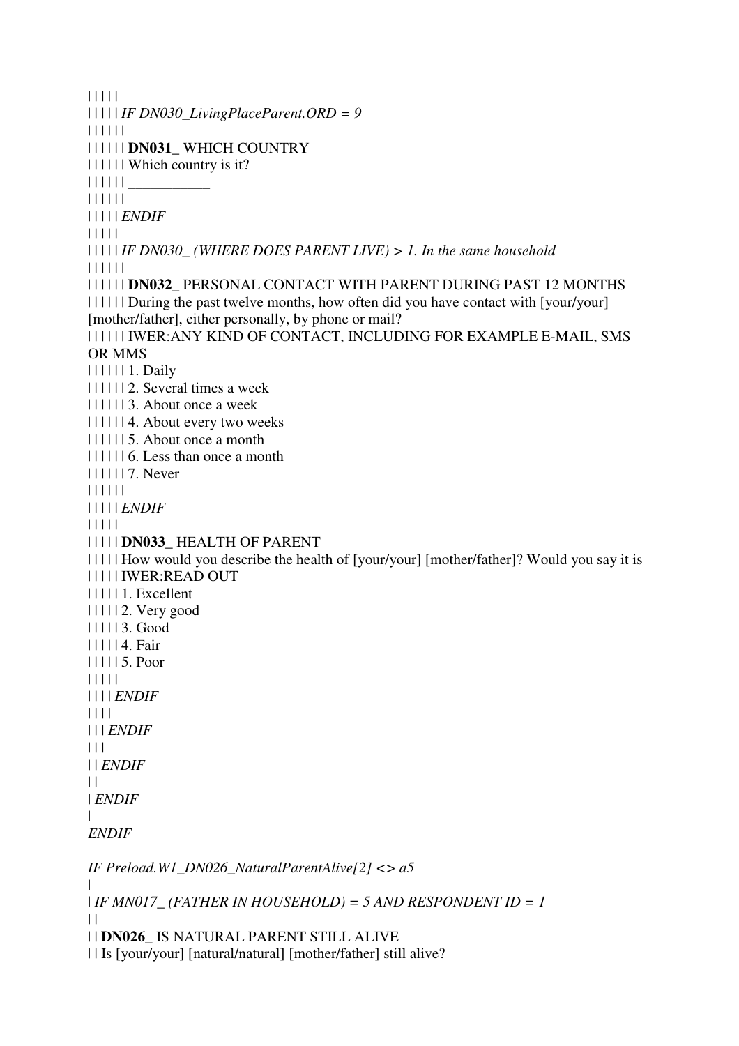| | | | |
| | | | | *IF DN030_LivingPlaceParent.ORD = 9*
| | | | | |
| | | | | | **DN031_** WHICH COUNTRY
| | | | | | Which country is it?
| | | | | | ___________
| | | | | |
| | | | | *ENDIF*
| | | | |
| | | | | *IF DN030_ (WHERE DOES PARENT LIVE) > 1. In the same household*
| | | | | |
| | | | | | **DN032_** PERSONAL CONTACT WITH PARENT DURING PAST 12 MONTHS
| | | | | | During the past twelve months, how often did you have contact with [your/your] [mother/father], either personally, by phone or mail?
| | | | | | IWER:ANY KIND OF CONTACT, INCLUDING FOR EXAMPLE E-MAIL, SMS OR MMS
| | | | | | 1. Daily
| | | | | | 2. Several times a week
| | | | | | 3. About once a week
| | | | | | 4. About every two weeks
| | | | | | 5. About once a month
| | | | | | 6. Less than once a month
| | | | | | 7. Never
| | | | | |
| | | | | *ENDIF*
| | | | |
| | | | | **DN033_** HEALTH OF PARENT
| | | | | How would you describe the health of [your/your] [mother/father]? Would you say it is
| | | | | IWER:READ OUT
| | | | | 1. Excellent
| | | | | 2. Very good
| | | | | 3. Good
| | | | | 4. Fair
| | | | | 5. Poor
| | | | |
| | | | *ENDIF*
| | | |
| | | *ENDIF*
| | |
| | *ENDIF*
| |
| *ENDIF*
|
*ENDIF*

*IF Preload.W1_DN026_NaturalParentAlive[2] <> a5*
|
| *IF MN017_ (FATHER IN HOUSEHOLD) = 5 AND RESPONDENT ID = 1*
| |
| | **DN026_** IS NATURAL PARENT STILL ALIVE
| | Is [your/your] [natural/natural] [mother/father] still alive?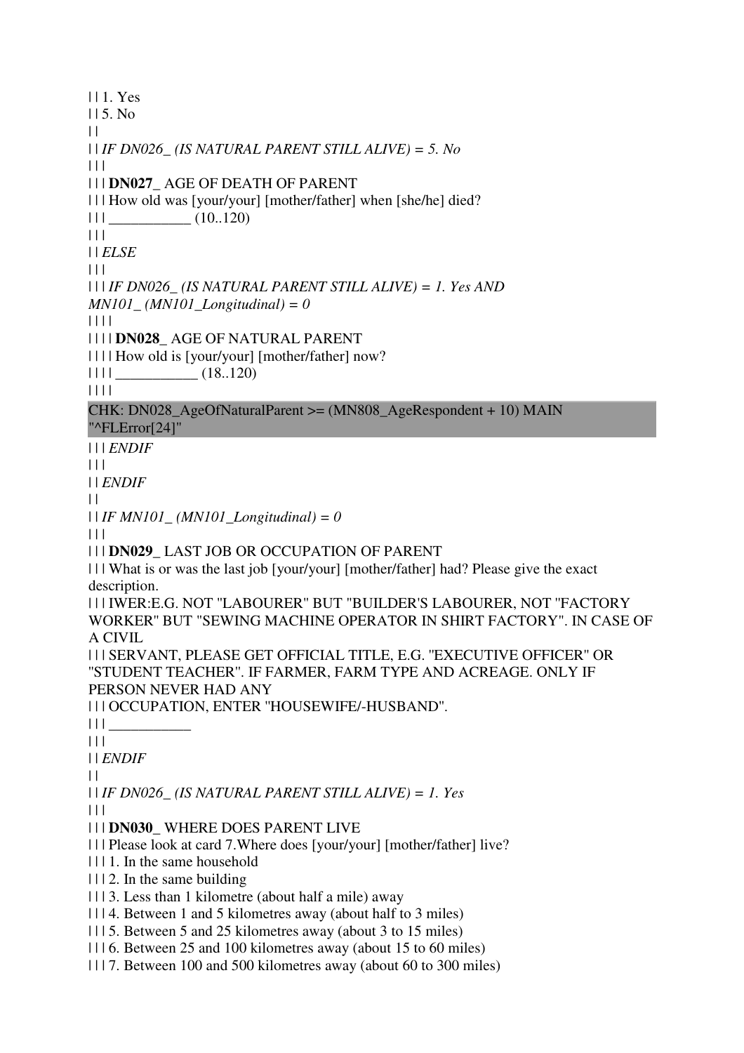| | 1. Yes
| | 5. No
| |
| | *IF DN026_ (IS NATURAL PARENT STILL ALIVE) = 5. No*
| | |
| | | **DN027_** AGE OF DEATH OF PARENT
| | | How old was [your/your] [mother/father] when [she/he] died?
| | | ___________ (10..120)
| | |
| | *ELSE*
| | |
| | | *IF DN026_ (IS NATURAL PARENT STILL ALIVE) = 1. Yes AND MN101_ (MN101_Longitudinal) = 0*
| | | |
| | | | **DN028_** AGE OF NATURAL PARENT
| | | | How old is [your/your] [mother/father] now?
| | | | ___________ (18..120)
| | | |

CHK: DN028_AgeOfNaturalParent >= (MN808_AgeRespondent + 10) MAIN "^FLError[24]"

| | | *ENDIF*
| | |
| | *ENDIF*
| |
| | *IF MN101_ (MN101_Longitudinal) = 0*
| | |
| | | **DN029_** LAST JOB OR OCCUPATION OF PARENT
| | | What is or was the last job [your/your] [mother/father] had? Please give the exact description.
| | | IWER:E.G. NOT "LABOURER" BUT "BUILDER'S LABOURER, NOT "FACTORY WORKER" BUT "SEWING MACHINE OPERATOR IN SHIRT FACTORY". IN CASE OF A CIVIL
| | | SERVANT, PLEASE GET OFFICIAL TITLE, E.G. "EXECUTIVE OFFICER" OR "STUDENT TEACHER". IF FARMER, FARM TYPE AND ACREAGE. ONLY IF PERSON NEVER HAD ANY
| | | OCCUPATION, ENTER "HOUSEWIFE/-HUSBAND".
| | | ___________
| | |
| | *ENDIF*
| |
| | *IF DN026_ (IS NATURAL PARENT STILL ALIVE) = 1. Yes*
| | |
| | | **DN030_** WHERE DOES PARENT LIVE
| | | Please look at card 7.Where does [your/your] [mother/father] live?
| | | 1. In the same household
| | | 2. In the same building
| | | 3. Less than 1 kilometre (about half a mile) away
| | | 4. Between 1 and 5 kilometres away (about half to 3 miles)
| | | 5. Between 5 and 25 kilometres away (about 3 to 15 miles)
| | | 6. Between 25 and 100 kilometres away (about 15 to 60 miles)
| | | 7. Between 100 and 500 kilometres away (about 60 to 300 miles)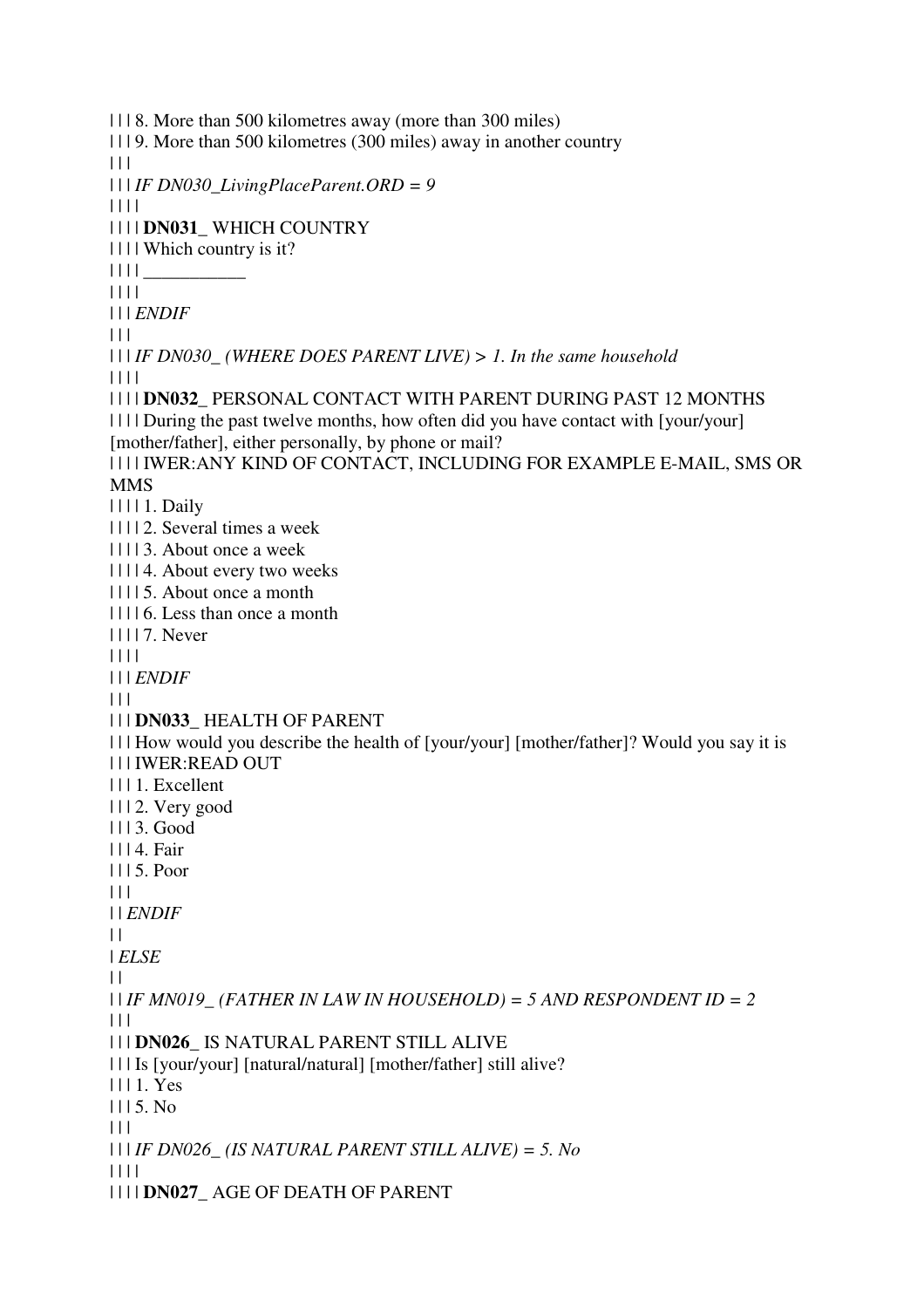| | | 8. More than 500 kilometres away (more than 300 miles)
| | | 9. More than 500 kilometres (300 miles) away in another country
| | |
| | | *IF DN030_LivingPlaceParent.ORD = 9*
| | | |
| | | | **DN031_** WHICH COUNTRY
| | | | Which country is it?
| | | | ___________
| | | |
| | | *ENDIF*
| | |
| | | *IF DN030_ (WHERE DOES PARENT LIVE) > 1. In the same household*
| | | |
| | | | **DN032_** PERSONAL CONTACT WITH PARENT DURING PAST 12 MONTHS
| | | | During the past twelve months, how often did you have contact with [your/your] [mother/father], either personally, by phone or mail?
| | | | IWER:ANY KIND OF CONTACT, INCLUDING FOR EXAMPLE E-MAIL, SMS OR MMS
| | | | 1. Daily
| | | | 2. Several times a week
| | | | 3. About once a week
| | | | 4. About every two weeks
| | | | 5. About once a month
| | | | 6. Less than once a month
| | | | 7. Never
| | | |
| | | *ENDIF*
| | |
| | | **DN033_** HEALTH OF PARENT
| | | How would you describe the health of [your/your] [mother/father]? Would you say it is
| | | IWER:READ OUT
| | | 1. Excellent
| | | 2. Very good
| | | 3. Good
| | | 4. Fair
| | | 5. Poor
| | |
| | *ENDIF*
| |
| *ELSE*
| |
| | *IF MN019_ (FATHER IN LAW IN HOUSEHOLD) = 5 AND RESPONDENT ID = 2*
| | |
| | | **DN026_** IS NATURAL PARENT STILL ALIVE
| | | Is [your/your] [natural/natural] [mother/father] still alive?
| | | 1. Yes
| | | 5. No
| | |
| | | *IF DN026_ (IS NATURAL PARENT STILL ALIVE) = 5. No*
| | | |
| | | | **DN027_** AGE OF DEATH OF PARENT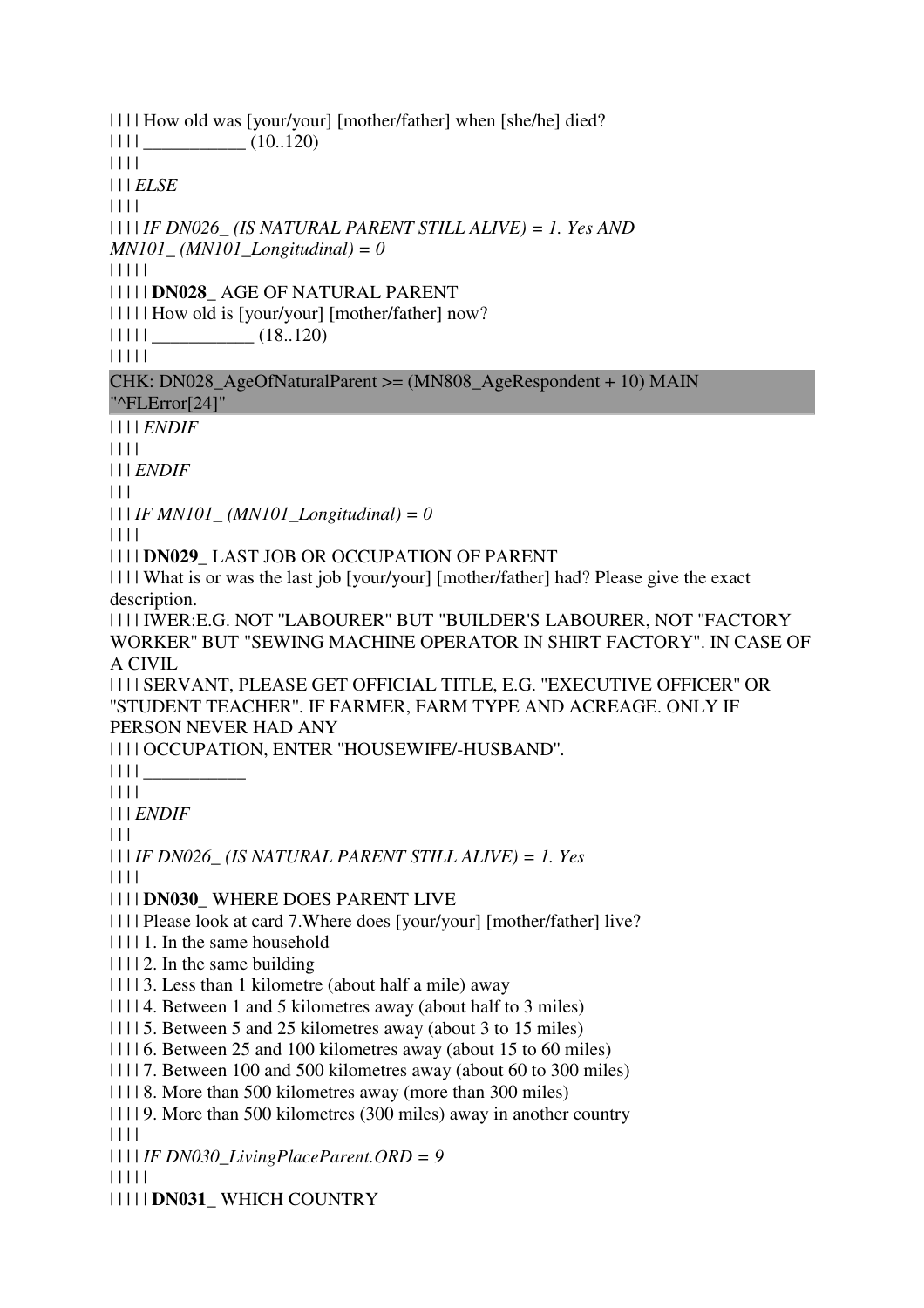| | | | How old was [your/your] [mother/father] when [she/he] died?
| | | | ___________ (10..120)
| | | |
| | | *ELSE*
| | | |
| | | | *IF DN026_ (IS NATURAL PARENT STILL ALIVE) = 1. Yes AND MN101_ (MN101_Longitudinal) = 0*
| | | | |
| | | | | **DN028_** AGE OF NATURAL PARENT
| | | | | How old is [your/your] [mother/father] now?
| | | | | ___________ (18..120)
| | | | |

CHK: DN028_AgeOfNaturalParent >= (MN808_AgeRespondent + 10) MAIN "^FLError[24]"

| | | | *ENDIF*
| | | |
| | | *ENDIF*
| | |
| | | *IF MN101_ (MN101_Longitudinal) = 0*
| | | |
| | | | **DN029_** LAST JOB OR OCCUPATION OF PARENT
| | | | What is or was the last job [your/your] [mother/father] had? Please give the exact description.
| | | | IWER:E.G. NOT "LABOURER" BUT "BUILDER'S LABOURER, NOT "FACTORY WORKER" BUT "SEWING MACHINE OPERATOR IN SHIRT FACTORY". IN CASE OF A CIVIL
| | | | SERVANT, PLEASE GET OFFICIAL TITLE, E.G. "EXECUTIVE OFFICER" OR "STUDENT TEACHER". IF FARMER, FARM TYPE AND ACREAGE. ONLY IF PERSON NEVER HAD ANY
| | | | OCCUPATION, ENTER "HOUSEWIFE/-HUSBAND".
| | | | ___________
| | | |
| | | *ENDIF*
| | |
| | | *IF DN026_ (IS NATURAL PARENT STILL ALIVE) = 1. Yes*
| | | |
| | | | **DN030_** WHERE DOES PARENT LIVE
| | | | Please look at card 7.Where does [your/your] [mother/father] live?
| | | | 1. In the same household
| | | | 2. In the same building
| | | | 3. Less than 1 kilometre (about half a mile) away
| | | | 4. Between 1 and 5 kilometres away (about half to 3 miles)
| | | | 5. Between 5 and 25 kilometres away (about 3 to 15 miles)
| | | | 6. Between 25 and 100 kilometres away (about 15 to 60 miles)
| | | | 7. Between 100 and 500 kilometres away (about 60 to 300 miles)
| | | | 8. More than 500 kilometres away (more than 300 miles)
| | | | 9. More than 500 kilometres (300 miles) away in another country
| | | |
| | | | *IF DN030_LivingPlaceParent.ORD = 9*
| | | | |
| | | | | **DN031_** WHICH COUNTRY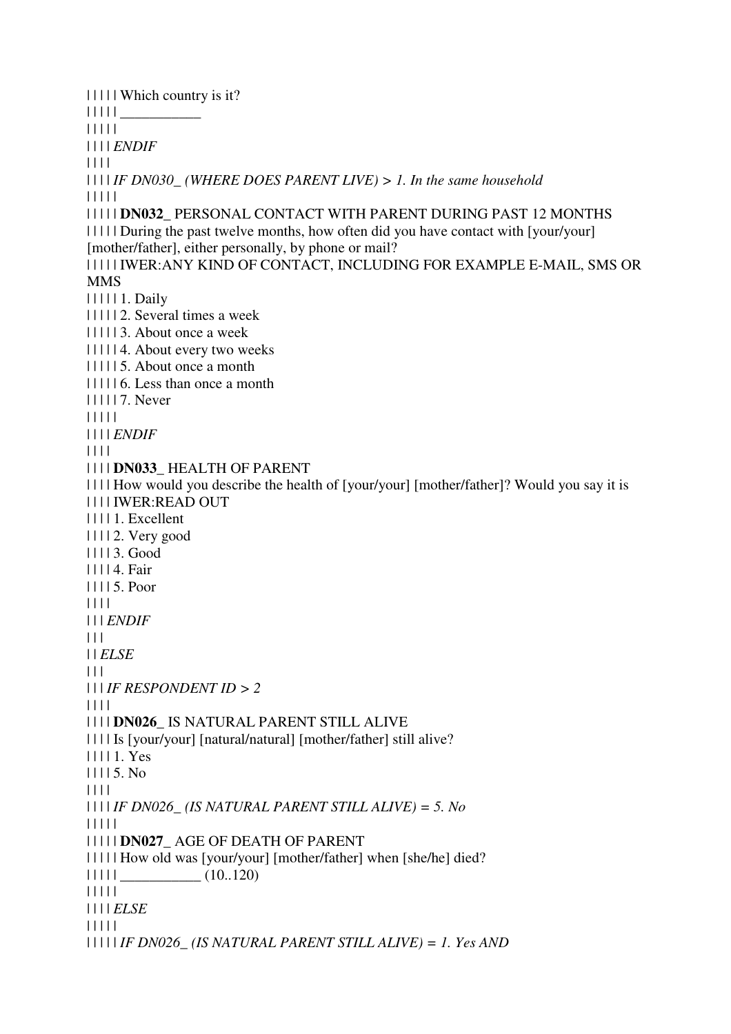| | | | | Which country is it?
| | | | | ___________
| | | | |
| | | | *ENDIF*
| | | |
| | | | *IF DN030_ (WHERE DOES PARENT LIVE) > 1. In the same household*
| | | | |
| | | | | **DN032_** PERSONAL CONTACT WITH PARENT DURING PAST 12 MONTHS
| | | | | During the past twelve months, how often did you have contact with [your/your] [mother/father], either personally, by phone or mail?
| | | | | IWER:ANY KIND OF CONTACT, INCLUDING FOR EXAMPLE E-MAIL, SMS OR MMS
| | | | | 1. Daily
| | | | | 2. Several times a week
| | | | | 3. About once a week
| | | | | 4. About every two weeks
| | | | | 5. About once a month
| | | | | 6. Less than once a month
| | | | | 7. Never
| | | | |
| | | | *ENDIF*
| | | |
| | | | **DN033_** HEALTH OF PARENT
| | | | How would you describe the health of [your/your] [mother/father]? Would you say it is
| | | | IWER:READ OUT
| | | | 1. Excellent
| | | | 2. Very good
| | | | 3. Good
| | | | 4. Fair
| | | | 5. Poor
| | | |
| | | *ENDIF*
| | |
| | *ELSE*
| | |
| | | *IF RESPONDENT ID > 2*
| | | |
| | | | **DN026_** IS NATURAL PARENT STILL ALIVE
| | | | Is [your/your] [natural/natural] [mother/father] still alive?
| | | | 1. Yes
| | | | 5. No
| | | |
| | | | *IF DN026_ (IS NATURAL PARENT STILL ALIVE) = 5. No*
| | | | |
| | | | | **DN027_** AGE OF DEATH OF PARENT
| | | | | How old was [your/your] [mother/father] when [she/he] died?
| | | | | ___________ (10..120)
| | | | |
| | | | *ELSE*
| | | | |
| | | | | *IF DN026_ (IS NATURAL PARENT STILL ALIVE) = 1. Yes AND*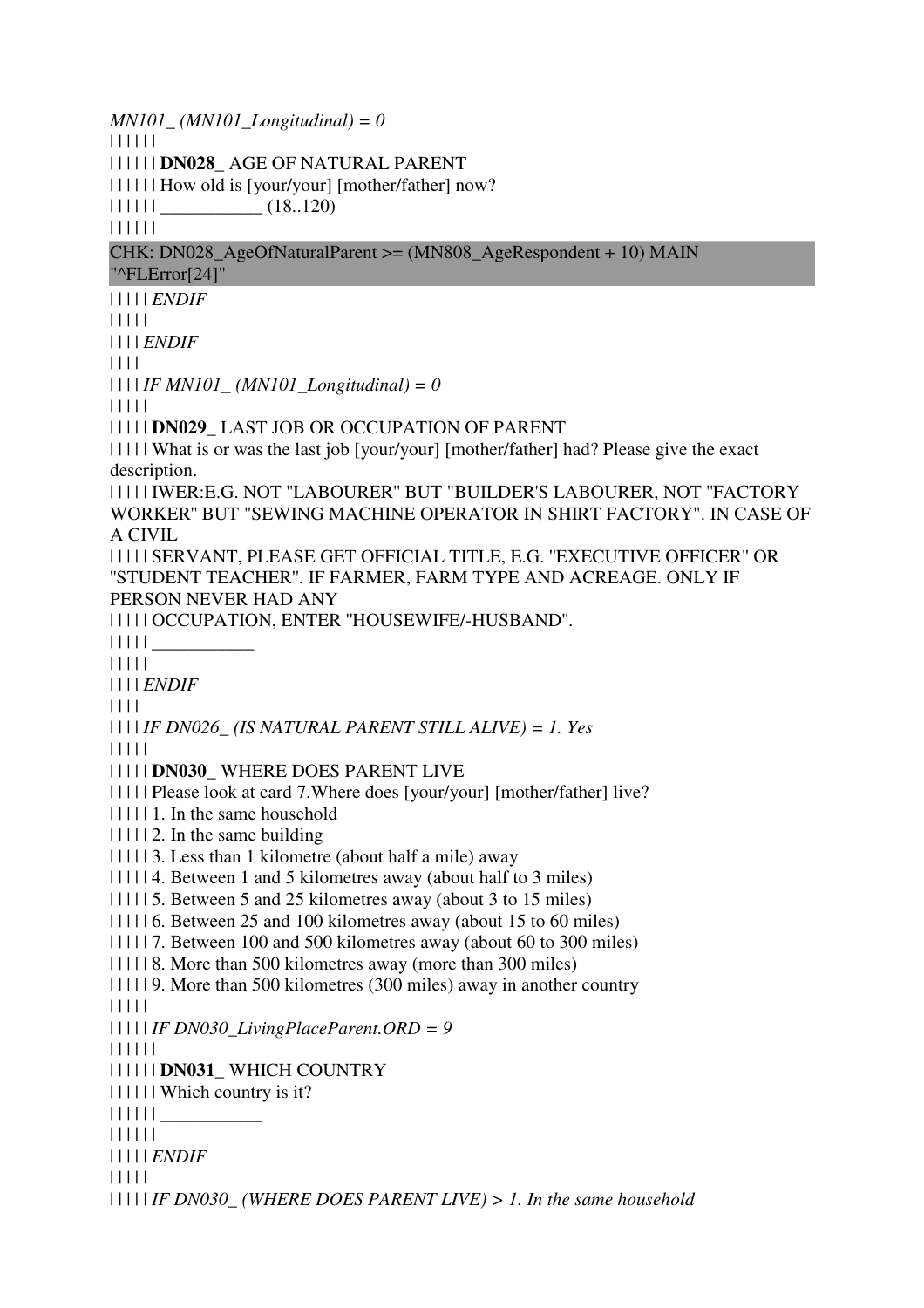*MN101_ (MN101_Longitudinal) = 0*

| | | | | |

| | | | | | **DN028_** AGE OF NATURAL PARENT

| | | | | | How old is [your/your] [mother/father] now?

| | | | | | ___________ (18..120)

| | | | | |

CHK: DN028_AgeOfNaturalParent >= (MN808_AgeRespondent + 10) MAIN "^FLError[24]"

| | | | | *ENDIF*

| | | | |

| | | | *ENDIF*

| | | |

| | | | *IF MN101_ (MN101_Longitudinal) = 0*

| | | | |

| | | | | **DN029_** LAST JOB OR OCCUPATION OF PARENT

| | | | | What is or was the last job [your/your] [mother/father] had? Please give the exact description.

| | | | | IWER:E.G. NOT "LABOURER" BUT "BUILDER'S LABOURER, NOT "FACTORY WORKER" BUT "SEWING MACHINE OPERATOR IN SHIRT FACTORY". IN CASE OF A CIVIL

| | | | | SERVANT, PLEASE GET OFFICIAL TITLE, E.G. "EXECUTIVE OFFICER" OR "STUDENT TEACHER". IF FARMER, FARM TYPE AND ACREAGE. ONLY IF PERSON NEVER HAD ANY

| | | | | OCCUPATION, ENTER "HOUSEWIFE/-HUSBAND".

| | | | | ___________

| | | | |

| | | | *ENDIF*

| | | |

| | | | *IF DN026_ (IS NATURAL PARENT STILL ALIVE) = 1. Yes*

| | | | |

| | | | | **DN030_** WHERE DOES PARENT LIVE

| | | | | Please look at card 7.Where does [your/your] [mother/father] live?

| | | | | 1. In the same household

| | | | | 2. In the same building

| | | | | 3. Less than 1 kilometre (about half a mile) away

| | | | | 4. Between 1 and 5 kilometres away (about half to 3 miles)

| | | | | 5. Between 5 and 25 kilometres away (about 3 to 15 miles)

| | | | | 6. Between 25 and 100 kilometres away (about 15 to 60 miles)

| | | | | 7. Between 100 and 500 kilometres away (about 60 to 300 miles)

| | | | | 8. More than 500 kilometres away (more than 300 miles)

| | | | | 9. More than 500 kilometres (300 miles) away in another country

| | | | |

| | | | | *IF DN030_LivingPlaceParent.ORD = 9*

| | | | | |

| | | | | | **DN031_** WHICH COUNTRY

| | | | | | Which country is it?

| | | | | | ___________

| | | | | |

| | | | | *ENDIF*

| | | | |

| | | | | *IF DN030_ (WHERE DOES PARENT LIVE) > 1. In the same household*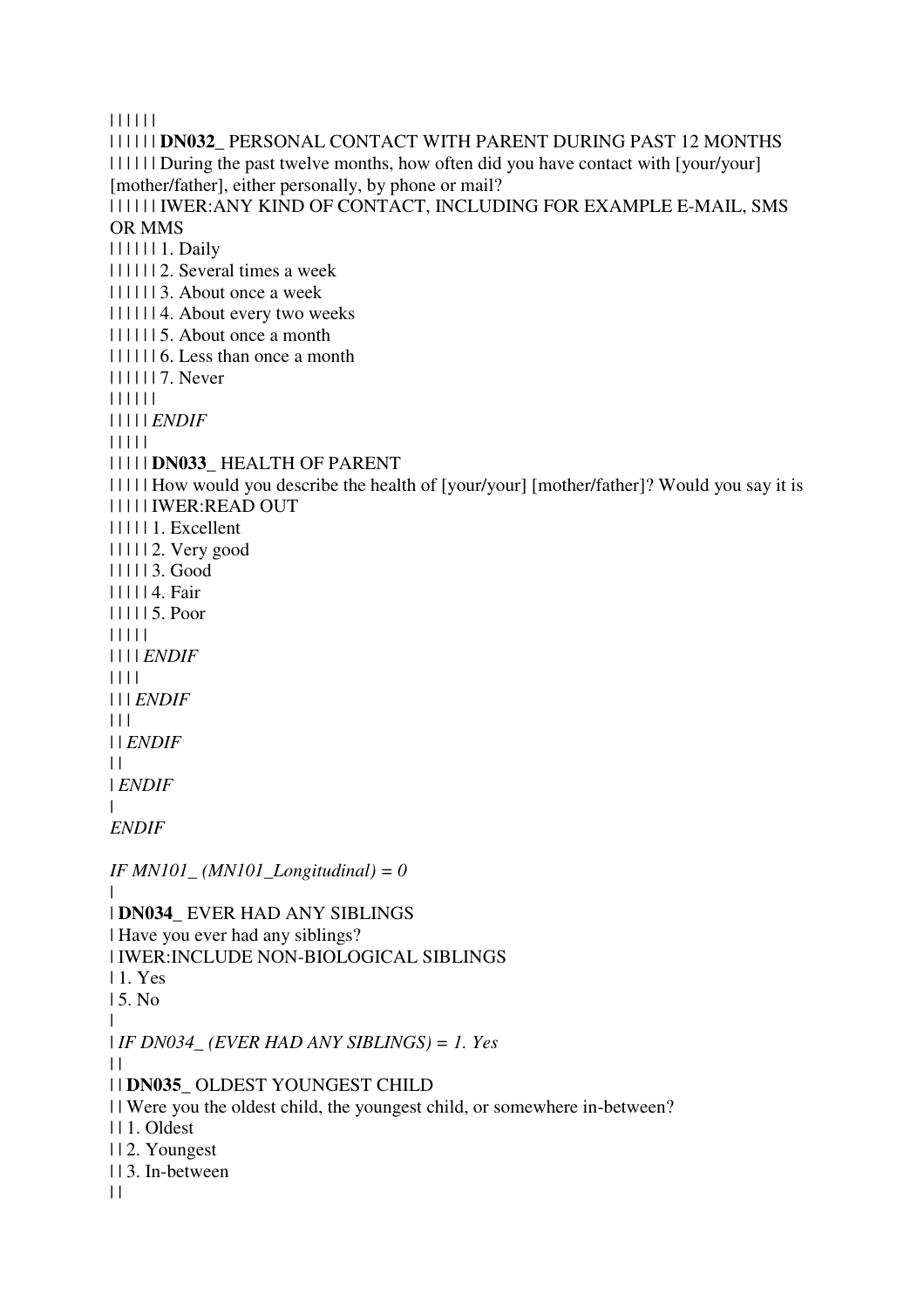| | | | | |
| | | | | | **DN032_** PERSONAL CONTACT WITH PARENT DURING PAST 12 MONTHS
| | | | | | During the past twelve months, how often did you have contact with [your/your] [mother/father], either personally, by phone or mail?
| | | | | | IWER:ANY KIND OF CONTACT, INCLUDING FOR EXAMPLE E-MAIL, SMS OR MMS
| | | | | | 1. Daily
| | | | | | 2. Several times a week
| | | | | | 3. About once a week
| | | | | | 4. About every two weeks
| | | | | | 5. About once a month
| | | | | | 6. Less than once a month
| | | | | | 7. Never
| | | | | |
| | | | | *ENDIF*
| | | | |
| | | | | **DN033_** HEALTH OF PARENT
| | | | | How would you describe the health of [your/your] [mother/father]? Would you say it is
| | | | | IWER:READ OUT
| | | | | 1. Excellent
| | | | | 2. Very good
| | | | | 3. Good
| | | | | 4. Fair
| | | | | 5. Poor
| | | | |
| | | | *ENDIF*
| | | |
| | | *ENDIF*
| | |
| | *ENDIF*
| |
| *ENDIF*
|
*ENDIF*

*IF MN101_ (MN101_Longitudinal) = 0*
|
| **DN034_** EVER HAD ANY SIBLINGS
| Have you ever had any siblings?
| IWER:INCLUDE NON-BIOLOGICAL SIBLINGS
| 1. Yes
| 5. No
|
| *IF DN034_ (EVER HAD ANY SIBLINGS) = 1. Yes*
| |
| | **DN035_** OLDEST YOUNGEST CHILD
| | Were you the oldest child, the youngest child, or somewhere in-between?
| | 1. Oldest
| | 2. Youngest
| | 3. In-between
| |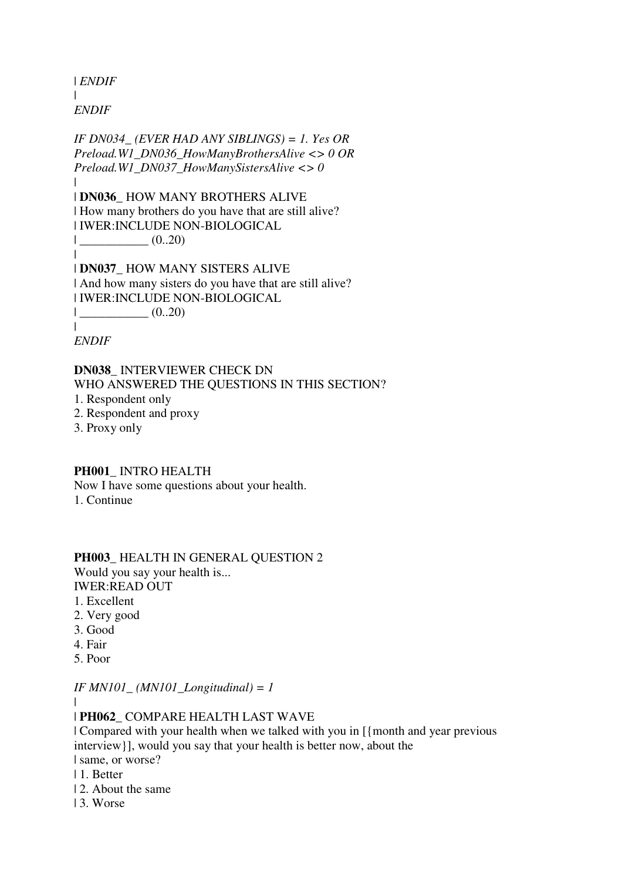| *ENDIF*
|
*ENDIF*

*IF DN034_ (EVER HAD ANY SIBLINGS) = 1. Yes OR Preload.W1_DN036_HowManyBrothersAlive <> 0 OR Preload.W1_DN037_HowManySistersAlive <> 0*
|
| **DN036_** HOW MANY BROTHERS ALIVE
| How many brothers do you have that are still alive?
| IWER:INCLUDE NON-BIOLOGICAL
| ___________ (0..20)
|
| **DN037_** HOW MANY SISTERS ALIVE
| And how many sisters do you have that are still alive?
| IWER:INCLUDE NON-BIOLOGICAL
| ___________ (0..20)
|
*ENDIF*

**DN038_** INTERVIEWER CHECK DN
WHO ANSWERED THE QUESTIONS IN THIS SECTION?
1. Respondent only
2. Respondent and proxy
3. Proxy only

**PH001_** INTRO HEALTH
Now I have some questions about your health.
1. Continue

**PH003_** HEALTH IN GENERAL QUESTION 2
Would you say your health is...
IWER:READ OUT
1. Excellent
2. Very good
3. Good
4. Fair
5. Poor

*IF MN101_ (MN101_Longitudinal) = 1*
|
| **PH062_** COMPARE HEALTH LAST WAVE
| Compared with your health when we talked with you in [{month and year previous interview}], would you say that your health is better now, about the
| same, or worse?
| 1. Better
| 2. About the same
| 3. Worse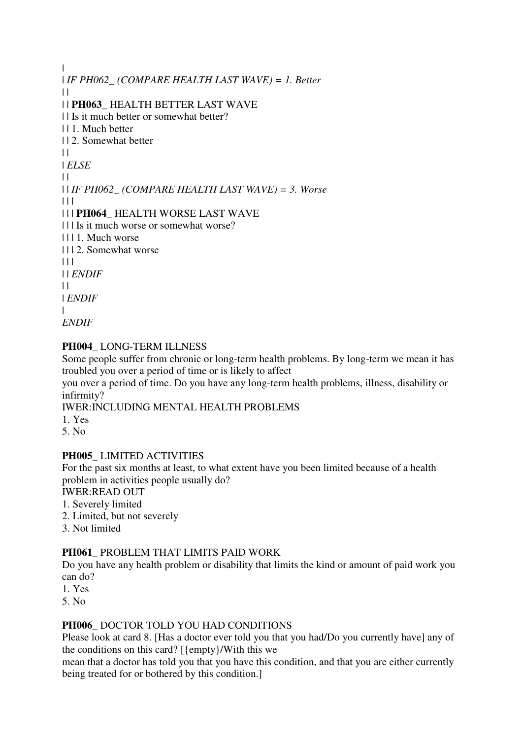|
| *IF PH062_ (COMPARE HEALTH LAST WAVE) = 1. Better*
| |
| | **PH063_** HEALTH BETTER LAST WAVE
| | Is it much better or somewhat better?
| | 1. Much better
| | 2. Somewhat better
| |
| *ELSE*
| |
| | *IF PH062_ (COMPARE HEALTH LAST WAVE) = 3. Worse*
| | |
| | | **PH064_** HEALTH WORSE LAST WAVE
| | | Is it much worse or somewhat worse?
| | | 1. Much worse
| | | 2. Somewhat worse
| | |
| | *ENDIF*
| |
| *ENDIF*
|
*ENDIF*

**PH004_** LONG-TERM ILLNESS
Some people suffer from chronic or long-term health problems. By long-term we mean it has troubled you over a period of time or is likely to affect
you over a period of time. Do you have any long-term health problems, illness, disability or infirmity?
IWER:INCLUDING MENTAL HEALTH PROBLEMS
1. Yes
5. No

**PH005_** LIMITED ACTIVITIES
For the past six months at least, to what extent have you been limited because of a health problem in activities people usually do?
IWER:READ OUT
1. Severely limited
2. Limited, but not severely
3. Not limited

**PH061_** PROBLEM THAT LIMITS PAID WORK
Do you have any health problem or disability that limits the kind or amount of paid work you can do?
1. Yes
5. No

**PH006_** DOCTOR TOLD YOU HAD CONDITIONS
Please look at card 8. [Has a doctor ever told you that you had/Do you currently have] any of the conditions on this card? [{empty}/With this we
mean that a doctor has told you that you have this condition, and that you are either currently being treated for or bothered by this condition.]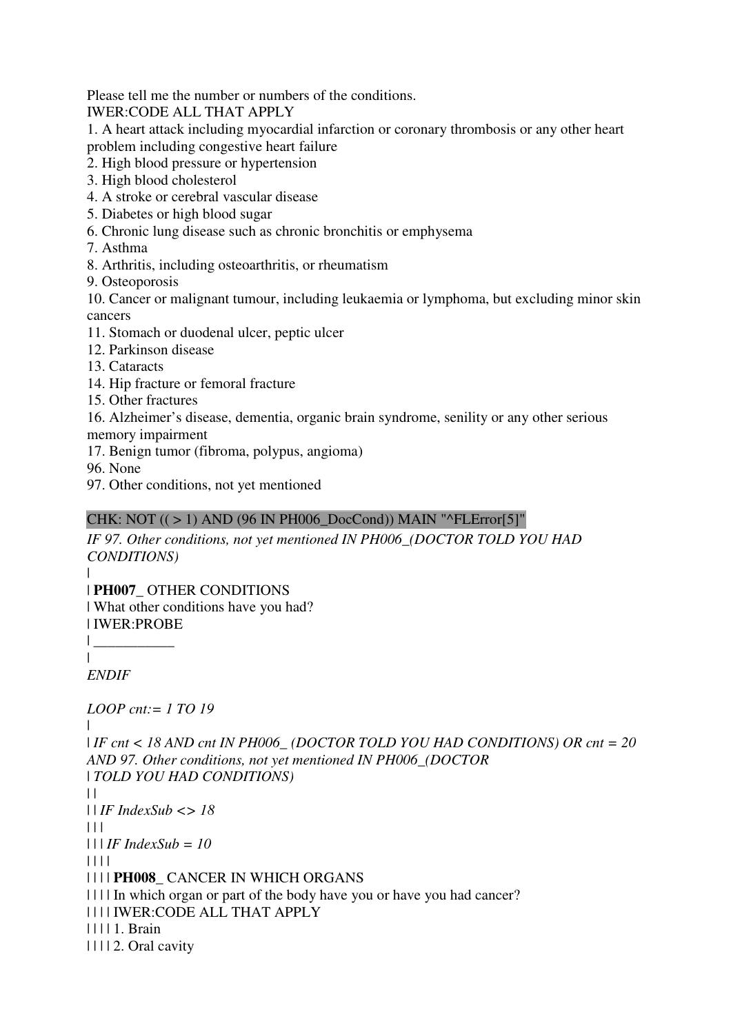Please tell me the number or numbers of the conditions.
IWER:CODE ALL THAT APPLY
1. A heart attack including myocardial infarction or coronary thrombosis or any other heart problem including congestive heart failure
2. High blood pressure or hypertension
3. High blood cholesterol
4. A stroke or cerebral vascular disease
5. Diabetes or high blood sugar
6. Chronic lung disease such as chronic bronchitis or emphysema
7. Asthma
8. Arthritis, including osteoarthritis, or rheumatism
9. Osteoporosis
10. Cancer or malignant tumour, including leukaemia or lymphoma, but excluding minor skin cancers
11. Stomach or duodenal ulcer, peptic ulcer
12. Parkinson disease
13. Cataracts
14. Hip fracture or femoral fracture
15. Other fractures
16. Alzheimer's disease, dementia, organic brain syndrome, senility or any other serious memory impairment
17. Benign tumor (fibroma, polypus, angioma)
96. None
97. Other conditions, not yet mentioned

CHK: NOT (( > 1) AND (96 IN PH006_DocCond)) MAIN "^FLError[5]"

*IF 97. Other conditions, not yet mentioned IN PH006_(DOCTOR TOLD YOU HAD CONDITIONS)*
|
| **PH007_** OTHER CONDITIONS
| What other conditions have you had?
| IWER:PROBE
| ___________
|
*ENDIF*

*LOOP cnt:= 1 TO 19*
|
| *IF cnt < 18 AND cnt IN PH006_ (DOCTOR TOLD YOU HAD CONDITIONS) OR cnt = 20 AND 97. Other conditions, not yet mentioned IN PH006_(DOCTOR*
| *TOLD YOU HAD CONDITIONS)*
| |
| | *IF IndexSub <> 18*
| | |
| | | *IF IndexSub = 10*
| | | |
| | | | **PH008_** CANCER IN WHICH ORGANS
| | | | In which organ or part of the body have you or have you had cancer?
| | | | IWER:CODE ALL THAT APPLY
| | | | 1. Brain
| | | | 2. Oral cavity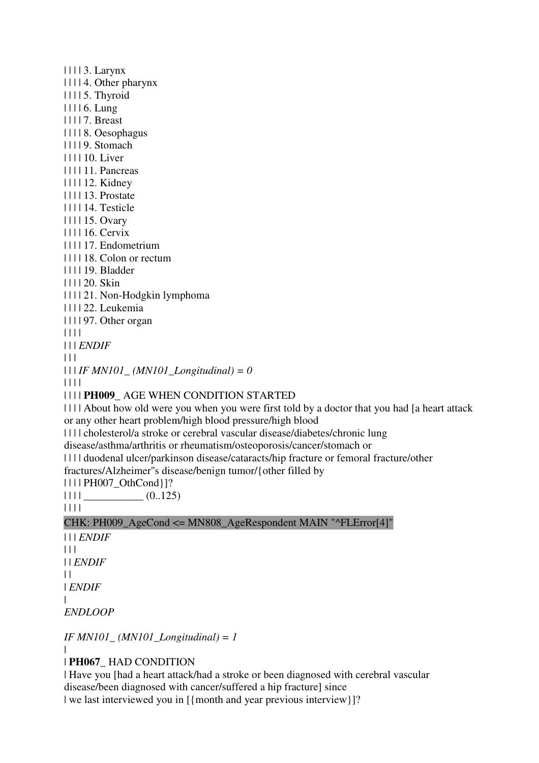| | | | 3. Larynx
| | | | 4. Other pharynx
| | | | 5. Thyroid
| | | | 6. Lung
| | | | 7. Breast
| | | | 8. Oesophagus
| | | | 9. Stomach
| | | | 10. Liver
| | | | 11. Pancreas
| | | | 12. Kidney
| | | | 13. Prostate
| | | | 14. Testicle
| | | | 15. Ovary
| | | | 16. Cervix
| | | | 17. Endometrium
| | | | 18. Colon or rectum
| | | | 19. Bladder
| | | | 20. Skin
| | | | 21. Non-Hodgkin lymphoma
| | | | 22. Leukemia
| | | | 97. Other organ
| | | |
| | | *ENDIF*
| | |
| | | *IF MN101_ (MN101_Longitudinal) = 0*
| | | |
| | | | **PH009_** AGE WHEN CONDITION STARTED
| | | | About how old were you when you were first told by a doctor that you had [a heart attack or any other heart problem/high blood pressure/high blood
| | | | cholesterol/a stroke or cerebral vascular disease/diabetes/chronic lung disease/asthma/arthritis or rheumatism/osteoporosis/cancer/stomach or
| | | | duodenal ulcer/parkinson disease/cataracts/hip fracture or femoral fracture/other fractures/Alzheimer''s disease/benign tumor/{other filled by
| | | | PH007_OthCond}]?
| | | | ___________ (0..125)
| | | |

CHK: PH009_AgeCond <= MN808_AgeRespondent MAIN "^FLError[4]"

| | | *ENDIF*
| | |
| | *ENDIF*
| |
| *ENDIF*
|
*ENDLOOP*

*IF MN101_ (MN101_Longitudinal) = 1*
|
| **PH067_** HAD CONDITION
| Have you [had a heart attack/had a stroke or been diagnosed with cerebral vascular disease/been diagnosed with cancer/suffered a hip fracture] since
| we last interviewed you in [{month and year previous interview}]?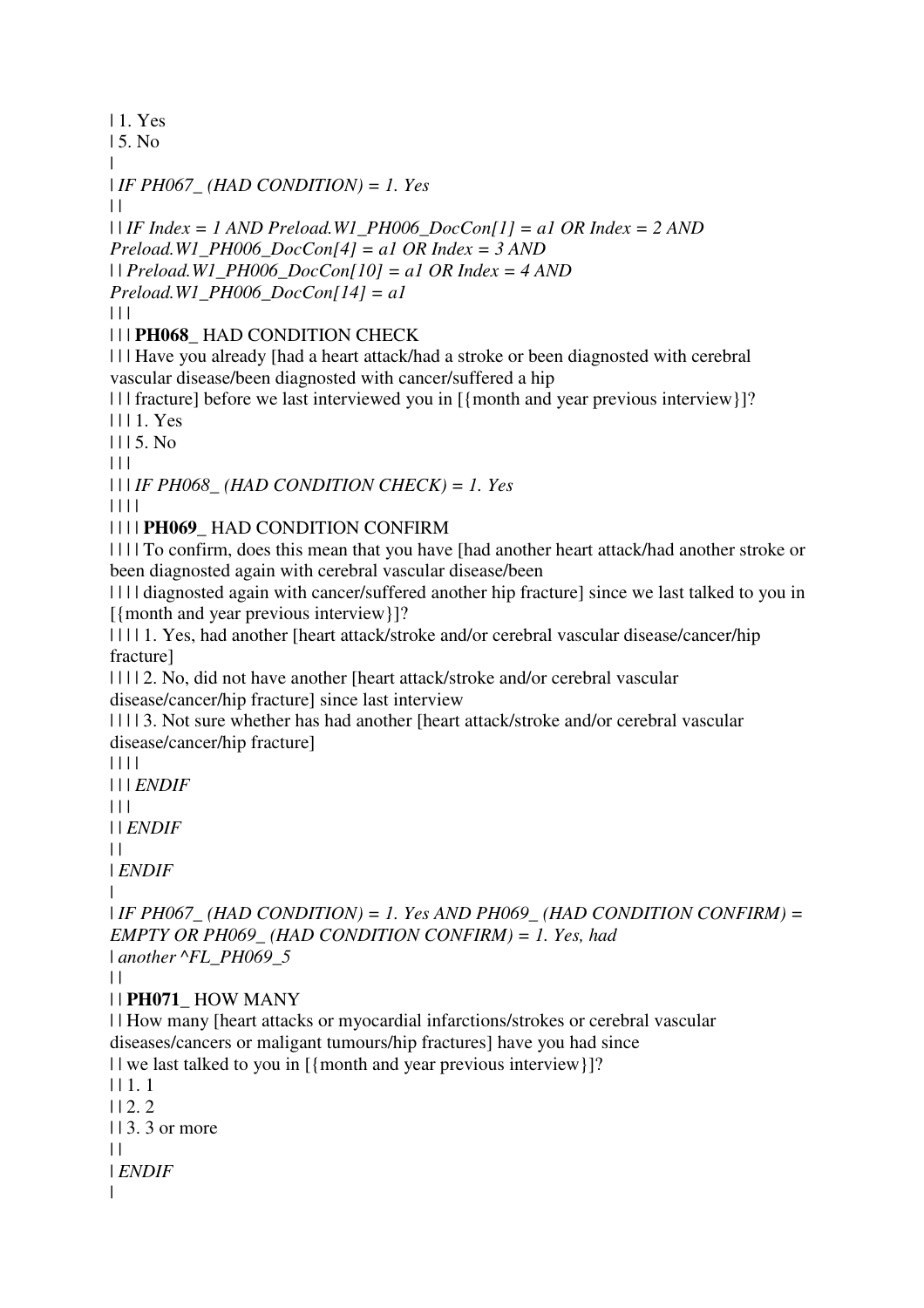| 1. Yes
| 5. No
|
| *IF PH067_ (HAD CONDITION) = 1. Yes*
| |
| | *IF Index = 1 AND Preload.W1_PH006_DocCon[1] = a1 OR Index = 2 AND Preload.W1_PH006_DocCon[4] = a1 OR Index = 3 AND*
| | *Preload.W1_PH006_DocCon[10] = a1 OR Index = 4 AND Preload.W1_PH006_DocCon[14] = a1*
| | |
| | | **PH068_** HAD CONDITION CHECK
| | | Have you already [had a heart attack/had a stroke or been diagnosed with cerebral vascular disease/been diagnosed with cancer/suffered a hip
| | | fracture] before we last interviewed you in [{month and year previous interview}]?
| | | 1. Yes
| | | 5. No
| | |
| | | *IF PH068_ (HAD CONDITION CHECK) = 1. Yes*
| | | |
| | | | **PH069_** HAD CONDITION CONFIRM
| | | | To confirm, does this mean that you have [had another heart attack/had another stroke or been diagnosed again with cerebral vascular disease/been
| | | | diagnosed again with cancer/suffered another hip fracture] since we last talked to you in [{month and year previous interview}]?
| | | | 1. Yes, had another [heart attack/stroke and/or cerebral vascular disease/cancer/hip fracture]
| | | | 2. No, did not have another [heart attack/stroke and/or cerebral vascular disease/cancer/hip fracture] since last interview
| | | | 3. Not sure whether has had another [heart attack/stroke and/or cerebral vascular disease/cancer/hip fracture]
| | | |
| | | *ENDIF*
| | |
| | *ENDIF*
| |
| *ENDIF*
|
| *IF PH067_ (HAD CONDITION) = 1. Yes AND PH069_ (HAD CONDITION CONFIRM) = EMPTY OR PH069_ (HAD CONDITION CONFIRM) = 1. Yes, had*
| *another ^FL_PH069_5*
| |
| | **PH071_** HOW MANY
| | How many [heart attacks or myocardial infarctions/strokes or cerebral vascular diseases/cancers or maligant tumours/hip fractures] have you had since
| | we last talked to you in [{month and year previous interview}]?
| | 1. 1
| | 2. 2
| | 3. 3 or more
| |
| *ENDIF*
|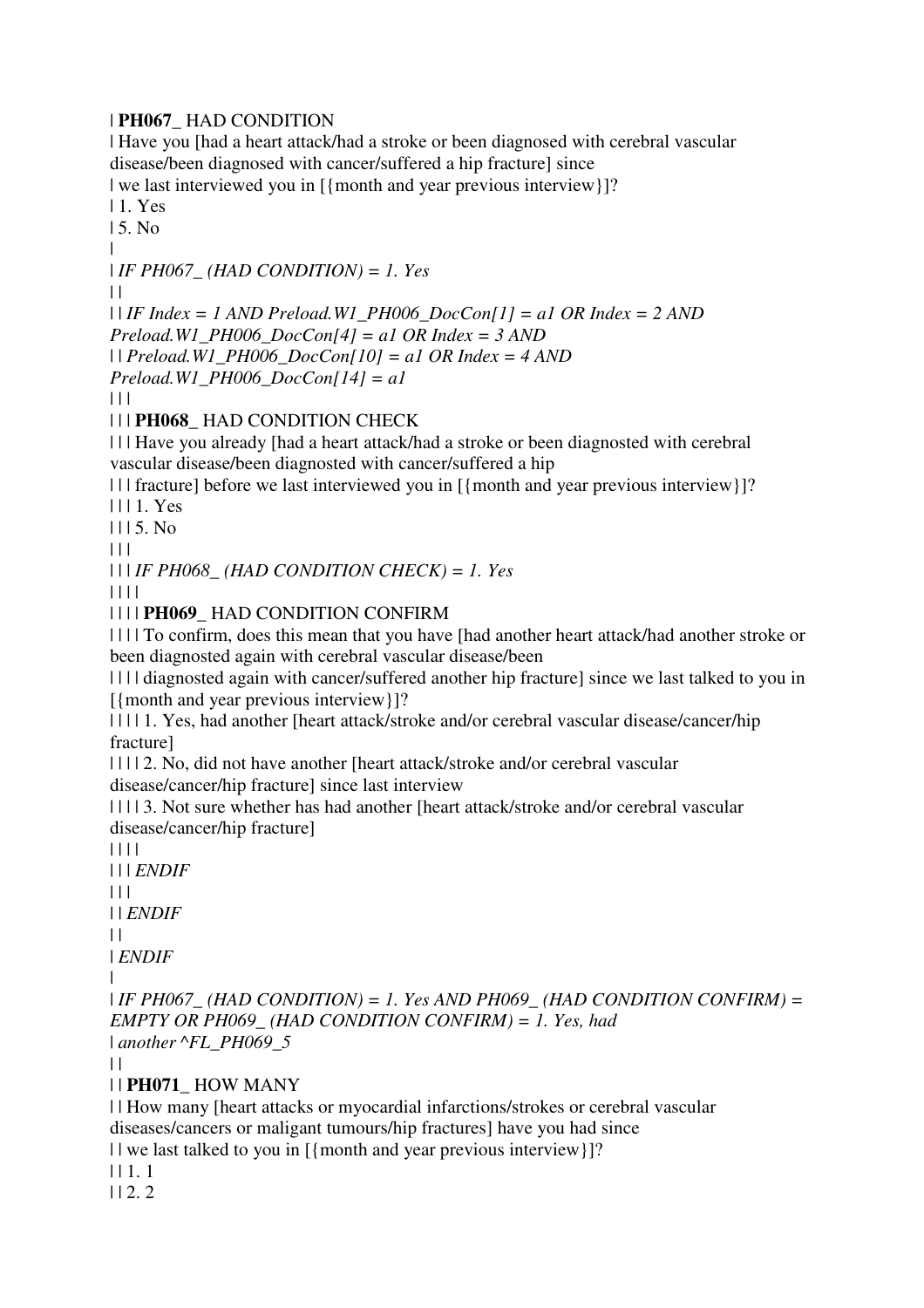| **PH067_** HAD CONDITION
| Have you [had a heart attack/had a stroke or been diagnosed with cerebral vascular disease/been diagnosed with cancer/suffered a hip fracture] since
| we last interviewed you in [{month and year previous interview}]?
| 1. Yes
| 5. No
|
| *IF PH067_ (HAD CONDITION) = 1. Yes*
| |
| | *IF Index = 1 AND Preload.W1_PH006_DocCon[1] = a1 OR Index = 2 AND Preload.W1_PH006_DocCon[4] = a1 OR Index = 3 AND*
| | *Preload.W1_PH006_DocCon[10] = a1 OR Index = 4 AND Preload.W1_PH006_DocCon[14] = a1*
| | |
| | | **PH068_** HAD CONDITION CHECK
| | | Have you already [had a heart attack/had a stroke or been diagnosted with cerebral vascular disease/been diagnosted with cancer/suffered a hip
| | | fracture] before we last interviewed you in [{month and year previous interview}]?
| | | 1. Yes
| | | 5. No
| | |
| | | *IF PH068_ (HAD CONDITION CHECK) = 1. Yes*
| | | |
| | | | **PH069_** HAD CONDITION CONFIRM
| | | | To confirm, does this mean that you have [had another heart attack/had another stroke or been diagnosted again with cerebral vascular disease/been
| | | | diagnosted again with cancer/suffered another hip fracture] since we last talked to you in [{month and year previous interview}]?
| | | | 1. Yes, had another [heart attack/stroke and/or cerebral vascular disease/cancer/hip fracture]
| | | | 2. No, did not have another [heart attack/stroke and/or cerebral vascular disease/cancer/hip fracture] since last interview
| | | | 3. Not sure whether has had another [heart attack/stroke and/or cerebral vascular disease/cancer/hip fracture]
| | | |
| | | *ENDIF*
| | |
| | *ENDIF*
| |
| *ENDIF*
|
| *IF PH067_ (HAD CONDITION) = 1. Yes AND PH069_ (HAD CONDITION CONFIRM) = EMPTY OR PH069_ (HAD CONDITION CONFIRM) = 1. Yes, had*
| *another ^FL_PH069_5*
| |
| | **PH071_** HOW MANY
| | How many [heart attacks or myocardial infarctions/strokes or cerebral vascular diseases/cancers or maligant tumours/hip fractures] have you had since
| | we last talked to you in [{month and year previous interview}]?
| | 1. 1
| | 2. 2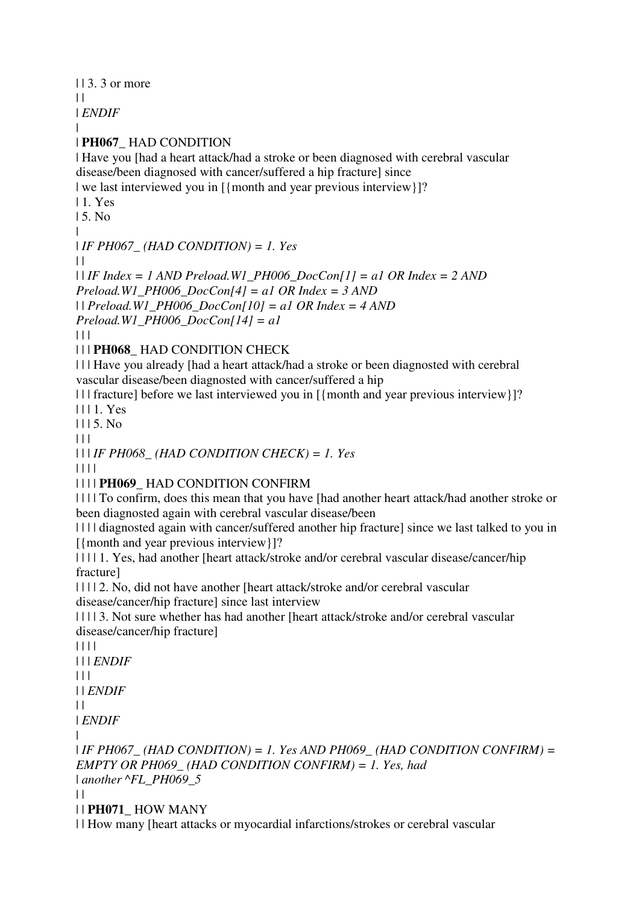| | 3. 3 or more
| |
| *ENDIF*
|
| **PH067_** HAD CONDITION
| Have you [had a heart attack/had a stroke or been diagnosed with cerebral vascular disease/been diagnosed with cancer/suffered a hip fracture] since
| we last interviewed you in [{month and year previous interview}]?
| 1. Yes
| 5. No
|
| *IF PH067_ (HAD CONDITION) = 1. Yes*
| |
| | *IF Index = 1 AND Preload.W1_PH006_DocCon[1] = a1 OR Index = 2 AND Preload.W1_PH006_DocCon[4] = a1 OR Index = 3 AND*
| | *Preload.W1_PH006_DocCon[10] = a1 OR Index = 4 AND Preload.W1_PH006_DocCon[14] = a1*
| | |
| | | **PH068_** HAD CONDITION CHECK
| | | Have you already [had a heart attack/had a stroke or been diagnosted with cerebral vascular disease/been diagnosted with cancer/suffered a hip
| | | fracture] before we last interviewed you in [{month and year previous interview}]?
| | | 1. Yes
| | | 5. No
| | |
| | | *IF PH068_ (HAD CONDITION CHECK) = 1. Yes*
| | | |
| | | | **PH069_** HAD CONDITION CONFIRM
| | | | To confirm, does this mean that you have [had another heart attack/had another stroke or been diagnosted again with cerebral vascular disease/been
| | | | diagnosted again with cancer/suffered another hip fracture] since we last talked to you in [{month and year previous interview}]?
| | | | 1. Yes, had another [heart attack/stroke and/or cerebral vascular disease/cancer/hip fracture]
| | | | 2. No, did not have another [heart attack/stroke and/or cerebral vascular disease/cancer/hip fracture] since last interview
| | | | 3. Not sure whether has had another [heart attack/stroke and/or cerebral vascular disease/cancer/hip fracture]
| | | |
| | | *ENDIF*
| | |
| | *ENDIF*
| |
| *ENDIF*
|
| *IF PH067_ (HAD CONDITION) = 1. Yes AND PH069_ (HAD CONDITION CONFIRM) = EMPTY OR PH069_ (HAD CONDITION CONFIRM) = 1. Yes, had*
| *another ^FL_PH069_5*
| |
| | **PH071_** HOW MANY
| | How many [heart attacks or myocardial infarctions/strokes or cerebral vascular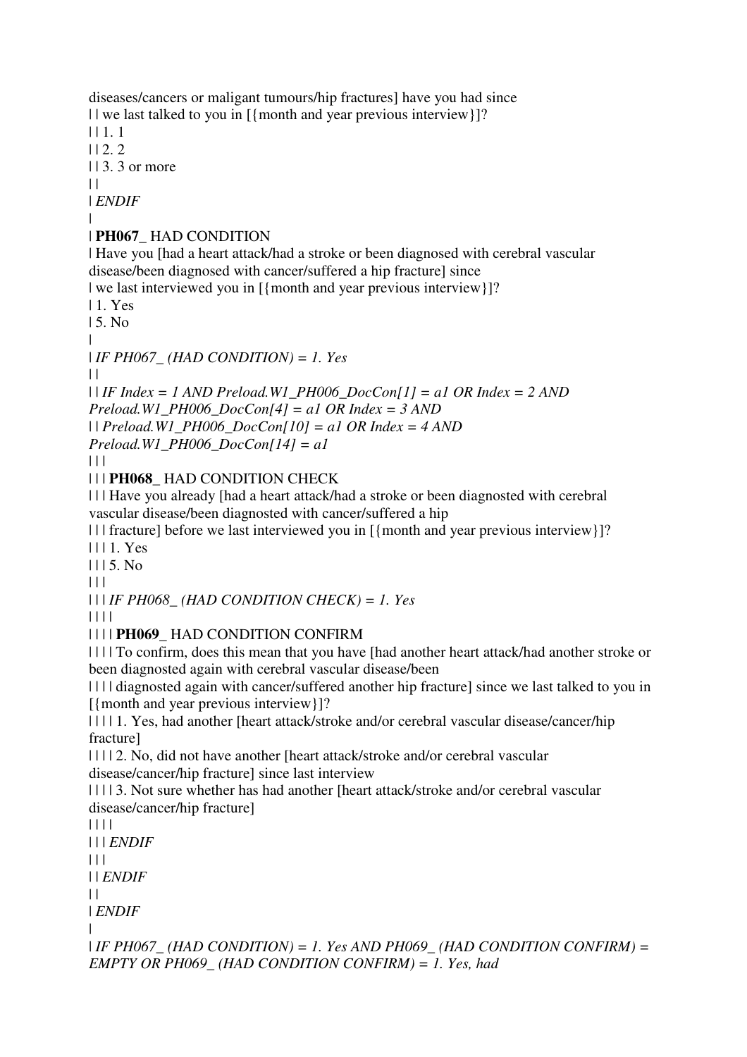diseases/cancers or maligant tumours/hip fractures] have you had since
| | we last talked to you in [{month and year previous interview}]?
| | 1. 1
| | 2. 2
| | 3. 3 or more
| |
| *ENDIF*
|
| **PH067_** HAD CONDITION
| Have you [had a heart attack/had a stroke or been diagnosed with cerebral vascular disease/been diagnosed with cancer/suffered a hip fracture] since
| we last interviewed you in [{month and year previous interview}]?
| 1. Yes
| 5. No
|
| *IF PH067_ (HAD CONDITION) = 1. Yes*
| |
| | *IF Index = 1 AND Preload.W1_PH006_DocCon[1] = a1 OR Index = 2 AND Preload.W1_PH006_DocCon[4] = a1 OR Index = 3 AND*
| | *Preload.W1_PH006_DocCon[10] = a1 OR Index = 4 AND Preload.W1_PH006_DocCon[14] = a1*
| | |
| | | **PH068_** HAD CONDITION CHECK
| | | Have you already [had a heart attack/had a stroke or been diagnosted with cerebral vascular disease/been diagnosed with cancer/suffered a hip
| | | fracture] before we last interviewed you in [{month and year previous interview}]?
| | | 1. Yes
| | | 5. No
| | |
| | | *IF PH068_ (HAD CONDITION CHECK) = 1. Yes*
| | | |
| | | | **PH069_** HAD CONDITION CONFIRM
| | | | To confirm, does this mean that you have [had another heart attack/had another stroke or been diagnosted again with cerebral vascular disease/been
| | | | diagnosted again with cancer/suffered another hip fracture] since we last talked to you in [{month and year previous interview}]?
| | | | 1. Yes, had another [heart attack/stroke and/or cerebral vascular disease/cancer/hip fracture]
| | | | 2. No, did not have another [heart attack/stroke and/or cerebral vascular disease/cancer/hip fracture] since last interview
| | | | 3. Not sure whether has had another [heart attack/stroke and/or cerebral vascular disease/cancer/hip fracture]
| | | |
| | | *ENDIF*
| | |
| | *ENDIF*
| |
| *ENDIF*
|
| *IF PH067_ (HAD CONDITION) = 1. Yes AND PH069_ (HAD CONDITION CONFIRM) = EMPTY OR PH069_ (HAD CONDITION CONFIRM) = 1. Yes, had*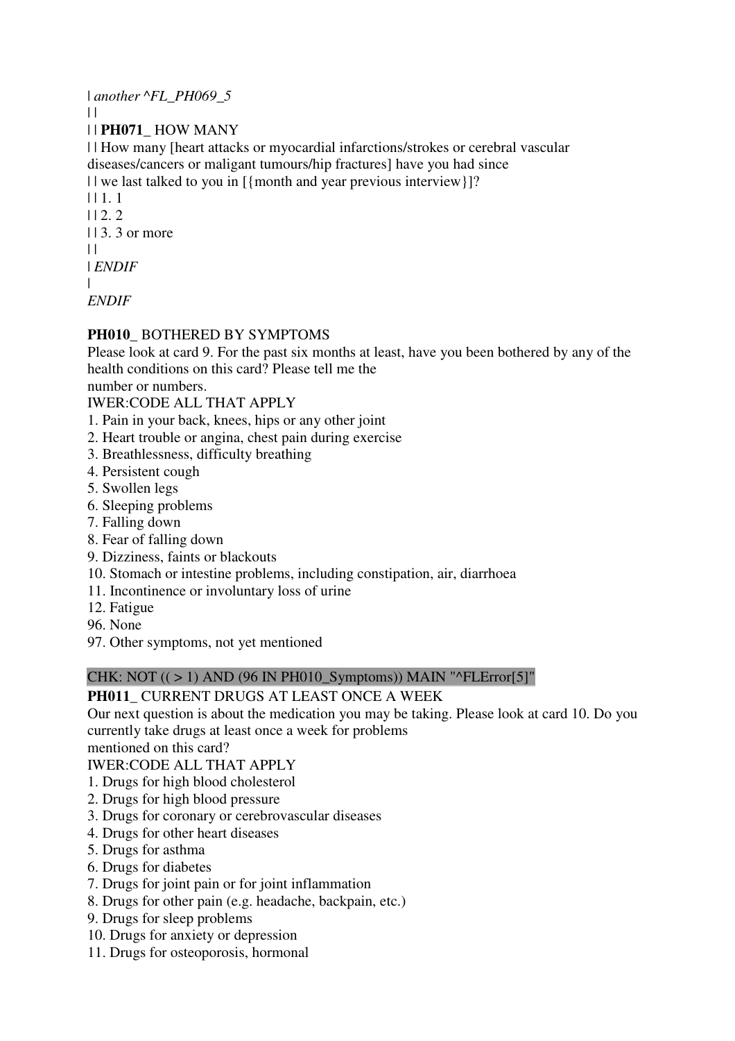| *another ^FL_PH069_5*
| |
| | **PH071_** HOW MANY
| | How many [heart attacks or myocardial infarctions/strokes or cerebral vascular diseases/cancers or maligant tumours/hip fractures] have you had since
| | we last talked to you in [{month and year previous interview}]?
| | 1. 1
| | 2. 2
| | 3. 3 or more
| |
| *ENDIF*
|
*ENDIF*

**PH010_** BOTHERED BY SYMPTOMS
Please look at card 9. For the past six months at least, have you been bothered by any of the health conditions on this card? Please tell me the
number or numbers.
IWER:CODE ALL THAT APPLY
1. Pain in your back, knees, hips or any other joint
2. Heart trouble or angina, chest pain during exercise
3. Breathlessness, difficulty breathing
4. Persistent cough
5. Swollen legs
6. Sleeping problems
7. Falling down
8. Fear of falling down
9. Dizziness, faints or blackouts
10. Stomach or intestine problems, including constipation, air, diarrhoea
11. Incontinence or involuntary loss of urine
12. Fatigue
96. None
97. Other symptoms, not yet mentioned

CHK: NOT (( > 1) AND (96 IN PH010_Symptoms)) MAIN "^FLError[5]"

**PH011_** CURRENT DRUGS AT LEAST ONCE A WEEK
Our next question is about the medication you may be taking. Please look at card 10. Do you currently take drugs at least once a week for problems
mentioned on this card?
IWER:CODE ALL THAT APPLY
1. Drugs for high blood cholesterol
2. Drugs for high blood pressure
3. Drugs for coronary or cerebrovascular diseases
4. Drugs for other heart diseases
5. Drugs for asthma
6. Drugs for diabetes
7. Drugs for joint pain or for joint inflammation
8. Drugs for other pain (e.g. headache, backpain, etc.)
9. Drugs for sleep problems
10. Drugs for anxiety or depression
11. Drugs for osteoporosis, hormonal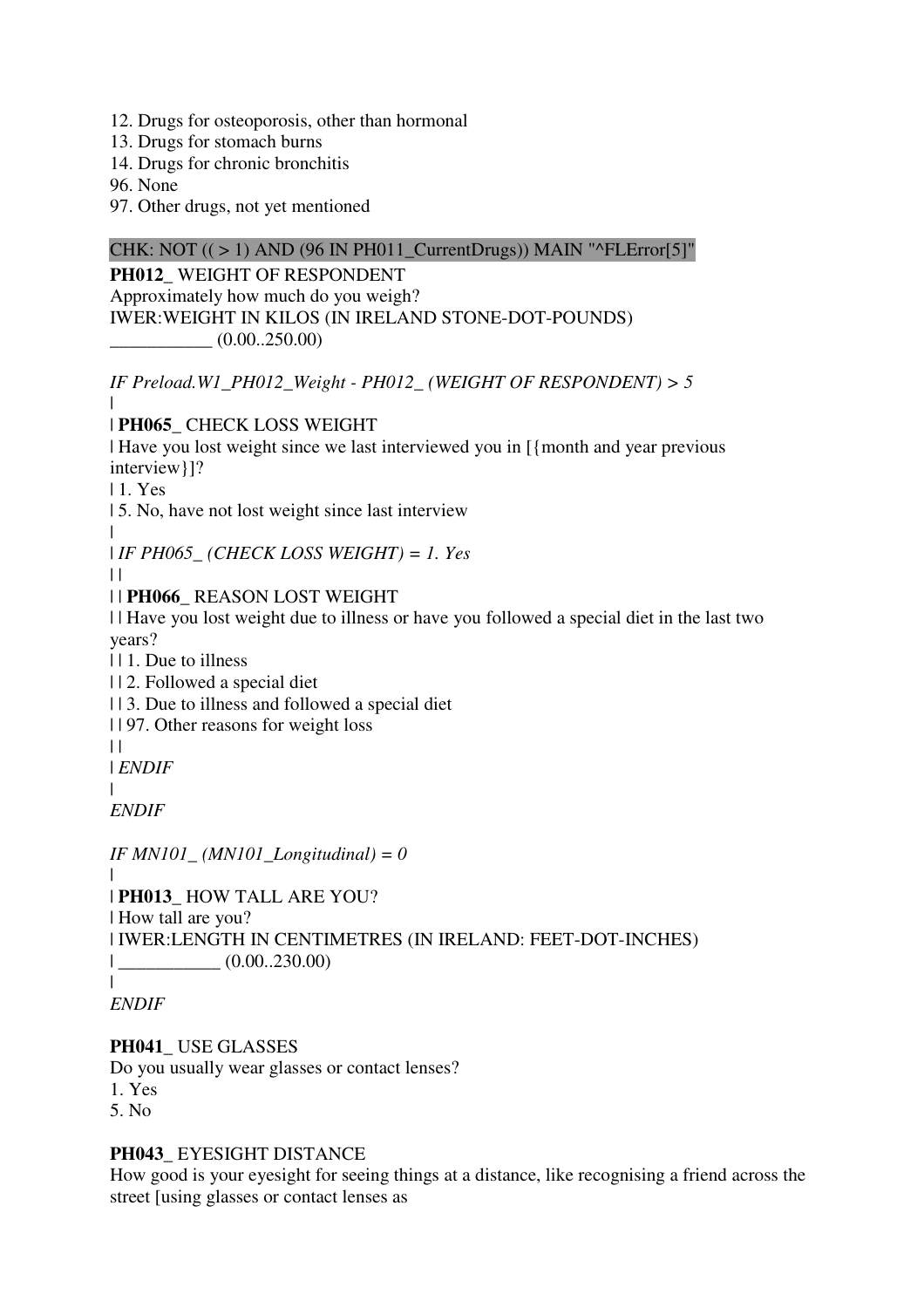12. Drugs for osteoporosis, other than hormonal
13. Drugs for stomach burns
14. Drugs for chronic bronchitis
96. None
97. Other drugs, not yet mentioned

CHK: NOT (( > 1) AND (96 IN PH011_CurrentDrugs)) MAIN "^FLError[5]"

**PH012_** WEIGHT OF RESPONDENT
Approximately how much do you weigh?
IWER:WEIGHT IN KILOS (IN IRELAND STONE-DOT-POUNDS)
___________ (0.00..250.00)

*IF Preload.W1_PH012_Weight - PH012_ (WEIGHT OF RESPONDENT) > 5*
|
| **PH065_** CHECK LOSS WEIGHT
| Have you lost weight since we last interviewed you in [{month and year previous interview}]?
| 1. Yes
| 5. No, have not lost weight since last interview
|
| *IF PH065_ (CHECK LOSS WEIGHT) = 1. Yes*
| |
| | **PH066_** REASON LOST WEIGHT
| | Have you lost weight due to illness or have you followed a special diet in the last two years?
| | 1. Due to illness
| | 2. Followed a special diet
| | 3. Due to illness and followed a special diet
| | 97. Other reasons for weight loss
| |
| *ENDIF*
|
*ENDIF*

*IF MN101_ (MN101_Longitudinal) = 0*
|
| **PH013_** HOW TALL ARE YOU?
| How tall are you?
| IWER:LENGTH IN CENTIMETRES (IN IRELAND: FEET-DOT-INCHES)
| ___________ (0.00..230.00)
|
*ENDIF*

**PH041_** USE GLASSES
Do you usually wear glasses or contact lenses?
1. Yes
5. No

**PH043_** EYESIGHT DISTANCE
How good is your eyesight for seeing things at a distance, like recognising a friend across the street [using glasses or contact lenses as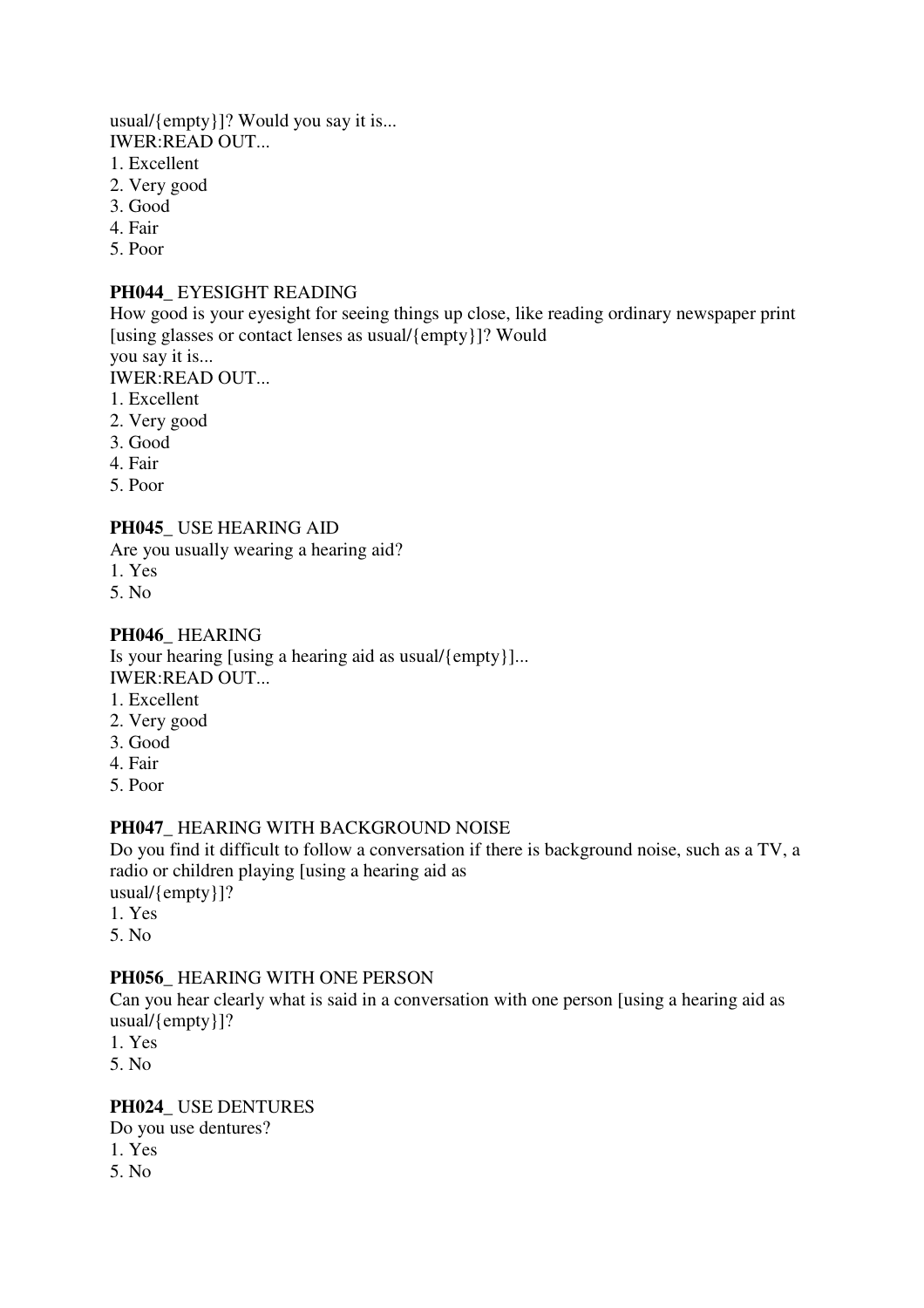usual/{empty}]? Would you say it is...
IWER:READ OUT...
1. Excellent
2. Very good
3. Good
4. Fair
5. Poor

**PH044_** EYESIGHT READING
How good is your eyesight for seeing things up close, like reading ordinary newspaper print [using glasses or contact lenses as usual/{empty}]? Would you say it is...
IWER:READ OUT...
1. Excellent
2. Very good
3. Good
4. Fair
5. Poor

**PH045_** USE HEARING AID
Are you usually wearing a hearing aid?
1. Yes
5. No

**PH046_** HEARING
Is your hearing [using a hearing aid as usual/{empty}]...
IWER:READ OUT...
1. Excellent
2. Very good
3. Good
4. Fair
5. Poor

**PH047_** HEARING WITH BACKGROUND NOISE
Do you find it difficult to follow a conversation if there is background noise, such as a TV, a radio or children playing [using a hearing aid as usual/{empty}]?
1. Yes
5. No

**PH056_** HEARING WITH ONE PERSON
Can you hear clearly what is said in a conversation with one person [using a hearing aid as usual/{empty}]?
1. Yes
5. No

**PH024_** USE DENTURES
Do you use dentures?
1. Yes
5. No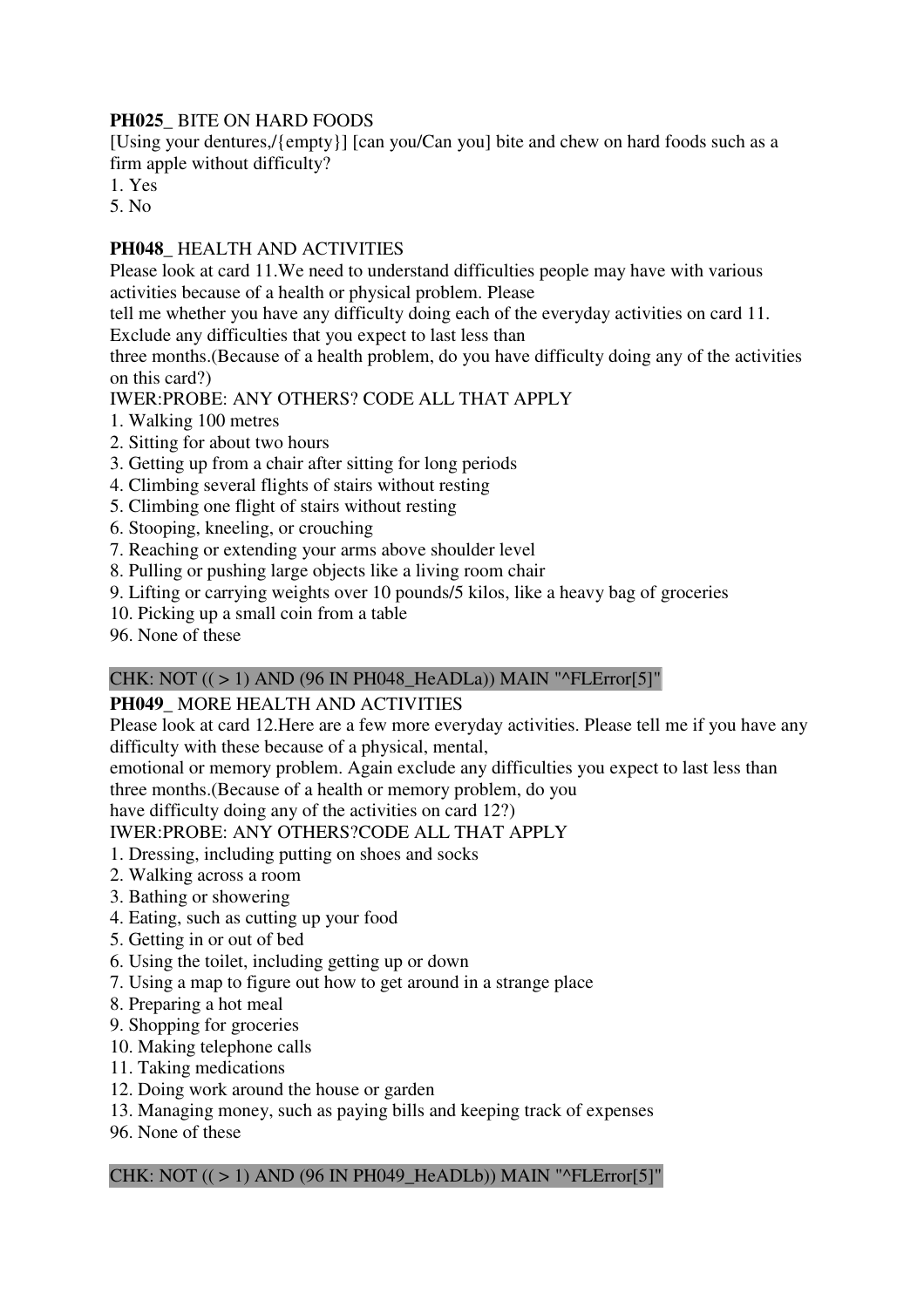**PH025_** BITE ON HARD FOODS

[Using your dentures,/{empty}] [can you/Can you] bite and chew on hard foods such as a firm apple without difficulty?

1. Yes
5. No

**PH048_** HEALTH AND ACTIVITIES

Please look at card 11.We need to understand difficulties people may have with various activities because of a health or physical problem. Please tell me whether you have any difficulty doing each of the everyday activities on card 11. Exclude any difficulties that you expect to last less than three months.(Because of a health problem, do you have difficulty doing any of the activities on this card?)

IWER:PROBE: ANY OTHERS? CODE ALL THAT APPLY

1. Walking 100 metres
2. Sitting for about two hours
3. Getting up from a chair after sitting for long periods
4. Climbing several flights of stairs without resting
5. Climbing one flight of stairs without resting
6. Stooping, kneeling, or crouching
7. Reaching or extending your arms above shoulder level
8. Pulling or pushing large objects like a living room chair
9. Lifting or carrying weights over 10 pounds/5 kilos, like a heavy bag of groceries
10. Picking up a small coin from a table
96. None of these

CHK: NOT (( > 1) AND (96 IN PH048_HeADLa)) MAIN "^FLError[5]"

**PH049_** MORE HEALTH AND ACTIVITIES

Please look at card 12.Here are a few more everyday activities. Please tell me if you have any difficulty with these because of a physical, mental, emotional or memory problem. Again exclude any difficulties you expect to last less than three months.(Because of a health or memory problem, do you have difficulty doing any of the activities on card 12?)

IWER:PROBE: ANY OTHERS?CODE ALL THAT APPLY

1. Dressing, including putting on shoes and socks
2. Walking across a room
3. Bathing or showering
4. Eating, such as cutting up your food
5. Getting in or out of bed
6. Using the toilet, including getting up or down
7. Using a map to figure out how to get around in a strange place
8. Preparing a hot meal
9. Shopping for groceries
10. Making telephone calls
11. Taking medications
12. Doing work around the house or garden
13. Managing money, such as paying bills and keeping track of expenses
96. None of these

CHK: NOT (( > 1) AND (96 IN PH049_HeADLb)) MAIN "^FLError[5]"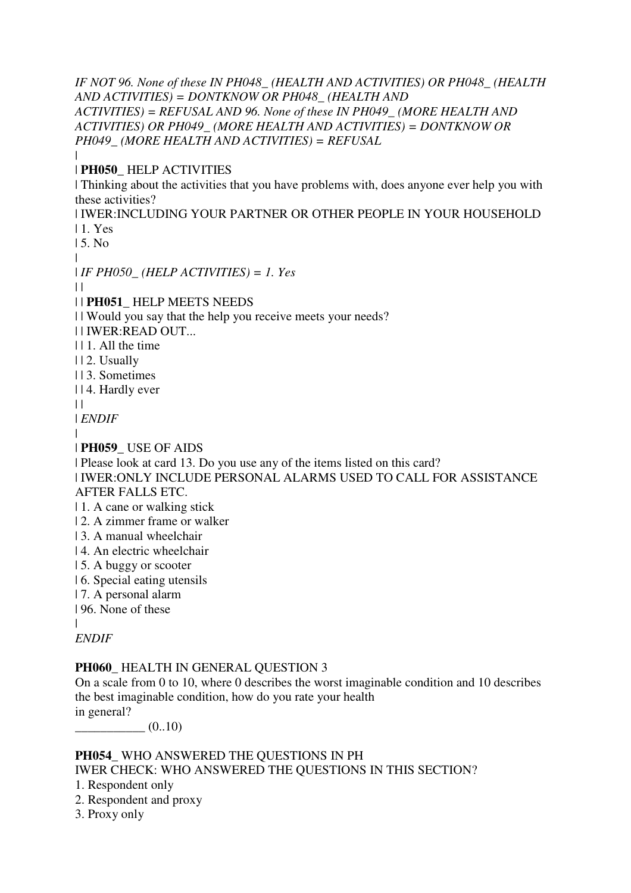*IF NOT 96. None of these IN PH048_ (HEALTH AND ACTIVITIES) OR PH048_ (HEALTH AND ACTIVITIES) = DONTKNOW OR PH048_ (HEALTH AND ACTIVITIES) = REFUSAL AND 96. None of these IN PH049_ (MORE HEALTH AND ACTIVITIES) OR PH049_ (MORE HEALTH AND ACTIVITIES) = DONTKNOW OR PH049_ (MORE HEALTH AND ACTIVITIES) = REFUSAL*

|
| **PH050_** HELP ACTIVITIES
| Thinking about the activities that you have problems with, does anyone ever help you with these activities?
| IWER:INCLUDING YOUR PARTNER OR OTHER PEOPLE IN YOUR HOUSEHOLD
| 1. Yes
| 5. No
|
| *IF PH050_ (HELP ACTIVITIES) = 1. Yes*
| |
| | **PH051_** HELP MEETS NEEDS
| | Would you say that the help you receive meets your needs?
| | IWER:READ OUT...
| | 1. All the time
| | 2. Usually
| | 3. Sometimes
| | 4. Hardly ever
| |
| *ENDIF*
|
| **PH059_** USE OF AIDS
| Please look at card 13. Do you use any of the items listed on this card?
| IWER:ONLY INCLUDE PERSONAL ALARMS USED TO CALL FOR ASSISTANCE AFTER FALLS ETC.
| 1. A cane or walking stick
| 2. A zimmer frame or walker
| 3. A manual wheelchair
| 4. An electric wheelchair
| 5. A buggy or scooter
| 6. Special eating utensils
| 7. A personal alarm
| 96. None of these
|
*ENDIF*

**PH060_** HEALTH IN GENERAL QUESTION 3
On a scale from 0 to 10, where 0 describes the worst imaginable condition and 10 describes the best imaginable condition, how do you rate your health in general?
___________ (0..10)

**PH054_** WHO ANSWERED THE QUESTIONS IN PH
IWER CHECK: WHO ANSWERED THE QUESTIONS IN THIS SECTION?
1. Respondent only
2. Respondent and proxy
3. Proxy only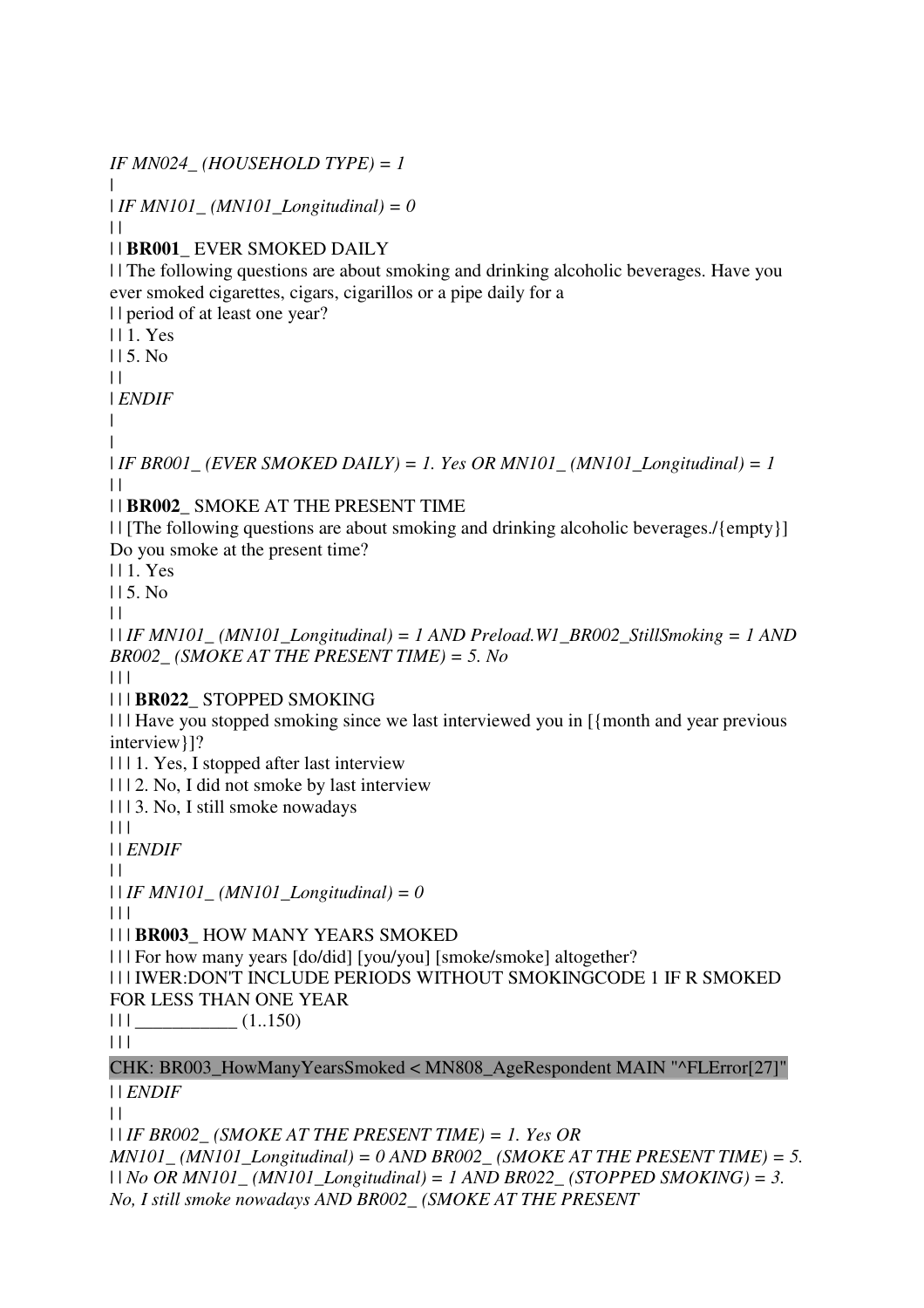*IF MN024_ (HOUSEHOLD TYPE) = 1*
|
| *IF MN101_ (MN101_Longitudinal) = 0*
| |
| | **BR001_** EVER SMOKED DAILY
| | The following questions are about smoking and drinking alcoholic beverages. Have you ever smoked cigarettes, cigars, cigarillos or a pipe daily for a
| | period of at least one year?
| | 1. Yes
| | 5. No
| |
| *ENDIF*
|
|
| *IF BR001_ (EVER SMOKED DAILY) = 1. Yes OR MN101_ (MN101_Longitudinal) = 1*
| |
| | **BR002_** SMOKE AT THE PRESENT TIME
| | [The following questions are about smoking and drinking alcoholic beverages./{empty}] Do you smoke at the present time?
| | 1. Yes
| | 5. No
| |
| | *IF MN101_ (MN101_Longitudinal) = 1 AND Preload.W1_BR002_StillSmoking = 1 AND BR002_ (SMOKE AT THE PRESENT TIME) = 5. No*
| | |
| | | **BR022_** STOPPED SMOKING
| | | Have you stopped smoking since we last interviewed you in [{month and year previous interview}]?
| | | 1. Yes, I stopped after last interview
| | | 2. No, I did not smoke by last interview
| | | 3. No, I still smoke nowadays
| | |
| | *ENDIF*
| |
| | *IF MN101_ (MN101_Longitudinal) = 0*
| | |
| | | **BR003_** HOW MANY YEARS SMOKED
| | | For how many years [do/did] [you/you] [smoke/smoke] altogether?
| | | IWER:DON'T INCLUDE PERIODS WITHOUT SMOKINGCODE 1 IF R SMOKED FOR LESS THAN ONE YEAR
| | | ___________ (1..150)
| | |

CHK: BR003_HowManyYearsSmoked < MN808_AgeRespondent MAIN "^FLError[27]"

| | *ENDIF*
| |
| | *IF BR002_ (SMOKE AT THE PRESENT TIME) = 1. Yes OR MN101_ (MN101_Longitudinal) = 0 AND BR002_ (SMOKE AT THE PRESENT TIME) = 5.*
| | *No OR MN101_ (MN101_Longitudinal) = 1 AND BR022_ (STOPPED SMOKING) = 3. No, I still smoke nowadays AND BR002_ (SMOKE AT THE PRESENT*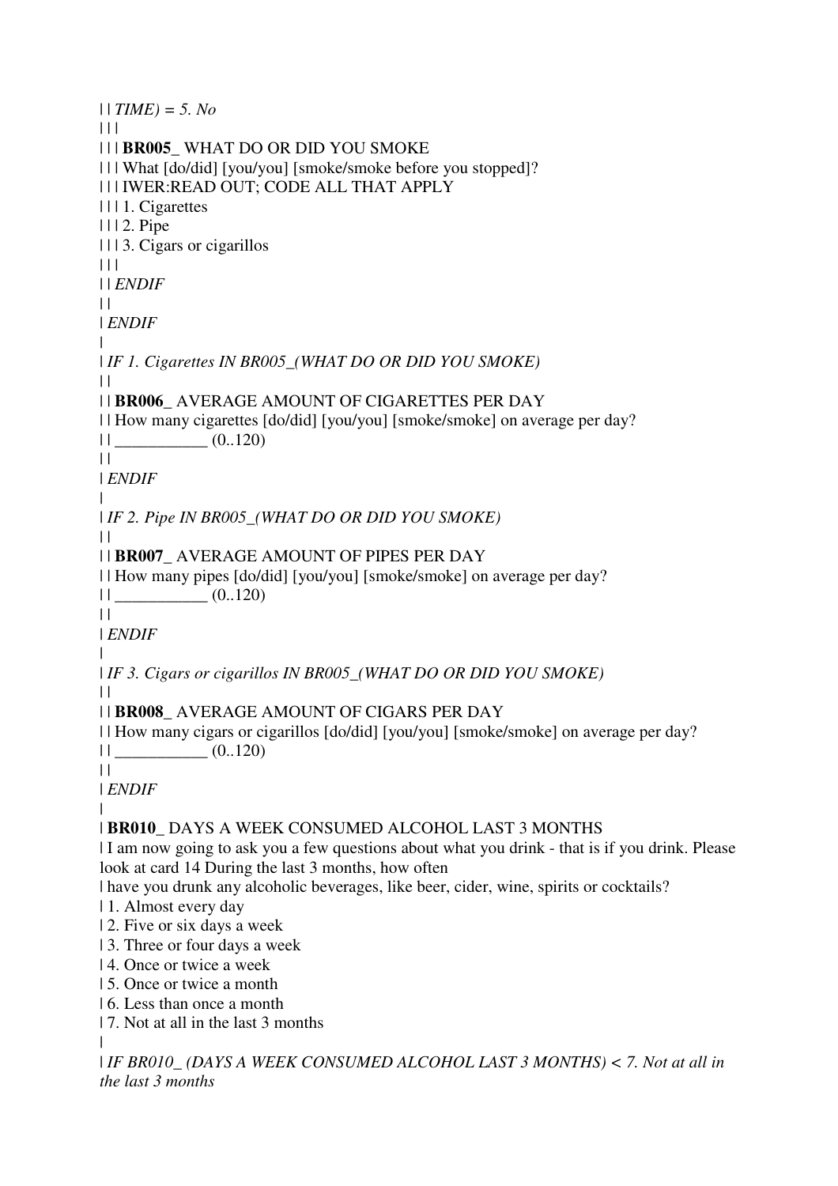| | *TIME) = 5. No*
| | |
| | | **BR005_** WHAT DO OR DID YOU SMOKE
| | | What [do/did] [you/you] [smoke/smoke before you stopped]?
| | | IWER:READ OUT; CODE ALL THAT APPLY
| | | 1. Cigarettes
| | | 2. Pipe
| | | 3. Cigars or cigarillos
| | |
| | *ENDIF*
| |
| *ENDIF*
|
| *IF 1. Cigarettes IN BR005_(WHAT DO OR DID YOU SMOKE)*
| |
| | **BR006_** AVERAGE AMOUNT OF CIGARETTES PER DAY
| | How many cigarettes [do/did] [you/you] [smoke/smoke] on average per day?
| | ___________ (0..120)
| |
| *ENDIF*
|
| *IF 2. Pipe IN BR005_(WHAT DO OR DID YOU SMOKE)*
| |
| | **BR007_** AVERAGE AMOUNT OF PIPES PER DAY
| | How many pipes [do/did] [you/you] [smoke/smoke] on average per day?
| | ___________ (0..120)
| |
| *ENDIF*
|
| *IF 3. Cigars or cigarillos IN BR005_(WHAT DO OR DID YOU SMOKE)*
| |
| | **BR008_** AVERAGE AMOUNT OF CIGARS PER DAY
| | How many cigars or cigarillos [do/did] [you/you] [smoke/smoke] on average per day?
| | ___________ (0..120)
| |
| *ENDIF*
|
| **BR010_** DAYS A WEEK CONSUMED ALCOHOL LAST 3 MONTHS
| I am now going to ask you a few questions about what you drink - that is if you drink. Please look at card 14 During the last 3 months, how often
| have you drunk any alcoholic beverages, like beer, cider, wine, spirits or cocktails?
| 1. Almost every day
| 2. Five or six days a week
| 3. Three or four days a week
| 4. Once or twice a week
| 5. Once or twice a month
| 6. Less than once a month
| 7. Not at all in the last 3 months
|
| *IF BR010_ (DAYS A WEEK CONSUMED ALCOHOL LAST 3 MONTHS) < 7. Not at all in the last 3 months*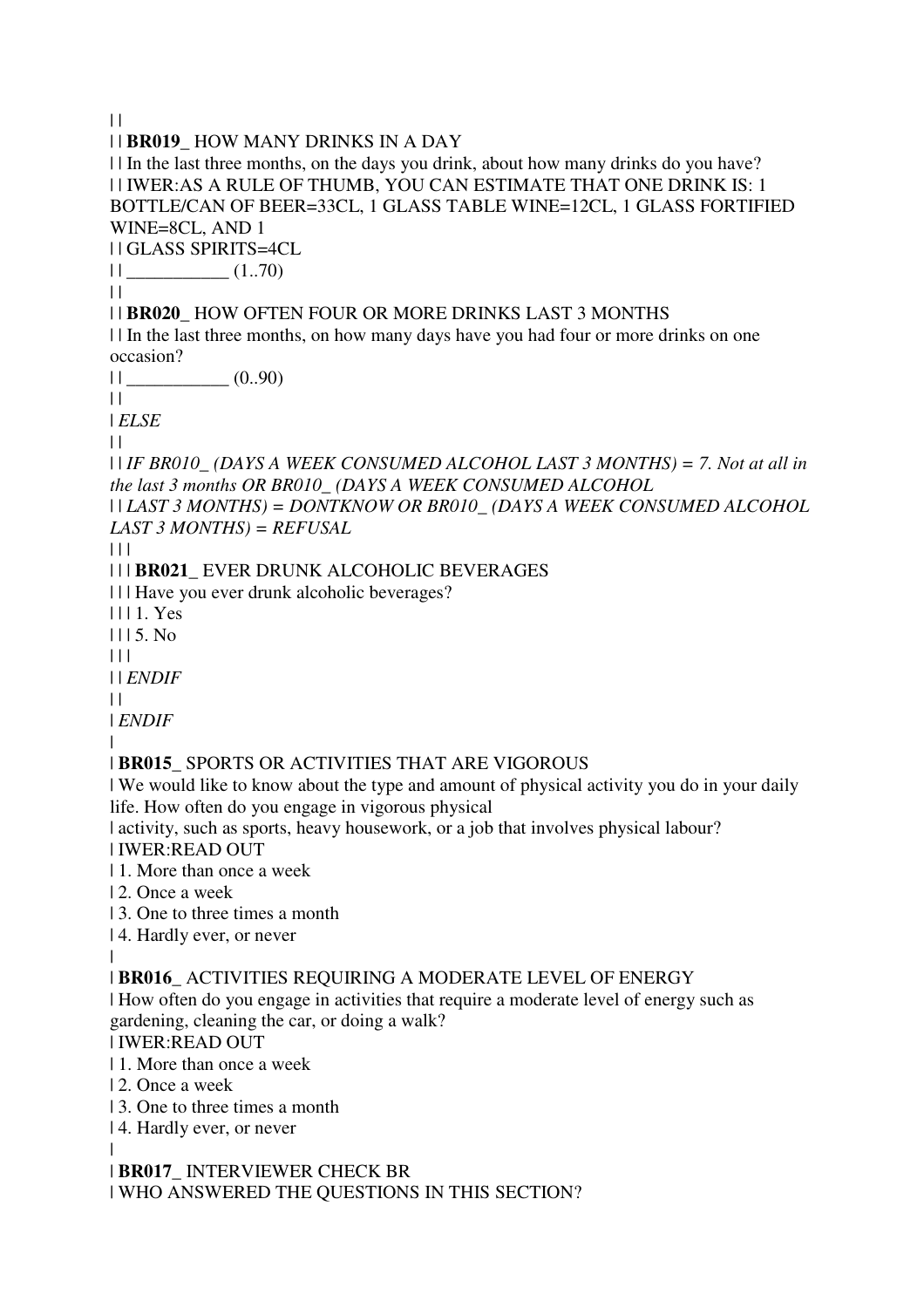| |

| | **BR019_** HOW MANY DRINKS IN A DAY

| | In the last three months, on the days you drink, about how many drinks do you have?

| | IWER:AS A RULE OF THUMB, YOU CAN ESTIMATE THAT ONE DRINK IS: 1 BOTTLE/CAN OF BEER=33CL, 1 GLASS TABLE WINE=12CL, 1 GLASS FORTIFIED WINE=8CL, AND 1

| | GLASS SPIRITS=4CL

| | ___________ (1..70)

| |

| | **BR020_** HOW OFTEN FOUR OR MORE DRINKS LAST 3 MONTHS

| | In the last three months, on how many days have you had four or more drinks on one occasion?

| | ___________ (0..90)

| |

| *ELSE*

| |

| | *IF BR010_ (DAYS A WEEK CONSUMED ALCOHOL LAST 3 MONTHS) = 7. Not at all in the last 3 months OR BR010_ (DAYS A WEEK CONSUMED ALCOHOL*

| | *LAST 3 MONTHS) = DONTKNOW OR BR010_ (DAYS A WEEK CONSUMED ALCOHOL LAST 3 MONTHS) = REFUSAL*

| | |

| | | **BR021_** EVER DRUNK ALCOHOLIC BEVERAGES

| | | Have you ever drunk alcoholic beverages?

| | | 1. Yes

| | | 5. No

| | |

| | *ENDIF*

| |

| *ENDIF*

|

| **BR015_** SPORTS OR ACTIVITIES THAT ARE VIGOROUS

| We would like to know about the type and amount of physical activity you do in your daily life. How often do you engage in vigorous physical

| activity, such as sports, heavy housework, or a job that involves physical labour?

| IWER:READ OUT

| 1. More than once a week

| 2. Once a week

| 3. One to three times a month

| 4. Hardly ever, or never

|

| **BR016_** ACTIVITIES REQUIRING A MODERATE LEVEL OF ENERGY

| How often do you engage in activities that require a moderate level of energy such as gardening, cleaning the car, or doing a walk?

| IWER:READ OUT

| 1. More than once a week

| 2. Once a week

| 3. One to three times a month

| 4. Hardly ever, or never

|

| **BR017_** INTERVIEWER CHECK BR

| WHO ANSWERED THE QUESTIONS IN THIS SECTION?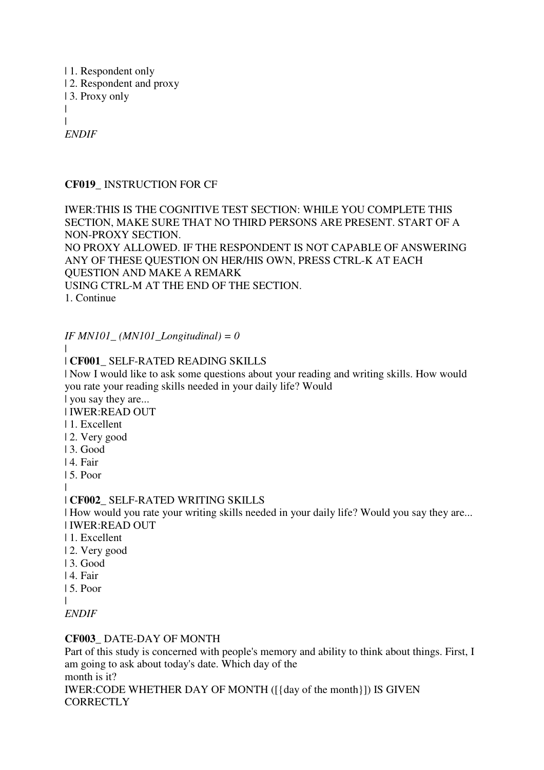| 1. Respondent only
| 2. Respondent and proxy
| 3. Proxy only
|
|
*ENDIF*

**CF019_** INSTRUCTION FOR CF

IWER:THIS IS THE COGNITIVE TEST SECTION: WHILE YOU COMPLETE THIS SECTION, MAKE SURE THAT NO THIRD PERSONS ARE PRESENT. START OF A NON-PROXY SECTION.
NO PROXY ALLOWED. IF THE RESPONDENT IS NOT CAPABLE OF ANSWERING ANY OF THESE QUESTION ON HER/HIS OWN, PRESS CTRL-K AT EACH QUESTION AND MAKE A REMARK
USING CTRL-M AT THE END OF THE SECTION.
1. Continue

*IF MN101_ (MN101_Longitudinal) = 0*
|
| **CF001_** SELF-RATED READING SKILLS
| Now I would like to ask some questions about your reading and writing skills. How would you rate your reading skills needed in your daily life? Would
| you say they are...
| IWER:READ OUT
| 1. Excellent
| 2. Very good
| 3. Good
| 4. Fair
| 5. Poor
|
| **CF002_** SELF-RATED WRITING SKILLS
| How would you rate your writing skills needed in your daily life? Would you say they are...
| IWER:READ OUT
| 1. Excellent
| 2. Very good
| 3. Good
| 4. Fair
| 5. Poor
|
*ENDIF*

**CF003_** DATE-DAY OF MONTH
Part of this study is concerned with people's memory and ability to think about things. First, I am going to ask about today's date. Which day of the
month is it?
IWER:CODE WHETHER DAY OF MONTH ([{day of the month}]) IS GIVEN CORRECTLY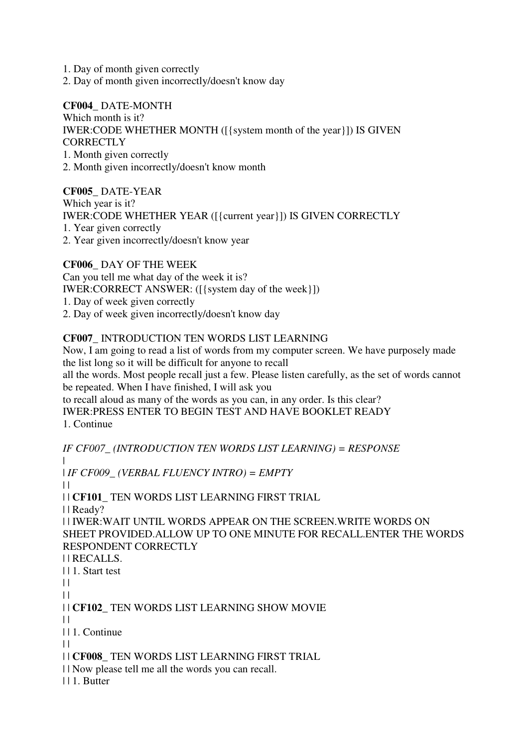1. Day of month given correctly
2. Day of month given incorrectly/doesn't know day

**CF004_** DATE-MONTH
Which month is it?
IWER:CODE WHETHER MONTH ([{system month of the year}]) IS GIVEN CORRECTLY
1. Month given correctly
2. Month given incorrectly/doesn't know month

**CF005_** DATE-YEAR
Which year is it?
IWER:CODE WHETHER YEAR ([{current year}]) IS GIVEN CORRECTLY
1. Year given correctly
2. Year given incorrectly/doesn't know year

**CF006_** DAY OF THE WEEK
Can you tell me what day of the week it is?
IWER:CORRECT ANSWER: ([{system day of the week}])
1. Day of week given correctly
2. Day of week given incorrectly/doesn't know day

**CF007_** INTRODUCTION TEN WORDS LIST LEARNING
Now, I am going to read a list of words from my computer screen. We have purposely made the list long so it will be difficult for anyone to recall
all the words. Most people recall just a few. Please listen carefully, as the set of words cannot be repeated. When I have finished, I will ask you
to recall aloud as many of the words as you can, in any order. Is this clear?
IWER:PRESS ENTER TO BEGIN TEST AND HAVE BOOKLET READY
1. Continue

*IF CF007_ (INTRODUCTION TEN WORDS LIST LEARNING) = RESPONSE*
|
| *IF CF009_ (VERBAL FLUENCY INTRO) = EMPTY*
| |
| | **CF101_** TEN WORDS LIST LEARNING FIRST TRIAL
| | Ready?
| | IWER:WAIT UNTIL WORDS APPEAR ON THE SCREEN.WRITE WORDS ON SHEET PROVIDED.ALLOW UP TO ONE MINUTE FOR RECALL.ENTER THE WORDS RESPONDENT CORRECTLY
| | RECALLS.
| | 1. Start test
| |
| |
| | **CF102_** TEN WORDS LIST LEARNING SHOW MOVIE
| |
| | 1. Continue
| |
| | **CF008_** TEN WORDS LIST LEARNING FIRST TRIAL
| | Now please tell me all the words you can recall.
| | 1. Butter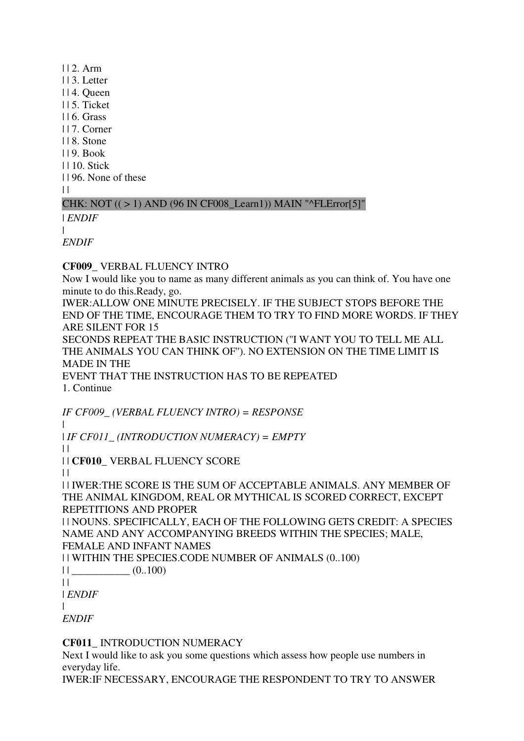| | 2. Arm
| | 3. Letter
| | 4. Queen
| | 5. Ticket
| | 6. Grass
| | 7. Corner
| | 8. Stone
| | 9. Book
| | 10. Stick
| | 96. None of these
| |
CHK: NOT (( > 1) AND (96 IN CF008_Learn1)) MAIN "^FLError[5]"
| *ENDIF*
|
*ENDIF*

**CF009_** VERBAL FLUENCY INTRO
Now I would like you to name as many different animals as you can think of. You have one minute to do this.Ready, go.
IWER:ALLOW ONE MINUTE PRECISELY. IF THE SUBJECT STOPS BEFORE THE END OF THE TIME, ENCOURAGE THEM TO TRY TO FIND MORE WORDS. IF THEY ARE SILENT FOR 15
SECONDS REPEAT THE BASIC INSTRUCTION ("I WANT YOU TO TELL ME ALL THE ANIMALS YOU CAN THINK OF"). NO EXTENSION ON THE TIME LIMIT IS MADE IN THE
EVENT THAT THE INSTRUCTION HAS TO BE REPEATED
1. Continue

*IF CF009_ (VERBAL FLUENCY INTRO) = RESPONSE*
|
| *IF CF011_ (INTRODUCTION NUMERACY) = EMPTY*
| |
| | **CF010_** VERBAL FLUENCY SCORE
| |
| | IWER:THE SCORE IS THE SUM OF ACCEPTABLE ANIMALS. ANY MEMBER OF THE ANIMAL KINGDOM, REAL OR MYTHICAL IS SCORED CORRECT, EXCEPT REPETITIONS AND PROPER
| | NOUNS. SPECIFICALLY, EACH OF THE FOLLOWING GETS CREDIT: A SPECIES NAME AND ANY ACCOMPANYING BREEDS WITHIN THE SPECIES; MALE, FEMALE AND INFANT NAMES
| | WITHIN THE SPECIES.CODE NUMBER OF ANIMALS (0..100)
| | ___________ (0..100)
| |
| *ENDIF*
|
*ENDIF*

**CF011_** INTRODUCTION NUMERACY
Next I would like to ask you some questions which assess how people use numbers in everyday life.
IWER:IF NECESSARY, ENCOURAGE THE RESPONDENT TO TRY TO ANSWER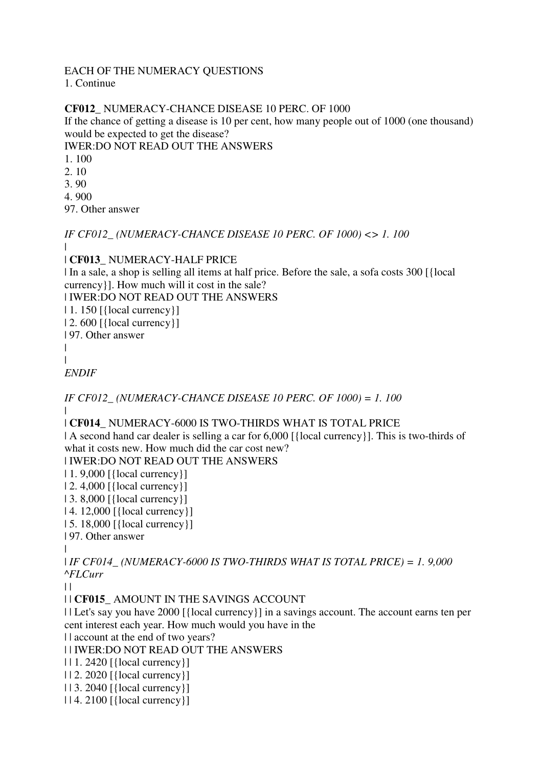EACH OF THE NUMERACY QUESTIONS
1. Continue

**CF012_** NUMERACY-CHANCE DISEASE 10 PERC. OF 1000
If the chance of getting a disease is 10 per cent, how many people out of 1000 (one thousand) would be expected to get the disease?
IWER:DO NOT READ OUT THE ANSWERS
1. 100
2. 10
3. 90
4. 900
97. Other answer

*IF CF012_ (NUMERACY-CHANCE DISEASE 10 PERC. OF 1000) <> 1. 100*
|
| **CF013_** NUMERACY-HALF PRICE
| In a sale, a shop is selling all items at half price. Before the sale, a sofa costs 300 [{local currency}]. How much will it cost in the sale?
| IWER:DO NOT READ OUT THE ANSWERS
| 1. 150 [{local currency}]
| 2. 600 [{local currency}]
| 97. Other answer
|
|
*ENDIF*

*IF CF012_ (NUMERACY-CHANCE DISEASE 10 PERC. OF 1000) = 1. 100*
|
| **CF014_** NUMERACY-6000 IS TWO-THIRDS WHAT IS TOTAL PRICE
| A second hand car dealer is selling a car for 6,000 [{local currency}]. This is two-thirds of what it costs new. How much did the car cost new?
| IWER:DO NOT READ OUT THE ANSWERS
| 1. 9,000 [{local currency}]
| 2. 4,000 [{local currency}]
| 3. 8,000 [{local currency}]
| 4. 12,000 [{local currency}]
| 5. 18,000 [{local currency}]
| 97. Other answer
|
| *IF CF014_ (NUMERACY-6000 IS TWO-THIRDS WHAT IS TOTAL PRICE) = 1. 9,000 ^FLCurr*
| |
| | **CF015_** AMOUNT IN THE SAVINGS ACCOUNT
| | Let's say you have 2000 [{local currency}] in a savings account. The account earns ten per cent interest each year. How much would you have in the
| | account at the end of two years?
| | IWER:DO NOT READ OUT THE ANSWERS
| | 1. 2420 [{local currency}]
| | 2. 2020 [{local currency}]
| | 3. 2040 [{local currency}]
| | 4. 2100 [{local currency}]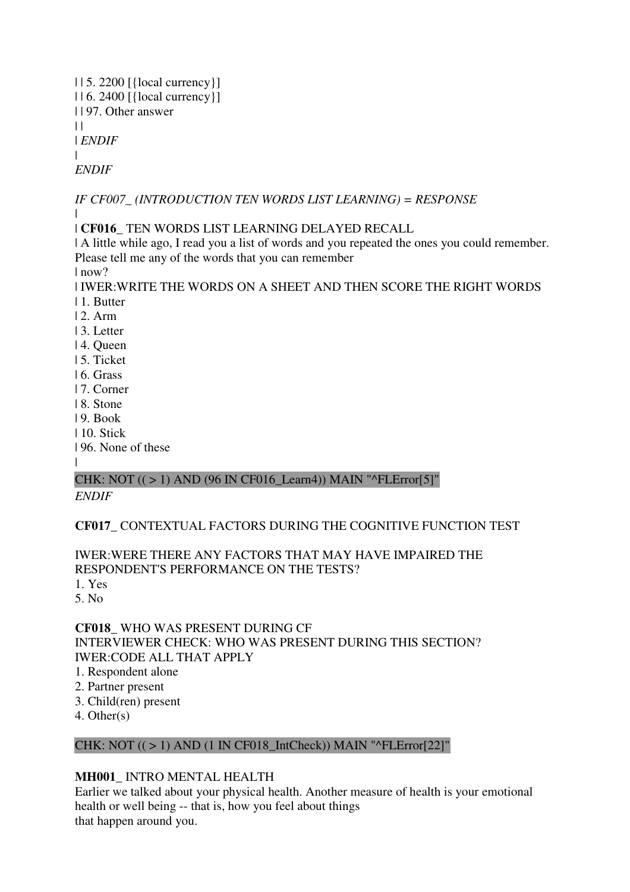| | 5. 2200 [{local currency}]
| | 6. 2400 [{local currency}]
| | 97. Other answer
| |
| *ENDIF*
|
*ENDIF*

*IF CF007_ (INTRODUCTION TEN WORDS LIST LEARNING) = RESPONSE*
|
| **CF016_** TEN WORDS LIST LEARNING DELAYED RECALL
| A little while ago, I read you a list of words and you repeated the ones you could remember. Please tell me any of the words that you can remember
| now?
| IWER:WRITE THE WORDS ON A SHEET AND THEN SCORE THE RIGHT WORDS
| 1. Butter
| 2. Arm
| 3. Letter
| 4. Queen
| 5. Ticket
| 6. Grass
| 7. Corner
| 8. Stone
| 9. Book
| 10. Stick
| 96. None of these
|
CHK: NOT (( > 1) AND (96 IN CF016_Learn4)) MAIN "^FLError[5]"
*ENDIF*

**CF017_** CONTEXTUAL FACTORS DURING THE COGNITIVE FUNCTION TEST

IWER:WERE THERE ANY FACTORS THAT MAY HAVE IMPAIRED THE RESPONDENT'S PERFORMANCE ON THE TESTS?
1. Yes
5. No

**CF018_** WHO WAS PRESENT DURING CF
INTERVIEWER CHECK: WHO WAS PRESENT DURING THIS SECTION?
IWER:CODE ALL THAT APPLY
1. Respondent alone
2. Partner present
3. Child(ren) present
4. Other(s)

CHK: NOT (( > 1) AND (1 IN CF018_IntCheck)) MAIN "^FLError[22]"

**MH001_** INTRO MENTAL HEALTH
Earlier we talked about your physical health. Another measure of health is your emotional health or well being -- that is, how you feel about things
that happen around you.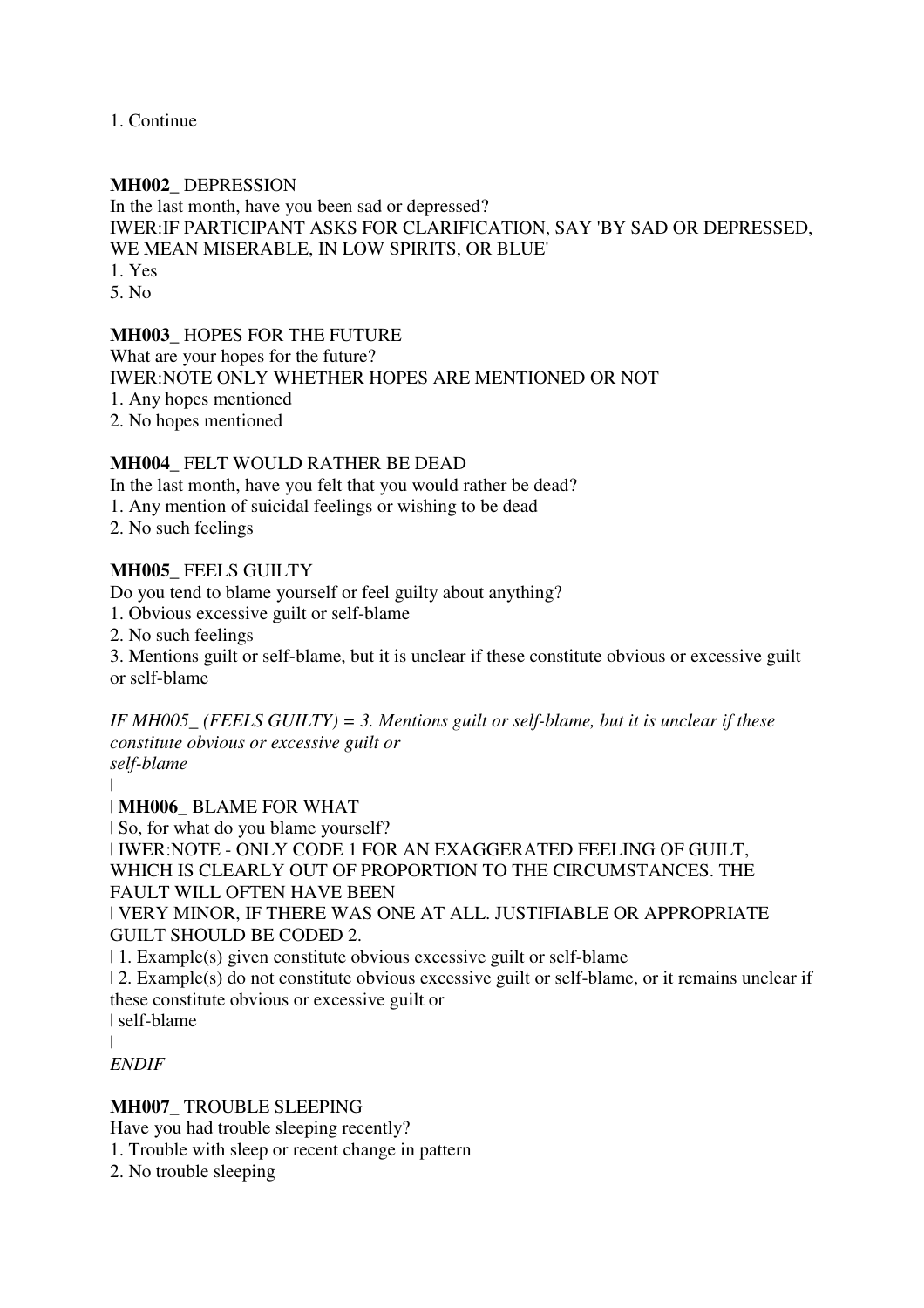1. Continue

**MH002_** DEPRESSION
In the last month, have you been sad or depressed?
IWER:IF PARTICIPANT ASKS FOR CLARIFICATION, SAY 'BY SAD OR DEPRESSED, WE MEAN MISERABLE, IN LOW SPIRITS, OR BLUE'
1. Yes
5. No

**MH003_** HOPES FOR THE FUTURE
What are your hopes for the future?
IWER:NOTE ONLY WHETHER HOPES ARE MENTIONED OR NOT
1. Any hopes mentioned
2. No hopes mentioned

**MH004_** FELT WOULD RATHER BE DEAD
In the last month, have you felt that you would rather be dead?
1. Any mention of suicidal feelings or wishing to be dead
2. No such feelings

**MH005_** FEELS GUILTY
Do you tend to blame yourself or feel guilty about anything?
1. Obvious excessive guilt or self-blame
2. No such feelings
3. Mentions guilt or self-blame, but it is unclear if these constitute obvious or excessive guilt or self-blame

*IF MH005_ (FEELS GUILTY) = 3. Mentions guilt or self-blame, but it is unclear if these constitute obvious or excessive guilt or self-blame*
|
| **MH006_** BLAME FOR WHAT
| So, for what do you blame yourself?
| IWER:NOTE - ONLY CODE 1 FOR AN EXAGGERATED FEELING OF GUILT, WHICH IS CLEARLY OUT OF PROPORTION TO THE CIRCUMSTANCES. THE FAULT WILL OFTEN HAVE BEEN
| VERY MINOR, IF THERE WAS ONE AT ALL. JUSTIFIABLE OR APPROPRIATE GUILT SHOULD BE CODED 2.
| 1. Example(s) given constitute obvious excessive guilt or self-blame
| 2. Example(s) do not constitute obvious excessive guilt or self-blame, or it remains unclear if these constitute obvious or excessive guilt or
| self-blame
|
*ENDIF*

**MH007_** TROUBLE SLEEPING
Have you had trouble sleeping recently?
1. Trouble with sleep or recent change in pattern
2. No trouble sleeping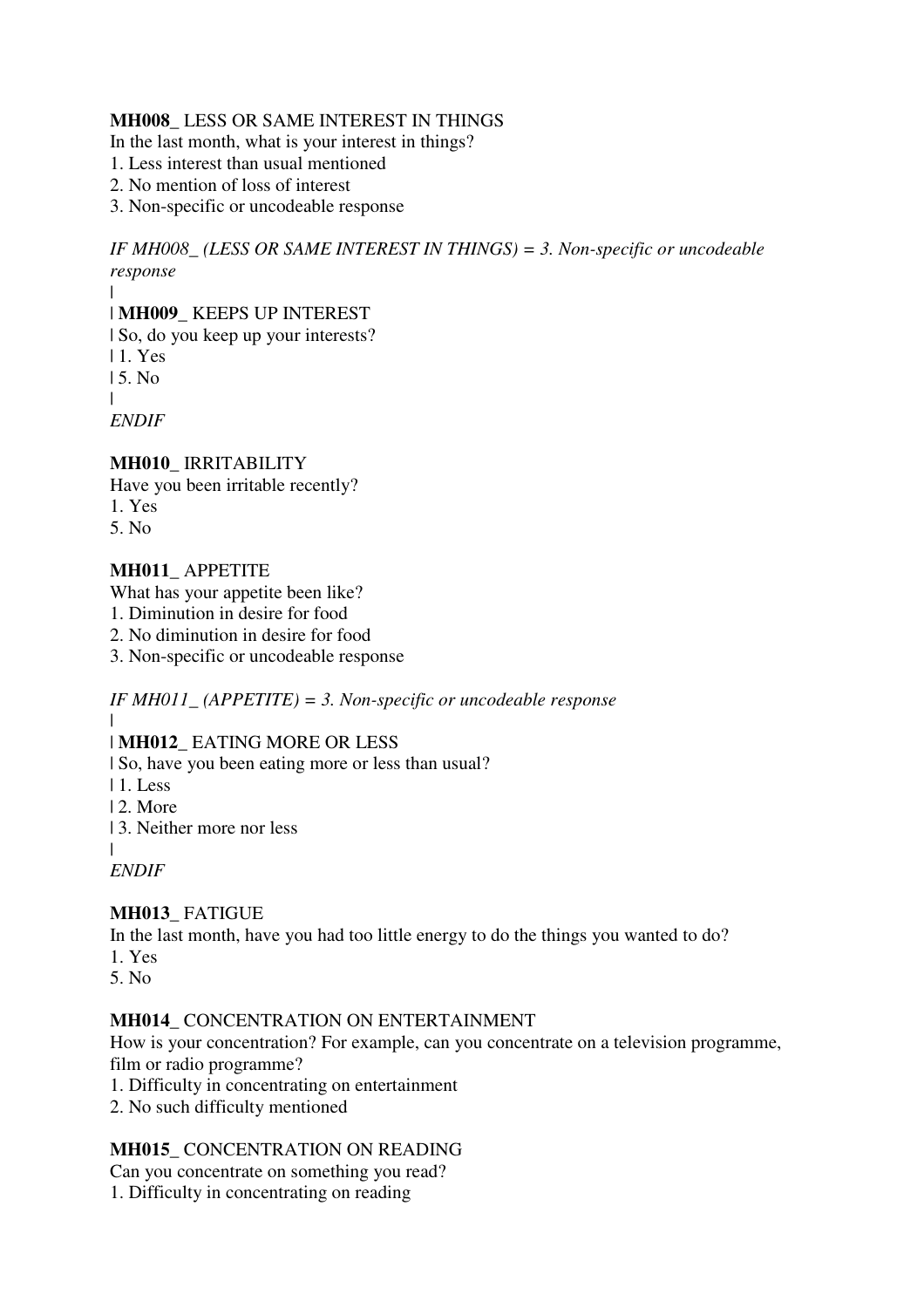**MH008_** LESS OR SAME INTEREST IN THINGS
In the last month, what is your interest in things?
1. Less interest than usual mentioned
2. No mention of loss of interest
3. Non-specific or uncodeable response

*IF MH008_ (LESS OR SAME INTEREST IN THINGS) = 3. Non-specific or uncodeable response*
|
| **MH009_** KEEPS UP INTEREST
| So, do you keep up your interests?
| 1. Yes
| 5. No
|
*ENDIF*

**MH010_** IRRITABILITY
Have you been irritable recently?
1. Yes
5. No

**MH011_** APPETITE
What has your appetite been like?
1. Diminution in desire for food
2. No diminution in desire for food
3. Non-specific or uncodeable response

*IF MH011_ (APPETITE) = 3. Non-specific or uncodeable response*
|
| **MH012_** EATING MORE OR LESS
| So, have you been eating more or less than usual?
| 1. Less
| 2. More
| 3. Neither more nor less
|
*ENDIF*

**MH013_** FATIGUE
In the last month, have you had too little energy to do the things you wanted to do?
1. Yes
5. No

**MH014_** CONCENTRATION ON ENTERTAINMENT
How is your concentration? For example, can you concentrate on a television programme, film or radio programme?
1. Difficulty in concentrating on entertainment
2. No such difficulty mentioned

**MH015_** CONCENTRATION ON READING
Can you concentrate on something you read?
1. Difficulty in concentrating on reading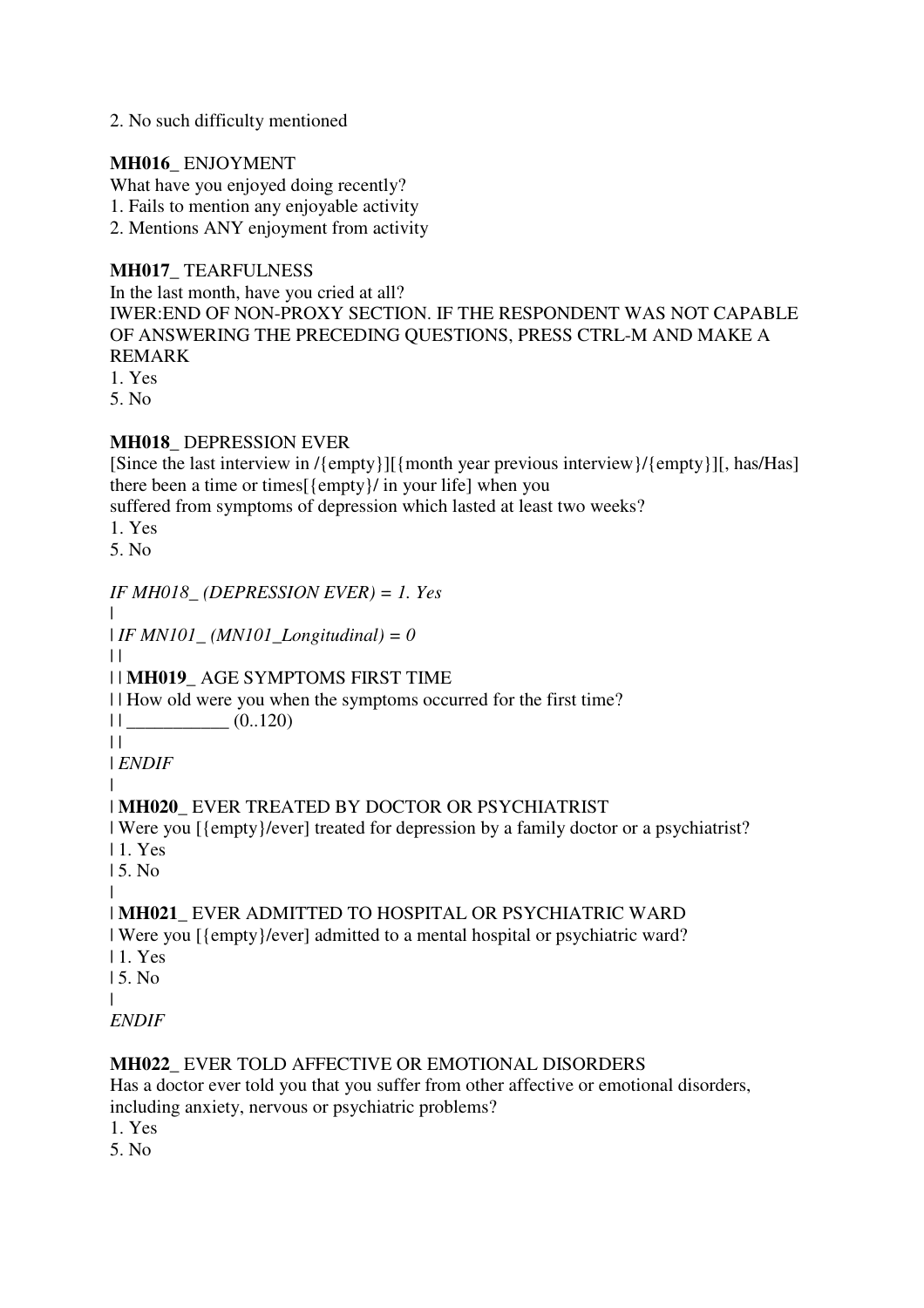2. No such difficulty mentioned

**MH016_** ENJOYMENT
What have you enjoyed doing recently?
1. Fails to mention any enjoyable activity
2. Mentions ANY enjoyment from activity

**MH017_** TEARFULNESS
In the last month, have you cried at all?
IWER:END OF NON-PROXY SECTION. IF THE RESPONDENT WAS NOT CAPABLE OF ANSWERING THE PRECEDING QUESTIONS, PRESS CTRL-M AND MAKE A REMARK
1. Yes
5. No

**MH018_** DEPRESSION EVER
[Since the last interview in /{empty}][{month year previous interview}/{empty}][, has/Has] there been a time or times[{empty}/ in your life] when you
suffered from symptoms of depression which lasted at least two weeks?
1. Yes
5. No

*IF MH018_ (DEPRESSION EVER) = 1. Yes*
|
| *IF MN101_ (MN101_Longitudinal) = 0*
| |
| | **MH019_** AGE SYMPTOMS FIRST TIME
| | How old were you when the symptoms occurred for the first time?
| | ___________ (0..120)
| |
| *ENDIF*
|
| **MH020_** EVER TREATED BY DOCTOR OR PSYCHIATRIST
| Were you [{empty}/ever] treated for depression by a family doctor or a psychiatrist?
| 1. Yes
| 5. No
|
| **MH021_** EVER ADMITTED TO HOSPITAL OR PSYCHIATRIC WARD
| Were you [{empty}/ever] admitted to a mental hospital or psychiatric ward?
| 1. Yes
| 5. No
|
*ENDIF*

**MH022_** EVER TOLD AFFECTIVE OR EMOTIONAL DISORDERS
Has a doctor ever told you that you suffer from other affective or emotional disorders, including anxiety, nervous or psychiatric problems?
1. Yes
5. No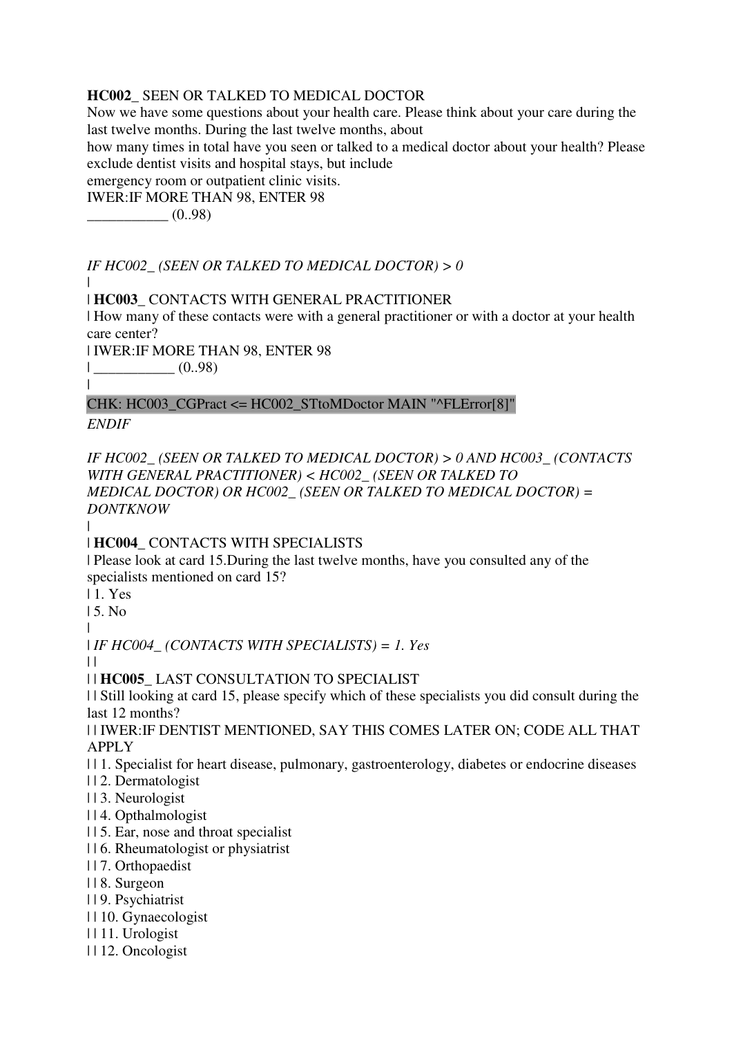**HC002_** SEEN OR TALKED TO MEDICAL DOCTOR

Now we have some questions about your health care. Please think about your care during the last twelve months. During the last twelve months, about
how many times in total have you seen or talked to a medical doctor about your health? Please exclude dentist visits and hospital stays, but include
emergency room or outpatient clinic visits.

IWER:IF MORE THAN 98, ENTER 98

___________ (0..98)

*IF HC002_ (SEEN OR TALKED TO MEDICAL DOCTOR) > 0*

|

| **HC003_** CONTACTS WITH GENERAL PRACTITIONER

| How many of these contacts were with a general practitioner or with a doctor at your health care center?

| IWER:IF MORE THAN 98, ENTER 98

| ___________ (0..98)

|

CHK: HC003_CGPract <= HC002_STtoMDoctor MAIN "^FLError[8]"

*ENDIF*

*IF HC002_ (SEEN OR TALKED TO MEDICAL DOCTOR) > 0 AND HC003_ (CONTACTS WITH GENERAL PRACTITIONER) < HC002_ (SEEN OR TALKED TO MEDICAL DOCTOR) OR HC002_ (SEEN OR TALKED TO MEDICAL DOCTOR) = DONTKNOW*

|

| **HC004_** CONTACTS WITH SPECIALISTS

| Please look at card 15.During the last twelve months, have you consulted any of the specialists mentioned on card 15?

| 1. Yes

| 5. No

|

| *IF HC004_ (CONTACTS WITH SPECIALISTS) = 1. Yes*

| |

| | **HC005_** LAST CONSULTATION TO SPECIALIST

| | Still looking at card 15, please specify which of these specialists you did consult during the last 12 months?

| | IWER:IF DENTIST MENTIONED, SAY THIS COMES LATER ON; CODE ALL THAT APPLY

| | 1. Specialist for heart disease, pulmonary, gastroenterology, diabetes or endocrine diseases

| | 2. Dermatologist

| | 3. Neurologist

| | 4. Opthalmologist

| | 5. Ear, nose and throat specialist

| | 6. Rheumatologist or physiatrist

| | 7. Orthopaedist

| | 8. Surgeon

| | 9. Psychiatrist

| | 10. Gynaecologist

| | 11. Urologist

| | 12. Oncologist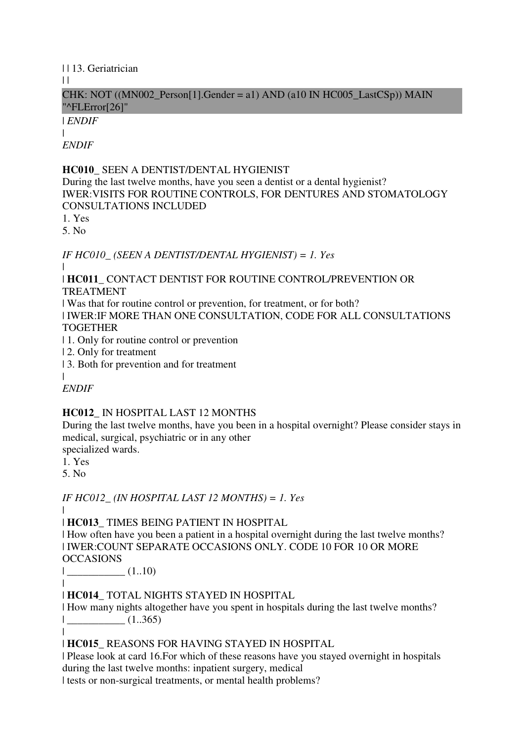| | 13. Geriatrician

| |

CHK: NOT ((MN002_Person[1].Gender = a1) AND (a10 IN HC005_LastCSp)) MAIN "^FLError[26]"

| *ENDIF*

|

*ENDIF*

**HC010_** SEEN A DENTIST/DENTAL HYGIENIST

During the last twelve months, have you seen a dentist or a dental hygienist?

IWER:VISITS FOR ROUTINE CONTROLS, FOR DENTURES AND STOMATOLOGY CONSULTATIONS INCLUDED

1. Yes
5. No

*IF HC010_ (SEEN A DENTIST/DENTAL HYGIENIST) = 1. Yes*

|

| **HC011_** CONTACT DENTIST FOR ROUTINE CONTROL/PREVENTION OR TREATMENT

| Was that for routine control or prevention, for treatment, or for both?

| IWER:IF MORE THAN ONE CONSULTATION, CODE FOR ALL CONSULTATIONS TOGETHER

| 1. Only for routine control or prevention

| 2. Only for treatment

| 3. Both for prevention and for treatment

|

*ENDIF*

**HC012_** IN HOSPITAL LAST 12 MONTHS

During the last twelve months, have you been in a hospital overnight? Please consider stays in medical, surgical, psychiatric or in any other specialized wards.

1. Yes
5. No

*IF HC012_ (IN HOSPITAL LAST 12 MONTHS) = 1. Yes*

|

| **HC013_** TIMES BEING PATIENT IN HOSPITAL

| How often have you been a patient in a hospital overnight during the last twelve months?

| IWER:COUNT SEPARATE OCCASIONS ONLY. CODE 10 FOR 10 OR MORE OCCASIONS

| ___________ (1..10)

|

| **HC014_** TOTAL NIGHTS STAYED IN HOSPITAL

| How many nights altogether have you spent in hospitals during the last twelve months?

| ___________ (1..365)

|

| **HC015_** REASONS FOR HAVING STAYED IN HOSPITAL

| Please look at card 16.For which of these reasons have you stayed overnight in hospitals during the last twelve months: inpatient surgery, medical

| tests or non-surgical treatments, or mental health problems?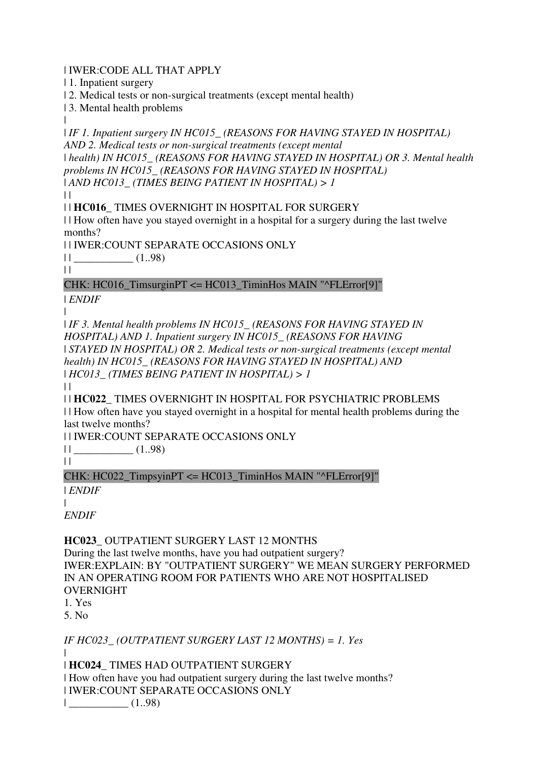| IWER:CODE ALL THAT APPLY
| 1. Inpatient surgery
| 2. Medical tests or non-surgical treatments (except mental health)
| 3. Mental health problems
|
| *IF 1. Inpatient surgery IN HC015_ (REASONS FOR HAVING STAYED IN HOSPITAL) AND 2. Medical tests or non-surgical treatments (except mental*
| *health) IN HC015_ (REASONS FOR HAVING STAYED IN HOSPITAL) OR 3. Mental health problems IN HC015_ (REASONS FOR HAVING STAYED IN HOSPITAL)*
| *AND HC013_ (TIMES BEING PATIENT IN HOSPITAL) > 1*
| |
| | **HC016_** TIMES OVERNIGHT IN HOSPITAL FOR SURGERY
| | How often have you stayed overnight in a hospital for a surgery during the last twelve months?
| | IWER:COUNT SEPARATE OCCASIONS ONLY
| | ___________ (1..98)
| |
CHK: HC016_TimsurginPT <= HC013_TiminHos MAIN "^FLError[9]"
| *ENDIF*
|
| *IF 3. Mental health problems IN HC015_ (REASONS FOR HAVING STAYED IN HOSPITAL) AND 1. Inpatient surgery IN HC015_ (REASONS FOR HAVING*
| *STAYED IN HOSPITAL) OR 2. Medical tests or non-surgical treatments (except mental health) IN HC015_ (REASONS FOR HAVING STAYED IN HOSPITAL) AND*
| *HC013_ (TIMES BEING PATIENT IN HOSPITAL) > 1*
| |
| | **HC022_** TIMES OVERNIGHT IN HOSPITAL FOR PSYCHIATRIC PROBLEMS
| | How often have you stayed overnight in a hospital for mental health problems during the last twelve months?
| | IWER:COUNT SEPARATE OCCASIONS ONLY
| | ___________ (1..98)
| |
CHK: HC022_TimpsyinPT <= HC013_TiminHos MAIN "^FLError[9]"
| *ENDIF*
|
*ENDIF*

**HC023_** OUTPATIENT SURGERY LAST 12 MONTHS
During the last twelve months, have you had outpatient surgery?
IWER:EXPLAIN: BY "OUTPATIENT SURGERY" WE MEAN SURGERY PERFORMED IN AN OPERATING ROOM FOR PATIENTS WHO ARE NOT HOSPITALISED OVERNIGHT
1. Yes
5. No

*IF HC023_ (OUTPATIENT SURGERY LAST 12 MONTHS) = 1. Yes*
|
| **HC024_** TIMES HAD OUTPATIENT SURGERY
| How often have you had outpatient surgery during the last twelve months?
| IWER:COUNT SEPARATE OCCASIONS ONLY
| ___________ (1..98)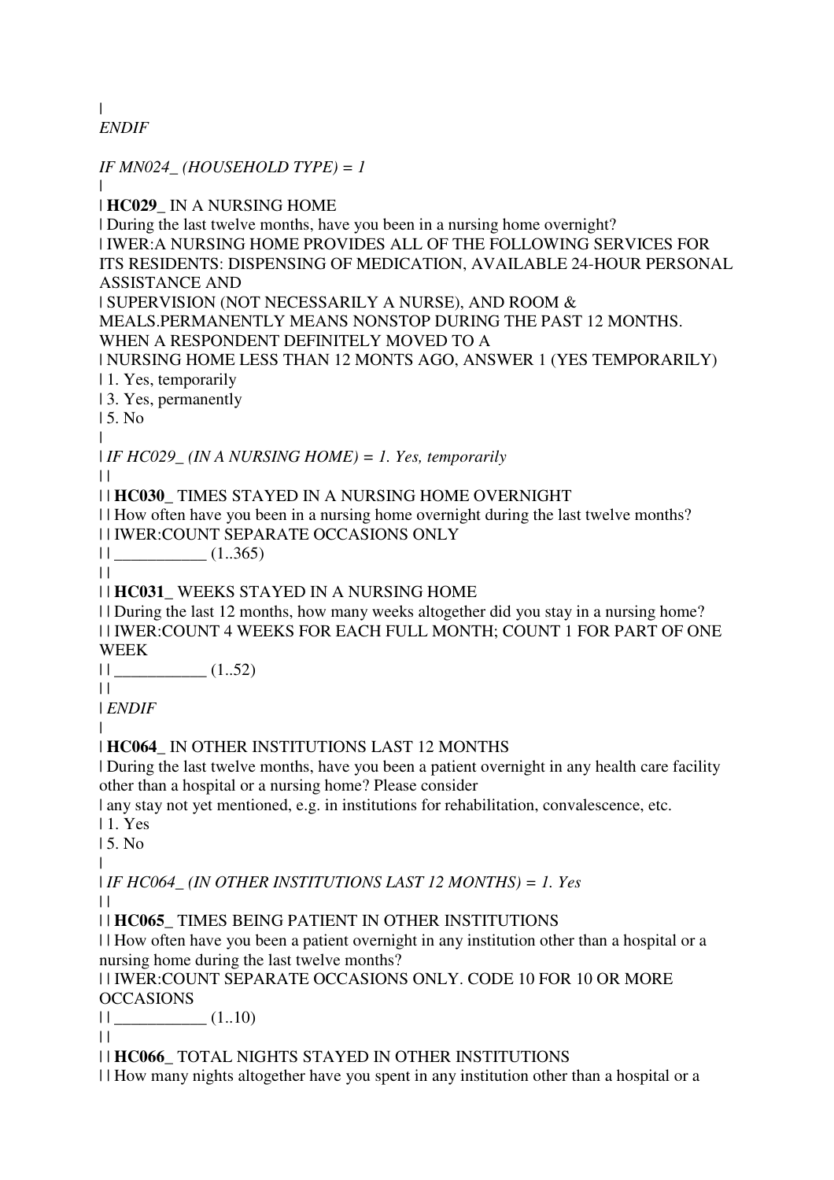|
*ENDIF*

*IF MN024_ (HOUSEHOLD TYPE) = 1*
|
| **HC029_** IN A NURSING HOME
| During the last twelve months, have you been in a nursing home overnight?
| IWER:A NURSING HOME PROVIDES ALL OF THE FOLLOWING SERVICES FOR ITS RESIDENTS: DISPENSING OF MEDICATION, AVAILABLE 24-HOUR PERSONAL ASSISTANCE AND
| SUPERVISION (NOT NECESSARILY A NURSE), AND ROOM & MEALS.PERMANENTLY MEANS NONSTOP DURING THE PAST 12 MONTHS. WHEN A RESPONDENT DEFINITELY MOVED TO A
| NURSING HOME LESS THAN 12 MONTS AGO, ANSWER 1 (YES TEMPORARILY)
| 1. Yes, temporarily
| 3. Yes, permanently
| 5. No
|
| *IF HC029_ (IN A NURSING HOME) = 1. Yes, temporarily*
| |
| | **HC030_** TIMES STAYED IN A NURSING HOME OVERNIGHT
| | How often have you been in a nursing home overnight during the last twelve months?
| | IWER:COUNT SEPARATE OCCASIONS ONLY
| | ___________ (1..365)
| |
| | **HC031_** WEEKS STAYED IN A NURSING HOME
| | During the last 12 months, how many weeks altogether did you stay in a nursing home?
| | IWER:COUNT 4 WEEKS FOR EACH FULL MONTH; COUNT 1 FOR PART OF ONE WEEK
| | ___________ (1..52)
| |
| *ENDIF*
|
| **HC064_** IN OTHER INSTITUTIONS LAST 12 MONTHS
| During the last twelve months, have you been a patient overnight in any health care facility other than a hospital or a nursing home? Please consider
| any stay not yet mentioned, e.g. in institutions for rehabilitation, convalescence, etc.
| 1. Yes
| 5. No
|
| *IF HC064_ (IN OTHER INSTITUTIONS LAST 12 MONTHS) = 1. Yes*
| |
| | **HC065_** TIMES BEING PATIENT IN OTHER INSTITUTIONS
| | How often have you been a patient overnight in any institution other than a hospital or a nursing home during the last twelve months?
| | IWER:COUNT SEPARATE OCCASIONS ONLY. CODE 10 FOR 10 OR MORE OCCASIONS
| | ___________ (1..10)
| |
| | **HC066_** TOTAL NIGHTS STAYED IN OTHER INSTITUTIONS
| | How many nights altogether have you spent in any institution other than a hospital or a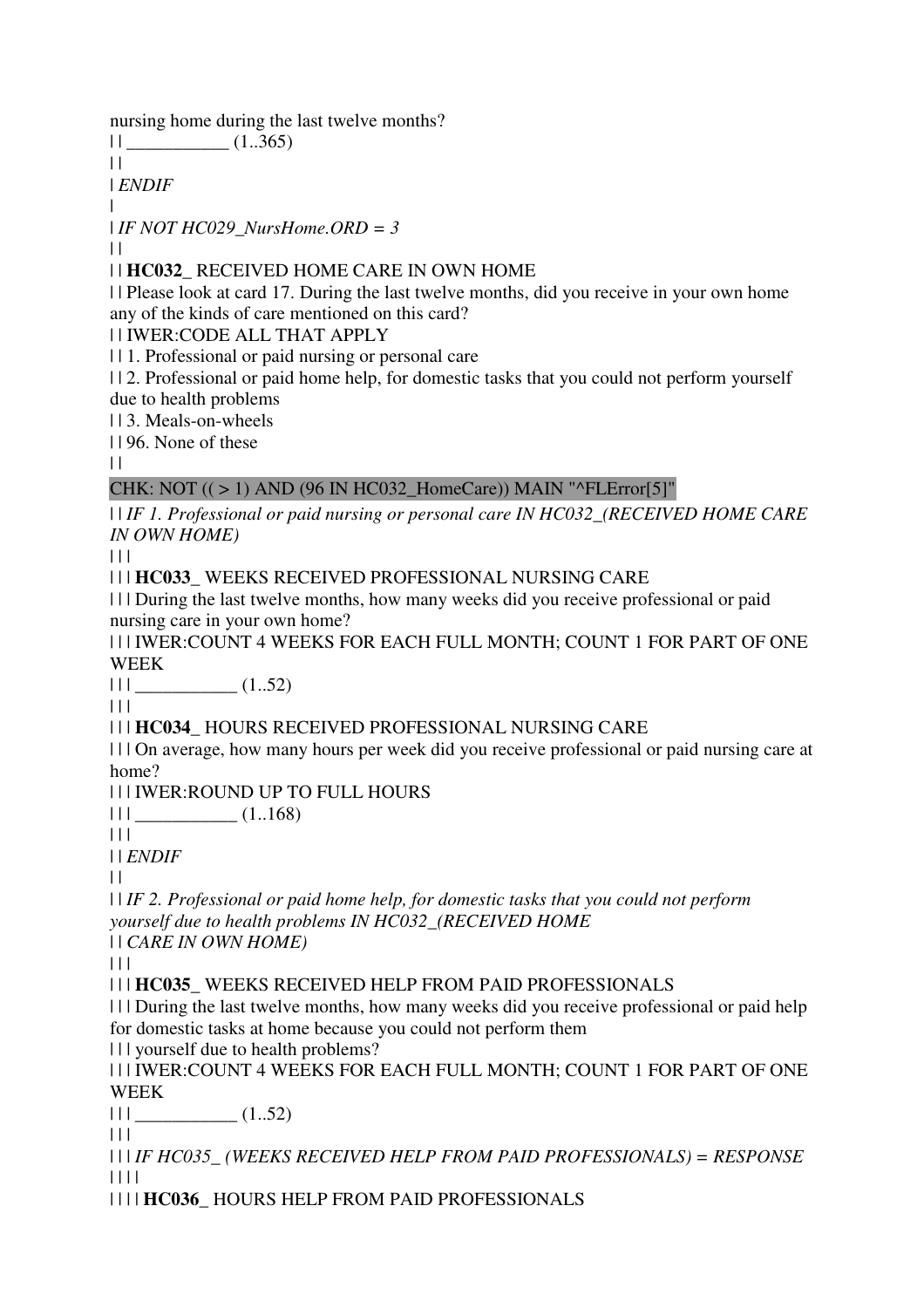nursing home during the last twelve months?

| | ___________ (1..365)

| |

| *ENDIF*

|

| *IF NOT HC029_NursHome.ORD = 3*

| |

| | **HC032_** RECEIVED HOME CARE IN OWN HOME

| | Please look at card 17. During the last twelve months, did you receive in your own home any of the kinds of care mentioned on this card?

| | IWER:CODE ALL THAT APPLY

| | 1. Professional or paid nursing or personal care

| | 2. Professional or paid home help, for domestic tasks that you could not perform yourself due to health problems

| | 3. Meals-on-wheels

| | 96. None of these

| |

CHK: NOT (( > 1) AND (96 IN HC032_HomeCare)) MAIN "^FLError[5]"

| | *IF 1. Professional or paid nursing or personal care IN HC032_(RECEIVED HOME CARE IN OWN HOME)*

| | |

| | | **HC033_** WEEKS RECEIVED PROFESSIONAL NURSING CARE

| | | During the last twelve months, how many weeks did you receive professional or paid nursing care in your own home?

| | | IWER:COUNT 4 WEEKS FOR EACH FULL MONTH; COUNT 1 FOR PART OF ONE WEEK

| | | ___________ (1..52)

| | |

| | | **HC034_** HOURS RECEIVED PROFESSIONAL NURSING CARE

| | | On average, how many hours per week did you receive professional or paid nursing care at home?

| | | IWER:ROUND UP TO FULL HOURS

| | | ___________ (1..168)

| | |

| | *ENDIF*

| |

| | *IF 2. Professional or paid home help, for domestic tasks that you could not perform yourself due to health problems IN HC032_(RECEIVED HOME*

| | *CARE IN OWN HOME)*

| | |

| | | **HC035_** WEEKS RECEIVED HELP FROM PAID PROFESSIONALS

| | | During the last twelve months, how many weeks did you receive professional or paid help for domestic tasks at home because you could not perform them

| | | yourself due to health problems?

| | | IWER:COUNT 4 WEEKS FOR EACH FULL MONTH; COUNT 1 FOR PART OF ONE WEEK

| | | ___________ (1..52)

| | |

| | | *IF HC035_ (WEEKS RECEIVED HELP FROM PAID PROFESSIONALS) = RESPONSE*

| | | |

| | | | **HC036_** HOURS HELP FROM PAID PROFESSIONALS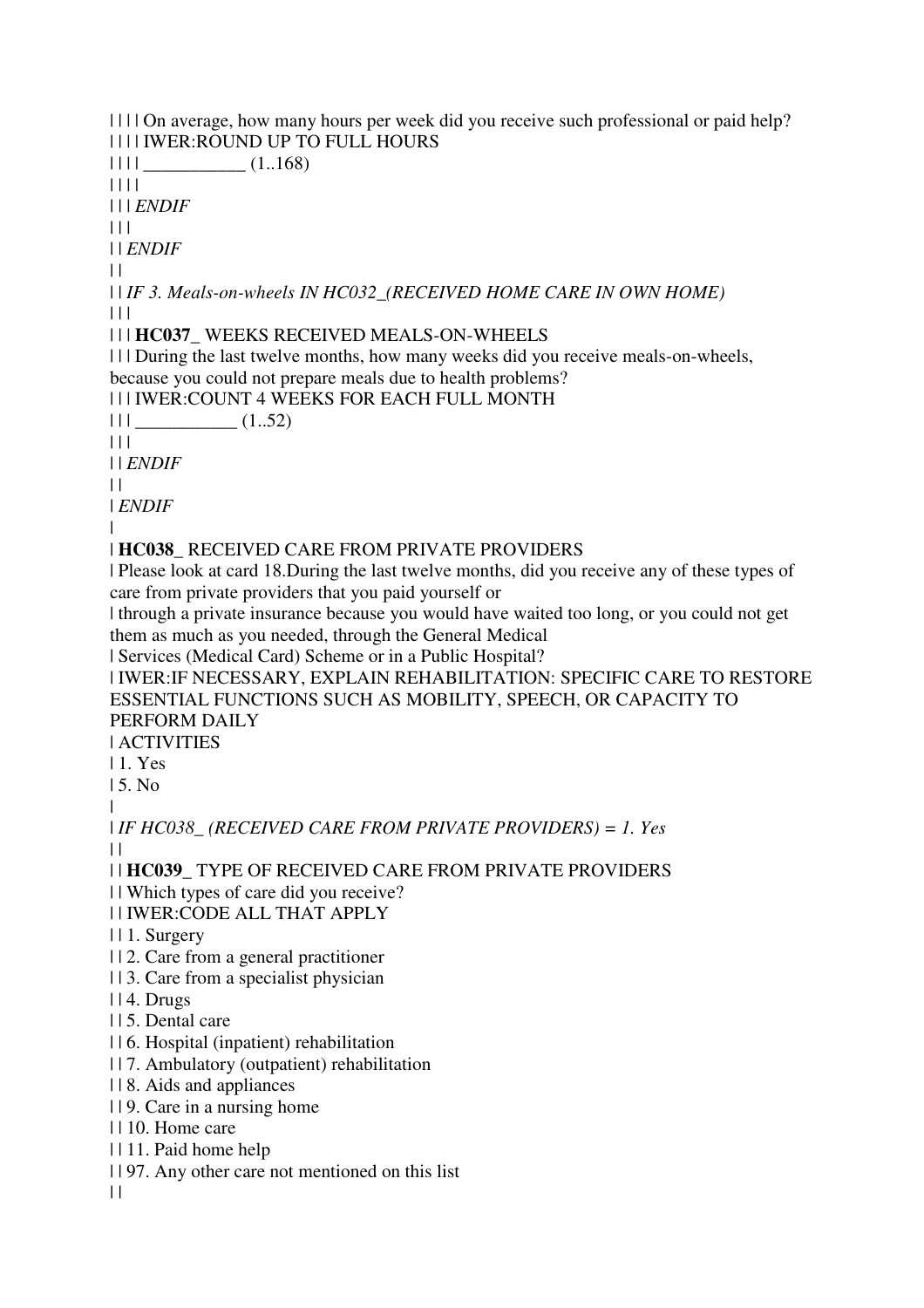| | | | On average, how many hours per week did you receive such professional or paid help?
| | | | IWER:ROUND UP TO FULL HOURS
| | | | ___________ (1..168)
| | | |
| | | *ENDIF*
| | |
| | *ENDIF*
| |
| | *IF 3. Meals-on-wheels IN HC032_(RECEIVED HOME CARE IN OWN HOME)*
| | |
| | | **HC037_** WEEKS RECEIVED MEALS-ON-WHEELS
| | | During the last twelve months, how many weeks did you receive meals-on-wheels, because you could not prepare meals due to health problems?
| | | IWER:COUNT 4 WEEKS FOR EACH FULL MONTH
| | | ___________ (1..52)
| | |
| | *ENDIF*
| |
| *ENDIF*
|
| **HC038_** RECEIVED CARE FROM PRIVATE PROVIDERS
| Please look at card 18.During the last twelve months, did you receive any of these types of care from private providers that you paid yourself or
| through a private insurance because you would have waited too long, or you could not get them as much as you needed, through the General Medical
| Services (Medical Card) Scheme or in a Public Hospital?
| IWER:IF NECESSARY, EXPLAIN REHABILITATION: SPECIFIC CARE TO RESTORE ESSENTIAL FUNCTIONS SUCH AS MOBILITY, SPEECH, OR CAPACITY TO PERFORM DAILY
| ACTIVITIES
| 1. Yes
| 5. No
|
| *IF HC038_ (RECEIVED CARE FROM PRIVATE PROVIDERS) = 1. Yes*
| |
| | **HC039_** TYPE OF RECEIVED CARE FROM PRIVATE PROVIDERS
| | Which types of care did you receive?
| | IWER:CODE ALL THAT APPLY
| | 1. Surgery
| | 2. Care from a general practitioner
| | 3. Care from a specialist physician
| | 4. Drugs
| | 5. Dental care
| | 6. Hospital (inpatient) rehabilitation
| | 7. Ambulatory (outpatient) rehabilitation
| | 8. Aids and appliances
| | 9. Care in a nursing home
| | 10. Home care
| | 11. Paid home help
| | 97. Any other care not mentioned on this list
| |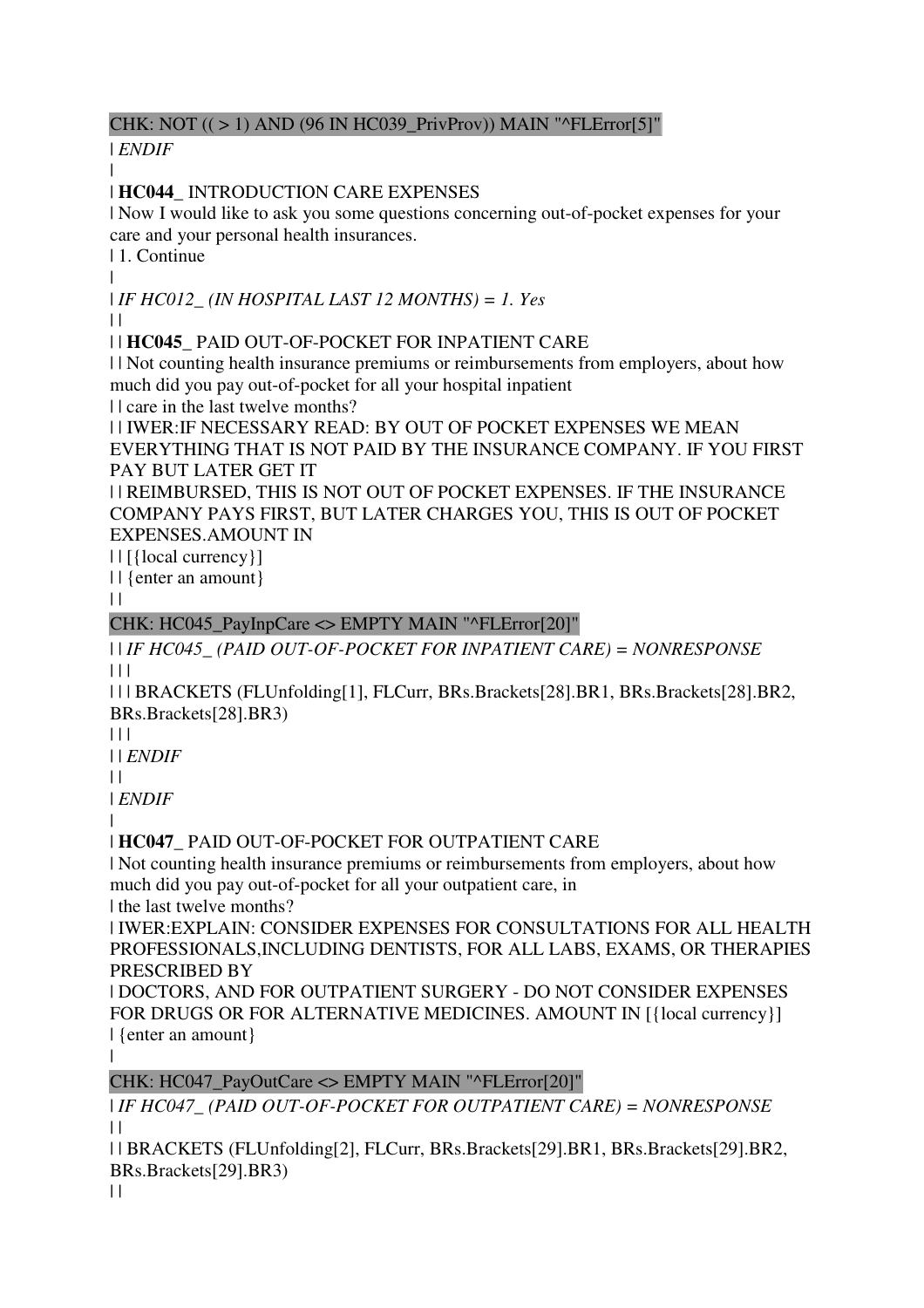CHK: NOT (( > 1) AND (96 IN HC039_PrivProv)) MAIN "^FLError[5]"

| *ENDIF*

|

| **HC044_** INTRODUCTION CARE EXPENSES

| Now I would like to ask you some questions concerning out-of-pocket expenses for your care and your personal health insurances.

| 1. Continue

|

| *IF HC012_ (IN HOSPITAL LAST 12 MONTHS) = 1. Yes*

| |

| | **HC045_** PAID OUT-OF-POCKET FOR INPATIENT CARE

| | Not counting health insurance premiums or reimbursements from employers, about how much did you pay out-of-pocket for all your hospital inpatient

| | care in the last twelve months?

| | IWER:IF NECESSARY READ: BY OUT OF POCKET EXPENSES WE MEAN EVERYTHING THAT IS NOT PAID BY THE INSURANCE COMPANY. IF YOU FIRST PAY BUT LATER GET IT

| | REIMBURSED, THIS IS NOT OUT OF POCKET EXPENSES. IF THE INSURANCE COMPANY PAYS FIRST, BUT LATER CHARGES YOU, THIS IS OUT OF POCKET EXPENSES.AMOUNT IN

| | [{local currency}]

| | {enter an amount}

| |

CHK: HC045_PayInpCare <> EMPTY MAIN "^FLError[20]"

| | *IF HC045_ (PAID OUT-OF-POCKET FOR INPATIENT CARE) = NONRESPONSE*

| | |

| | | BRACKETS (FLUnfolding[1], FLCurr, BRs.Brackets[28].BR1, BRs.Brackets[28].BR2, BRs.Brackets[28].BR3)

| | |

| | *ENDIF*

| |

| *ENDIF*

|

| **HC047_** PAID OUT-OF-POCKET FOR OUTPATIENT CARE

| Not counting health insurance premiums or reimbursements from employers, about how much did you pay out-of-pocket for all your outpatient care, in

| the last twelve months?

| IWER:EXPLAIN: CONSIDER EXPENSES FOR CONSULTATIONS FOR ALL HEALTH PROFESSIONALS,INCLUDING DENTISTS, FOR ALL LABS, EXAMS, OR THERAPIES PRESCRIBED BY

| DOCTORS, AND FOR OUTPATIENT SURGERY - DO NOT CONSIDER EXPENSES FOR DRUGS OR FOR ALTERNATIVE MEDICINES. AMOUNT IN [{local currency}]

| {enter an amount}

|

CHK: HC047_PayOutCare <> EMPTY MAIN "^FLError[20]"

| *IF HC047_ (PAID OUT-OF-POCKET FOR OUTPATIENT CARE) = NONRESPONSE*

| |

| | BRACKETS (FLUnfolding[2], FLCurr, BRs.Brackets[29].BR1, BRs.Brackets[29].BR2, BRs.Brackets[29].BR3)

| |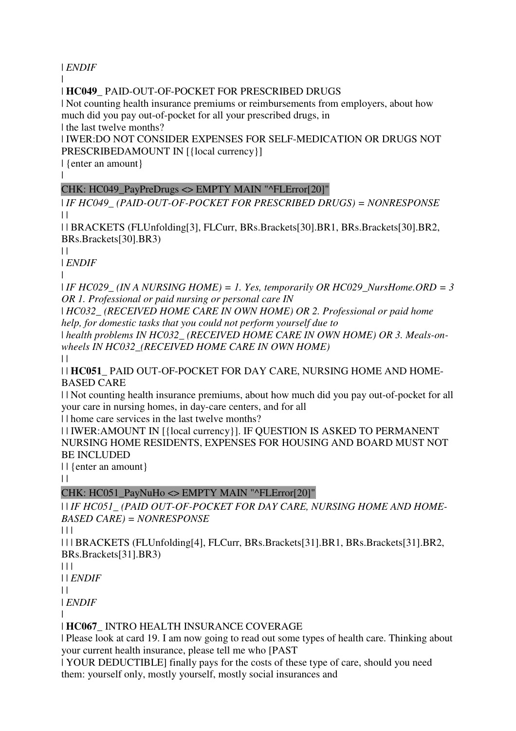| *ENDIF*

|

| **HC049_** PAID-OUT-OF-POCKET FOR PRESCRIBED DRUGS

| Not counting health insurance premiums or reimbursements from employers, about how much did you pay out-of-pocket for all your prescribed drugs, in

| the last twelve months?

| IWER:DO NOT CONSIDER EXPENSES FOR SELF-MEDICATION OR DRUGS NOT PRESCRIBEDAMOUNT IN [{local currency}]

| {enter an amount}

|

CHK: HC049_PayPreDrugs <> EMPTY MAIN "^FLError[20]"

| *IF HC049_ (PAID-OUT-OF-POCKET FOR PRESCRIBED DRUGS) = NONRESPONSE*

| |

| | BRACKETS (FLUnfolding[3], FLCurr, BRs.Brackets[30].BR1, BRs.Brackets[30].BR2, BRs.Brackets[30].BR3)

| |

| *ENDIF*

|

| *IF HC029_ (IN A NURSING HOME) = 1. Yes, temporarily OR HC029_NursHome.ORD = 3 OR 1. Professional or paid nursing or personal care IN*

| *HC032_ (RECEIVED HOME CARE IN OWN HOME) OR 2. Professional or paid home help, for domestic tasks that you could not perform yourself due to*

| *health problems IN HC032_ (RECEIVED HOME CARE IN OWN HOME) OR 3. Meals-on-wheels IN HC032_(RECEIVED HOME CARE IN OWN HOME)*

| |

| | **HC051_** PAID OUT-OF-POCKET FOR DAY CARE, NURSING HOME AND HOME-BASED CARE

| | Not counting health insurance premiums, about how much did you pay out-of-pocket for all your care in nursing homes, in day-care centers, and for all

| | home care services in the last twelve months?

| | IWER:AMOUNT IN [{local currency}]. IF QUESTION IS ASKED TO PERMANENT NURSING HOME RESIDENTS, EXPENSES FOR HOUSING AND BOARD MUST NOT BE INCLUDED

| | {enter an amount}

| |

CHK: HC051_PayNuHo <> EMPTY MAIN "^FLError[20]"

| | *IF HC051_ (PAID OUT-OF-POCKET FOR DAY CARE, NURSING HOME AND HOME-BASED CARE) = NONRESPONSE*

| | |

| | | BRACKETS (FLUnfolding[4], FLCurr, BRs.Brackets[31].BR1, BRs.Brackets[31].BR2, BRs.Brackets[31].BR3)

| | |

| | *ENDIF*

| |

| *ENDIF*

|

| **HC067_** INTRO HEALTH INSURANCE COVERAGE

| Please look at card 19. I am now going to read out some types of health care. Thinking about your current health insurance, please tell me who [PAST

| YOUR DEDUCTIBLE] finally pays for the costs of these type of care, should you need them: yourself only, mostly yourself, mostly social insurances and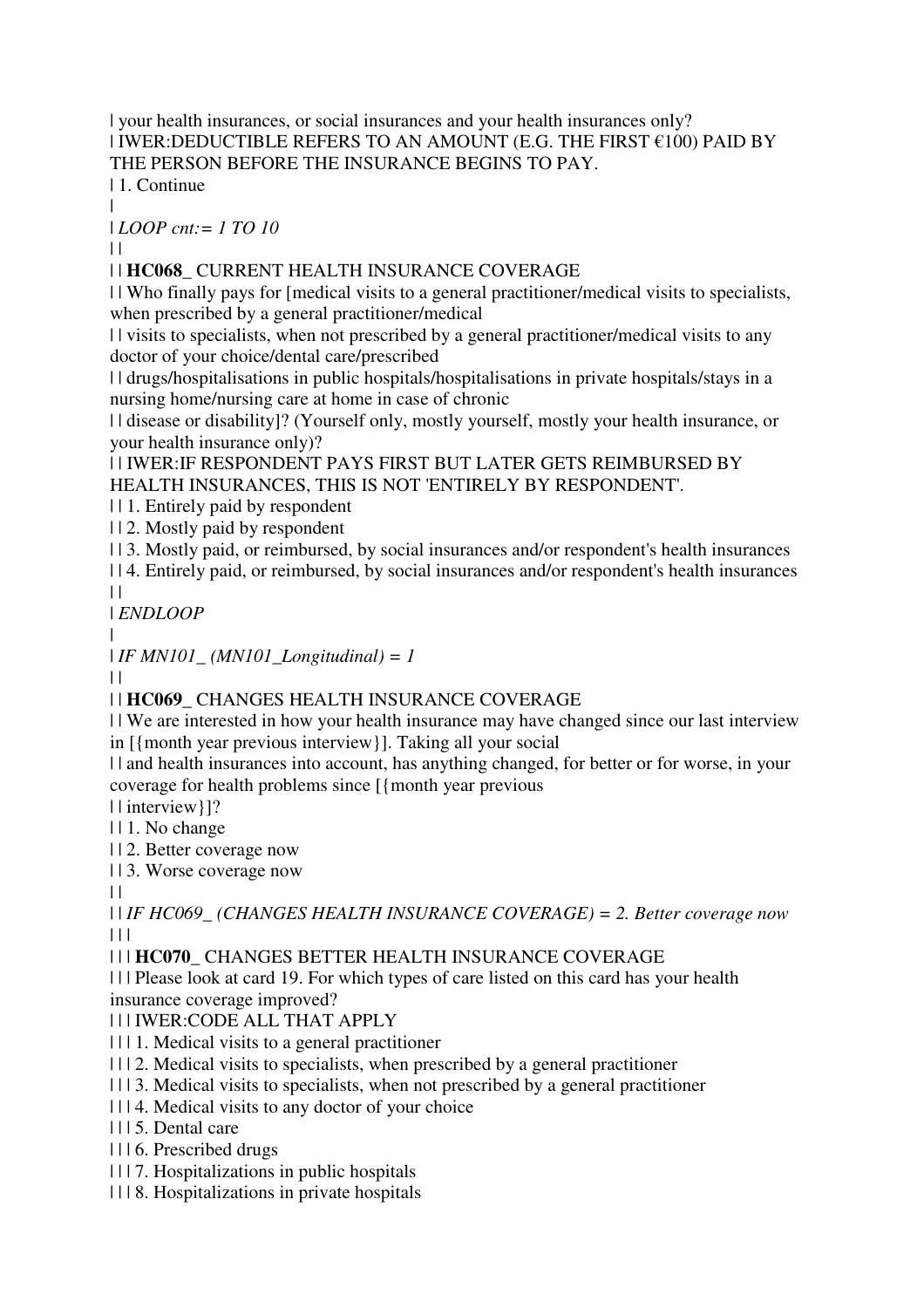| your health insurances, or social insurances and your health insurances only?
| IWER:DEDUCTIBLE REFERS TO AN AMOUNT (E.G. THE FIRST €100) PAID BY THE PERSON BEFORE THE INSURANCE BEGINS TO PAY.
| 1. Continue
|
| *LOOP cnt:= 1 TO 10*
| |
| | **HC068_** CURRENT HEALTH INSURANCE COVERAGE
| | Who finally pays for [medical visits to a general practitioner/medical visits to specialists, when prescribed by a general practitioner/medical
| | visits to specialists, when not prescribed by a general practitioner/medical visits to any doctor of your choice/dental care/prescribed
| | drugs/hospitalisations in public hospitals/hospitalisations in private hospitals/stays in a nursing home/nursing care at home in case of chronic
| | disease or disability]? (Yourself only, mostly yourself, mostly your health insurance, or your health insurance only)?
| | IWER:IF RESPONDENT PAYS FIRST BUT LATER GETS REIMBURSED BY HEALTH INSURANCES, THIS IS NOT 'ENTIRELY BY RESPONDENT'.
| | 1. Entirely paid by respondent
| | 2. Mostly paid by respondent
| | 3. Mostly paid, or reimbursed, by social insurances and/or respondent's health insurances
| | 4. Entirely paid, or reimbursed, by social insurances and/or respondent's health insurances
| |
| *ENDLOOP*
|
| *IF MN101_ (MN101_Longitudinal) = 1*
| |
| | **HC069_** CHANGES HEALTH INSURANCE COVERAGE
| | We are interested in how your health insurance may have changed since our last interview in [{month year previous interview}]. Taking all your social
| | and health insurances into account, has anything changed, for better or for worse, in your coverage for health problems since [{month year previous
| | interview}]?
| | 1. No change
| | 2. Better coverage now
| | 3. Worse coverage now
| |
| | *IF HC069_ (CHANGES HEALTH INSURANCE COVERAGE) = 2. Better coverage now*
| | |
| | | **HC070_** CHANGES BETTER HEALTH INSURANCE COVERAGE
| | | Please look at card 19. For which types of care listed on this card has your health insurance coverage improved?
| | | IWER:CODE ALL THAT APPLY
| | | 1. Medical visits to a general practitioner
| | | 2. Medical visits to specialists, when prescribed by a general practitioner
| | | 3. Medical visits to specialists, when not prescribed by a general practitioner
| | | 4. Medical visits to any doctor of your choice
| | | 5. Dental care
| | | 6. Prescribed drugs
| | | 7. Hospitalizations in public hospitals
| | | 8. Hospitalizations in private hospitals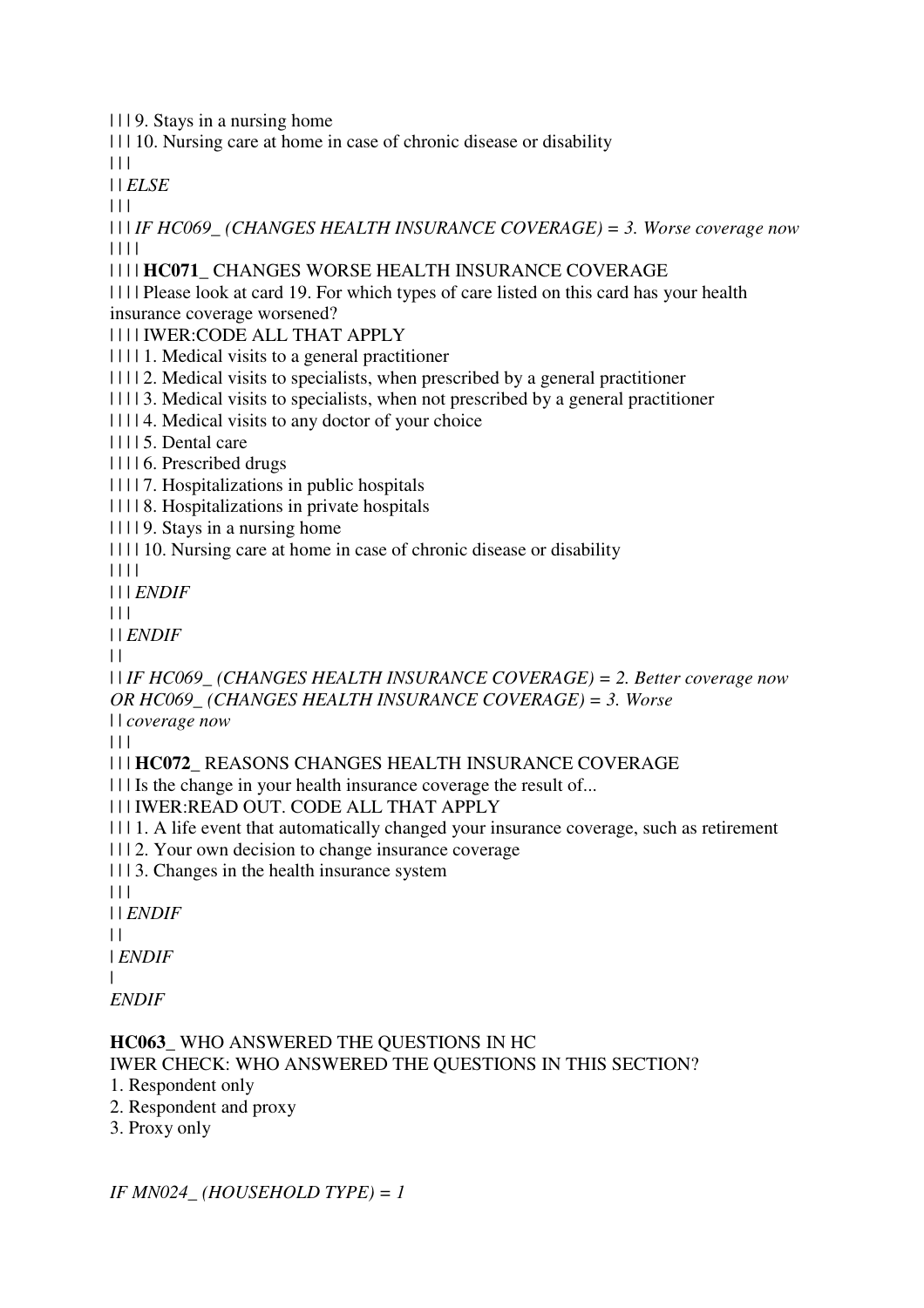| | | 9. Stays in a nursing home
| | | 10. Nursing care at home in case of chronic disease or disability
| | |
| | *ELSE*
| | |
| | | *IF HC069_ (CHANGES HEALTH INSURANCE COVERAGE) = 3. Worse coverage now*
| | | |
| | | | **HC071_** CHANGES WORSE HEALTH INSURANCE COVERAGE
| | | | Please look at card 19. For which types of care listed on this card has your health insurance coverage worsened?
| | | | IWER:CODE ALL THAT APPLY
| | | | 1. Medical visits to a general practitioner
| | | | 2. Medical visits to specialists, when prescribed by a general practitioner
| | | | 3. Medical visits to specialists, when not prescribed by a general practitioner
| | | | 4. Medical visits to any doctor of your choice
| | | | 5. Dental care
| | | | 6. Prescribed drugs
| | | | 7. Hospitalizations in public hospitals
| | | | 8. Hospitalizations in private hospitals
| | | | 9. Stays in a nursing home
| | | | 10. Nursing care at home in case of chronic disease or disability
| | | |
| | | *ENDIF*
| | |
| | *ENDIF*
| |
| | *IF HC069_ (CHANGES HEALTH INSURANCE COVERAGE) = 2. Better coverage now OR HC069_ (CHANGES HEALTH INSURANCE COVERAGE) = 3. Worse*
| | *coverage now*
| | |
| | | **HC072_** REASONS CHANGES HEALTH INSURANCE COVERAGE
| | | Is the change in your health insurance coverage the result of...
| | | IWER:READ OUT. CODE ALL THAT APPLY
| | | 1. A life event that automatically changed your insurance coverage, such as retirement
| | | 2. Your own decision to change insurance coverage
| | | 3. Changes in the health insurance system
| | |
| | *ENDIF*
| |
| *ENDIF*
|
*ENDIF*

**HC063_** WHO ANSWERED THE QUESTIONS IN HC
IWER CHECK: WHO ANSWERED THE QUESTIONS IN THIS SECTION?
1. Respondent only
2. Respondent and proxy
3. Proxy only

*IF MN024_ (HOUSEHOLD TYPE) = 1*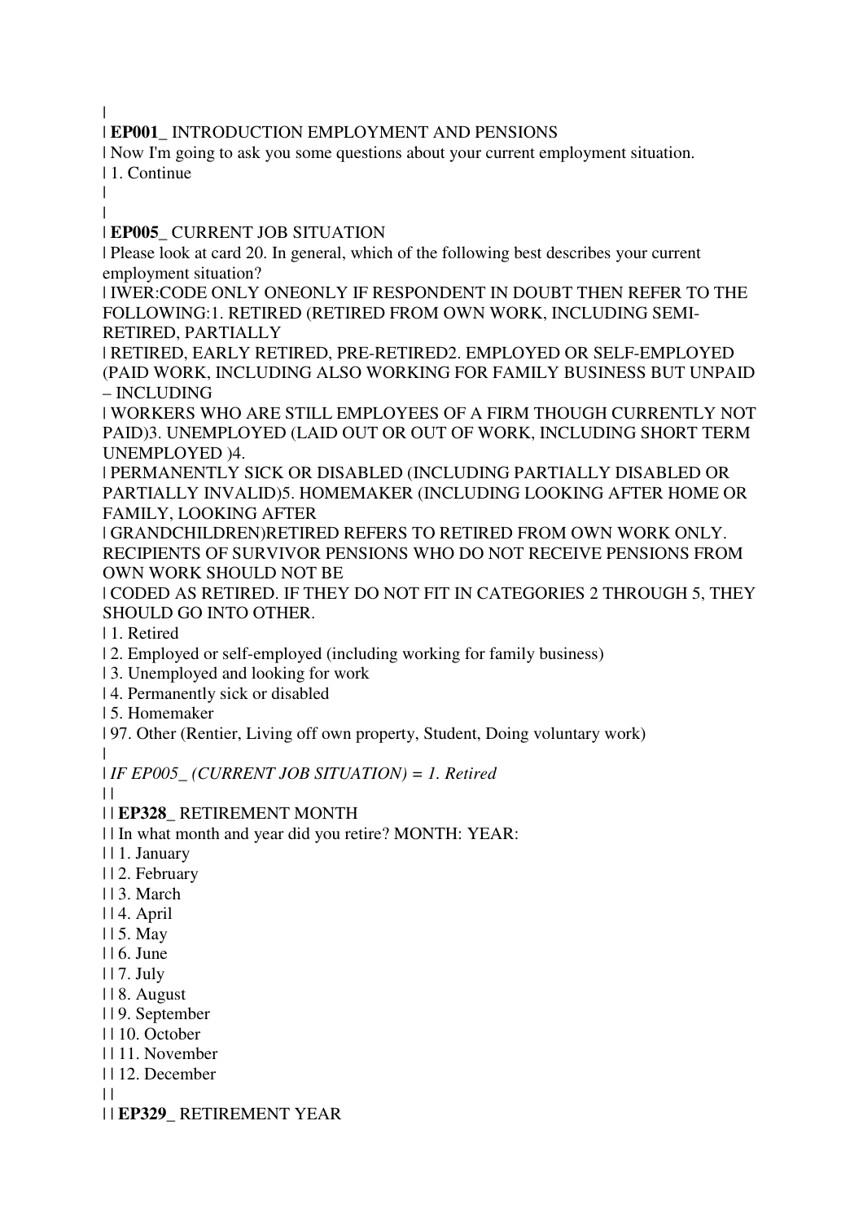|

| **EP001_** INTRODUCTION EMPLOYMENT AND PENSIONS

| Now I'm going to ask you some questions about your current employment situation.

| 1. Continue

|

|

| **EP005_** CURRENT JOB SITUATION

| Please look at card 20. In general, which of the following best describes your current employment situation?

| IWER:CODE ONLY ONEONLY IF RESPONDENT IN DOUBT THEN REFER TO THE FOLLOWING:1. RETIRED (RETIRED FROM OWN WORK, INCLUDING SEMI-RETIRED, PARTIALLY

| RETIRED, EARLY RETIRED, PRE-RETIRED2. EMPLOYED OR SELF-EMPLOYED (PAID WORK, INCLUDING ALSO WORKING FOR FAMILY BUSINESS BUT UNPAID – INCLUDING

| WORKERS WHO ARE STILL EMPLOYEES OF A FIRM THOUGH CURRENTLY NOT PAID)3. UNEMPLOYED (LAID OUT OR OUT OF WORK, INCLUDING SHORT TERM UNEMPLOYED )4.

| PERMANENTLY SICK OR DISABLED (INCLUDING PARTIALLY DISABLED OR PARTIALLY INVALID)5. HOMEMAKER (INCLUDING LOOKING AFTER HOME OR FAMILY, LOOKING AFTER

| GRANDCHILDREN)RETIRED REFERS TO RETIRED FROM OWN WORK ONLY. RECIPIENTS OF SURVIVOR PENSIONS WHO DO NOT RECEIVE PENSIONS FROM OWN WORK SHOULD NOT BE

| CODED AS RETIRED. IF THEY DO NOT FIT IN CATEGORIES 2 THROUGH 5, THEY SHOULD GO INTO OTHER.

| 1. Retired

| 2. Employed or self-employed (including working for family business)

| 3. Unemployed and looking for work

| 4. Permanently sick or disabled

| 5. Homemaker

| 97. Other (Rentier, Living off own property, Student, Doing voluntary work)

|

| *IF EP005_ (CURRENT JOB SITUATION) = 1. Retired*

| |

| | **EP328_** RETIREMENT MONTH

| | In what month and year did you retire? MONTH: YEAR:

| | 1. January

| | 2. February

| | 3. March

| | 4. April

| | 5. May

| | 6. June

| | 7. July

| | 8. August

| | 9. September

| | 10. October

| | 11. November

| | 12. December

| |

| | **EP329_** RETIREMENT YEAR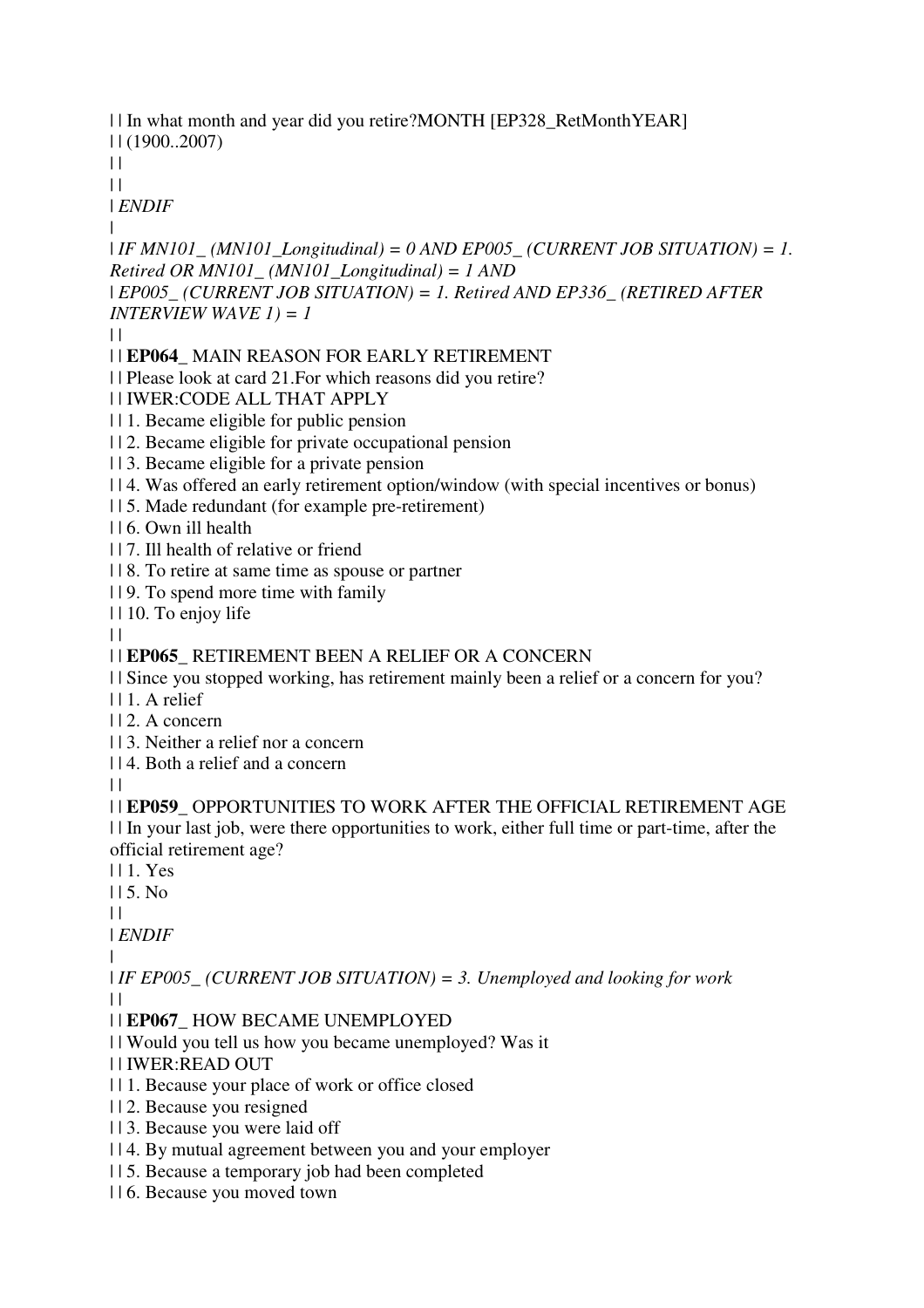| | In what month and year did you retire?MONTH [EP328_RetMonthYEAR]
| | (1900..2007)
| |
| |
| *ENDIF*
|
| *IF MN101_ (MN101_Longitudinal) = 0 AND EP005_ (CURRENT JOB SITUATION) = 1. Retired OR MN101_ (MN101_Longitudinal) = 1 AND*
| *EP005_ (CURRENT JOB SITUATION) = 1. Retired AND EP336_ (RETIRED AFTER INTERVIEW WAVE 1) = 1*
| |
| | **EP064_** MAIN REASON FOR EARLY RETIREMENT
| | Please look at card 21.For which reasons did you retire?
| | IWER:CODE ALL THAT APPLY
| | 1. Became eligible for public pension
| | 2. Became eligible for private occupational pension
| | 3. Became eligible for a private pension
| | 4. Was offered an early retirement option/window (with special incentives or bonus)
| | 5. Made redundant (for example pre-retirement)
| | 6. Own ill health
| | 7. Ill health of relative or friend
| | 8. To retire at same time as spouse or partner
| | 9. To spend more time with family
| | 10. To enjoy life
| |
| | **EP065_** RETIREMENT BEEN A RELIEF OR A CONCERN
| | Since you stopped working, has retirement mainly been a relief or a concern for you?
| | 1. A relief
| | 2. A concern
| | 3. Neither a relief nor a concern
| | 4. Both a relief and a concern
| |
| | **EP059_** OPPORTUNITIES TO WORK AFTER THE OFFICIAL RETIREMENT AGE
| | In your last job, were there opportunities to work, either full time or part-time, after the official retirement age?
| | 1. Yes
| | 5. No
| |
| *ENDIF*
|
| *IF EP005_ (CURRENT JOB SITUATION) = 3. Unemployed and looking for work*
| |
| | **EP067_** HOW BECAME UNEMPLOYED
| | Would you tell us how you became unemployed? Was it
| | IWER:READ OUT
| | 1. Because your place of work or office closed
| | 2. Because you resigned
| | 3. Because you were laid off
| | 4. By mutual agreement between you and your employer
| | 5. Because a temporary job had been completed
| | 6. Because you moved town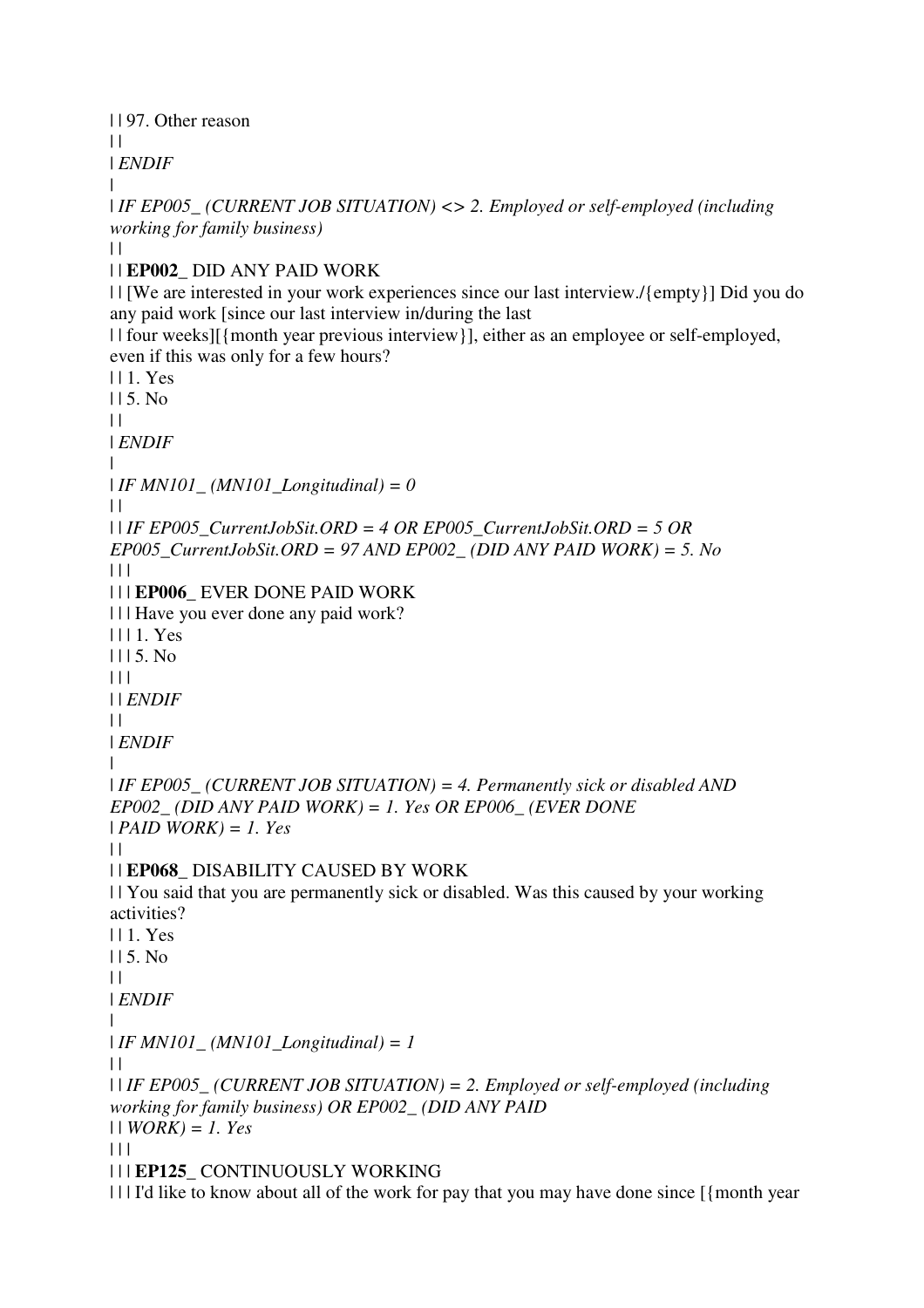| | 97. Other reason
| |
| *ENDIF*
|
| *IF EP005_ (CURRENT JOB SITUATION) <> 2. Employed or self-employed (including working for family business)*
| |
| | **EP002_** DID ANY PAID WORK
| | [We are interested in your work experiences since our last interview./{empty}] Did you do any paid work [since our last interview in/during the last
| | four weeks][{month year previous interview}], either as an employee or self-employed, even if this was only for a few hours?
| | 1. Yes
| | 5. No
| |
| *ENDIF*
|
| *IF MN101_ (MN101_Longitudinal) = 0*
| |
| | *IF EP005_CurrentJobSit.ORD = 4 OR EP005_CurrentJobSit.ORD = 5 OR EP005_CurrentJobSit.ORD = 97 AND EP002_ (DID ANY PAID WORK) = 5. No*
| | |
| | | **EP006_** EVER DONE PAID WORK
| | | Have you ever done any paid work?
| | | 1. Yes
| | | 5. No
| | |
| | *ENDIF*
| |
| *ENDIF*
|
| *IF EP005_ (CURRENT JOB SITUATION) = 4. Permanently sick or disabled AND EP002_ (DID ANY PAID WORK) = 1. Yes OR EP006_ (EVER DONE*
| *PAID WORK) = 1. Yes*
| |
| | **EP068_** DISABILITY CAUSED BY WORK
| | You said that you are permanently sick or disabled. Was this caused by your working activities?
| | 1. Yes
| | 5. No
| |
| *ENDIF*
|
| *IF MN101_ (MN101_Longitudinal) = 1*
| |
| | *IF EP005_ (CURRENT JOB SITUATION) = 2. Employed or self-employed (including working for family business) OR EP002_ (DID ANY PAID*
| | *WORK) = 1. Yes*
| | |
| | | **EP125_** CONTINUOUSLY WORKING
| | | I'd like to know about all of the work for pay that you may have done since [{month year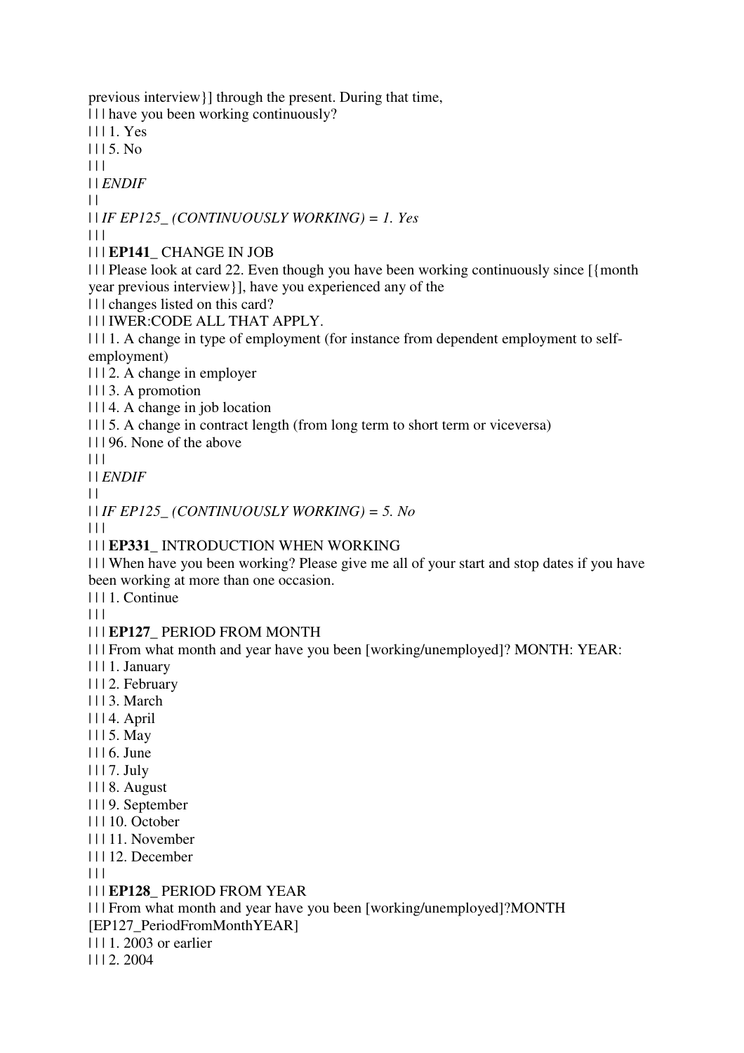previous interview}] through the present. During that time,

| | | have you been working continuously?

| | | 1. Yes

| | | 5. No

| | |

| | *ENDIF*

| |

| | *IF EP125_ (CONTINUOUSLY WORKING) = 1. Yes*

| | |

| | | **EP141_** CHANGE IN JOB

| | | Please look at card 22. Even though you have been working continuously since [{month year previous interview}], have you experienced any of the

| | | changes listed on this card?

| | | IWER:CODE ALL THAT APPLY.

| | | 1. A change in type of employment (for instance from dependent employment to self-employment)

| | | 2. A change in employer

| | | 3. A promotion

| | | 4. A change in job location

| | | 5. A change in contract length (from long term to short term or viceversa)

| | | 96. None of the above

| | |

| | *ENDIF*

| |

| | *IF EP125_ (CONTINUOUSLY WORKING) = 5. No*

| | |

| | | **EP331_** INTRODUCTION WHEN WORKING

| | | When have you been working? Please give me all of your start and stop dates if you have been working at more than one occasion.

| | | 1. Continue

| | |

| | | **EP127_** PERIOD FROM MONTH

| | | From what month and year have you been [working/unemployed]? MONTH: YEAR:

| | | 1. January

| | | 2. February

| | | 3. March

| | | 4. April

| | | 5. May

| | | 6. June

| | | 7. July

| | | 8. August

| | | 9. September

| | | 10. October

| | | 11. November

| | | 12. December

| | |

| | | **EP128_** PERIOD FROM YEAR

| | | From what month and year have you been [working/unemployed]?MONTH [EP127_PeriodFromMonthYEAR]

| | | 1. 2003 or earlier

| | | 2. 2004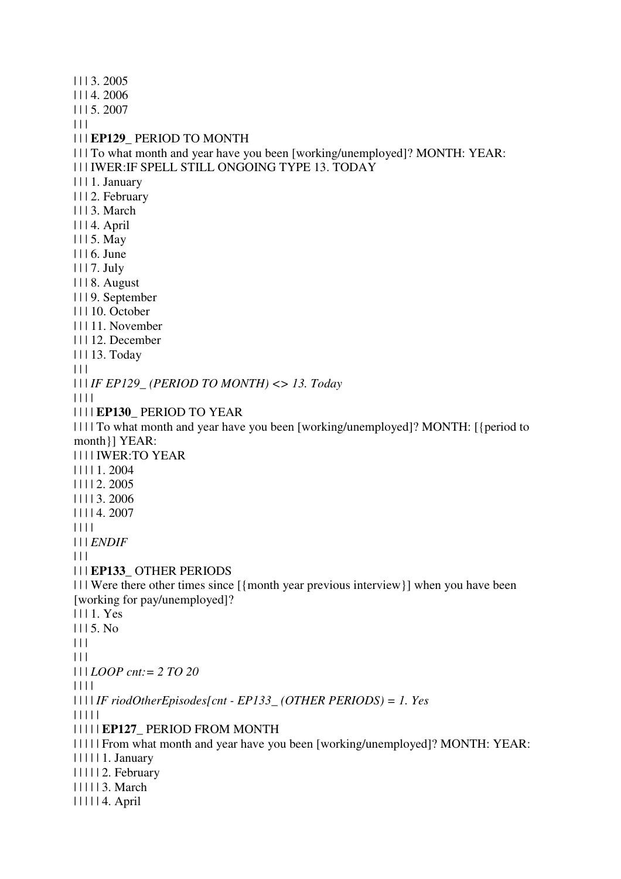| | | 3. 2005
| | | 4. 2006
| | | 5. 2007
| | |
| | | **EP129_** PERIOD TO MONTH
| | | To what month and year have you been [working/unemployed]? MONTH: YEAR:
| | | IWER:IF SPELL STILL ONGOING TYPE 13. TODAY
| | | 1. January
| | | 2. February
| | | 3. March
| | | 4. April
| | | 5. May
| | | 6. June
| | | 7. July
| | | 8. August
| | | 9. September
| | | 10. October
| | | 11. November
| | | 12. December
| | | 13. Today
| | |
| | | *IF EP129_ (PERIOD TO MONTH) <> 13. Today*
| | | |
| | | | **EP130_** PERIOD TO YEAR
| | | | To what month and year have you been [working/unemployed]? MONTH: [{period to month}] YEAR:
| | | | IWER:TO YEAR
| | | | 1. 2004
| | | | 2. 2005
| | | | 3. 2006
| | | | 4. 2007
| | | |
| | | *ENDIF*
| | |
| | | **EP133_** OTHER PERIODS
| | | Were there other times since [{month year previous interview}] when you have been [working for pay/unemployed]?
| | | 1. Yes
| | | 5. No
| | |
| | |
| | | *LOOP cnt:= 2 TO 20*
| | | |
| | | | *IF riodOtherEpisodes[cnt - EP133_ (OTHER PERIODS) = 1. Yes*
| | | | |
| | | | | **EP127_** PERIOD FROM MONTH
| | | | | From what month and year have you been [working/unemployed]? MONTH: YEAR:
| | | | | 1. January
| | | | | 2. February
| | | | | 3. March
| | | | | 4. April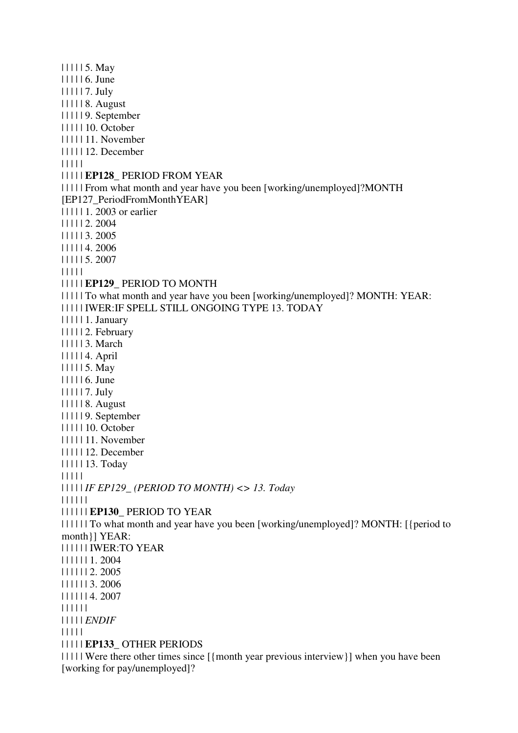| | | | | 5. May
| | | | | 6. June
| | | | | 7. July
| | | | | 8. August
| | | | | 9. September
| | | | | 10. October
| | | | | 11. November
| | | | | 12. December
| | | | |
| | | | | **EP128_** PERIOD FROM YEAR
| | | | | From what month and year have you been [working/unemployed]?MONTH [EP127_PeriodFromMonthYEAR]
| | | | | 1. 2003 or earlier
| | | | | 2. 2004
| | | | | 3. 2005
| | | | | 4. 2006
| | | | | 5. 2007
| | | | |
| | | | | **EP129_** PERIOD TO MONTH
| | | | | To what month and year have you been [working/unemployed]? MONTH: YEAR:
| | | | | IWER:IF SPELL STILL ONGOING TYPE 13. TODAY
| | | | | 1. January
| | | | | 2. February
| | | | | 3. March
| | | | | 4. April
| | | | | 5. May
| | | | | 6. June
| | | | | 7. July
| | | | | 8. August
| | | | | 9. September
| | | | | 10. October
| | | | | 11. November
| | | | | 12. December
| | | | | 13. Today
| | | | |
| | | | | *IF EP129_ (PERIOD TO MONTH) <> 13. Today*
| | | | | |
| | | | | | **EP130_** PERIOD TO YEAR
| | | | | | To what month and year have you been [working/unemployed]? MONTH: [{period to month}] YEAR:
| | | | | | IWER:TO YEAR
| | | | | | 1. 2004
| | | | | | 2. 2005
| | | | | | 3. 2006
| | | | | | 4. 2007
| | | | | |
| | | | | *ENDIF*
| | | | |
| | | | | **EP133_** OTHER PERIODS
| | | | | Were there other times since [{month year previous interview}] when you have been [working for pay/unemployed]?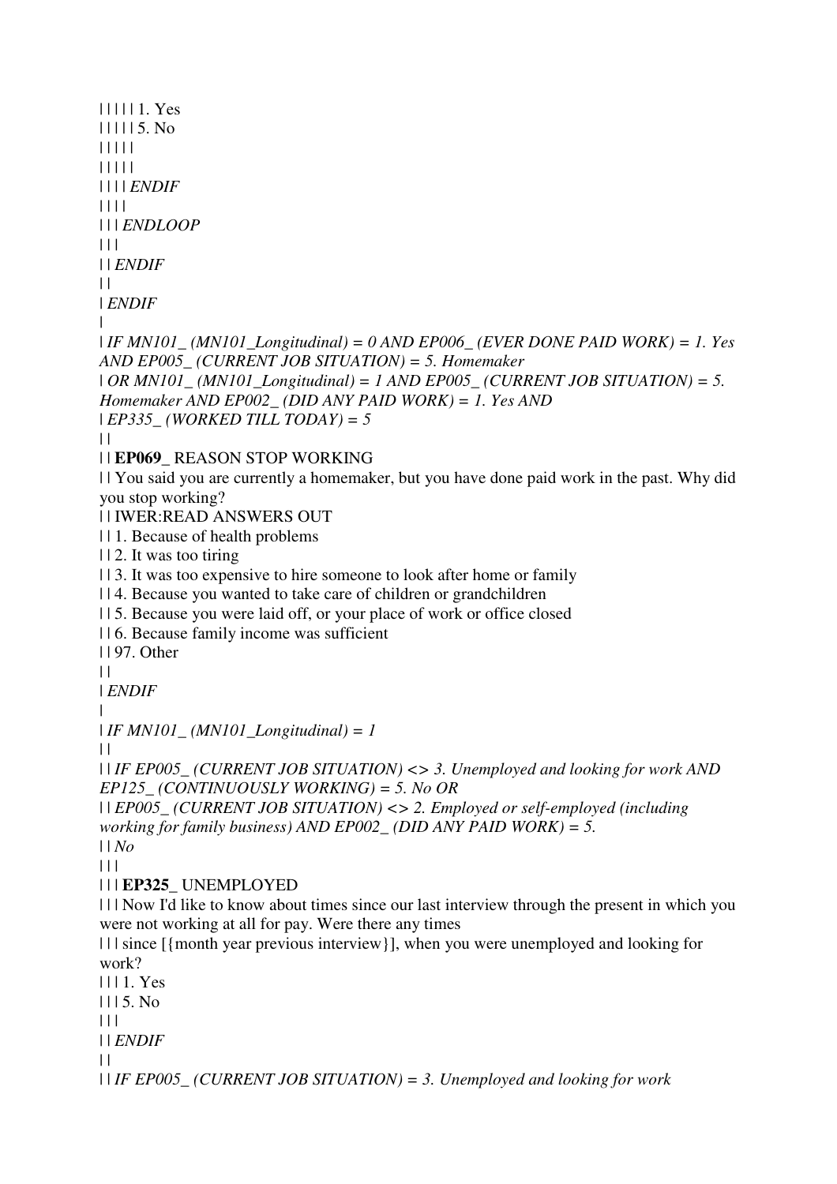| | | | | 1. Yes
| | | | | 5. No
| | | | |
| | | | |
| | | | *ENDIF*
| | | |
| | | *ENDLOOP*
| | |
| | *ENDIF*
| |
| *ENDIF*
|
| *IF MN101_ (MN101_Longitudinal) = 0 AND EP006_ (EVER DONE PAID WORK) = 1. Yes AND EP005_ (CURRENT JOB SITUATION) = 5. Homemaker*
| *OR MN101_ (MN101_Longitudinal) = 1 AND EP005_ (CURRENT JOB SITUATION) = 5. Homemaker AND EP002_ (DID ANY PAID WORK) = 1. Yes AND*
| *EP335_ (WORKED TILL TODAY) = 5*
| |
| | **EP069_** REASON STOP WORKING
| | You said you are currently a homemaker, but you have done paid work in the past. Why did you stop working?
| | IWER:READ ANSWERS OUT
| | 1. Because of health problems
| | 2. It was too tiring
| | 3. It was too expensive to hire someone to look after home or family
| | 4. Because you wanted to take care of children or grandchildren
| | 5. Because you were laid off, or your place of work or office closed
| | 6. Because family income was sufficient
| | 97. Other
| |
| *ENDIF*
|
| *IF MN101_ (MN101_Longitudinal) = 1*
| |
| | *IF EP005_ (CURRENT JOB SITUATION) <> 3. Unemployed and looking for work AND EP125_ (CONTINUOUSLY WORKING) = 5. No OR*
| | *EP005_ (CURRENT JOB SITUATION) <> 2. Employed or self-employed (including working for family business) AND EP002_ (DID ANY PAID WORK) = 5.*
| | *No*
| | |
| | | **EP325_** UNEMPLOYED
| | | Now I'd like to know about times since our last interview through the present in which you were not working at all for pay. Were there any times
| | | since [{month year previous interview}], when you were unemployed and looking for work?
| | | 1. Yes
| | | 5. No
| | |
| | *ENDIF*
| |
| | *IF EP005_ (CURRENT JOB SITUATION) = 3. Unemployed and looking for work*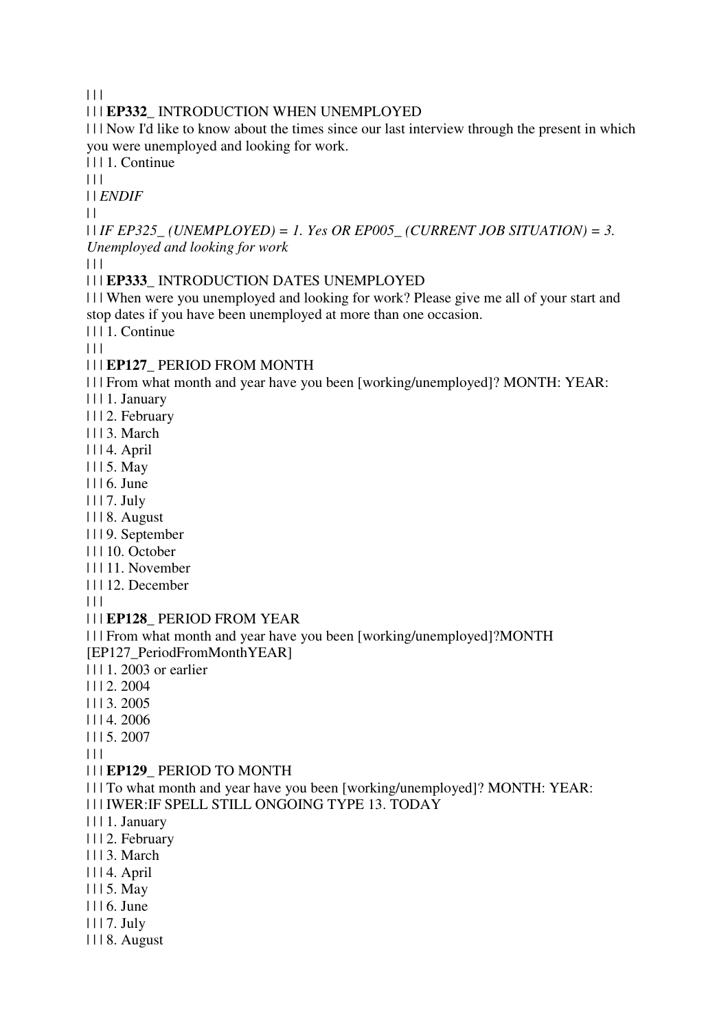| | |

| | | **EP332_** INTRODUCTION WHEN UNEMPLOYED

| | | Now I'd like to know about the times since our last interview through the present in which you were unemployed and looking for work.

| | | 1. Continue

| | |

| | *ENDIF*

| |

| | *IF EP325_ (UNEMPLOYED) = 1. Yes OR EP005_ (CURRENT JOB SITUATION) = 3. Unemployed and looking for work*

| | |

| | | **EP333_** INTRODUCTION DATES UNEMPLOYED

| | | When were you unemployed and looking for work? Please give me all of your start and stop dates if you have been unemployed at more than one occasion.

| | | 1. Continue

| | |

| | | **EP127_** PERIOD FROM MONTH

| | | From what month and year have you been [working/unemployed]? MONTH: YEAR:

| | | 1. January

| | | 2. February

| | | 3. March

| | | 4. April

| | | 5. May

| | | 6. June

| | | 7. July

| | | 8. August

| | | 9. September

| | | 10. October

| | | 11. November

| | | 12. December

| | |

| | | **EP128_** PERIOD FROM YEAR

| | | From what month and year have you been [working/unemployed]?MONTH [EP127_PeriodFromMonthYEAR]

| | | 1. 2003 or earlier

| | | 2. 2004

| | | 3. 2005

| | | 4. 2006

| | | 5. 2007

| | |

| | | **EP129_** PERIOD TO MONTH

| | | To what month and year have you been [working/unemployed]? MONTH: YEAR:

| | | IWER:IF SPELL STILL ONGOING TYPE 13. TODAY

| | | 1. January

| | | 2. February

| | | 3. March

| | | 4. April

| | | 5. May

| | | 6. June

| | | 7. July

| | | 8. August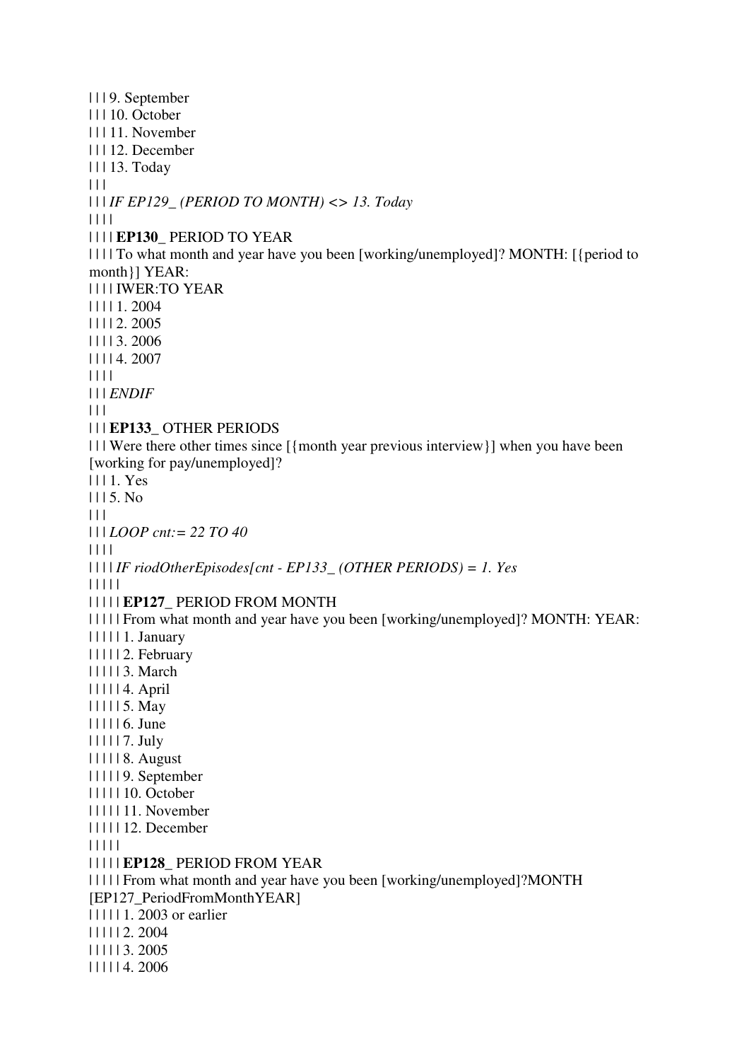| | | 9. September
| | | 10. October
| | | 11. November
| | | 12. December
| | | 13. Today
| | |
| | | *IF EP129_ (PERIOD TO MONTH) <> 13. Today*
| | | |
| | | | **EP130_** PERIOD TO YEAR
| | | | To what month and year have you been [working/unemployed]? MONTH: [{period to month}] YEAR:
| | | | IWER:TO YEAR
| | | | 1. 2004
| | | | 2. 2005
| | | | 3. 2006
| | | | 4. 2007
| | | |
| | | *ENDIF*
| | |
| | | **EP133_** OTHER PERIODS
| | | Were there other times since [{month year previous interview}] when you have been [working for pay/unemployed]?
| | | 1. Yes
| | | 5. No
| | |
| | | *LOOP cnt:= 22 TO 40*
| | | |
| | | | *IF riodOtherEpisodes[cnt - EP133_ (OTHER PERIODS) = 1. Yes*
| | | | |
| | | | | **EP127_** PERIOD FROM MONTH
| | | | | From what month and year have you been [working/unemployed]? MONTH: YEAR:
| | | | | 1. January
| | | | | 2. February
| | | | | 3. March
| | | | | 4. April
| | | | | 5. May
| | | | | 6. June
| | | | | 7. July
| | | | | 8. August
| | | | | 9. September
| | | | | 10. October
| | | | | 11. November
| | | | | 12. December
| | | | |
| | | | | **EP128_** PERIOD FROM YEAR
| | | | | From what month and year have you been [working/unemployed]?MONTH [EP127_PeriodFromMonthYEAR]
| | | | | 1. 2003 or earlier
| | | | | 2. 2004
| | | | | 3. 2005
| | | | | 4. 2006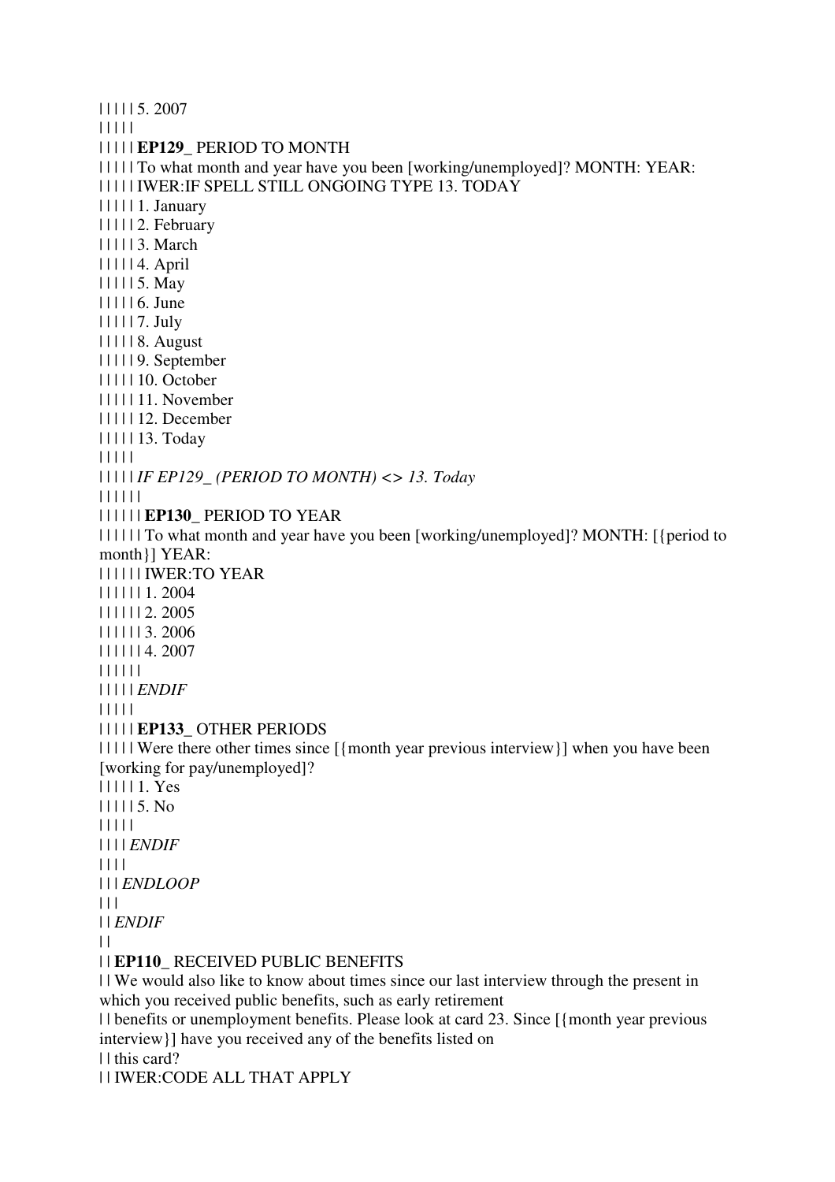| | | | | 5. 2007
| | | | |
| | | | | **EP129_** PERIOD TO MONTH
| | | | | To what month and year have you been [working/unemployed]? MONTH: YEAR:
| | | | | IWER:IF SPELL STILL ONGOING TYPE 13. TODAY
| | | | | 1. January
| | | | | 2. February
| | | | | 3. March
| | | | | 4. April
| | | | | 5. May
| | | | | 6. June
| | | | | 7. July
| | | | | 8. August
| | | | | 9. September
| | | | | 10. October
| | | | | 11. November
| | | | | 12. December
| | | | | 13. Today
| | | | |
| | | | | *IF EP129_ (PERIOD TO MONTH) <> 13. Today*
| | | | | |
| | | | | | **EP130_** PERIOD TO YEAR
| | | | | | To what month and year have you been [working/unemployed]? MONTH: [{period to month}] YEAR:
| | | | | | IWER:TO YEAR
| | | | | | 1. 2004
| | | | | | 2. 2005
| | | | | | 3. 2006
| | | | | | 4. 2007
| | | | | |
| | | | | *ENDIF*
| | | | |
| | | | | **EP133_** OTHER PERIODS
| | | | | Were there other times since [{month year previous interview}] when you have been [working for pay/unemployed]?
| | | | | 1. Yes
| | | | | 5. No
| | | | |
| | | | *ENDIF*
| | | |
| | | *ENDLOOP*
| | |
| | *ENDIF*
| |
| | **EP110_** RECEIVED PUBLIC BENEFITS
| | We would also like to know about times since our last interview through the present in which you received public benefits, such as early retirement
| | benefits or unemployment benefits. Please look at card 23. Since [{month year previous interview}] have you received any of the benefits listed on
| | this card?
| | IWER:CODE ALL THAT APPLY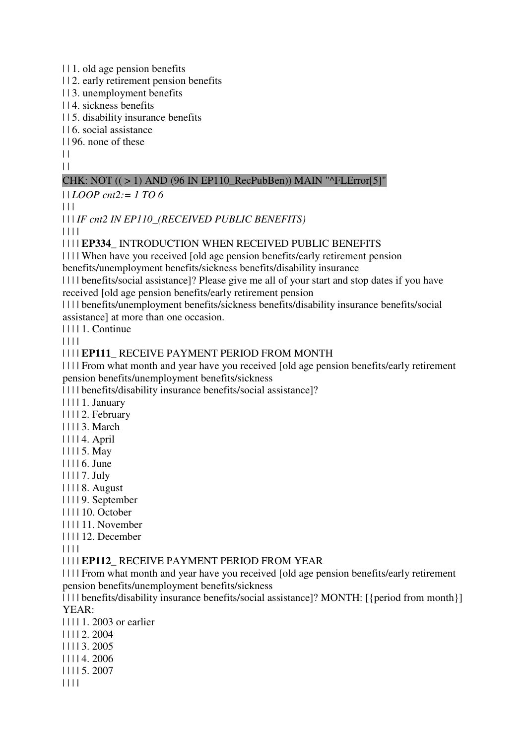| | 1. old age pension benefits
| | 2. early retirement pension benefits
| | 3. unemployment benefits
| | 4. sickness benefits
| | 5. disability insurance benefits
| | 6. social assistance
| | 96. none of these
| |
| |

CHK: NOT (( > 1) AND (96 IN EP110_RecPubBen)) MAIN "^FLError[5]"

| | *LOOP cnt2:= 1 TO 6*
| | |
| | | *IF cnt2 IN EP110_(RECEIVED PUBLIC BENEFITS)*
| | | |
| | | | **EP334_** INTRODUCTION WHEN RECEIVED PUBLIC BENEFITS
| | | | When have you received [old age pension benefits/early retirement pension benefits/unemployment benefits/sickness benefits/disability insurance
| | | | benefits/social assistance]? Please give me all of your start and stop dates if you have received [old age pension benefits/early retirement pension
| | | | benefits/unemployment benefits/sickness benefits/disability insurance benefits/social assistance] at more than one occasion.
| | | | 1. Continue
| | | |
| | | | **EP111_** RECEIVE PAYMENT PERIOD FROM MONTH
| | | | From what month and year have you received [old age pension benefits/early retirement pension benefits/unemployment benefits/sickness
| | | | benefits/disability insurance benefits/social assistance]?
| | | | 1. January
| | | | 2. February
| | | | 3. March
| | | | 4. April
| | | | 5. May
| | | | 6. June
| | | | 7. July
| | | | 8. August
| | | | 9. September
| | | | 10. October
| | | | 11. November
| | | | 12. December
| | | |
| | | | **EP112_** RECEIVE PAYMENT PERIOD FROM YEAR
| | | | From what month and year have you received [old age pension benefits/early retirement pension benefits/unemployment benefits/sickness
| | | | benefits/disability insurance benefits/social assistance]? MONTH: [{period from month}] YEAR:
| | | | 1. 2003 or earlier
| | | | 2. 2004
| | | | 3. 2005
| | | | 4. 2006
| | | | 5. 2007
| | | |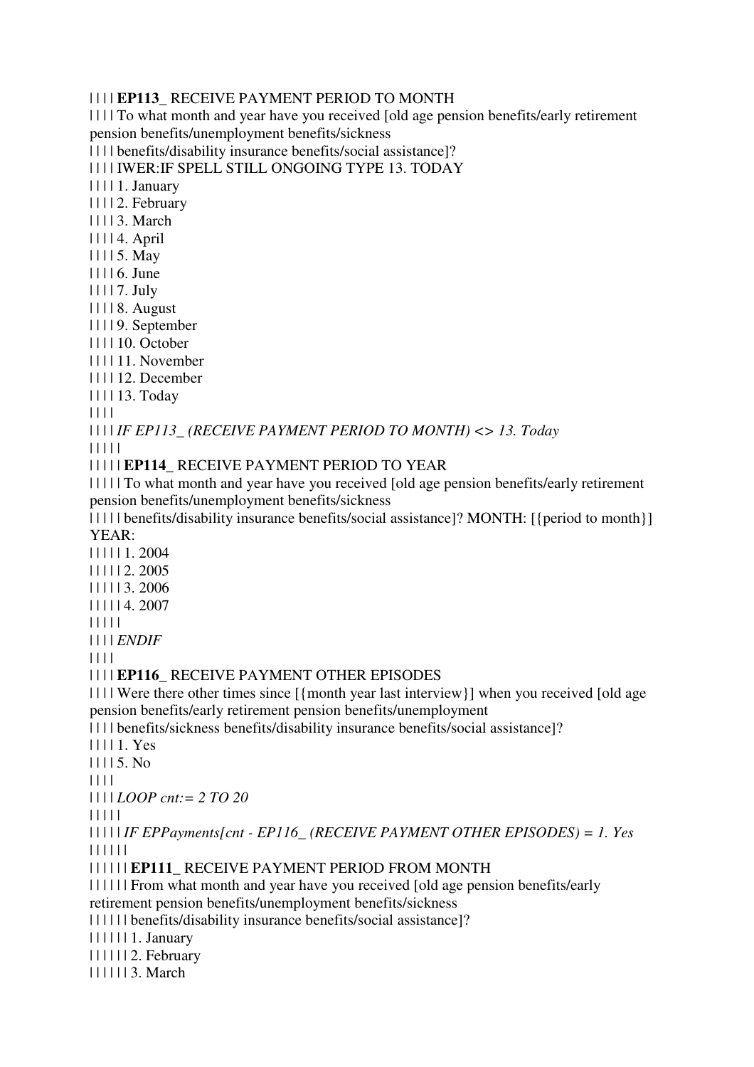| | | | **EP113_** RECEIVE PAYMENT PERIOD TO MONTH
| | | | To what month and year have you received [old age pension benefits/early retirement pension benefits/unemployment benefits/sickness
| | | | benefits/disability insurance benefits/social assistance]?
| | | | IWER:IF SPELL STILL ONGOING TYPE 13. TODAY
| | | | 1. January
| | | | 2. February
| | | | 3. March
| | | | 4. April
| | | | 5. May
| | | | 6. June
| | | | 7. July
| | | | 8. August
| | | | 9. September
| | | | 10. October
| | | | 11. November
| | | | 12. December
| | | | 13. Today
| | | |
| | | | *IF EP113_ (RECEIVE PAYMENT PERIOD TO MONTH) <> 13. Today*
| | | | |
| | | | | **EP114_** RECEIVE PAYMENT PERIOD TO YEAR
| | | | | To what month and year have you received [old age pension benefits/early retirement pension benefits/unemployment benefits/sickness
| | | | | benefits/disability insurance benefits/social assistance]? MONTH: [{period to month}] YEAR:
| | | | | 1. 2004
| | | | | 2. 2005
| | | | | 3. 2006
| | | | | 4. 2007
| | | | |
| | | | *ENDIF*
| | | |
| | | | **EP116_** RECEIVE PAYMENT OTHER EPISODES
| | | | Were there other times since [{month year last interview}] when you received [old age pension benefits/early retirement pension benefits/unemployment
| | | | benefits/sickness benefits/disability insurance benefits/social assistance]?
| | | | 1. Yes
| | | | 5. No
| | | |
| | | | *LOOP cnt:= 2 TO 20*
| | | | |
| | | | | *IF EPPayments[cnt - EP116_ (RECEIVE PAYMENT OTHER EPISODES) = 1. Yes*
| | | | | |
| | | | | | **EP111_** RECEIVE PAYMENT PERIOD FROM MONTH
| | | | | | From what month and year have you received [old age pension benefits/early retirement pension benefits/unemployment benefits/sickness
| | | | | | benefits/disability insurance benefits/social assistance]?
| | | | | | 1. January
| | | | | | 2. February
| | | | | | 3. March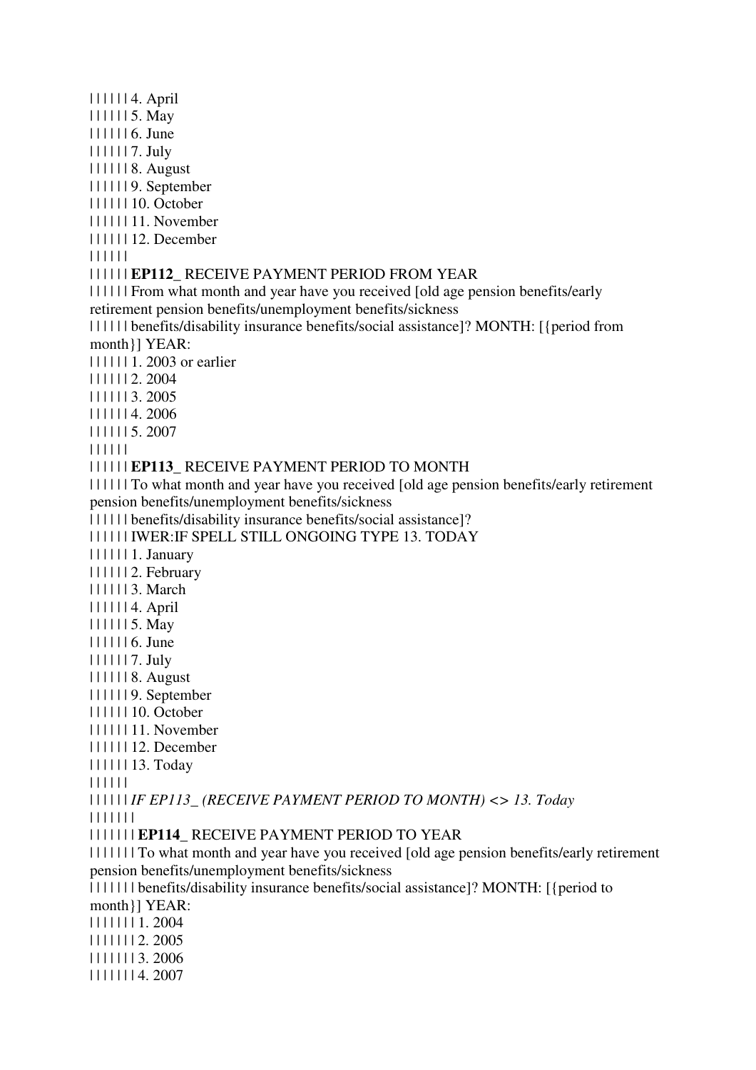| | | | | | 4. April
| | | | | | 5. May
| | | | | | 6. June
| | | | | | 7. July
| | | | | | 8. August
| | | | | | 9. September
| | | | | | 10. October
| | | | | | 11. November
| | | | | | 12. December
| | | | | |
| | | | | | **EP112_** RECEIVE PAYMENT PERIOD FROM YEAR
| | | | | | From what month and year have you received [old age pension benefits/early retirement pension benefits/unemployment benefits/sickness
| | | | | | benefits/disability insurance benefits/social assistance]? MONTH: [{period from month}] YEAR:
| | | | | | 1. 2003 or earlier
| | | | | | 2. 2004
| | | | | | 3. 2005
| | | | | | 4. 2006
| | | | | | 5. 2007
| | | | | |
| | | | | | **EP113_** RECEIVE PAYMENT PERIOD TO MONTH
| | | | | | To what month and year have you received [old age pension benefits/early retirement pension benefits/unemployment benefits/sickness
| | | | | | benefits/disability insurance benefits/social assistance]?
| | | | | | IWER:IF SPELL STILL ONGOING TYPE 13. TODAY
| | | | | | 1. January
| | | | | | 2. February
| | | | | | 3. March
| | | | | | 4. April
| | | | | | 5. May
| | | | | | 6. June
| | | | | | 7. July
| | | | | | 8. August
| | | | | | 9. September
| | | | | | 10. October
| | | | | | 11. November
| | | | | | 12. December
| | | | | | 13. Today
| | | | | |
| | | | | | *IF EP113_ (RECEIVE PAYMENT PERIOD TO MONTH) <> 13. Today*
| | | | | | |
| | | | | | | **EP114_** RECEIVE PAYMENT PERIOD TO YEAR
| | | | | | | To what month and year have you received [old age pension benefits/early retirement pension benefits/unemployment benefits/sickness
| | | | | | | benefits/disability insurance benefits/social assistance]? MONTH: [{period to month}] YEAR:
| | | | | | | 1. 2004
| | | | | | | 2. 2005
| | | | | | | 3. 2006
| | | | | | | 4. 2007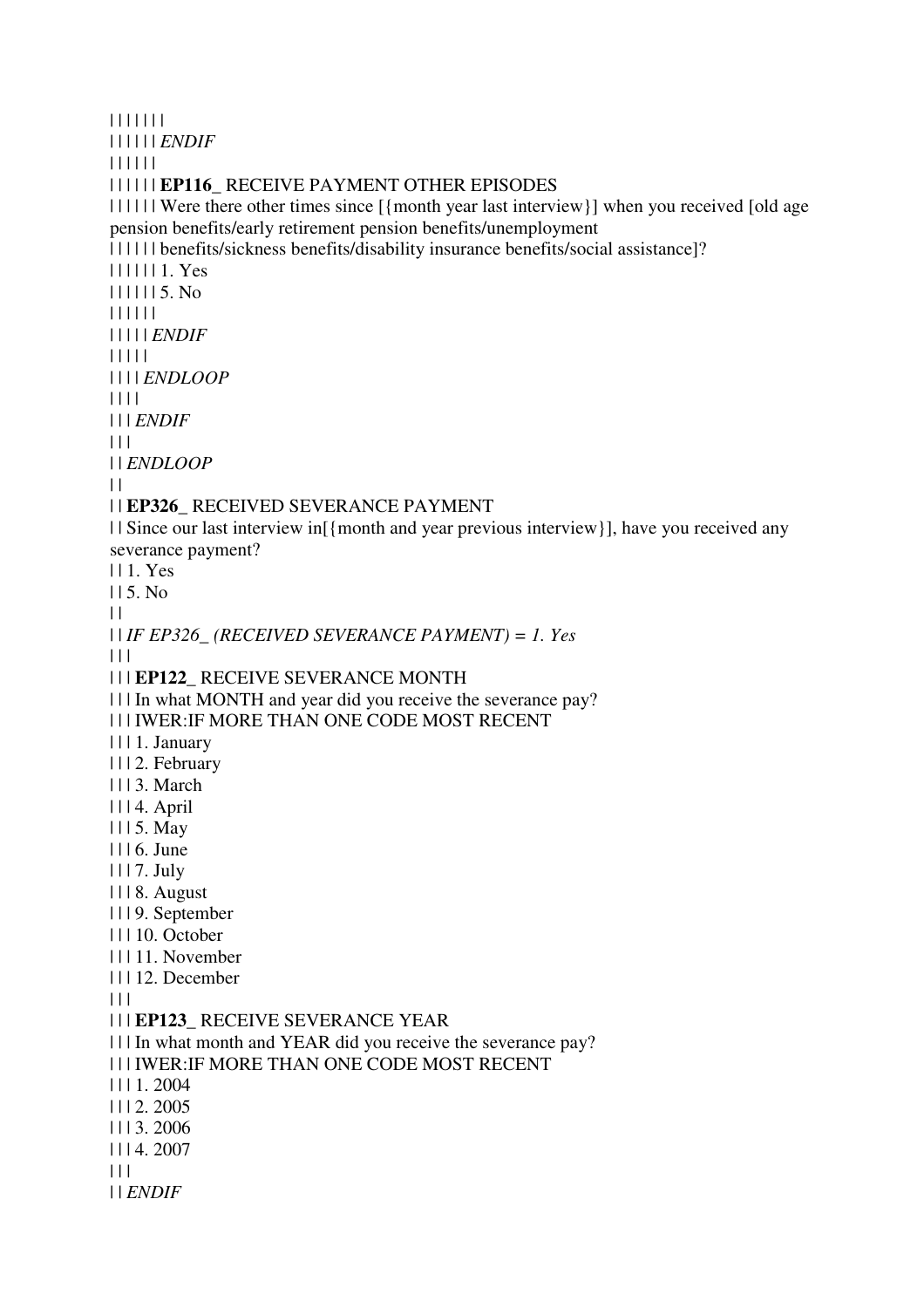| | | | | | |
| | | | | | *ENDIF*
| | | | | |
| | | | | | **EP116_** RECEIVE PAYMENT OTHER EPISODES
| | | | | | Were there other times since [{month year last interview}] when you received [old age pension benefits/early retirement pension benefits/unemployment
| | | | | | benefits/sickness benefits/disability insurance benefits/social assistance]?
| | | | | | 1. Yes
| | | | | | 5. No
| | | | | |
| | | | | *ENDIF*
| | | | |
| | | | *ENDLOOP*
| | | |
| | | *ENDIF*
| | |
| | *ENDLOOP*
| |
| | **EP326_** RECEIVED SEVERANCE PAYMENT
| | Since our last interview in[{month and year previous interview}], have you received any severance payment?
| | 1. Yes
| | 5. No
| |
| | *IF EP326_ (RECEIVED SEVERANCE PAYMENT) = 1. Yes*
| | |
| | | **EP122_** RECEIVE SEVERANCE MONTH
| | | In what MONTH and year did you receive the severance pay?
| | | IWER:IF MORE THAN ONE CODE MOST RECENT
| | | 1. January
| | | 2. February
| | | 3. March
| | | 4. April
| | | 5. May
| | | 6. June
| | | 7. July
| | | 8. August
| | | 9. September
| | | 10. October
| | | 11. November
| | | 12. December
| | |
| | | **EP123_** RECEIVE SEVERANCE YEAR
| | | In what month and YEAR did you receive the severance pay?
| | | IWER:IF MORE THAN ONE CODE MOST RECENT
| | | 1. 2004
| | | 2. 2005
| | | 3. 2006
| | | 4. 2007
| | |
| | *ENDIF*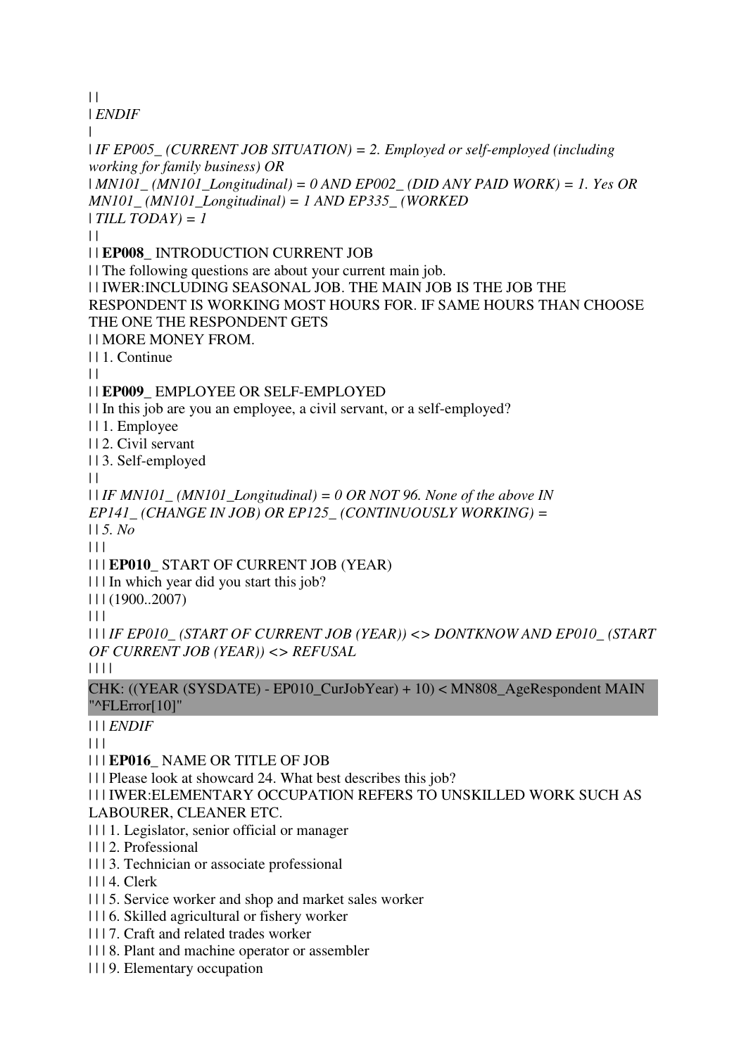| |
| *ENDIF*
|
| *IF EP005_ (CURRENT JOB SITUATION) = 2. Employed or self-employed (including working for family business) OR*
| *MN101_ (MN101_Longitudinal) = 0 AND EP002_ (DID ANY PAID WORK) = 1. Yes OR MN101_ (MN101_Longitudinal) = 1 AND EP335_ (WORKED*
| *TILL TODAY) = 1*
| |
| | **EP008_** INTRODUCTION CURRENT JOB
| | The following questions are about your current main job.
| | IWER:INCLUDING SEASONAL JOB. THE MAIN JOB IS THE JOB THE RESPONDENT IS WORKING MOST HOURS FOR. IF SAME HOURS THAN CHOOSE THE ONE THE RESPONDENT GETS
| | MORE MONEY FROM.
| | 1. Continue
| |
| | **EP009_** EMPLOYEE OR SELF-EMPLOYED
| | In this job are you an employee, a civil servant, or a self-employed?
| | 1. Employee
| | 2. Civil servant
| | 3. Self-employed
| |
| | *IF MN101_ (MN101_Longitudinal) = 0 OR NOT 96. None of the above IN EP141_ (CHANGE IN JOB) OR EP125_ (CONTINUOUSLY WORKING) =*
| | *5. No*
| | |
| | | **EP010_** START OF CURRENT JOB (YEAR)
| | | In which year did you start this job?
| | | (1900..2007)
| | |
| | | *IF EP010_ (START OF CURRENT JOB (YEAR)) <> DONTKNOW AND EP010_ (START OF CURRENT JOB (YEAR)) <> REFUSAL*
| | | |

CHK: ((YEAR (SYSDATE) - EP010_CurJobYear) + 10) < MN808_AgeRespondent MAIN "^FLError[10]"

| | | *ENDIF*
| | |
| | | **EP016_** NAME OR TITLE OF JOB
| | | Please look at showcard 24. What best describes this job?
| | | IWER:ELEMENTARY OCCUPATION REFERS TO UNSKILLED WORK SUCH AS LABOURER, CLEANER ETC.
| | | 1. Legislator, senior official or manager
| | | 2. Professional
| | | 3. Technician or associate professional
| | | 4. Clerk
| | | 5. Service worker and shop and market sales worker
| | | 6. Skilled agricultural or fishery worker
| | | 7. Craft and related trades worker
| | | 8. Plant and machine operator or assembler
| | | 9. Elementary occupation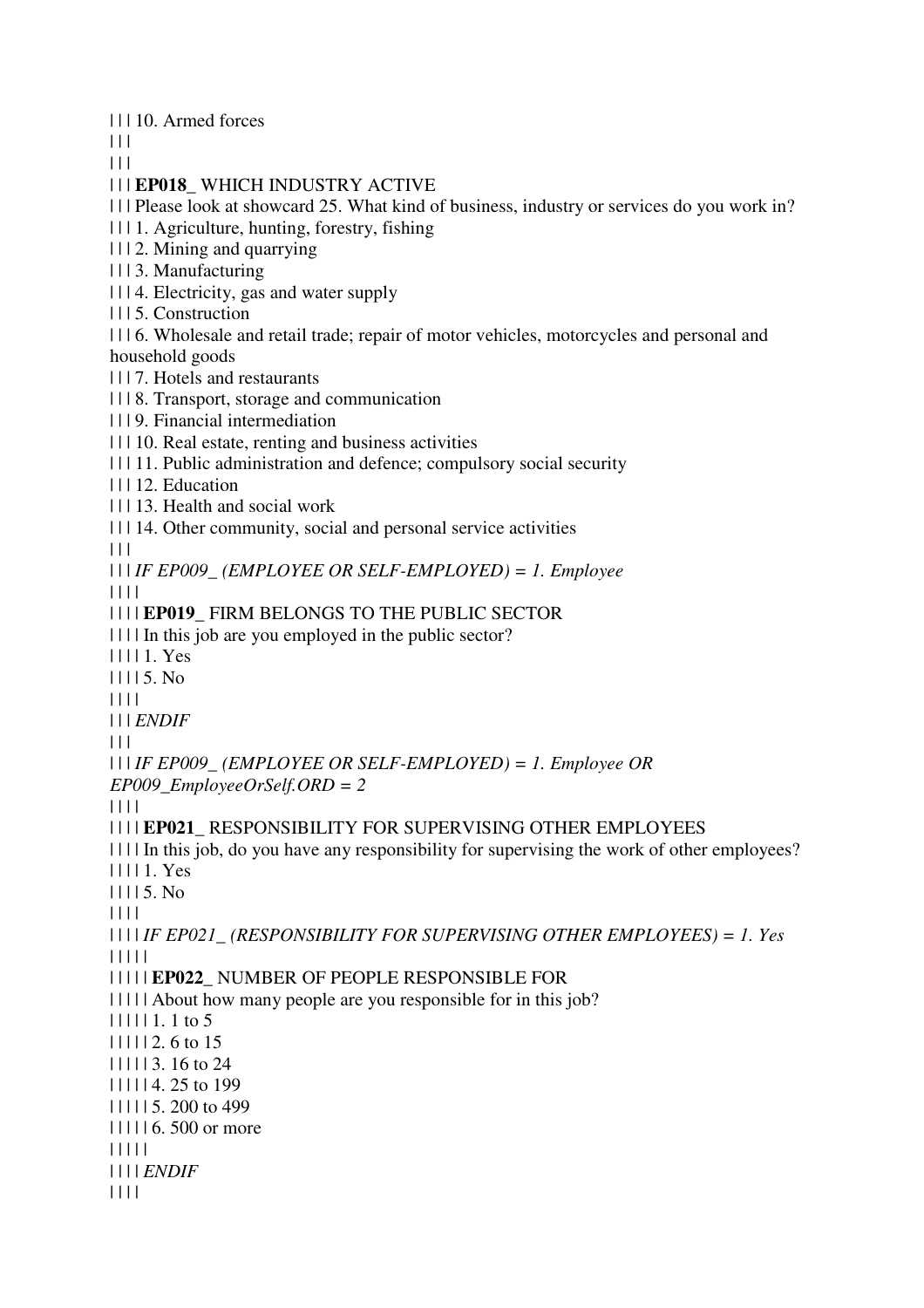| | | 10. Armed forces
| | |
| | |
| | | **EP018_** WHICH INDUSTRY ACTIVE
| | | Please look at showcard 25. What kind of business, industry or services do you work in?
| | | 1. Agriculture, hunting, forestry, fishing
| | | 2. Mining and quarrying
| | | 3. Manufacturing
| | | 4. Electricity, gas and water supply
| | | 5. Construction
| | | 6. Wholesale and retail trade; repair of motor vehicles, motorcycles and personal and household goods
| | | 7. Hotels and restaurants
| | | 8. Transport, storage and communication
| | | 9. Financial intermediation
| | | 10. Real estate, renting and business activities
| | | 11. Public administration and defence; compulsory social security
| | | 12. Education
| | | 13. Health and social work
| | | 14. Other community, social and personal service activities
| | |
| | | *IF EP009_ (EMPLOYEE OR SELF-EMPLOYED) = 1. Employee*
| | | |
| | | | **EP019_** FIRM BELONGS TO THE PUBLIC SECTOR
| | | | In this job are you employed in the public sector?
| | | | 1. Yes
| | | | 5. No
| | | |
| | | *ENDIF*
| | |
| | | *IF EP009_ (EMPLOYEE OR SELF-EMPLOYED) = 1. Employee OR EP009_EmployeeOrSelf.ORD = 2*
| | | |
| | | | **EP021_** RESPONSIBILITY FOR SUPERVISING OTHER EMPLOYEES
| | | | In this job, do you have any responsibility for supervising the work of other employees?
| | | | 1. Yes
| | | | 5. No
| | | |
| | | | *IF EP021_ (RESPONSIBILITY FOR SUPERVISING OTHER EMPLOYEES) = 1. Yes*
| | | | |
| | | | | **EP022_** NUMBER OF PEOPLE RESPONSIBLE FOR
| | | | | About how many people are you responsible for in this job?
| | | | | 1. 1 to 5
| | | | | 2. 6 to 15
| | | | | 3. 16 to 24
| | | | | 4. 25 to 199
| | | | | 5. 200 to 499
| | | | | 6. 500 or more
| | | | |
| | | | *ENDIF*
| | | |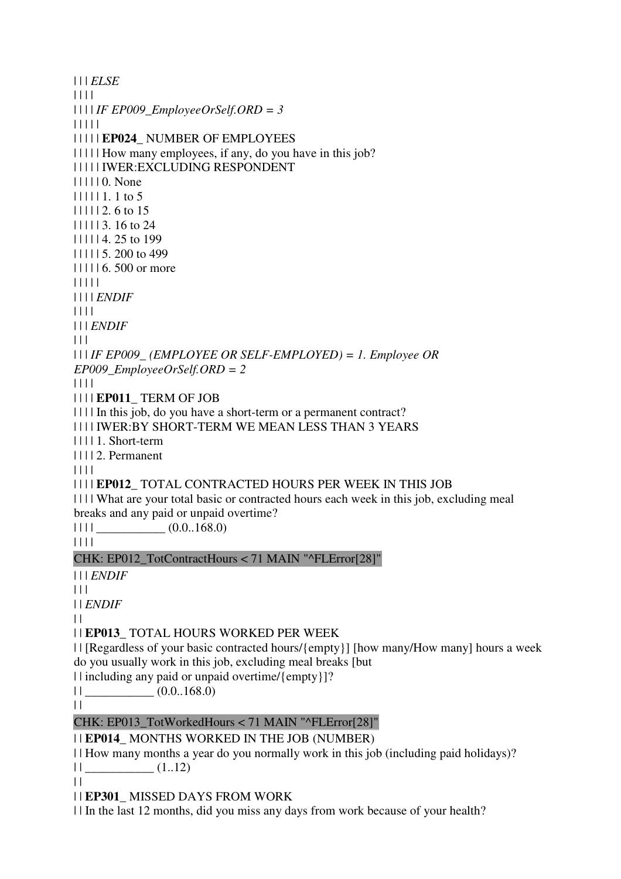| | | *ELSE*
| | | |
| | | | *IF EP009_EmployeeOrSelf.ORD = 3*
| | | | |
| | | | | **EP024_** NUMBER OF EMPLOYEES
| | | | | How many employees, if any, do you have in this job?
| | | | | IWER:EXCLUDING RESPONDENT
| | | | | 0. None
| | | | | 1. 1 to 5
| | | | | 2. 6 to 15
| | | | | 3. 16 to 24
| | | | | 4. 25 to 199
| | | | | 5. 200 to 499
| | | | | 6. 500 or more
| | | | |
| | | | *ENDIF*
| | | |
| | | *ENDIF*
| | |
| | | *IF EP009_ (EMPLOYEE OR SELF-EMPLOYED) = 1. Employee OR EP009_EmployeeOrSelf.ORD = 2*
| | | |
| | | | **EP011_** TERM OF JOB
| | | | In this job, do you have a short-term or a permanent contract?
| | | | IWER:BY SHORT-TERM WE MEAN LESS THAN 3 YEARS
| | | | 1. Short-term
| | | | 2. Permanent
| | | |
| | | | **EP012_** TOTAL CONTRACTED HOURS PER WEEK IN THIS JOB
| | | | What are your total basic or contracted hours each week in this job, excluding meal breaks and any paid or unpaid overtime?
| | | | ___________ (0.0..168.0)
| | | |

CHK: EP012_TotContractHours < 71 MAIN "^FLError[28]"

| | | *ENDIF*
| | |
| | *ENDIF*
| |
| | **EP013_** TOTAL HOURS WORKED PER WEEK
| | [Regardless of your basic contracted hours/{empty}] [how many/How many] hours a week do you usually work in this job, excluding meal breaks [but
| | including any paid or unpaid overtime/{empty}]?
| | ___________ (0.0..168.0)
| |

CHK: EP013_TotWorkedHours < 71 MAIN "^FLError[28]"

| | **EP014_** MONTHS WORKED IN THE JOB (NUMBER)
| | How many months a year do you normally work in this job (including paid holidays)?
| | ___________ (1..12)
| |
| | **EP301_** MISSED DAYS FROM WORK
| | In the last 12 months, did you miss any days from work because of your health?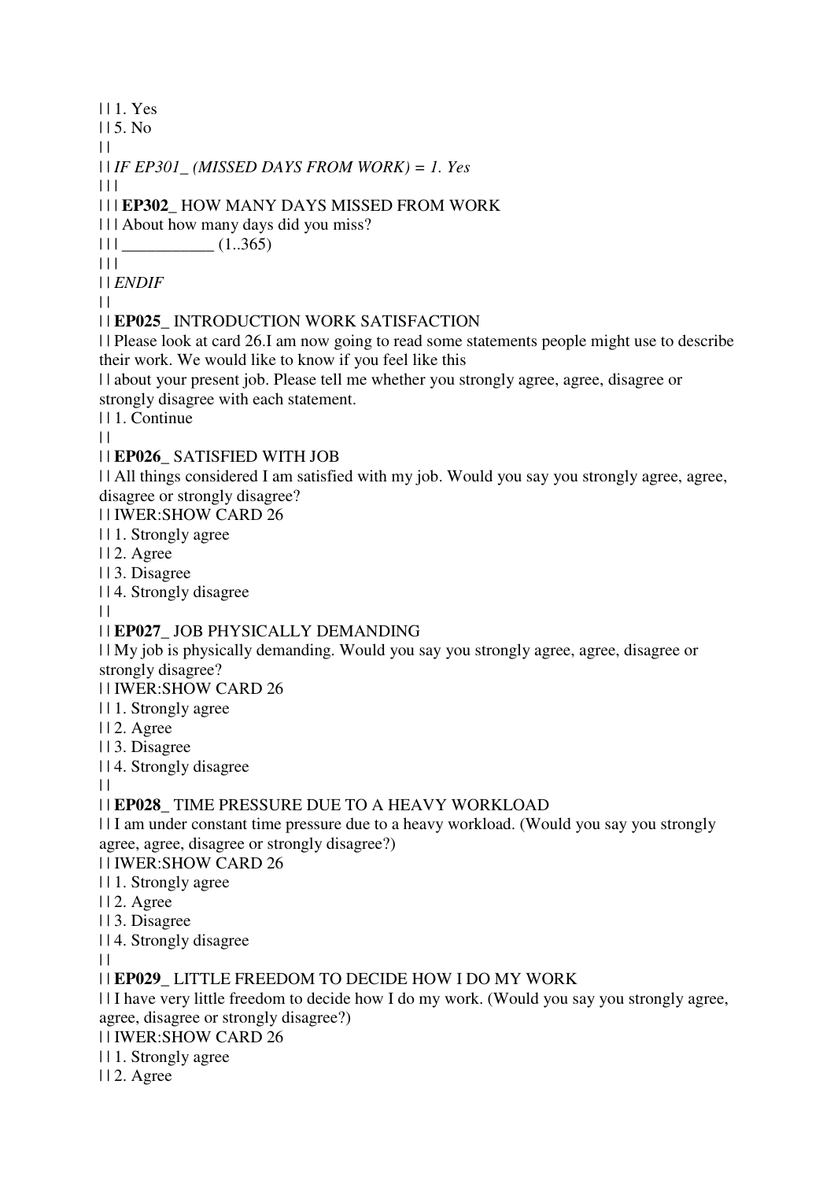| | 1. Yes
| | 5. No
| |
| | *IF EP301_ (MISSED DAYS FROM WORK) = 1. Yes*
| | |
| | | **EP302_** HOW MANY DAYS MISSED FROM WORK
| | | About how many days did you miss?
| | | ___________ (1..365)
| | |
| | *ENDIF*
| |
| | **EP025_** INTRODUCTION WORK SATISFACTION
| | Please look at card 26.I am now going to read some statements people might use to describe their work. We would like to know if you feel like this
| | about your present job. Please tell me whether you strongly agree, agree, disagree or strongly disagree with each statement.
| | 1. Continue
| |
| | **EP026_** SATISFIED WITH JOB
| | All things considered I am satisfied with my job. Would you say you strongly agree, agree, disagree or strongly disagree?
| | IWER:SHOW CARD 26
| | 1. Strongly agree
| | 2. Agree
| | 3. Disagree
| | 4. Strongly disagree
| |
| | **EP027_** JOB PHYSICALLY DEMANDING
| | My job is physically demanding. Would you say you strongly agree, agree, disagree or strongly disagree?
| | IWER:SHOW CARD 26
| | 1. Strongly agree
| | 2. Agree
| | 3. Disagree
| | 4. Strongly disagree
| |
| | **EP028_** TIME PRESSURE DUE TO A HEAVY WORKLOAD
| | I am under constant time pressure due to a heavy workload. (Would you say you strongly agree, agree, disagree or strongly disagree?)
| | IWER:SHOW CARD 26
| | 1. Strongly agree
| | 2. Agree
| | 3. Disagree
| | 4. Strongly disagree
| |
| | **EP029_** LITTLE FREEDOM TO DECIDE HOW I DO MY WORK
| | I have very little freedom to decide how I do my work. (Would you say you strongly agree, agree, disagree or strongly disagree?)
| | IWER:SHOW CARD 26
| | 1. Strongly agree
| | 2. Agree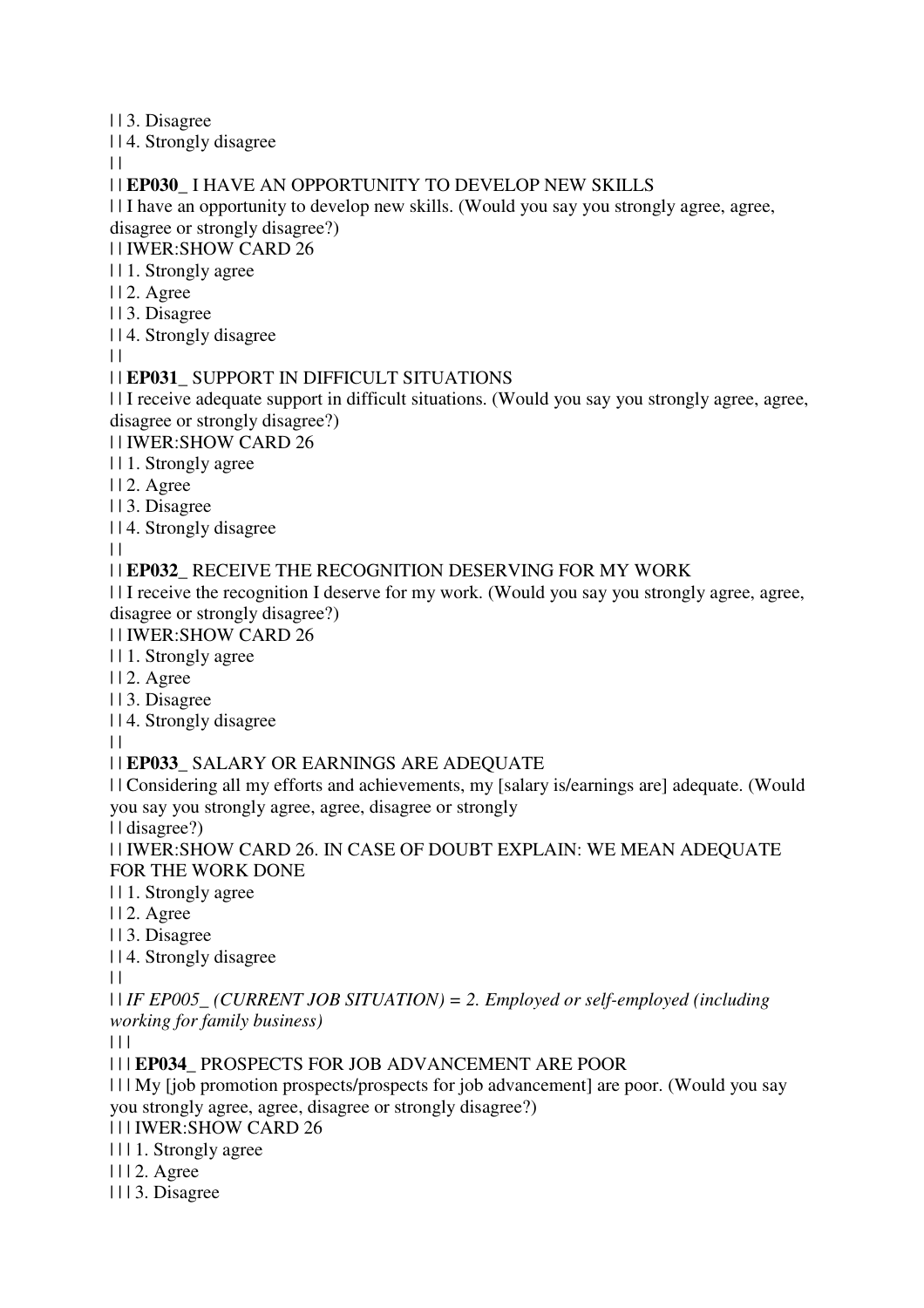| | 3. Disagree
| | 4. Strongly disagree
| |
| | **EP030_** I HAVE AN OPPORTUNITY TO DEVELOP NEW SKILLS
| | I have an opportunity to develop new skills. (Would you say you strongly agree, agree, disagree or strongly disagree?)
| | IWER:SHOW CARD 26
| | 1. Strongly agree
| | 2. Agree
| | 3. Disagree
| | 4. Strongly disagree
| |
| | **EP031_** SUPPORT IN DIFFICULT SITUATIONS
| | I receive adequate support in difficult situations. (Would you say you strongly agree, agree, disagree or strongly disagree?)
| | IWER:SHOW CARD 26
| | 1. Strongly agree
| | 2. Agree
| | 3. Disagree
| | 4. Strongly disagree
| |
| | **EP032_** RECEIVE THE RECOGNITION DESERVING FOR MY WORK
| | I receive the recognition I deserve for my work. (Would you say you strongly agree, agree, disagree or strongly disagree?)
| | IWER:SHOW CARD 26
| | 1. Strongly agree
| | 2. Agree
| | 3. Disagree
| | 4. Strongly disagree
| |
| | **EP033_** SALARY OR EARNINGS ARE ADEQUATE
| | Considering all my efforts and achievements, my [salary is/earnings are] adequate. (Would you say you strongly agree, agree, disagree or strongly
| | disagree?)
| | IWER:SHOW CARD 26. IN CASE OF DOUBT EXPLAIN: WE MEAN ADEQUATE FOR THE WORK DONE
| | 1. Strongly agree
| | 2. Agree
| | 3. Disagree
| | 4. Strongly disagree
| |
| | *IF EP005_ (CURRENT JOB SITUATION) = 2. Employed or self-employed (including working for family business)*
| | |
| | | **EP034_** PROSPECTS FOR JOB ADVANCEMENT ARE POOR
| | | My [job promotion prospects/prospects for job advancement] are poor. (Would you say you strongly agree, agree, disagree or strongly disagree?)
| | | IWER:SHOW CARD 26
| | | 1. Strongly agree
| | | 2. Agree
| | | 3. Disagree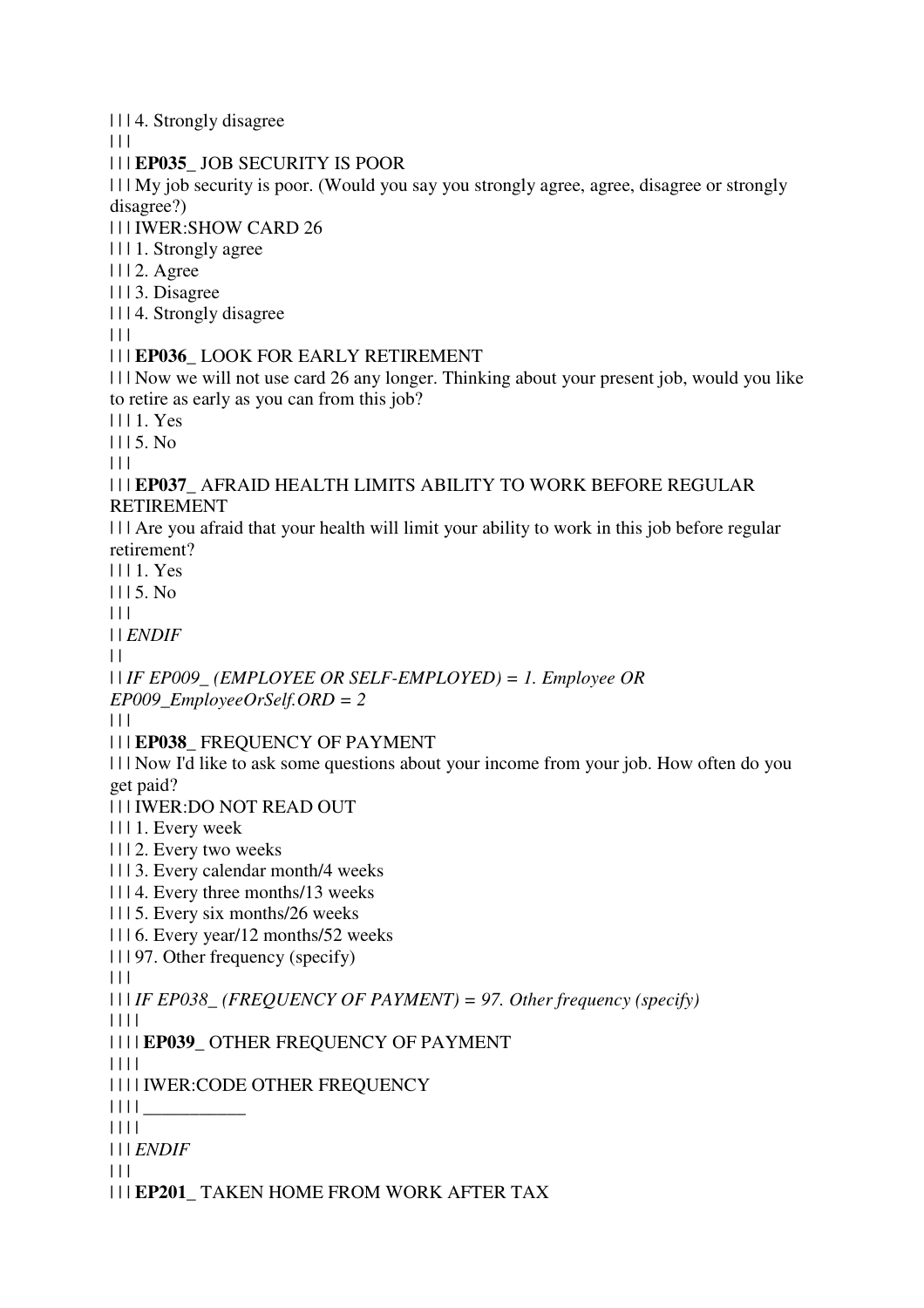| | | 4. Strongly disagree
| | |
| | | **EP035_** JOB SECURITY IS POOR
| | | My job security is poor. (Would you say you strongly agree, agree, disagree or strongly disagree?)
| | | IWER:SHOW CARD 26
| | | 1. Strongly agree
| | | 2. Agree
| | | 3. Disagree
| | | 4. Strongly disagree
| | |
| | | **EP036_** LOOK FOR EARLY RETIREMENT
| | | Now we will not use card 26 any longer. Thinking about your present job, would you like to retire as early as you can from this job?
| | | 1. Yes
| | | 5. No
| | |
| | | **EP037_** AFRAID HEALTH LIMITS ABILITY TO WORK BEFORE REGULAR RETIREMENT
| | | Are you afraid that your health will limit your ability to work in this job before regular retirement?
| | | 1. Yes
| | | 5. No
| | |
| | *ENDIF*
| |
| | *IF EP009_ (EMPLOYEE OR SELF-EMPLOYED) = 1. Employee OR EP009_EmployeeOrSelf.ORD = 2*
| | |
| | | **EP038_** FREQUENCY OF PAYMENT
| | | Now I'd like to ask some questions about your income from your job. How often do you get paid?
| | | IWER:DO NOT READ OUT
| | | 1. Every week
| | | 2. Every two weeks
| | | 3. Every calendar month/4 weeks
| | | 4. Every three months/13 weeks
| | | 5. Every six months/26 weeks
| | | 6. Every year/12 months/52 weeks
| | | 97. Other frequency (specify)
| | |
| | | *IF EP038_ (FREQUENCY OF PAYMENT) = 97. Other frequency (specify)*
| | | |
| | | | **EP039_** OTHER FREQUENCY OF PAYMENT
| | | |
| | | | IWER:CODE OTHER FREQUENCY
| | | | ___________
| | | |
| | | *ENDIF*
| | |
| | | **EP201_** TAKEN HOME FROM WORK AFTER TAX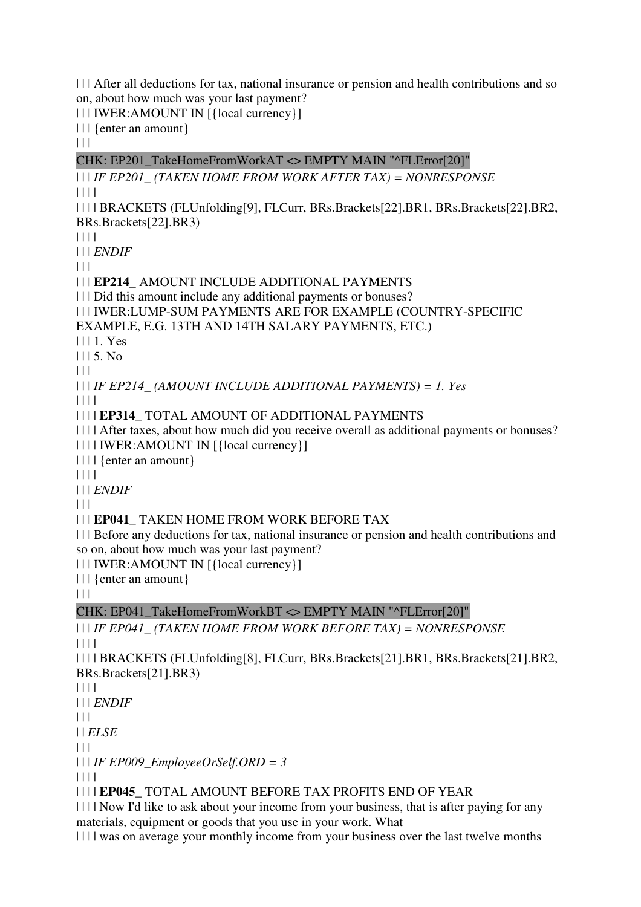| | | After all deductions for tax, national insurance or pension and health contributions and so on, about how much was your last payment?
| | | IWER:AMOUNT IN [{local currency}]
| | | {enter an amount}
| | |
CHK: EP201_TakeHomeFromWorkAT <> EMPTY MAIN "^FLError[20]"
| | | *IF EP201_ (TAKEN HOME FROM WORK AFTER TAX) = NONRESPONSE*
| | | |
| | | | BRACKETS (FLUnfolding[9], FLCurr, BRs.Brackets[22].BR1, BRs.Brackets[22].BR2, BRs.Brackets[22].BR3)
| | | |
| | | *ENDIF*
| | |
| | | **EP214_** AMOUNT INCLUDE ADDITIONAL PAYMENTS
| | | Did this amount include any additional payments or bonuses?
| | | IWER:LUMP-SUM PAYMENTS ARE FOR EXAMPLE (COUNTRY-SPECIFIC EXAMPLE, E.G. 13TH AND 14TH SALARY PAYMENTS, ETC.)
| | | 1. Yes
| | | 5. No
| | |
| | | *IF EP214_ (AMOUNT INCLUDE ADDITIONAL PAYMENTS) = 1. Yes*
| | | |
| | | | **EP314_** TOTAL AMOUNT OF ADDITIONAL PAYMENTS
| | | | After taxes, about how much did you receive overall as additional payments or bonuses?
| | | | IWER:AMOUNT IN [{local currency}]
| | | | {enter an amount}
| | | |
| | | *ENDIF*
| | |
| | | **EP041_** TAKEN HOME FROM WORK BEFORE TAX
| | | Before any deductions for tax, national insurance or pension and health contributions and so on, about how much was your last payment?
| | | IWER:AMOUNT IN [{local currency}]
| | | {enter an amount}
| | |
CHK: EP041_TakeHomeFromWorkBT <> EMPTY MAIN "^FLError[20]"
| | | *IF EP041_ (TAKEN HOME FROM WORK BEFORE TAX) = NONRESPONSE*
| | | |
| | | | BRACKETS (FLUnfolding[8], FLCurr, BRs.Brackets[21].BR1, BRs.Brackets[21].BR2, BRs.Brackets[21].BR3)
| | | |
| | | *ENDIF*
| | |
| | *ELSE*
| | |
| | | *IF EP009_EmployeeOrSelf.ORD = 3*
| | | |
| | | | **EP045_** TOTAL AMOUNT BEFORE TAX PROFITS END OF YEAR
| | | | Now I'd like to ask about your income from your business, that is after paying for any materials, equipment or goods that you use in your work. What
| | | | was on average your monthly income from your business over the last twelve months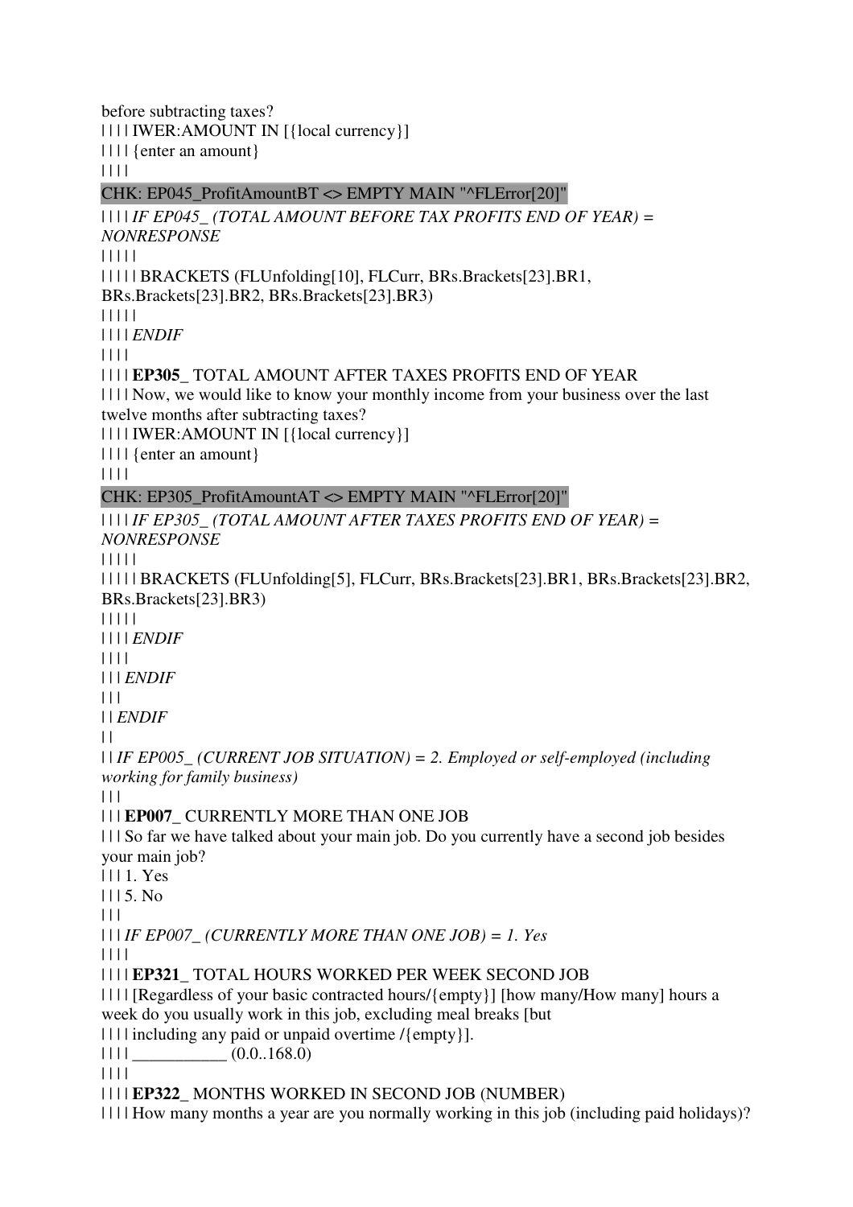before subtracting taxes?

| | | | IWER:AMOUNT IN [{local currency}]

| | | | {enter an amount}

| | | |

CHK: EP045_ProfitAmountBT <> EMPTY MAIN "^FLError[20]"

| | | | *IF EP045_ (TOTAL AMOUNT BEFORE TAX PROFITS END OF YEAR) = NONRESPONSE*

| | | | |

| | | | | BRACKETS (FLUnfolding[10], FLCurr, BRs.Brackets[23].BR1, BRs.Brackets[23].BR2, BRs.Brackets[23].BR3)

| | | | |

| | | | *ENDIF*

| | | |

| | | | **EP305_** TOTAL AMOUNT AFTER TAXES PROFITS END OF YEAR

| | | | Now, we would like to know your monthly income from your business over the last twelve months after subtracting taxes?

| | | | IWER:AMOUNT IN [{local currency}]

| | | | {enter an amount}

| | | |

CHK: EP305_ProfitAmountAT <> EMPTY MAIN "^FLError[20]"

| | | | *IF EP305_ (TOTAL AMOUNT AFTER TAXES PROFITS END OF YEAR) = NONRESPONSE*

| | | | |

| | | | | BRACKETS (FLUnfolding[5], FLCurr, BRs.Brackets[23].BR1, BRs.Brackets[23].BR2, BRs.Brackets[23].BR3)

| | | | |

| | | | *ENDIF*

| | | |

| | | *ENDIF*

| | |

| | *ENDIF*

| |

| | *IF EP005_ (CURRENT JOB SITUATION) = 2. Employed or self-employed (including working for family business)*

| | |

| | | **EP007_** CURRENTLY MORE THAN ONE JOB

| | | So far we have talked about your main job. Do you currently have a second job besides your main job?

| | | 1. Yes

| | | 5. No

| | |

| | | *IF EP007_ (CURRENTLY MORE THAN ONE JOB) = 1. Yes*

| | | |

| | | | **EP321_** TOTAL HOURS WORKED PER WEEK SECOND JOB

| | | | [Regardless of your basic contracted hours/{empty}] [how many/How many] hours a week do you usually work in this job, excluding meal breaks [but

| | | | including any paid or unpaid overtime /{empty}].

| | | | ___________ (0.0..168.0)

| | | |

| | | | **EP322_** MONTHS WORKED IN SECOND JOB (NUMBER)

| | | | How many months a year are you normally working in this job (including paid holidays)?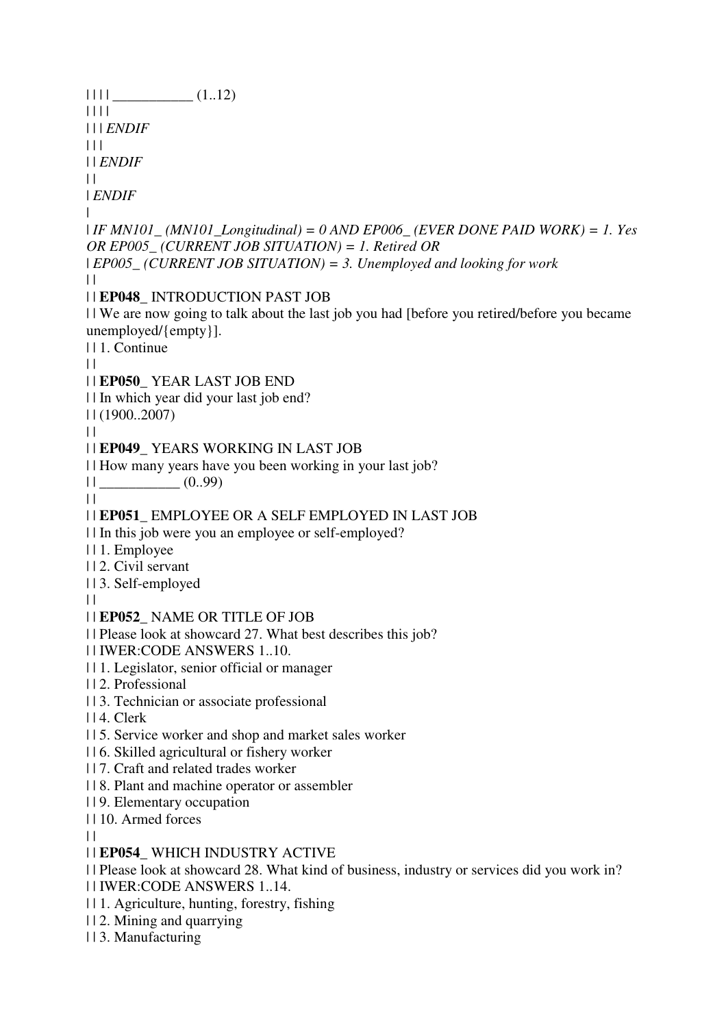| | | | ___________ (1..12)
| | | |
| | | *ENDIF*
| | |
| | *ENDIF*
| |
| *ENDIF*
|
| *IF MN101_ (MN101_Longitudinal) = 0 AND EP006_ (EVER DONE PAID WORK) = 1. Yes OR EP005_ (CURRENT JOB SITUATION) = 1. Retired OR*
| *EP005_ (CURRENT JOB SITUATION) = 3. Unemployed and looking for work*
| |
| | **EP048_** INTRODUCTION PAST JOB
| | We are now going to talk about the last job you had [before you retired/before you became unemployed/{empty}].
| | 1. Continue
| |
| | **EP050_** YEAR LAST JOB END
| | In which year did your last job end?
| | (1900..2007)
| |
| | **EP049_** YEARS WORKING IN LAST JOB
| | How many years have you been working in your last job?
| | ___________ (0..99)
| |
| | **EP051_** EMPLOYEE OR A SELF EMPLOYED IN LAST JOB
| | In this job were you an employee or self-employed?
| | 1. Employee
| | 2. Civil servant
| | 3. Self-employed
| |
| | **EP052_** NAME OR TITLE OF JOB
| | Please look at showcard 27. What best describes this job?
| | IWER:CODE ANSWERS 1..10.
| | 1. Legislator, senior official or manager
| | 2. Professional
| | 3. Technician or associate professional
| | 4. Clerk
| | 5. Service worker and shop and market sales worker
| | 6. Skilled agricultural or fishery worker
| | 7. Craft and related trades worker
| | 8. Plant and machine operator or assembler
| | 9. Elementary occupation
| | 10. Armed forces
| |
| | **EP054_** WHICH INDUSTRY ACTIVE
| | Please look at showcard 28. What kind of business, industry or services did you work in?
| | IWER:CODE ANSWERS 1..14.
| | 1. Agriculture, hunting, forestry, fishing
| | 2. Mining and quarrying
| | 3. Manufacturing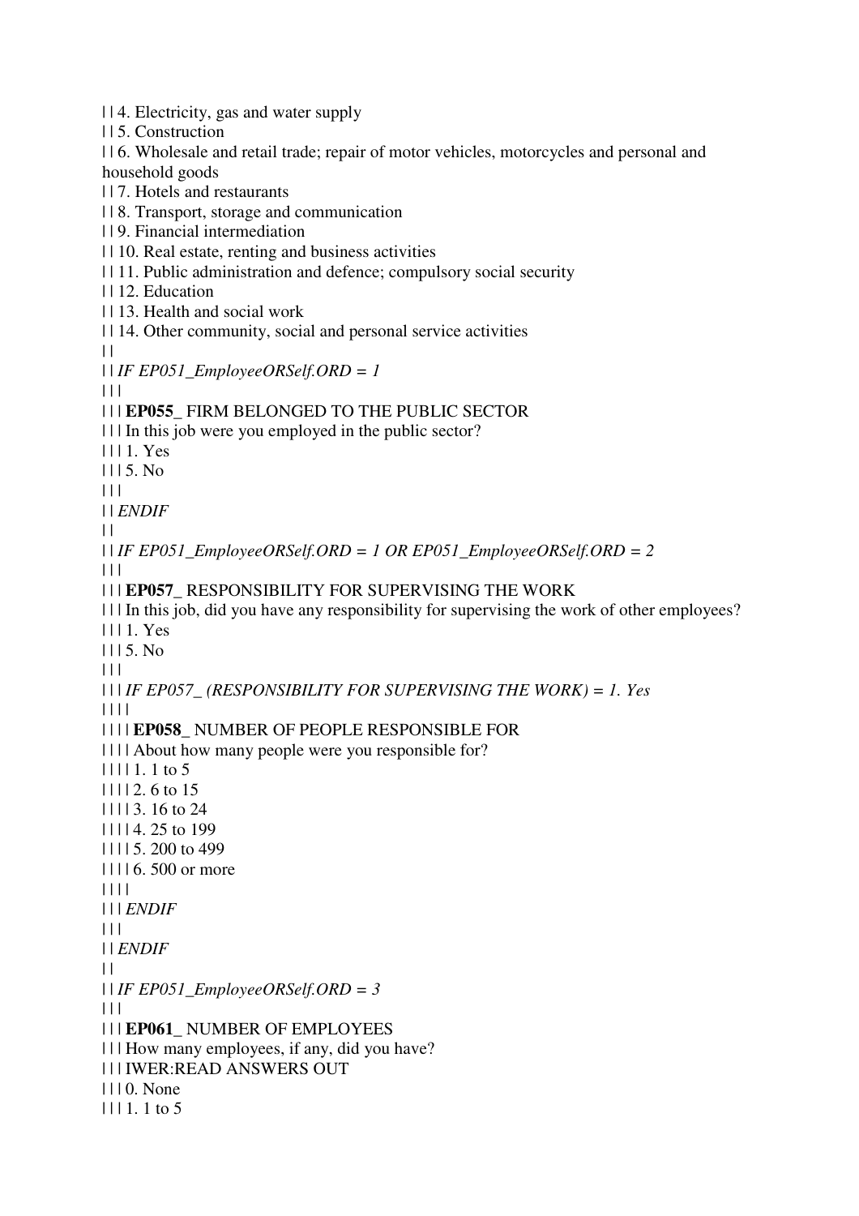| | 4. Electricity, gas and water supply
| | 5. Construction
| | 6. Wholesale and retail trade; repair of motor vehicles, motorcycles and personal and household goods
| | 7. Hotels and restaurants
| | 8. Transport, storage and communication
| | 9. Financial intermediation
| | 10. Real estate, renting and business activities
| | 11. Public administration and defence; compulsory social security
| | 12. Education
| | 13. Health and social work
| | 14. Other community, social and personal service activities
| |
| | *IF EP051_EmployeeORSelf.ORD = 1*
| | |
| | | **EP055_** FIRM BELONGED TO THE PUBLIC SECTOR
| | | In this job were you employed in the public sector?
| | | 1. Yes
| | | 5. No
| | |
| | *ENDIF*
| |
| | *IF EP051_EmployeeORSelf.ORD = 1 OR EP051_EmployeeORSelf.ORD = 2*
| | |
| | | **EP057_** RESPONSIBILITY FOR SUPERVISING THE WORK
| | | In this job, did you have any responsibility for supervising the work of other employees?
| | | 1. Yes
| | | 5. No
| | |
| | | *IF EP057_ (RESPONSIBILITY FOR SUPERVISING THE WORK) = 1. Yes*
| | | |
| | | | **EP058_** NUMBER OF PEOPLE RESPONSIBLE FOR
| | | | About how many people were you responsible for?
| | | | 1. 1 to 5
| | | | 2. 6 to 15
| | | | 3. 16 to 24
| | | | 4. 25 to 199
| | | | 5. 200 to 499
| | | | 6. 500 or more
| | | |
| | | *ENDIF*
| | |
| | *ENDIF*
| |
| | *IF EP051_EmployeeORSelf.ORD = 3*
| | |
| | | **EP061_** NUMBER OF EMPLOYEES
| | | How many employees, if any, did you have?
| | | IWER:READ ANSWERS OUT
| | | 0. None
| | | 1. 1 to 5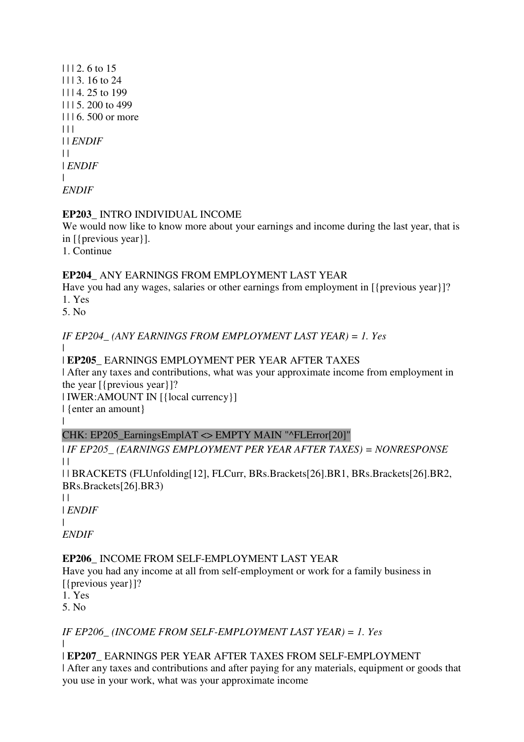| | | 2. 6 to 15
| | | 3. 16 to 24
| | | 4. 25 to 199
| | | 5. 200 to 499
| | | 6. 500 or more
| | |
| | *ENDIF*
| |
| *ENDIF*
|
*ENDIF*

**EP203_** INTRO INDIVIDUAL INCOME
We would now like to know more about your earnings and income during the last year, that is in [{previous year}].
1. Continue

**EP204_** ANY EARNINGS FROM EMPLOYMENT LAST YEAR
Have you had any wages, salaries or other earnings from employment in [{previous year}]?
1. Yes
5. No

*IF EP204_ (ANY EARNINGS FROM EMPLOYMENT LAST YEAR) = 1. Yes*
|
| **EP205_** EARNINGS EMPLOYMENT PER YEAR AFTER TAXES
| After any taxes and contributions, what was your approximate income from employment in the year [{previous year}]?
| IWER:AMOUNT IN [{local currency}]
| {enter an amount}
|
CHK: EP205_EarningsEmplAT <> EMPTY MAIN "^FLError[20]"
| *IF EP205_ (EARNINGS EMPLOYMENT PER YEAR AFTER TAXES) = NONRESPONSE*
| |
| | BRACKETS (FLUnfolding[12], FLCurr, BRs.Brackets[26].BR1, BRs.Brackets[26].BR2, BRs.Brackets[26].BR3)
| |
| *ENDIF*
|
*ENDIF*

**EP206_** INCOME FROM SELF-EMPLOYMENT LAST YEAR
Have you had any income at all from self-employment or work for a family business in [{previous year}]?
1. Yes
5. No

*IF EP206_ (INCOME FROM SELF-EMPLOYMENT LAST YEAR) = 1. Yes*
|
| **EP207_** EARNINGS PER YEAR AFTER TAXES FROM SELF-EMPLOYMENT
| After any taxes and contributions and after paying for any materials, equipment or goods that you use in your work, what was your approximate income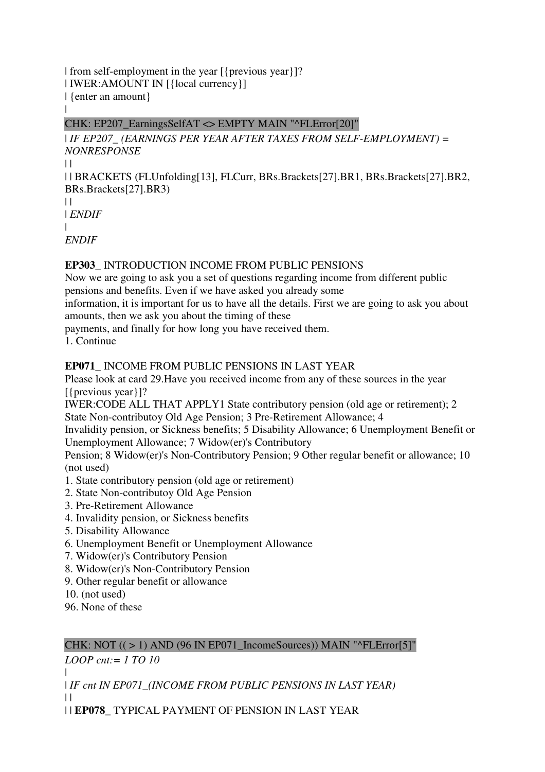| from self-employment in the year [{previous year}]?
| IWER:AMOUNT IN [{local currency}]
| {enter an amount}
|

CHK: EP207_EarningsSelfAT <> EMPTY MAIN "^FLError[20]"

| *IF EP207_ (EARNINGS PER YEAR AFTER TAXES FROM SELF-EMPLOYMENT) = NONRESPONSE*
| |
| | BRACKETS (FLUnfolding[13], FLCurr, BRs.Brackets[27].BR1, BRs.Brackets[27].BR2, BRs.Brackets[27].BR3)
| |
| *ENDIF*
|
*ENDIF*

**EP303_** INTRODUCTION INCOME FROM PUBLIC PENSIONS
Now we are going to ask you a set of questions regarding income from different public pensions and benefits. Even if we have asked you already some
information, it is important for us to have all the details. First we are going to ask you about amounts, then we ask you about the timing of these
payments, and finally for how long you have received them.
1. Continue

**EP071_** INCOME FROM PUBLIC PENSIONS IN LAST YEAR
Please look at card 29.Have you received income from any of these sources in the year [{previous year}]?
IWER:CODE ALL THAT APPLY1 State contributory pension (old age or retirement); 2 State Non-contributoy Old Age Pension; 3 Pre-Retirement Allowance; 4
Invalidity pension, or Sickness benefits; 5 Disability Allowance; 6 Unemployment Benefit or Unemployment Allowance; 7 Widow(er)'s Contributory
Pension; 8 Widow(er)'s Non-Contributory Pension; 9 Other regular benefit or allowance; 10 (not used)
1. State contributory pension (old age or retirement)
2. State Non-contributoy Old Age Pension
3. Pre-Retirement Allowance
4. Invalidity pension, or Sickness benefits
5. Disability Allowance
6. Unemployment Benefit or Unemployment Allowance
7. Widow(er)'s Contributory Pension
8. Widow(er)'s Non-Contributory Pension
9. Other regular benefit or allowance
10. (not used)
96. None of these

CHK: NOT (( > 1) AND (96 IN EP071_IncomeSources)) MAIN "^FLError[5]"

*LOOP cnt:= 1 TO 10*
|
| *IF cnt IN EP071_(INCOME FROM PUBLIC PENSIONS IN LAST YEAR)*
| |
| | **EP078_** TYPICAL PAYMENT OF PENSION IN LAST YEAR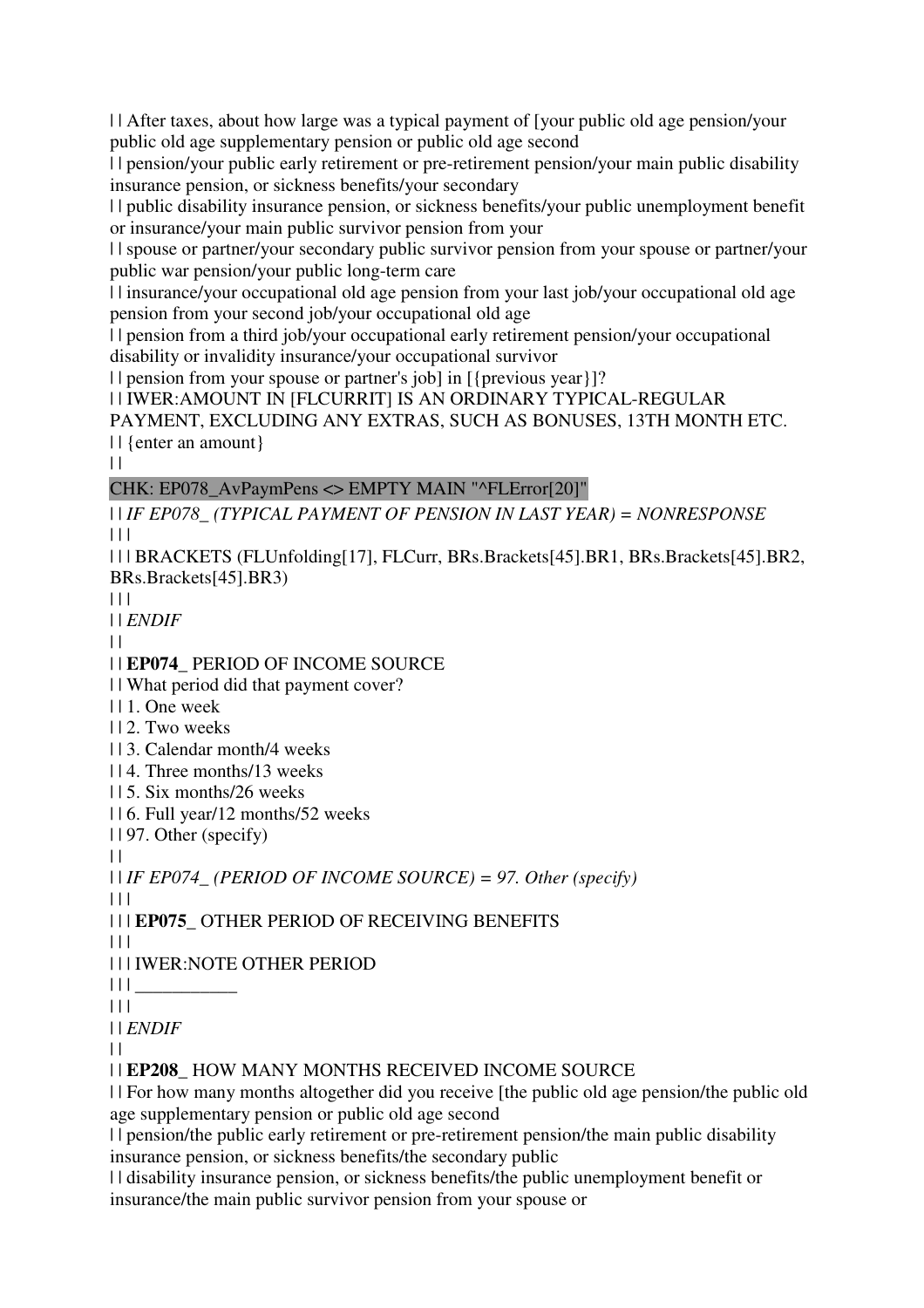| | After taxes, about how large was a typical payment of [your public old age pension/your public old age supplementary pension or public old age second
| | pension/your public early retirement or pre-retirement pension/your main public disability insurance pension, or sickness benefits/your secondary
| | public disability insurance pension, or sickness benefits/your public unemployment benefit or insurance/your main public survivor pension from your
| | spouse or partner/your secondary public survivor pension from your spouse or partner/your public war pension/your public long-term care
| | insurance/your occupational old age pension from your last job/your occupational old age pension from your second job/your occupational old age
| | pension from a third job/your occupational early retirement pension/your occupational disability or invalidity insurance/your occupational survivor
| | pension from your spouse or partner's job] in [{previous year}]?
| | IWER:AMOUNT IN [FLCURRIT] IS AN ORDINARY TYPICAL-REGULAR PAYMENT, EXCLUDING ANY EXTRAS, SUCH AS BONUSES, 13TH MONTH ETC.
| | {enter an amount}
| |
CHK: EP078_AvPaymPens <> EMPTY MAIN "^FLError[20]"
| | *IF EP078_ (TYPICAL PAYMENT OF PENSION IN LAST YEAR) = NONRESPONSE*
| | |
| | | BRACKETS (FLUnfolding[17], FLCurr, BRs.Brackets[45].BR1, BRs.Brackets[45].BR2, BRs.Brackets[45].BR3)
| | |
| | *ENDIF*
| |
| | **EP074_** PERIOD OF INCOME SOURCE
| | What period did that payment cover?
| | 1. One week
| | 2. Two weeks
| | 3. Calendar month/4 weeks
| | 4. Three months/13 weeks
| | 5. Six months/26 weeks
| | 6. Full year/12 months/52 weeks
| | 97. Other (specify)
| |
| | *IF EP074_ (PERIOD OF INCOME SOURCE) = 97. Other (specify)*
| | |
| | | **EP075_** OTHER PERIOD OF RECEIVING BENEFITS
| | |
| | | IWER:NOTE OTHER PERIOD
| | | ___________
| | |
| | *ENDIF*
| |
| | **EP208_** HOW MANY MONTHS RECEIVED INCOME SOURCE
| | For how many months altogether did you receive [the public old age pension/the public old age supplementary pension or public old age second
| | pension/the public early retirement or pre-retirement pension/the main public disability insurance pension, or sickness benefits/the secondary public
| | disability insurance pension, or sickness benefits/the public unemployment benefit or insurance/the main public survivor pension from your spouse or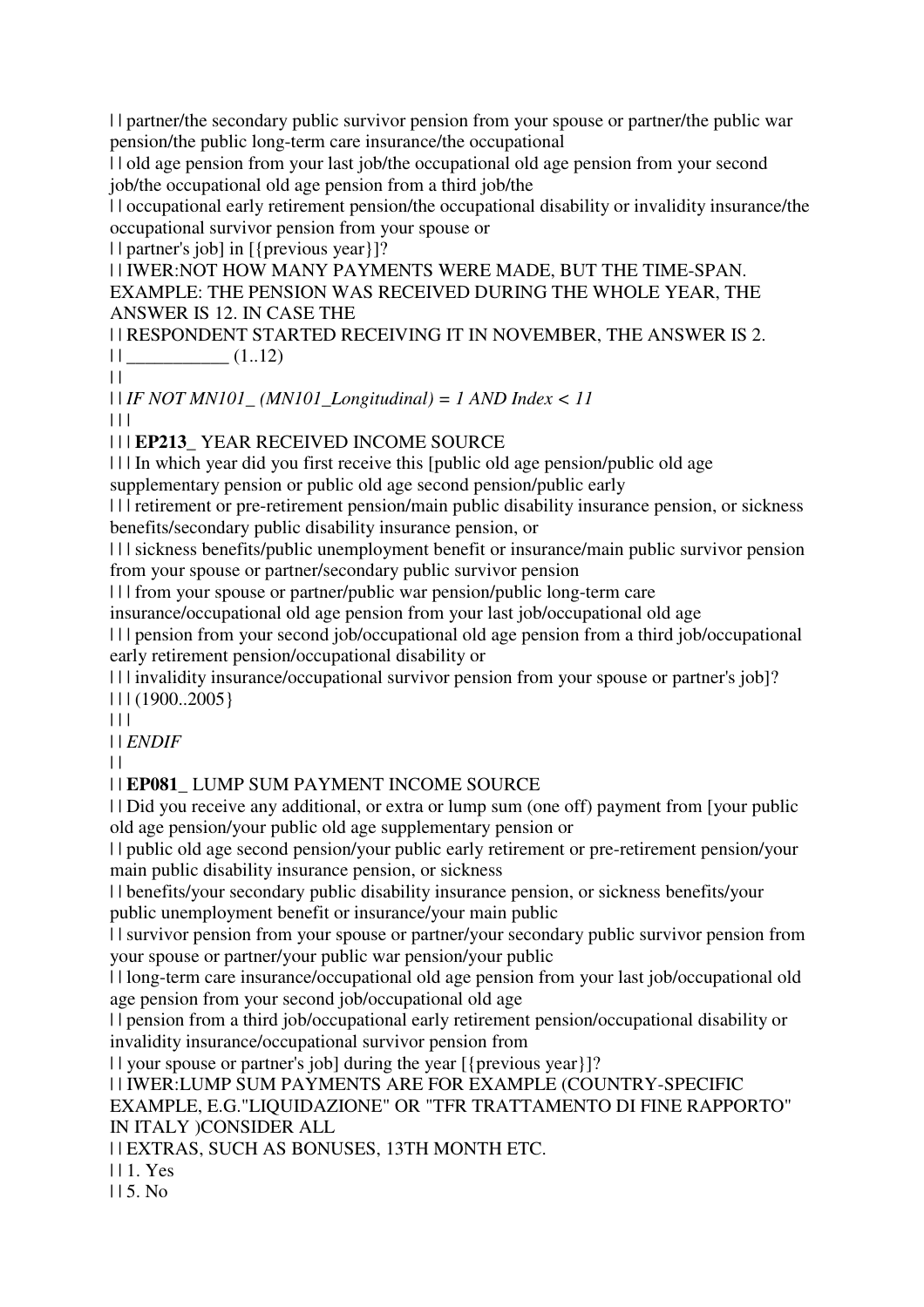| | partner/the secondary public survivor pension from your spouse or partner/the public war pension/the public long-term care insurance/the occupational

| | old age pension from your last job/the occupational old age pension from your second job/the occupational old age pension from a third job/the

| | occupational early retirement pension/the occupational disability or invalidity insurance/the occupational survivor pension from your spouse or

| | partner's job] in [{previous year}]?

| | IWER:NOT HOW MANY PAYMENTS WERE MADE, BUT THE TIME-SPAN. EXAMPLE: THE PENSION WAS RECEIVED DURING THE WHOLE YEAR, THE ANSWER IS 12. IN CASE THE

| | RESPONDENT STARTED RECEIVING IT IN NOVEMBER, THE ANSWER IS 2.

| | ___________ (1..12)

| |

| | *IF NOT MN101_ (MN101_Longitudinal) = 1 AND Index < 11*

| | |

| | | **EP213_** YEAR RECEIVED INCOME SOURCE

| | | In which year did you first receive this [public old age pension/public old age supplementary pension or public old age second pension/public early

| | | retirement or pre-retirement pension/main public disability insurance pension, or sickness benefits/secondary public disability insurance pension, or

| | | sickness benefits/public unemployment benefit or insurance/main public survivor pension from your spouse or partner/secondary public survivor pension

| | | from your spouse or partner/public war pension/public long-term care insurance/occupational old age pension from your last job/occupational old age

| | | pension from your second job/occupational old age pension from a third job/occupational early retirement pension/occupational disability or

| | | invalidity insurance/occupational survivor pension from your spouse or partner's job]?

| | | (1900..2005}

| | |

| | *ENDIF*

| |

| | **EP081_** LUMP SUM PAYMENT INCOME SOURCE

| | Did you receive any additional, or extra or lump sum (one off) payment from [your public old age pension/your public old age supplementary pension or

| | public old age second pension/your public early retirement or pre-retirement pension/your main public disability insurance pension, or sickness

| | benefits/your secondary public disability insurance pension, or sickness benefits/your public unemployment benefit or insurance/your main public

| | survivor pension from your spouse or partner/your secondary public survivor pension from your spouse or partner/your public war pension/your public

| | long-term care insurance/occupational old age pension from your last job/occupational old age pension from your second job/occupational old age

| | pension from a third job/occupational early retirement pension/occupational disability or invalidity insurance/occupational survivor pension from

| | your spouse or partner's job] during the year [{previous year}]?

| | IWER:LUMP SUM PAYMENTS ARE FOR EXAMPLE (COUNTRY-SPECIFIC EXAMPLE, E.G."LIQUIDAZIONE" OR "TFR TRATTAMENTO DI FINE RAPPORTO" IN ITALY )CONSIDER ALL

| | EXTRAS, SUCH AS BONUSES, 13TH MONTH ETC.

| | 1. Yes

| | 5. No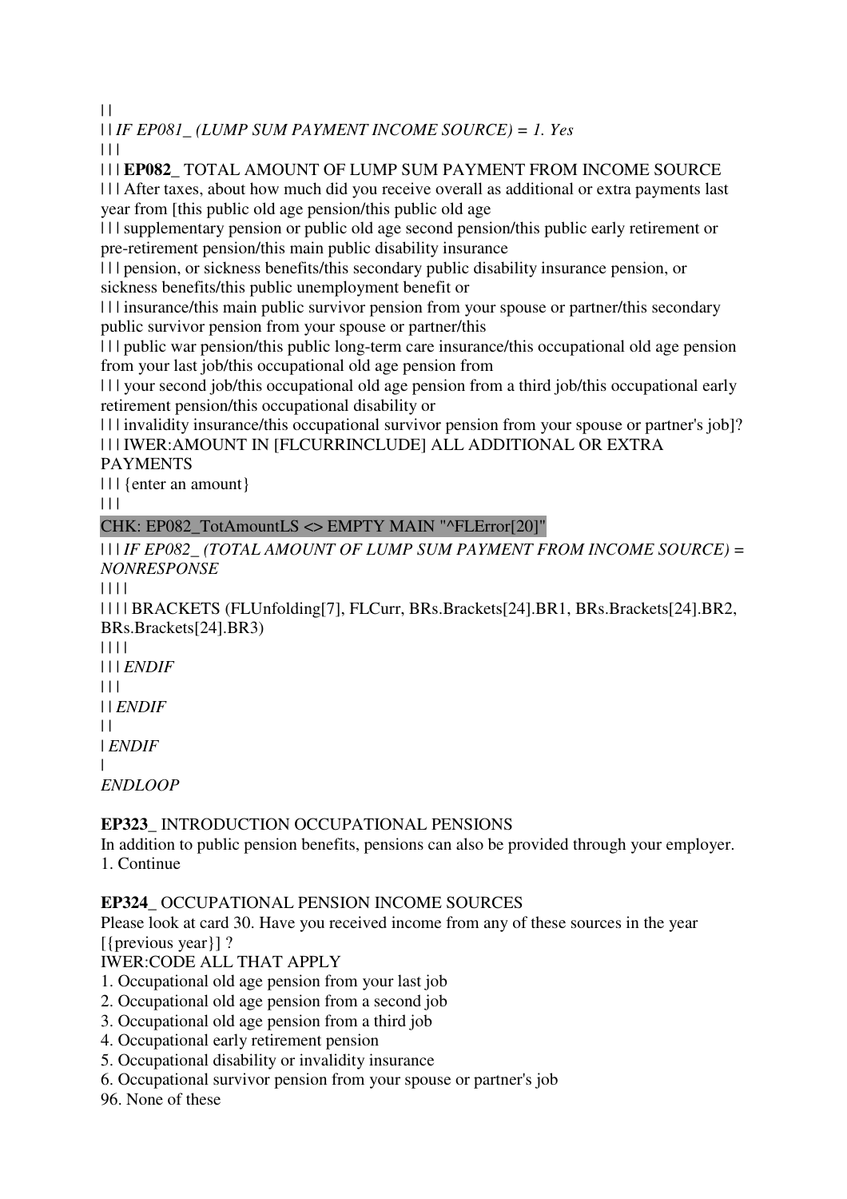| |

| | *IF EP081_ (LUMP SUM PAYMENT INCOME SOURCE) = 1. Yes*

| | |

| | | **EP082_** TOTAL AMOUNT OF LUMP SUM PAYMENT FROM INCOME SOURCE

| | | After taxes, about how much did you receive overall as additional or extra payments last year from [this public old age pension/this public old age

| | | supplementary pension or public old age second pension/this public early retirement or pre-retirement pension/this main public disability insurance

| | | pension, or sickness benefits/this secondary public disability insurance pension, or sickness benefits/this public unemployment benefit or

| | | insurance/this main public survivor pension from your spouse or partner/this secondary public survivor pension from your spouse or partner/this

| | | public war pension/this public long-term care insurance/this occupational old age pension from your last job/this occupational old age pension from

| | | your second job/this occupational old age pension from a third job/this occupational early retirement pension/this occupational disability or

| | | invalidity insurance/this occupational survivor pension from your spouse or partner's job]?

| | | IWER:AMOUNT IN [FLCURRINCLUDE] ALL ADDITIONAL OR EXTRA PAYMENTS

| | | {enter an amount}

| | |

CHK: EP082_TotAmountLS <> EMPTY MAIN "^FLError[20]"

| | | *IF EP082_ (TOTAL AMOUNT OF LUMP SUM PAYMENT FROM INCOME SOURCE) = NONRESPONSE*

| | | |

| | | | BRACKETS (FLUnfolding[7], FLCurr, BRs.Brackets[24].BR1, BRs.Brackets[24].BR2, BRs.Brackets[24].BR3)

| | | |

| | | *ENDIF*

| | |

| | *ENDIF*

| |

| *ENDIF*

|

*ENDLOOP*

**EP323_** INTRODUCTION OCCUPATIONAL PENSIONS

In addition to public pension benefits, pensions can also be provided through your employer.

1. Continue

**EP324_** OCCUPATIONAL PENSION INCOME SOURCES

Please look at card 30. Have you received income from any of these sources in the year [{previous year}] ?

IWER:CODE ALL THAT APPLY

1. Occupational old age pension from your last job
2. Occupational old age pension from a second job
3. Occupational old age pension from a third job
4. Occupational early retirement pension
5. Occupational disability or invalidity insurance
6. Occupational survivor pension from your spouse or partner's job

96. None of these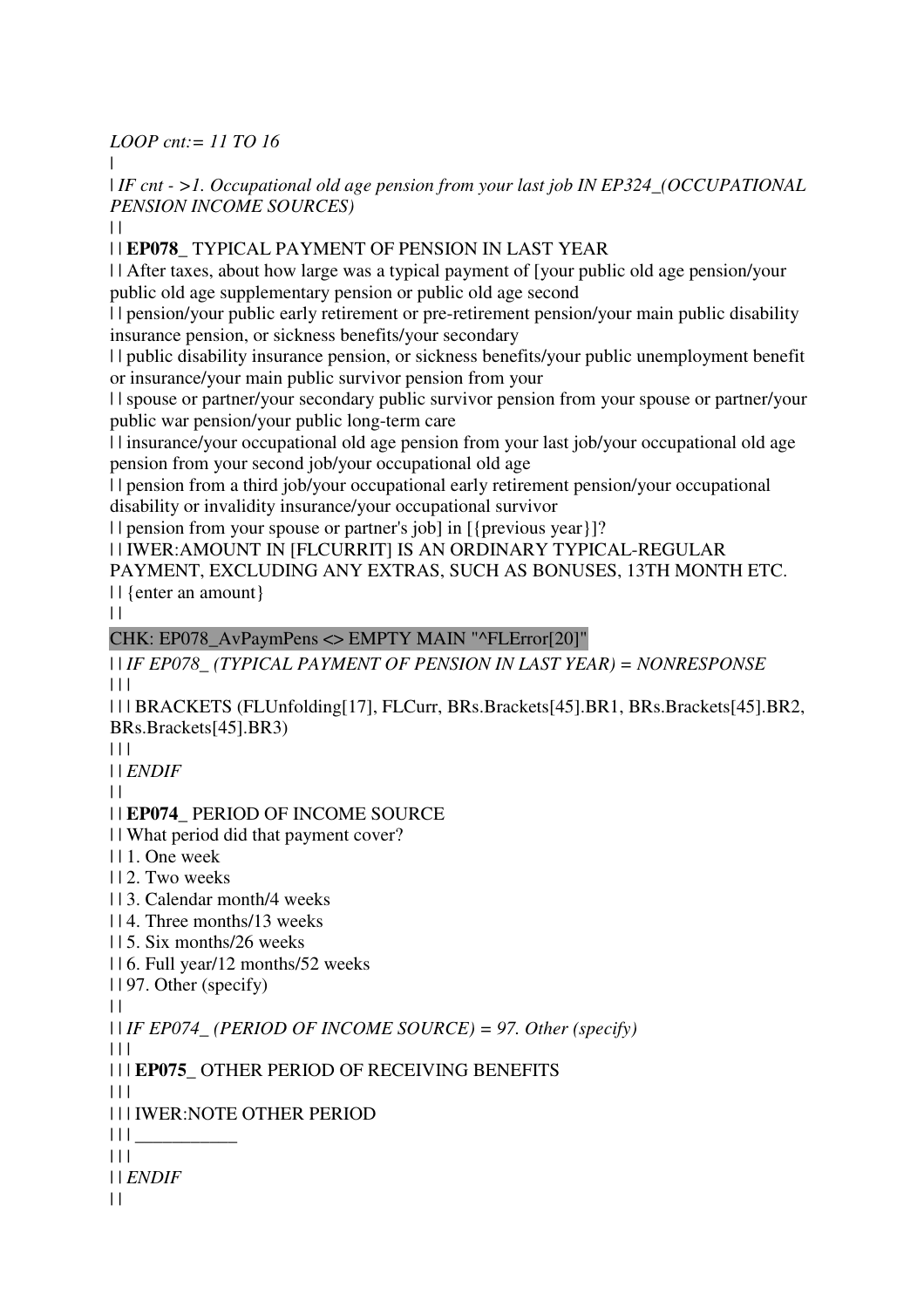*LOOP cnt:= 11 TO 16*

|

| *IF cnt - >1. Occupational old age pension from your last job IN EP324_(OCCUPATIONAL PENSION INCOME SOURCES)*

| |

| | **EP078_** TYPICAL PAYMENT OF PENSION IN LAST YEAR

| | After taxes, about how large was a typical payment of [your public old age pension/your public old age supplementary pension or public old age second

| | pension/your public early retirement or pre-retirement pension/your main public disability insurance pension, or sickness benefits/your secondary

| | public disability insurance pension, or sickness benefits/your public unemployment benefit or insurance/your main public survivor pension from your

| | spouse or partner/your secondary public survivor pension from your spouse or partner/your public war pension/your public long-term care

| | insurance/your occupational old age pension from your last job/your occupational old age pension from your second job/your occupational old age

| | pension from a third job/your occupational early retirement pension/your occupational disability or invalidity insurance/your occupational survivor

| | pension from your spouse or partner's job] in [{previous year}]?

| | IWER:AMOUNT IN [FLCURRIT] IS AN ORDINARY TYPICAL-REGULAR PAYMENT, EXCLUDING ANY EXTRAS, SUCH AS BONUSES, 13TH MONTH ETC.

| | {enter an amount}

| |

CHK: EP078_AvPaymPens <> EMPTY MAIN "^FLError[20]"

| | *IF EP078_ (TYPICAL PAYMENT OF PENSION IN LAST YEAR) = NONRESPONSE*

| | |

| | | BRACKETS (FLUnfolding[17], FLCurr, BRs.Brackets[45].BR1, BRs.Brackets[45].BR2, BRs.Brackets[45].BR3)

| | |

| | *ENDIF*

| |

| | **EP074_** PERIOD OF INCOME SOURCE

| | What period did that payment cover?

| | 1. One week

| | 2. Two weeks

| | 3. Calendar month/4 weeks

| | 4. Three months/13 weeks

| | 5. Six months/26 weeks

| | 6. Full year/12 months/52 weeks

| | 97. Other (specify)

| |

| | *IF EP074_ (PERIOD OF INCOME SOURCE) = 97. Other (specify)*

| | |

| | | **EP075_** OTHER PERIOD OF RECEIVING BENEFITS

| | |

| | | IWER:NOTE OTHER PERIOD

| | | ___________

| | |

| | *ENDIF*

| |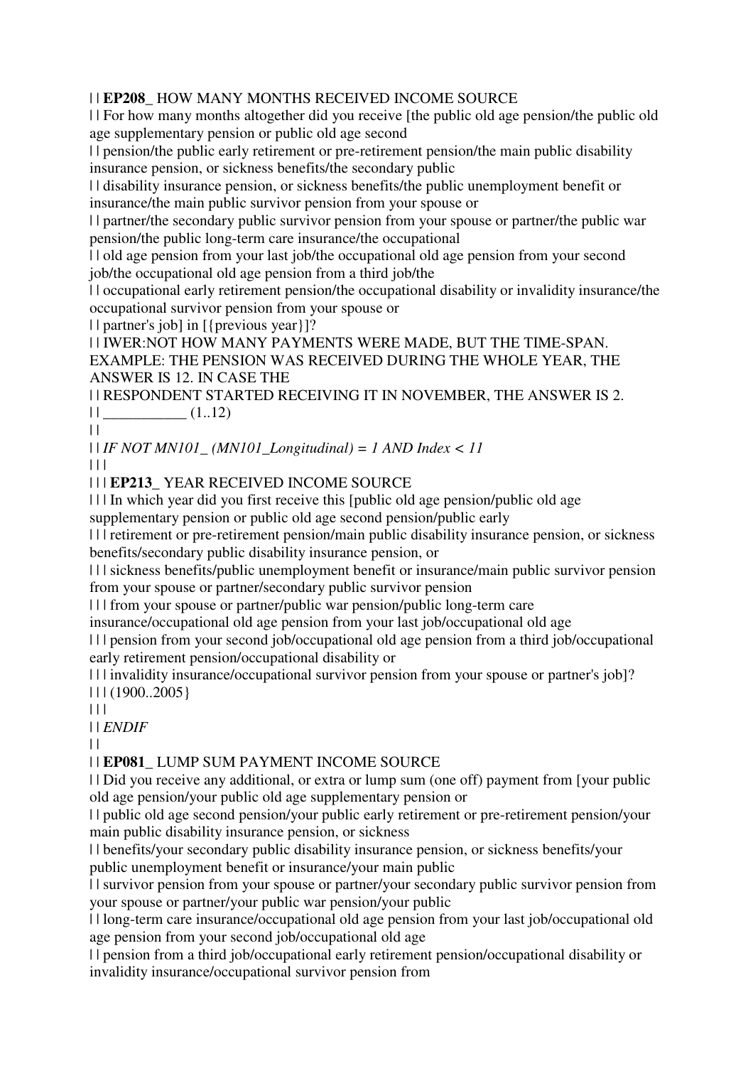| | **EP208_** HOW MANY MONTHS RECEIVED INCOME SOURCE
| | For how many months altogether did you receive [the public old age pension/the public old age supplementary pension or public old age second
| | pension/the public early retirement or pre-retirement pension/the main public disability insurance pension, or sickness benefits/the secondary public
| | disability insurance pension, or sickness benefits/the public unemployment benefit or insurance/the main public survivor pension from your spouse or
| | partner/the secondary public survivor pension from your spouse or partner/the public war pension/the public long-term care insurance/the occupational
| | old age pension from your last job/the occupational old age pension from your second job/the occupational old age pension from a third job/the
| | occupational early retirement pension/the occupational disability or invalidity insurance/the occupational survivor pension from your spouse or
| | partner's job] in [{previous year}]?
| | IWER:NOT HOW MANY PAYMENTS WERE MADE, BUT THE TIME-SPAN. EXAMPLE: THE PENSION WAS RECEIVED DURING THE WHOLE YEAR, THE ANSWER IS 12. IN CASE THE
| | RESPONDENT STARTED RECEIVING IT IN NOVEMBER, THE ANSWER IS 2.
| | ___________ (1..12)
| |
| | *IF NOT MN101_ (MN101_Longitudinal) = 1 AND Index < 11*
| | |
| | | **EP213_** YEAR RECEIVED INCOME SOURCE
| | | In which year did you first receive this [public old age pension/public old age supplementary pension or public old age second pension/public early
| | | retirement or pre-retirement pension/main public disability insurance pension, or sickness benefits/secondary public disability insurance pension, or
| | | sickness benefits/public unemployment benefit or insurance/main public survivor pension from your spouse or partner/secondary public survivor pension
| | | from your spouse or partner/public war pension/public long-term care insurance/occupational old age pension from your last job/occupational old age
| | | pension from your second job/occupational old age pension from a third job/occupational early retirement pension/occupational disability or
| | | invalidity insurance/occupational survivor pension from your spouse or partner's job]?
| | | (1900..2005}
| | |
| | *ENDIF*
| |
| | **EP081_** LUMP SUM PAYMENT INCOME SOURCE
| | Did you receive any additional, or extra or lump sum (one off) payment from [your public old age pension/your public old age supplementary pension or
| | public old age second pension/your public early retirement or pre-retirement pension/your main public disability insurance pension, or sickness
| | benefits/your secondary public disability insurance pension, or sickness benefits/your public unemployment benefit or insurance/your main public
| | survivor pension from your spouse or partner/your secondary public survivor pension from your spouse or partner/your public war pension/your public
| | long-term care insurance/occupational old age pension from your last job/occupational old age pension from your second job/occupational old age
| | pension from a third job/occupational early retirement pension/occupational disability or invalidity insurance/occupational survivor pension from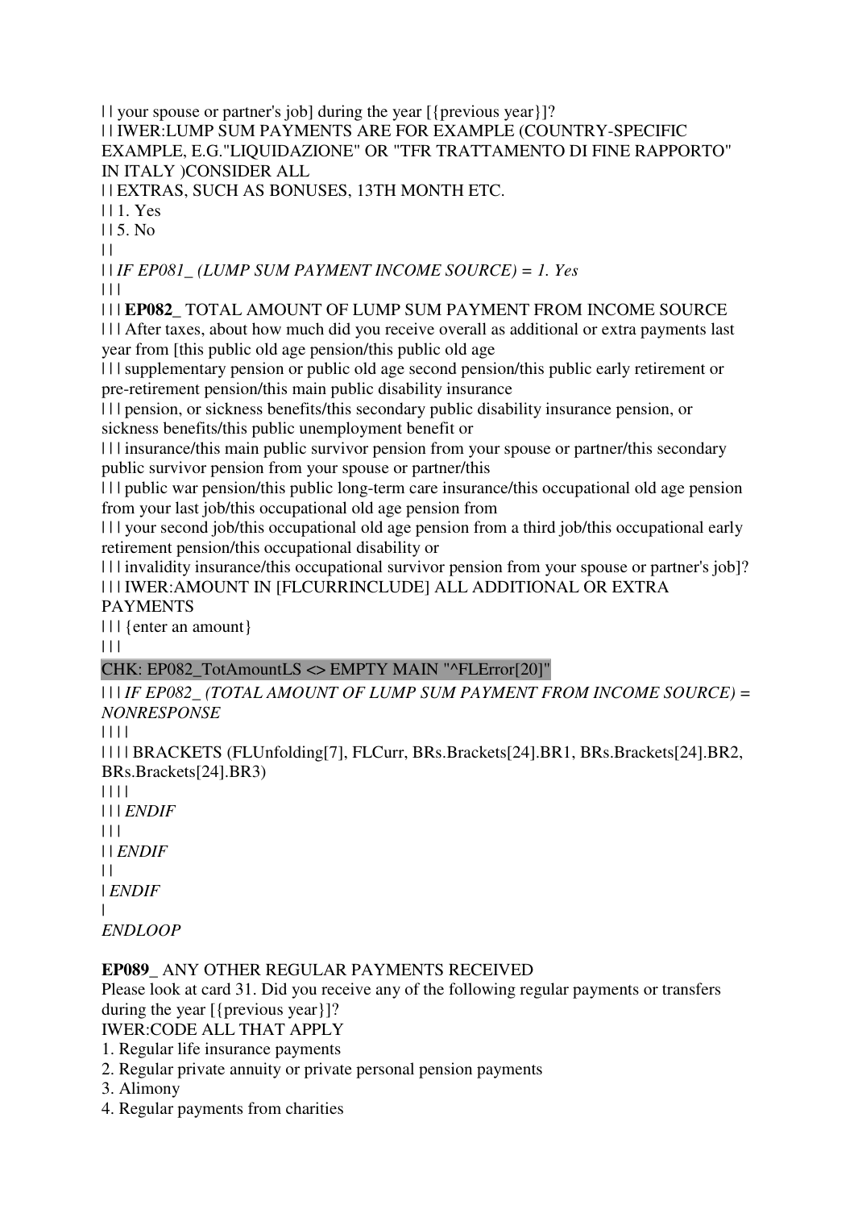| | your spouse or partner's job] during the year [{previous year}]?
| | IWER:LUMP SUM PAYMENTS ARE FOR EXAMPLE (COUNTRY-SPECIFIC EXAMPLE, E.G."LIQUIDAZIONE" OR "TFR TRATTAMENTO DI FINE RAPPORTO" IN ITALY )CONSIDER ALL
| | EXTRAS, SUCH AS BONUSES, 13TH MONTH ETC.
| | 1. Yes
| | 5. No
| |
| | *IF EP081_ (LUMP SUM PAYMENT INCOME SOURCE) = 1. Yes*
| | |
| | | **EP082_** TOTAL AMOUNT OF LUMP SUM PAYMENT FROM INCOME SOURCE
| | | After taxes, about how much did you receive overall as additional or extra payments last year from [this public old age pension/this public old age
| | | supplementary pension or public old age second pension/this public early retirement or pre-retirement pension/this main public disability insurance
| | | pension, or sickness benefits/this secondary public disability insurance pension, or sickness benefits/this public unemployment benefit or
| | | insurance/this main public survivor pension from your spouse or partner/this secondary public survivor pension from your spouse or partner/this
| | | public war pension/this public long-term care insurance/this occupational old age pension from your last job/this occupational old age pension from
| | | your second job/this occupational old age pension from a third job/this occupational early retirement pension/this occupational disability or
| | | invalidity insurance/this occupational survivor pension from your spouse or partner's job]?
| | | IWER:AMOUNT IN [FLCURRINCLUDE] ALL ADDITIONAL OR EXTRA PAYMENTS
| | | {enter an amount}
| | |

CHK: EP082_TotAmountLS <> EMPTY MAIN "^FLError[20]"

| | | *IF EP082_ (TOTAL AMOUNT OF LUMP SUM PAYMENT FROM INCOME SOURCE) = NONRESPONSE*
| | | |
| | | | BRACKETS (FLUnfolding[7], FLCurr, BRs.Brackets[24].BR1, BRs.Brackets[24].BR2, BRs.Brackets[24].BR3)
| | | |
| | | *ENDIF*
| | |
| | *ENDIF*
| |
| *ENDIF*
|
*ENDLOOP*

**EP089_** ANY OTHER REGULAR PAYMENTS RECEIVED
Please look at card 31. Did you receive any of the following regular payments or transfers during the year [{previous year}]?
IWER:CODE ALL THAT APPLY
1. Regular life insurance payments
2. Regular private annuity or private personal pension payments
3. Alimony
4. Regular payments from charities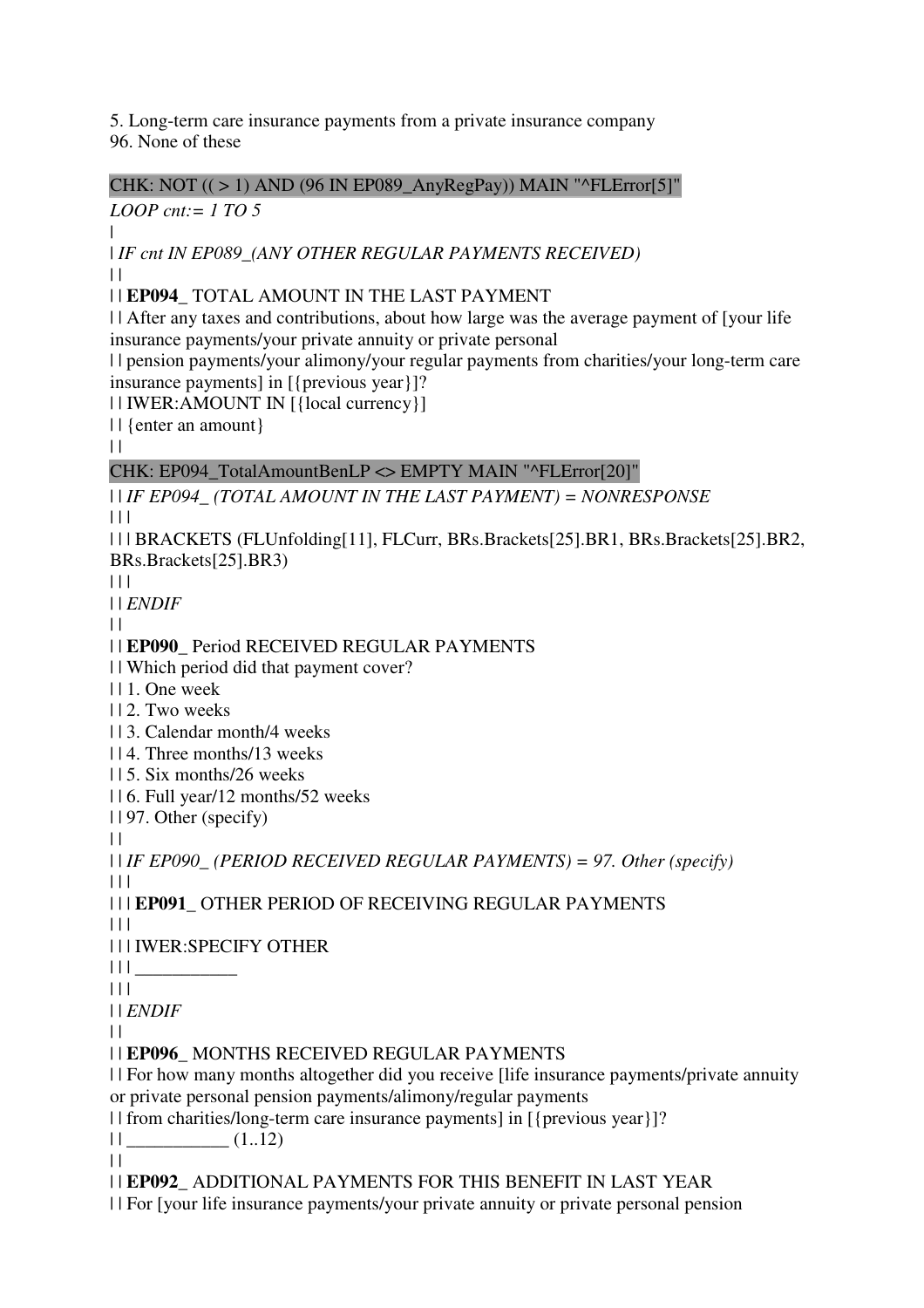5. Long-term care insurance payments from a private insurance company
96. None of these

CHK: NOT (( > 1) AND (96 IN EP089_AnyRegPay)) MAIN "^FLError[5]"

*LOOP cnt:= 1 TO 5*

|

| *IF cnt IN EP089_(ANY OTHER REGULAR PAYMENTS RECEIVED)*

| |

| | **EP094_** TOTAL AMOUNT IN THE LAST PAYMENT

| | After any taxes and contributions, about how large was the average payment of [your life insurance payments/your private annuity or private personal

| | pension payments/your alimony/your regular payments from charities/your long-term care insurance payments] in [{previous year}]?

| | IWER:AMOUNT IN [{local currency}]

| | {enter an amount}

| |

CHK: EP094_TotalAmountBenLP <> EMPTY MAIN "^FLError[20]"

| | *IF EP094_ (TOTAL AMOUNT IN THE LAST PAYMENT) = NONRESPONSE*

| | |

| | | BRACKETS (FLUnfolding[11], FLCurr, BRs.Brackets[25].BR1, BRs.Brackets[25].BR2, BRs.Brackets[25].BR3)

| | |

| | *ENDIF*

| |

| | **EP090_** Period RECEIVED REGULAR PAYMENTS

| | Which period did that payment cover?

| | 1. One week

| | 2. Two weeks

| | 3. Calendar month/4 weeks

| | 4. Three months/13 weeks

| | 5. Six months/26 weeks

| | 6. Full year/12 months/52 weeks

| | 97. Other (specify)

| |

| | *IF EP090_ (PERIOD RECEIVED REGULAR PAYMENTS) = 97. Other (specify)*

| | |

| | | **EP091_** OTHER PERIOD OF RECEIVING REGULAR PAYMENTS

| | |

| | | IWER:SPECIFY OTHER

| | | ___________

| | |

| | *ENDIF*

| |

| | **EP096_** MONTHS RECEIVED REGULAR PAYMENTS

| | For how many months altogether did you receive [life insurance payments/private annuity or private personal pension payments/alimony/regular payments

| | from charities/long-term care insurance payments] in [{previous year}]?

| | ___________ (1..12)

| |

| | **EP092_** ADDITIONAL PAYMENTS FOR THIS BENEFIT IN LAST YEAR

| | For [your life insurance payments/your private annuity or private personal pension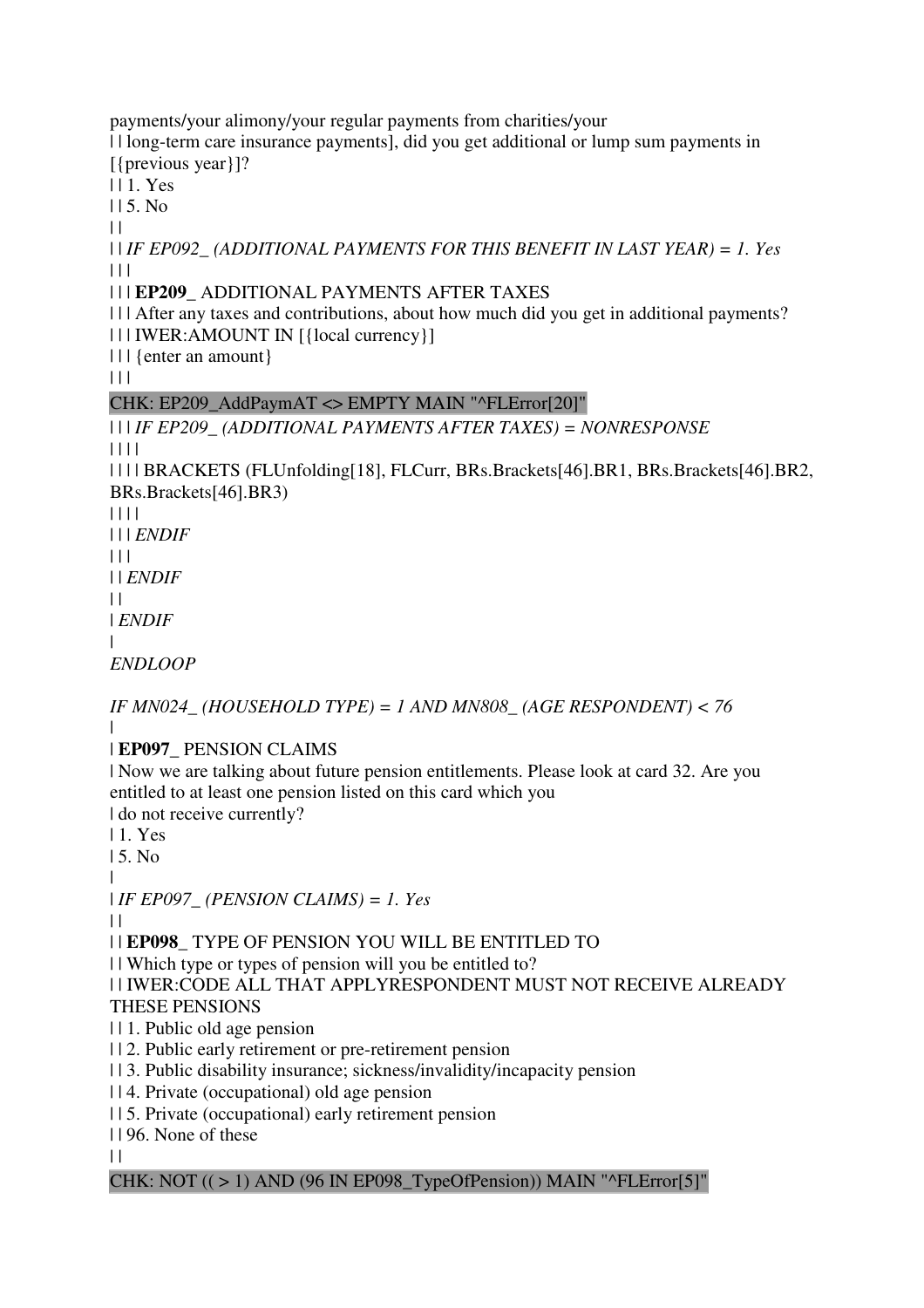payments/your alimony/your regular payments from charities/your
| | long-term care insurance payments], did you get additional or lump sum payments in [{previous year}]?
| | 1. Yes
| | 5. No
| |
| | *IF EP092_ (ADDITIONAL PAYMENTS FOR THIS BENEFIT IN LAST YEAR) = 1. Yes*
| | |
| | | **EP209_** ADDITIONAL PAYMENTS AFTER TAXES
| | | After any taxes and contributions, about how much did you get in additional payments?
| | | IWER:AMOUNT IN [{local currency}]
| | | {enter an amount}
| | |
CHK: EP209_AddPaymAT <> EMPTY MAIN "^FLError[20]"
| | | *IF EP209_ (ADDITIONAL PAYMENTS AFTER TAXES) = NONRESPONSE*
| | | |
| | | | BRACKETS (FLUnfolding[18], FLCurr, BRs.Brackets[46].BR1, BRs.Brackets[46].BR2, BRs.Brackets[46].BR3)
| | | |
| | | *ENDIF*
| | |
| | *ENDIF*
| |
| *ENDIF*
|
*ENDLOOP*

*IF MN024_ (HOUSEHOLD TYPE) = 1 AND MN808_ (AGE RESPONDENT) < 76*
|
| **EP097_** PENSION CLAIMS
| Now we are talking about future pension entitlements. Please look at card 32. Are you entitled to at least one pension listed on this card which you
| do not receive currently?
| 1. Yes
| 5. No
|
| *IF EP097_ (PENSION CLAIMS) = 1. Yes*
| |
| | **EP098_** TYPE OF PENSION YOU WILL BE ENTITLED TO
| | Which type or types of pension will you be entitled to?
| | IWER:CODE ALL THAT APPLYRESPONDENT MUST NOT RECEIVE ALREADY THESE PENSIONS
| | 1. Public old age pension
| | 2. Public early retirement or pre-retirement pension
| | 3. Public disability insurance; sickness/invalidity/incapacity pension
| | 4. Private (occupational) old age pension
| | 5. Private (occupational) early retirement pension
| | 96. None of these
| |
CHK: NOT (( > 1) AND (96 IN EP098_TypeOfPension)) MAIN "^FLError[5]"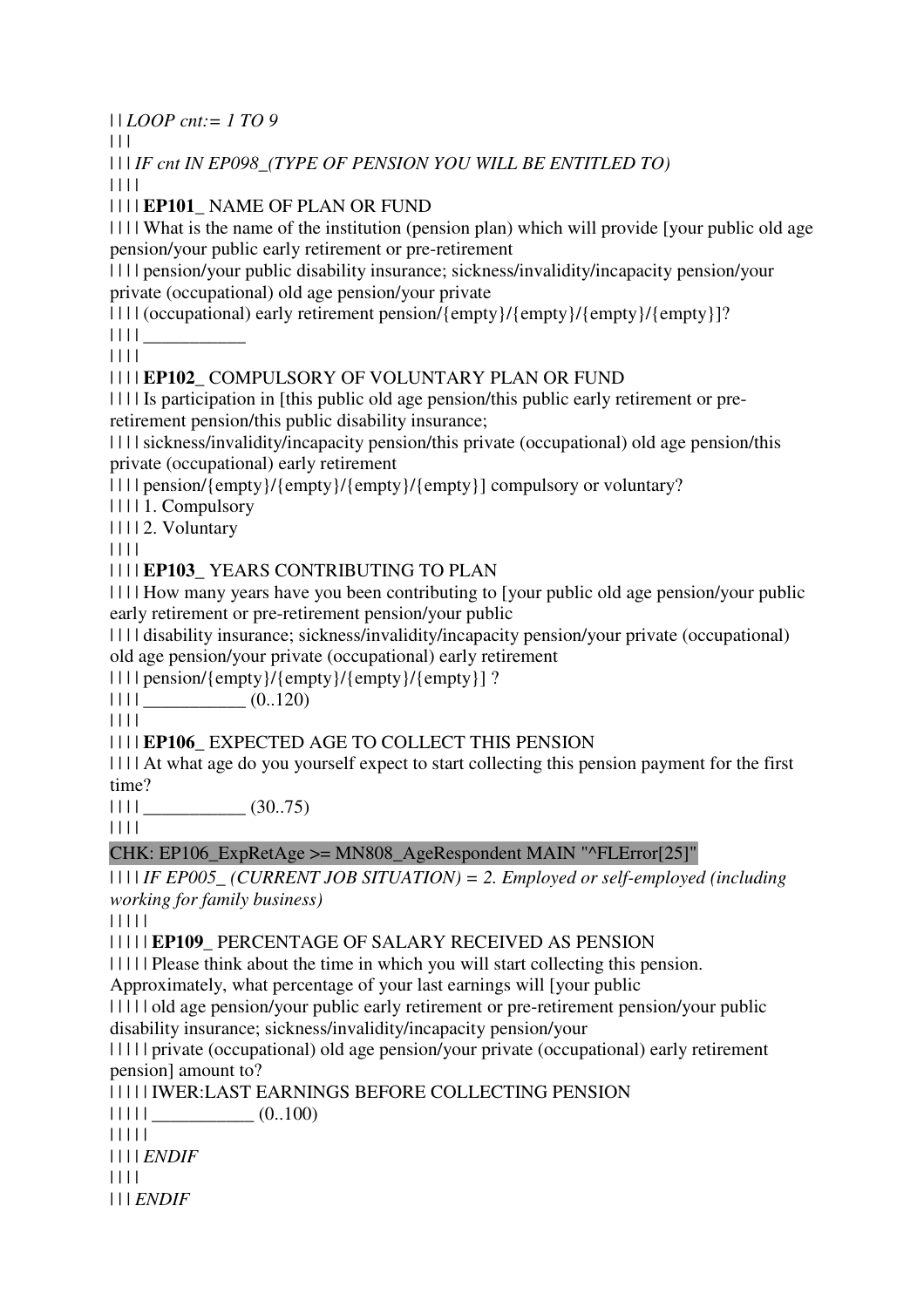| | *LOOP cnt:= 1 TO 9*

| | |

| | | *IF cnt IN EP098_(TYPE OF PENSION YOU WILL BE ENTITLED TO)*

| | | |

| | | | **EP101_** NAME OF PLAN OR FUND

| | | | What is the name of the institution (pension plan) which will provide [your public old age pension/your public early retirement or pre-retirement

| | | | pension/your public disability insurance; sickness/invalidity/incapacity pension/your private (occupational) old age pension/your private

| | | | (occupational) early retirement pension/{empty}/{empty}/{empty}/{empty}]?

| | | | ___________

| | | |

| | | | **EP102_** COMPULSORY OF VOLUNTARY PLAN OR FUND

| | | | Is participation in [this public old age pension/this public early retirement or pre-retirement pension/this public disability insurance;

| | | | sickness/invalidity/incapacity pension/this private (occupational) old age pension/this private (occupational) early retirement

| | | | pension/{empty}/{empty}/{empty}/{empty}] compulsory or voluntary?

| | | | 1. Compulsory

| | | | 2. Voluntary

| | | |

| | | | **EP103_** YEARS CONTRIBUTING TO PLAN

| | | | How many years have you been contributing to [your public old age pension/your public early retirement or pre-retirement pension/your public

| | | | disability insurance; sickness/invalidity/incapacity pension/your private (occupational) old age pension/your private (occupational) early retirement

| | | | pension/{empty}/{empty}/{empty}/{empty}] ?

| | | | ___________ (0..120)

| | | |

| | | | **EP106_** EXPECTED AGE TO COLLECT THIS PENSION

| | | | At what age do you yourself expect to start collecting this pension payment for the first time?

| | | | ___________ (30..75)

| | | |

CHK: EP106_ExpRetAge >= MN808_AgeRespondent MAIN "^FLError[25]"

| | | | *IF EP005_ (CURRENT JOB SITUATION) = 2. Employed or self-employed (including working for family business)*

| | | | |

| | | | | **EP109_** PERCENTAGE OF SALARY RECEIVED AS PENSION

| | | | | Please think about the time in which you will start collecting this pension. Approximately, what percentage of your last earnings will [your public

| | | | | old age pension/your public early retirement or pre-retirement pension/your public disability insurance; sickness/invalidity/incapacity pension/your

| | | | | private (occupational) old age pension/your private (occupational) early retirement pension] amount to?

| | | | | IWER:LAST EARNINGS BEFORE COLLECTING PENSION

| | | | | ___________ (0..100)

| | | | |

| | | | *ENDIF*

| | | |

| | | *ENDIF*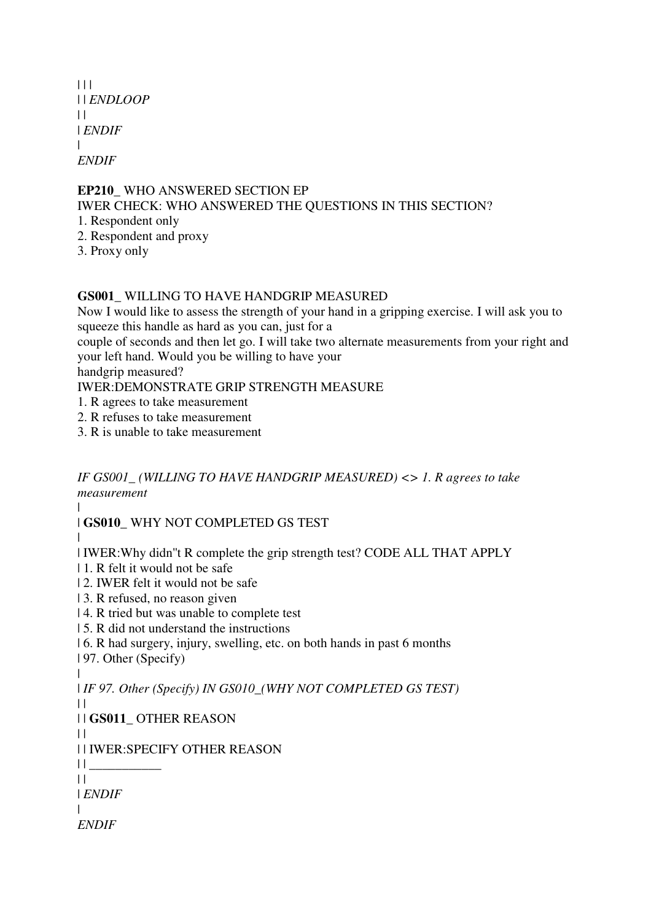| | |
| | *ENDLOOP*
| |
| *ENDIF*
|
*ENDIF*

**EP210_** WHO ANSWERED SECTION EP
IWER CHECK: WHO ANSWERED THE QUESTIONS IN THIS SECTION?
1. Respondent only
2. Respondent and proxy
3. Proxy only

**GS001_** WILLING TO HAVE HANDGRIP MEASURED
Now I would like to assess the strength of your hand in a gripping exercise. I will ask you to squeeze this handle as hard as you can, just for a
couple of seconds and then let go. I will take two alternate measurements from your right and your left hand. Would you be willing to have your
handgrip measured?
IWER:DEMONSTRATE GRIP STRENGTH MEASURE
1. R agrees to take measurement
2. R refuses to take measurement
3. R is unable to take measurement

*IF GS001_ (WILLING TO HAVE HANDGRIP MEASURED) <> 1. R agrees to take measurement*
|
| **GS010_** WHY NOT COMPLETED GS TEST
|
| IWER:Why didn''t R complete the grip strength test? CODE ALL THAT APPLY
| 1. R felt it would not be safe
| 2. IWER felt it would not be safe
| 3. R refused, no reason given
| 4. R tried but was unable to complete test
| 5. R did not understand the instructions
| 6. R had surgery, injury, swelling, etc. on both hands in past 6 months
| 97. Other (Specify)
|
| *IF 97. Other (Specify) IN GS010_(WHY NOT COMPLETED GS TEST)*
| |
| | **GS011_** OTHER REASON
| |
| | IWER:SPECIFY OTHER REASON
| | ___________
| |
| *ENDIF*
|
*ENDIF*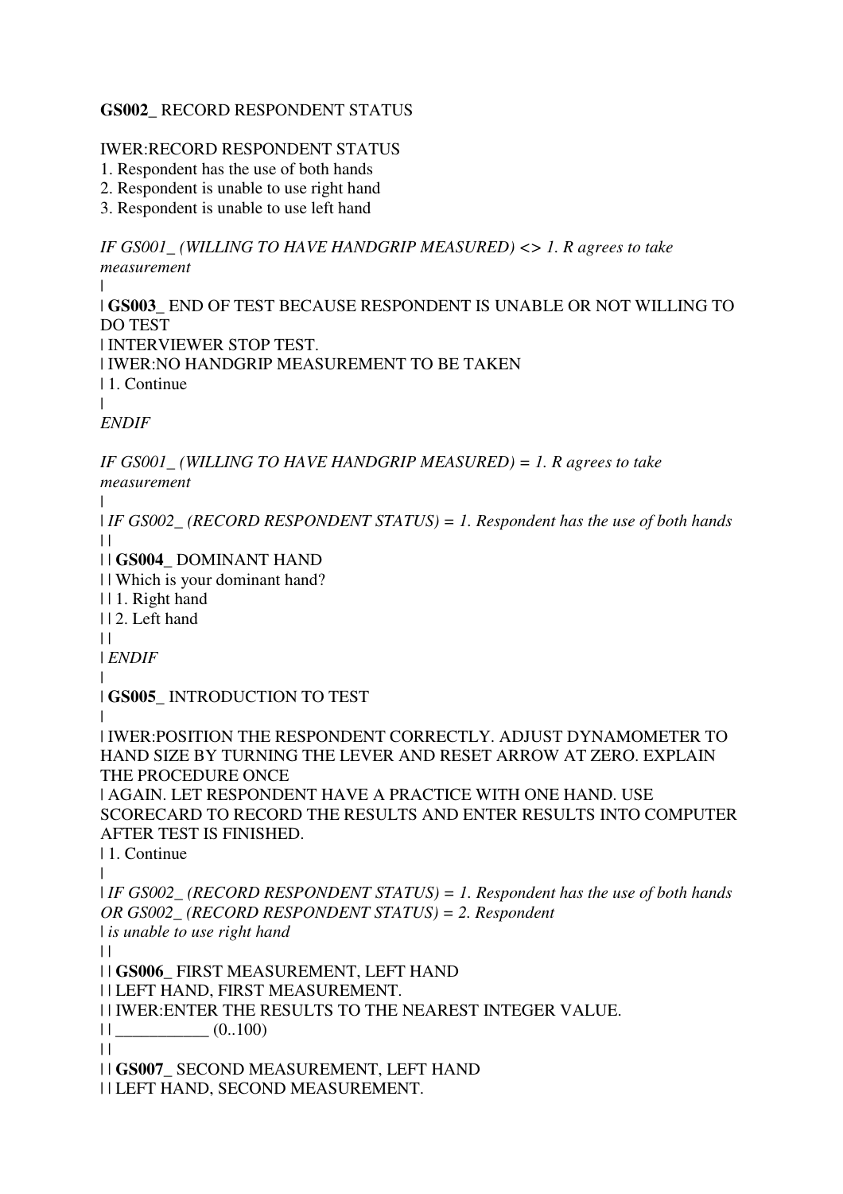**GS002_** RECORD RESPONDENT STATUS

IWER:RECORD RESPONDENT STATUS
1. Respondent has the use of both hands
2. Respondent is unable to use right hand
3. Respondent is unable to use left hand

*IF GS001_ (WILLING TO HAVE HANDGRIP MEASURED) <> 1. R agrees to take measurement*
|
| **GS003_** END OF TEST BECAUSE RESPONDENT IS UNABLE OR NOT WILLING TO DO TEST
| INTERVIEWER STOP TEST.
| IWER:NO HANDGRIP MEASUREMENT TO BE TAKEN
| 1. Continue
|
*ENDIF*

*IF GS001_ (WILLING TO HAVE HANDGRIP MEASURED) = 1. R agrees to take measurement*
|
| *IF GS002_ (RECORD RESPONDENT STATUS) = 1. Respondent has the use of both hands*
| |
| | **GS004_** DOMINANT HAND
| | Which is your dominant hand?
| | 1. Right hand
| | 2. Left hand
| |
| *ENDIF*
|
| **GS005_** INTRODUCTION TO TEST
|
| IWER:POSITION THE RESPONDENT CORRECTLY. ADJUST DYNAMOMETER TO HAND SIZE BY TURNING THE LEVER AND RESET ARROW AT ZERO. EXPLAIN THE PROCEDURE ONCE
| AGAIN. LET RESPONDENT HAVE A PRACTICE WITH ONE HAND. USE SCORECARD TO RECORD THE RESULTS AND ENTER RESULTS INTO COMPUTER AFTER TEST IS FINISHED.
| 1. Continue
|
| *IF GS002_ (RECORD RESPONDENT STATUS) = 1. Respondent has the use of both hands OR GS002_ (RECORD RESPONDENT STATUS) = 2. Respondent*
| *is unable to use right hand*
| |
| | **GS006_** FIRST MEASUREMENT, LEFT HAND
| | LEFT HAND, FIRST MEASUREMENT.
| | IWER:ENTER THE RESULTS TO THE NEAREST INTEGER VALUE.
| | ___________ (0..100)
| |
| | **GS007_** SECOND MEASUREMENT, LEFT HAND
| | LEFT HAND, SECOND MEASUREMENT.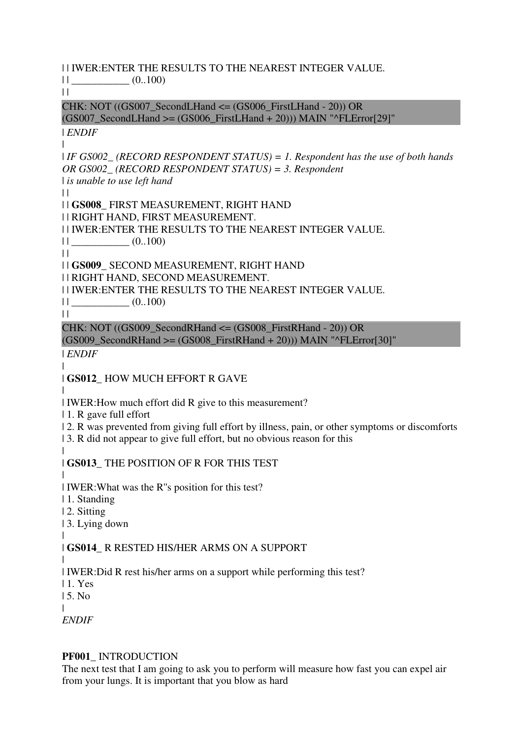| | IWER:ENTER THE RESULTS TO THE NEAREST INTEGER VALUE.
| | ___________ (0..100)
| |

CHK: NOT ((GS007_SecondLHand <= (GS006_FirstLHand - 20)) OR (GS007_SecondLHand >= (GS006_FirstLHand + 20))) MAIN "^FLError[29]"

| *ENDIF*
|
| *IF GS002_ (RECORD RESPONDENT STATUS) = 1. Respondent has the use of both hands OR GS002_ (RECORD RESPONDENT STATUS) = 3. Respondent*
| *is unable to use left hand*
| |
| | **GS008_** FIRST MEASUREMENT, RIGHT HAND
| | RIGHT HAND, FIRST MEASUREMENT.
| | IWER:ENTER THE RESULTS TO THE NEAREST INTEGER VALUE.
| | ___________ (0..100)
| |
| | **GS009_** SECOND MEASUREMENT, RIGHT HAND
| | RIGHT HAND, SECOND MEASUREMENT.
| | IWER:ENTER THE RESULTS TO THE NEAREST INTEGER VALUE.
| | ___________ (0..100)
| |

CHK: NOT ((GS009_SecondRHand <= (GS008_FirstRHand - 20)) OR (GS009_SecondRHand >= (GS008_FirstRHand + 20))) MAIN "^FLError[30]"

| *ENDIF*
|
| **GS012_** HOW MUCH EFFORT R GAVE
|
| IWER:How much effort did R give to this measurement?
| 1. R gave full effort
| 2. R was prevented from giving full effort by illness, pain, or other symptoms or discomforts
| 3. R did not appear to give full effort, but no obvious reason for this
|
| **GS013_** THE POSITION OF R FOR THIS TEST
|
| IWER:What was the R''s position for this test?
| 1. Standing
| 2. Sitting
| 3. Lying down
|
| **GS014_** R RESTED HIS/HER ARMS ON A SUPPORT
|
| IWER:Did R rest his/her arms on a support while performing this test?
| 1. Yes
| 5. No
|
*ENDIF*

**PF001_** INTRODUCTION
The next test that I am going to ask you to perform will measure how fast you can expel air from your lungs. It is important that you blow as hard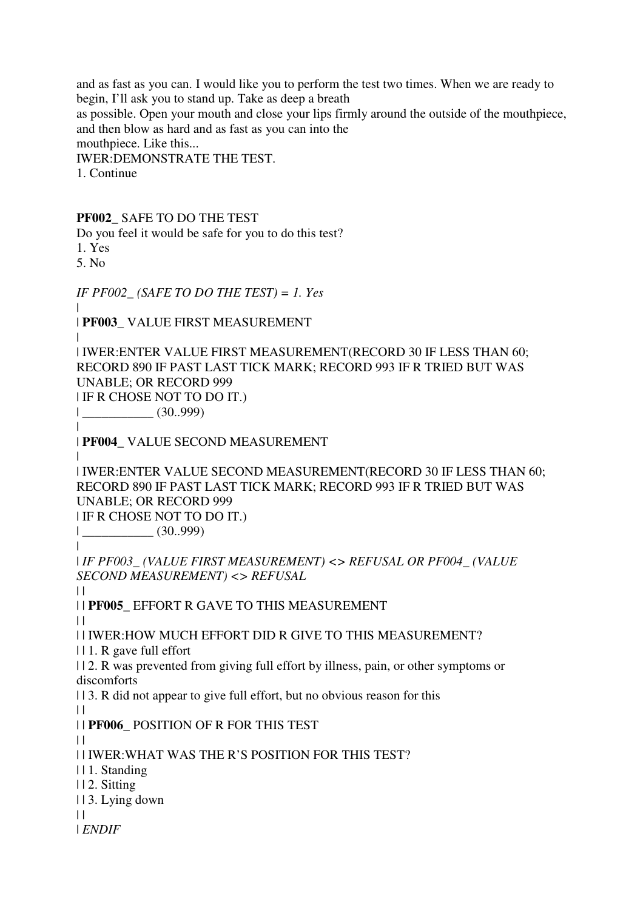and as fast as you can. I would like you to perform the test two times. When we are ready to begin, I'll ask you to stand up. Take as deep a breath
as possible. Open your mouth and close your lips firmly around the outside of the mouthpiece, and then blow as hard and as fast as you can into the
mouthpiece. Like this...
IWER:DEMONSTRATE THE TEST.
1. Continue

**PF002_** SAFE TO DO THE TEST
Do you feel it would be safe for you to do this test?
1. Yes
5. No

*IF PF002_ (SAFE TO DO THE TEST) = 1. Yes*
|
| **PF003_** VALUE FIRST MEASUREMENT
|
| IWER:ENTER VALUE FIRST MEASUREMENT(RECORD 30 IF LESS THAN 60; RECORD 890 IF PAST LAST TICK MARK; RECORD 993 IF R TRIED BUT WAS UNABLE; OR RECORD 999
| IF R CHOSE NOT TO DO IT.)
| ___________ (30..999)
|
| **PF004_** VALUE SECOND MEASUREMENT
|
| IWER:ENTER VALUE SECOND MEASUREMENT(RECORD 30 IF LESS THAN 60; RECORD 890 IF PAST LAST TICK MARK; RECORD 993 IF R TRIED BUT WAS UNABLE; OR RECORD 999
| IF R CHOSE NOT TO DO IT.)
| ___________ (30..999)
|
| *IF PF003_ (VALUE FIRST MEASUREMENT) <> REFUSAL OR PF004_ (VALUE SECOND MEASUREMENT) <> REFUSAL*
| |
| | **PF005_** EFFORT R GAVE TO THIS MEASUREMENT
| |
| | IWER:HOW MUCH EFFORT DID R GIVE TO THIS MEASUREMENT?
| | 1. R gave full effort
| | 2. R was prevented from giving full effort by illness, pain, or other symptoms or discomforts
| | 3. R did not appear to give full effort, but no obvious reason for this
| |
| | **PF006_** POSITION OF R FOR THIS TEST
| |
| | IWER:WHAT WAS THE R'S POSITION FOR THIS TEST?
| | 1. Standing
| | 2. Sitting
| | 3. Lying down
| |
| *ENDIF*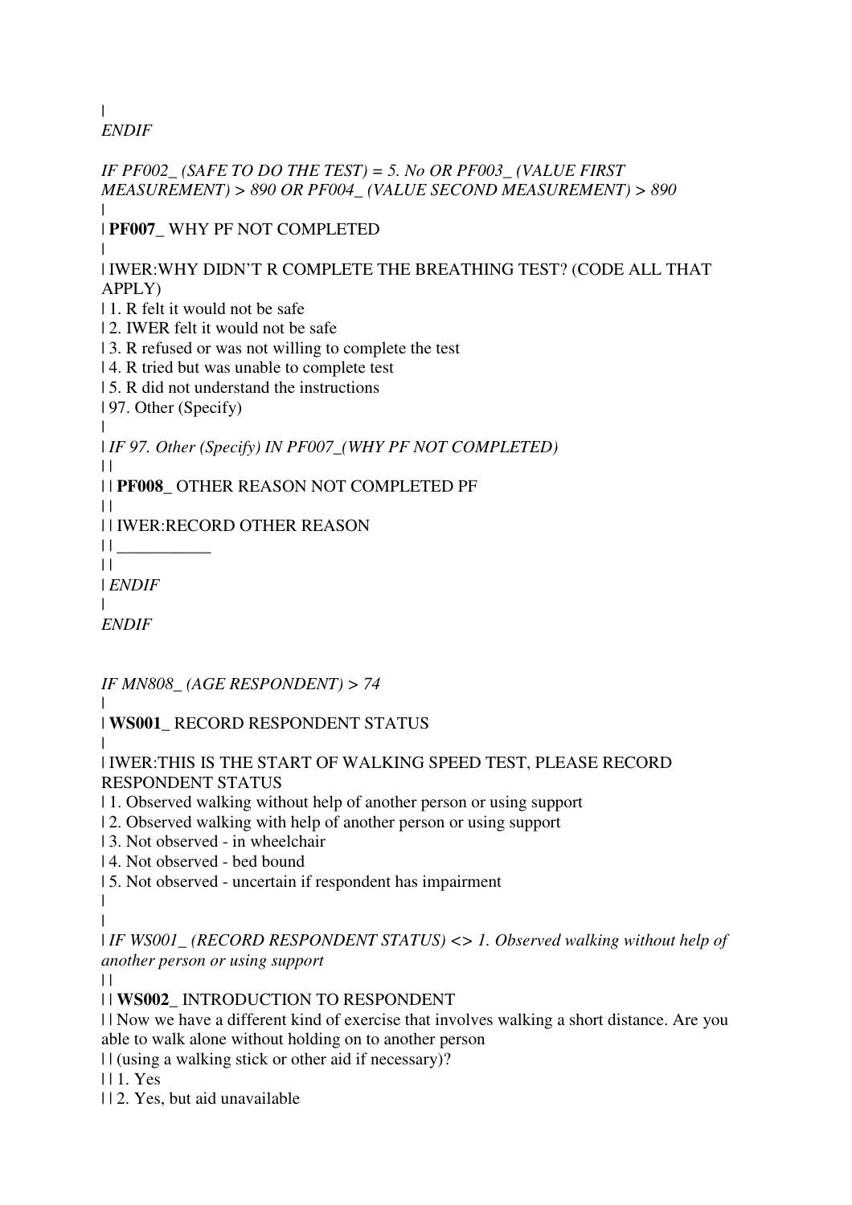|
*ENDIF*

*IF PF002_ (SAFE TO DO THE TEST) = 5. No OR PF003_ (VALUE FIRST MEASUREMENT) > 890 OR PF004_ (VALUE SECOND MEASUREMENT) > 890*
|
| **PF007_** WHY PF NOT COMPLETED
|
| IWER:WHY DIDN'T R COMPLETE THE BREATHING TEST? (CODE ALL THAT APPLY)
| 1. R felt it would not be safe
| 2. IWER felt it would not be safe
| 3. R refused or was not willing to complete the test
| 4. R tried but was unable to complete test
| 5. R did not understand the instructions
| 97. Other (Specify)
|
| *IF 97. Other (Specify) IN PF007_(WHY PF NOT COMPLETED)*
| |
| | **PF008_** OTHER REASON NOT COMPLETED PF
| |
| | IWER:RECORD OTHER REASON
| | ___________
| |
| *ENDIF*
|
*ENDIF*

*IF MN808_ (AGE RESPONDENT) > 74*
|
| **WS001_** RECORD RESPONDENT STATUS
|
| IWER:THIS IS THE START OF WALKING SPEED TEST, PLEASE RECORD RESPONDENT STATUS
| 1. Observed walking without help of another person or using support
| 2. Observed walking with help of another person or using support
| 3. Not observed - in wheelchair
| 4. Not observed - bed bound
| 5. Not observed - uncertain if respondent has impairment
|
|
| *IF WS001_ (RECORD RESPONDENT STATUS) <> 1. Observed walking without help of another person or using support*
| |
| | **WS002_** INTRODUCTION TO RESPONDENT
| | Now we have a different kind of exercise that involves walking a short distance. Are you able to walk alone without holding on to another person
| | (using a walking stick or other aid if necessary)?
| | 1. Yes
| | 2. Yes, but aid unavailable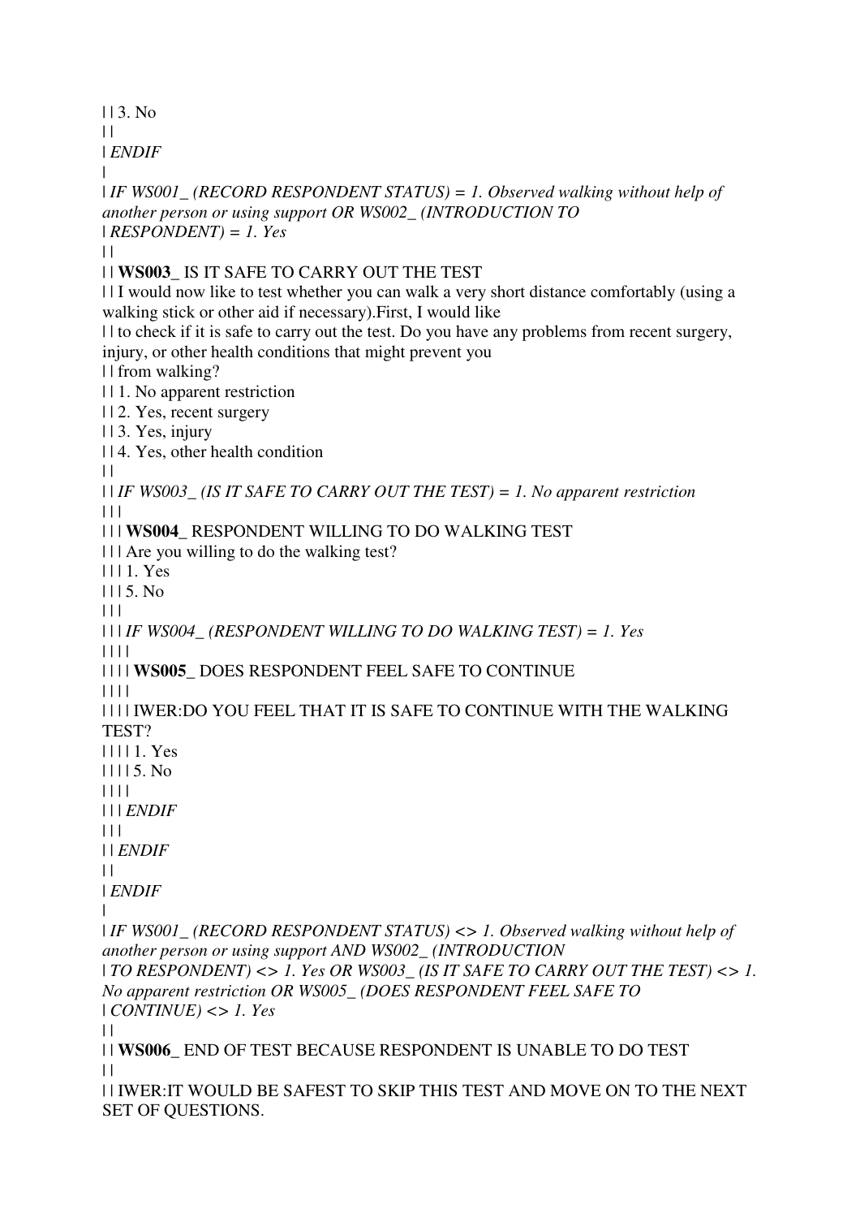| | 3. No
| |
| *ENDIF*
|
| *IF WS001_ (RECORD RESPONDENT STATUS) = 1. Observed walking without help of another person or using support OR WS002_ (INTRODUCTION TO*
| *RESPONDENT) = 1. Yes*
| |
| | **WS003_** IS IT SAFE TO CARRY OUT THE TEST
| | I would now like to test whether you can walk a very short distance comfortably (using a walking stick or other aid if necessary).First, I would like
| | to check if it is safe to carry out the test. Do you have any problems from recent surgery, injury, or other health conditions that might prevent you
| | from walking?
| | 1. No apparent restriction
| | 2. Yes, recent surgery
| | 3. Yes, injury
| | 4. Yes, other health condition
| |
| | *IF WS003_ (IS IT SAFE TO CARRY OUT THE TEST) = 1. No apparent restriction*
| | |
| | | **WS004_** RESPONDENT WILLING TO DO WALKING TEST
| | | Are you willing to do the walking test?
| | | 1. Yes
| | | 5. No
| | |
| | | *IF WS004_ (RESPONDENT WILLING TO DO WALKING TEST) = 1. Yes*
| | | |
| | | | **WS005_** DOES RESPONDENT FEEL SAFE TO CONTINUE
| | | |
| | | | IWER:DO YOU FEEL THAT IT IS SAFE TO CONTINUE WITH THE WALKING TEST?
| | | | 1. Yes
| | | | 5. No
| | | |
| | | *ENDIF*
| | |
| | *ENDIF*
| |
| *ENDIF*
|
| *IF WS001_ (RECORD RESPONDENT STATUS) <> 1. Observed walking without help of another person or using support AND WS002_ (INTRODUCTION*
| *TO RESPONDENT) <> 1. Yes OR WS003_ (IS IT SAFE TO CARRY OUT THE TEST) <> 1. No apparent restriction OR WS005_ (DOES RESPONDENT FEEL SAFE TO*
| *CONTINUE) <> 1. Yes*
| |
| | **WS006_** END OF TEST BECAUSE RESPONDENT IS UNABLE TO DO TEST
| |
| | IWER:IT WOULD BE SAFEST TO SKIP THIS TEST AND MOVE ON TO THE NEXT SET OF QUESTIONS.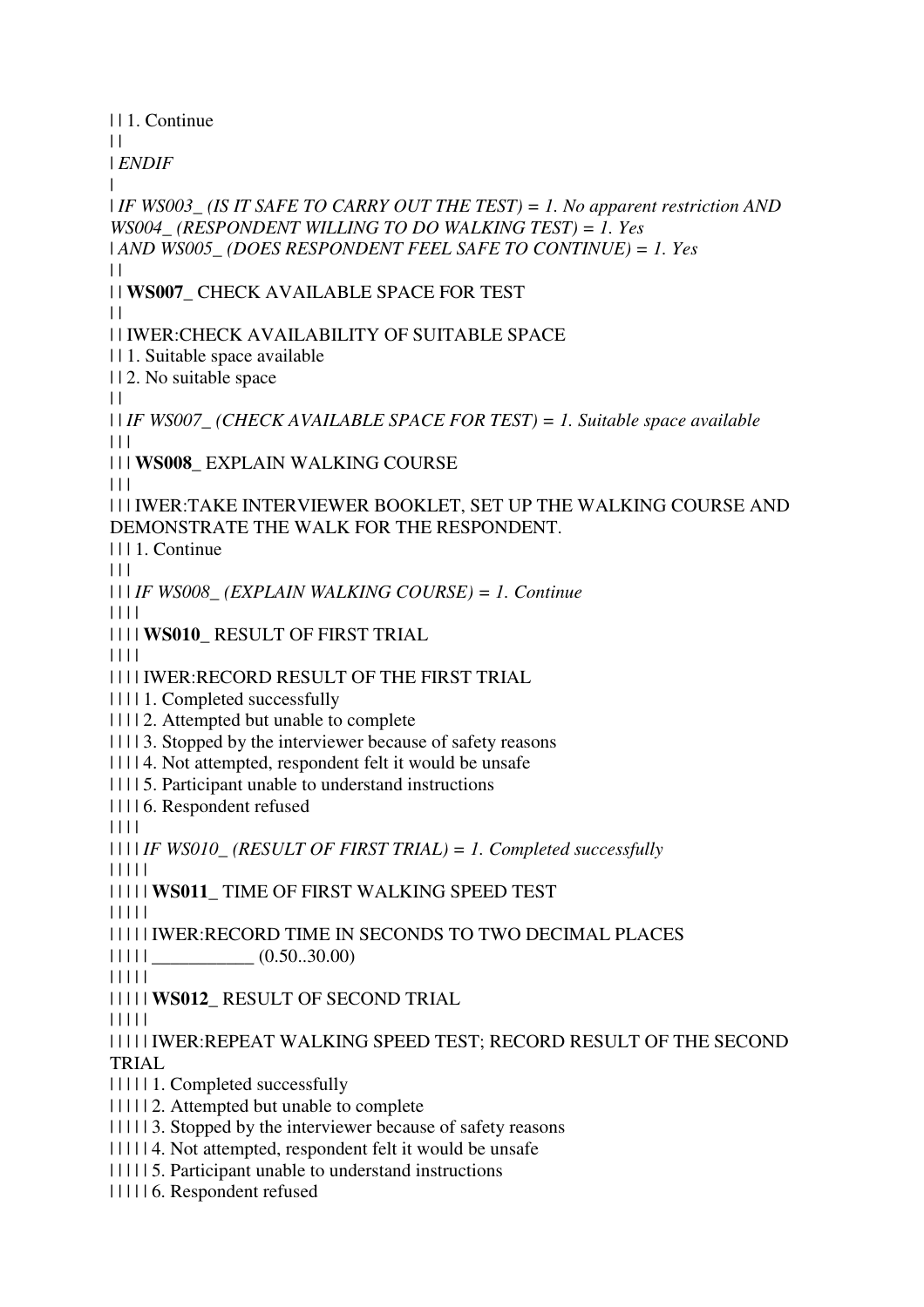| | 1. Continue
| |
| *ENDIF*
|
| *IF WS003_ (IS IT SAFE TO CARRY OUT THE TEST) = 1. No apparent restriction AND WS004_ (RESPONDENT WILLING TO DO WALKING TEST) = 1. Yes*
| *AND WS005_ (DOES RESPONDENT FEEL SAFE TO CONTINUE) = 1. Yes*
| |
| | **WS007_** CHECK AVAILABLE SPACE FOR TEST
| |
| | IWER:CHECK AVAILABILITY OF SUITABLE SPACE
| | 1. Suitable space available
| | 2. No suitable space
| |
| | *IF WS007_ (CHECK AVAILABLE SPACE FOR TEST) = 1. Suitable space available*
| | |
| | | **WS008_** EXPLAIN WALKING COURSE
| | |
| | | IWER:TAKE INTERVIEWER BOOKLET, SET UP THE WALKING COURSE AND DEMONSTRATE THE WALK FOR THE RESPONDENT.
| | | 1. Continue
| | |
| | | *IF WS008_ (EXPLAIN WALKING COURSE) = 1. Continue*
| | | |
| | | | **WS010_** RESULT OF FIRST TRIAL
| | | |
| | | | IWER:RECORD RESULT OF THE FIRST TRIAL
| | | | 1. Completed successfully
| | | | 2. Attempted but unable to complete
| | | | 3. Stopped by the interviewer because of safety reasons
| | | | 4. Not attempted, respondent felt it would be unsafe
| | | | 5. Participant unable to understand instructions
| | | | 6. Respondent refused
| | | |
| | | | *IF WS010_ (RESULT OF FIRST TRIAL) = 1. Completed successfully*
| | | | |
| | | | | **WS011_** TIME OF FIRST WALKING SPEED TEST
| | | | |
| | | | | IWER:RECORD TIME IN SECONDS TO TWO DECIMAL PLACES
| | | | | ___________ (0.50..30.00)
| | | | |
| | | | | **WS012_** RESULT OF SECOND TRIAL
| | | | |
| | | | | IWER:REPEAT WALKING SPEED TEST; RECORD RESULT OF THE SECOND TRIAL
| | | | | 1. Completed successfully
| | | | | 2. Attempted but unable to complete
| | | | | 3. Stopped by the interviewer because of safety reasons
| | | | | 4. Not attempted, respondent felt it would be unsafe
| | | | | 5. Participant unable to understand instructions
| | | | | 6. Respondent refused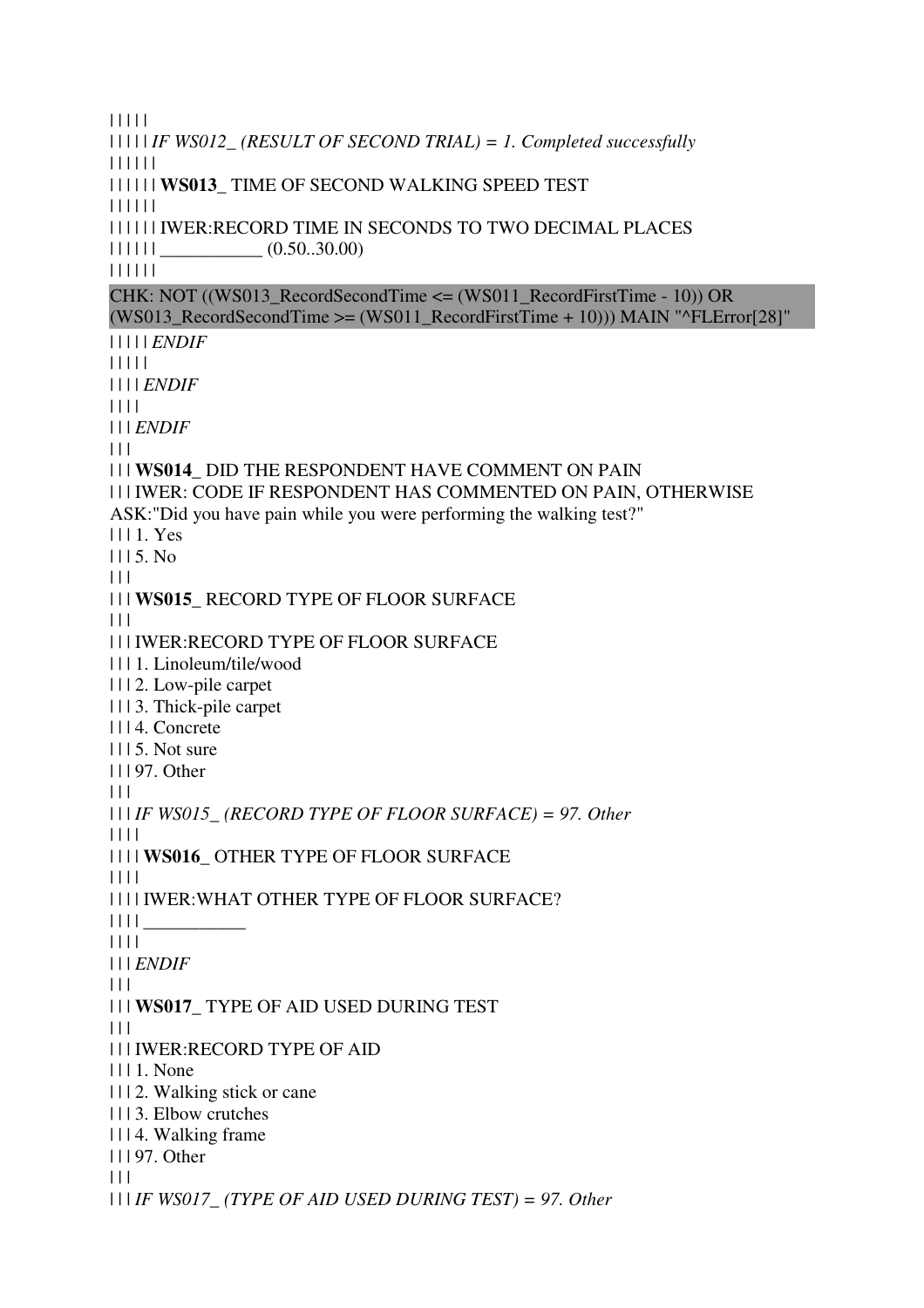| | | | |
| | | | | *IF WS012_ (RESULT OF SECOND TRIAL) = 1. Completed successfully*
| | | | | |
| | | | | | **WS013_** TIME OF SECOND WALKING SPEED TEST
| | | | | |
| | | | | | IWER:RECORD TIME IN SECONDS TO TWO DECIMAL PLACES
| | | | | | ___________ (0.50..30.00)
| | | | | |

CHK: NOT ((WS013_RecordSecondTime <= (WS011_RecordFirstTime - 10)) OR (WS013_RecordSecondTime >= (WS011_RecordFirstTime + 10))) MAIN "^FLError[28]"

| | | | | *ENDIF*
| | | | |
| | | | *ENDIF*
| | | |
| | | *ENDIF*
| | |
| | | **WS014_** DID THE RESPONDENT HAVE COMMENT ON PAIN
| | | IWER: CODE IF RESPONDENT HAS COMMENTED ON PAIN, OTHERWISE ASK:"Did you have pain while you were performing the walking test?"
| | | 1. Yes
| | | 5. No
| | |
| | | **WS015_** RECORD TYPE OF FLOOR SURFACE
| | |
| | | IWER:RECORD TYPE OF FLOOR SURFACE
| | | 1. Linoleum/tile/wood
| | | 2. Low-pile carpet
| | | 3. Thick-pile carpet
| | | 4. Concrete
| | | 5. Not sure
| | | 97. Other
| | |
| | | *IF WS015_ (RECORD TYPE OF FLOOR SURFACE) = 97. Other*
| | | |
| | | | **WS016_** OTHER TYPE OF FLOOR SURFACE
| | | |
| | | | IWER:WHAT OTHER TYPE OF FLOOR SURFACE?
| | | | ___________
| | | |
| | | *ENDIF*
| | |
| | | **WS017_** TYPE OF AID USED DURING TEST
| | |
| | | IWER:RECORD TYPE OF AID
| | | 1. None
| | | 2. Walking stick or cane
| | | 3. Elbow crutches
| | | 4. Walking frame
| | | 97. Other
| | |
| | | *IF WS017_ (TYPE OF AID USED DURING TEST) = 97. Other*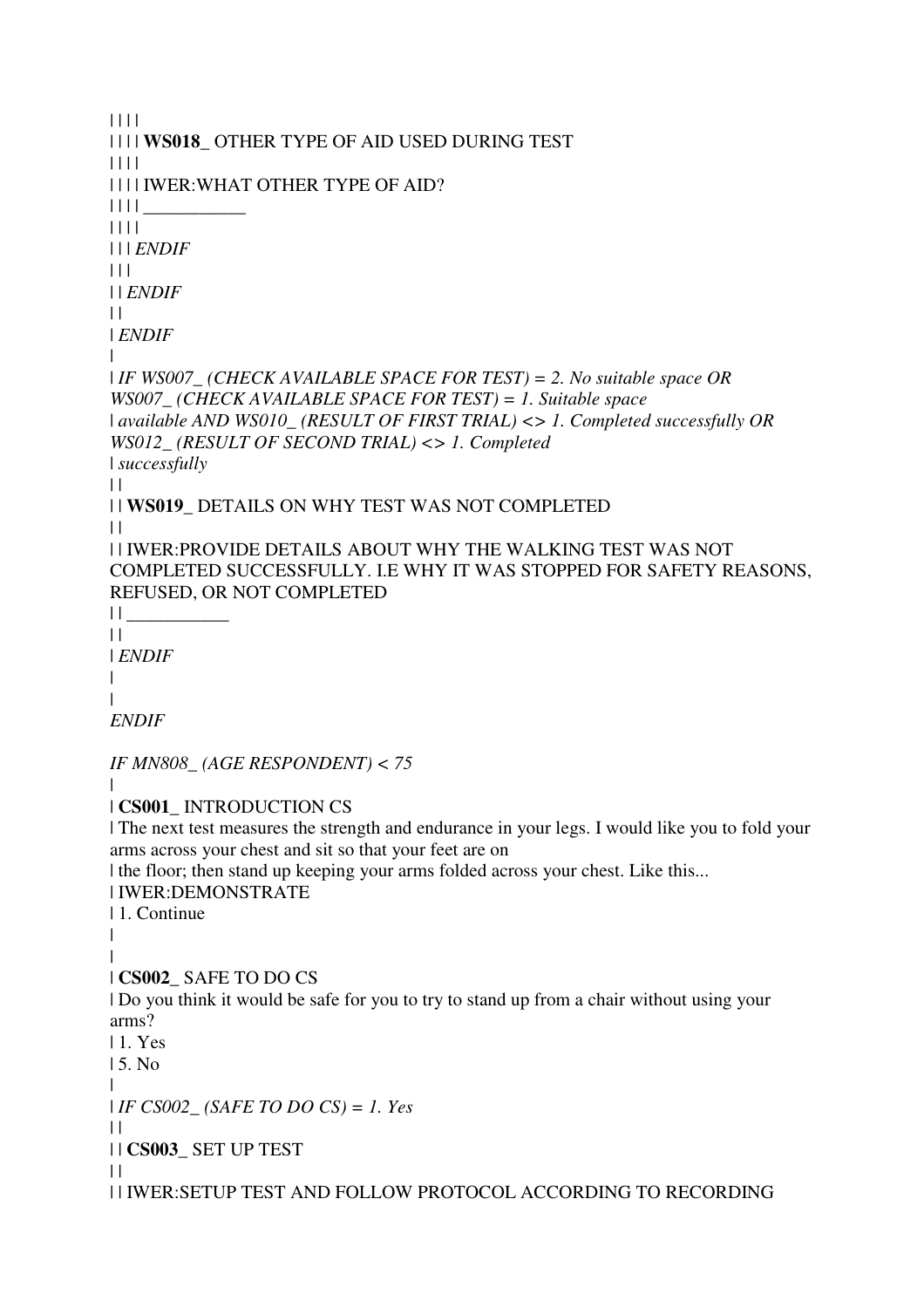| | | |
| | | | **WS018_** OTHER TYPE OF AID USED DURING TEST
| | | |
| | | | IWER:WHAT OTHER TYPE OF AID?
| | | | ___________
| | | |
| | | *ENDIF*
| | |
| | *ENDIF*
| |
| *ENDIF*
|
| *IF WS007_ (CHECK AVAILABLE SPACE FOR TEST) = 2. No suitable space OR WS007_ (CHECK AVAILABLE SPACE FOR TEST) = 1. Suitable space*
| *available AND WS010_ (RESULT OF FIRST TRIAL) <> 1. Completed successfully OR WS012_ (RESULT OF SECOND TRIAL) <> 1. Completed*
| *successfully*
| |
| | **WS019_** DETAILS ON WHY TEST WAS NOT COMPLETED
| |
| | IWER:PROVIDE DETAILS ABOUT WHY THE WALKING TEST WAS NOT COMPLETED SUCCESSFULLY. I.E WHY IT WAS STOPPED FOR SAFETY REASONS, REFUSED, OR NOT COMPLETED
| | ___________
| |
| *ENDIF*
|
|
*ENDIF*

*IF MN808_ (AGE RESPONDENT) < 75*
|
| **CS001_** INTRODUCTION CS
| The next test measures the strength and endurance in your legs. I would like you to fold your arms across your chest and sit so that your feet are on
| the floor; then stand up keeping your arms folded across your chest. Like this...
| IWER:DEMONSTRATE
| 1. Continue
|
|
| **CS002_** SAFE TO DO CS
| Do you think it would be safe for you to try to stand up from a chair without using your arms?
| 1. Yes
| 5. No
|
| *IF CS002_ (SAFE TO DO CS) = 1. Yes*
| |
| | **CS003_** SET UP TEST
| |
| | IWER:SETUP TEST AND FOLLOW PROTOCOL ACCORDING TO RECORDING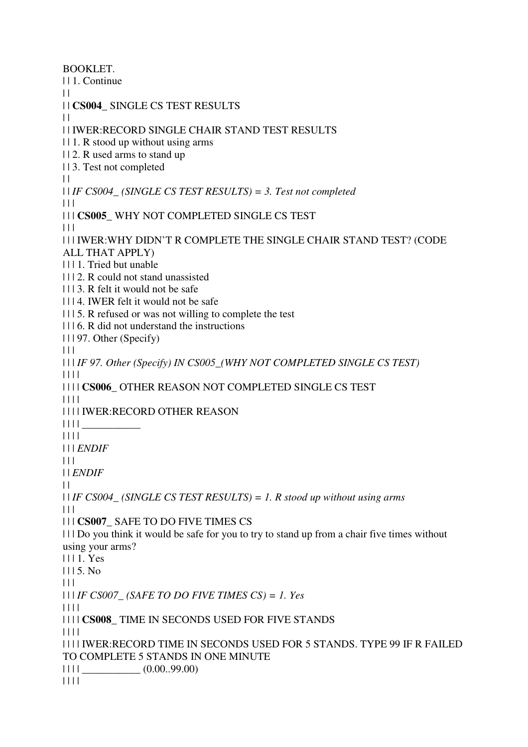BOOKLET.
| | 1. Continue
| |
| | **CS004_** SINGLE CS TEST RESULTS
| |
| | IWER:RECORD SINGLE CHAIR STAND TEST RESULTS
| | 1. R stood up without using arms
| | 2. R used arms to stand up
| | 3. Test not completed
| |
| | *IF CS004_ (SINGLE CS TEST RESULTS) = 3. Test not completed*
| | |
| | | **CS005_** WHY NOT COMPLETED SINGLE CS TEST
| | |
| | | IWER:WHY DIDN'T R COMPLETE THE SINGLE CHAIR STAND TEST? (CODE ALL THAT APPLY)
| | | 1. Tried but unable
| | | 2. R could not stand unassisted
| | | 3. R felt it would not be safe
| | | 4. IWER felt it would not be safe
| | | 5. R refused or was not willing to complete the test
| | | 6. R did not understand the instructions
| | | 97. Other (Specify)
| | |
| | | *IF 97. Other (Specify) IN CS005_(WHY NOT COMPLETED SINGLE CS TEST)*
| | | |
| | | | **CS006_** OTHER REASON NOT COMPLETED SINGLE CS TEST
| | | |
| | | | IWER:RECORD OTHER REASON
| | | | ___________
| | | |
| | | *ENDIF*
| | |
| | *ENDIF*
| |
| | *IF CS004_ (SINGLE CS TEST RESULTS) = 1. R stood up without using arms*
| | |
| | | **CS007_** SAFE TO DO FIVE TIMES CS
| | | Do you think it would be safe for you to try to stand up from a chair five times without using your arms?
| | | 1. Yes
| | | 5. No
| | |
| | | *IF CS007_ (SAFE TO DO FIVE TIMES CS) = 1. Yes*
| | | |
| | | | **CS008_** TIME IN SECONDS USED FOR FIVE STANDS
| | | |
| | | | IWER:RECORD TIME IN SECONDS USED FOR 5 STANDS. TYPE 99 IF R FAILED TO COMPLETE 5 STANDS IN ONE MINUTE
| | | | ___________ (0.00..99.00)
| | | |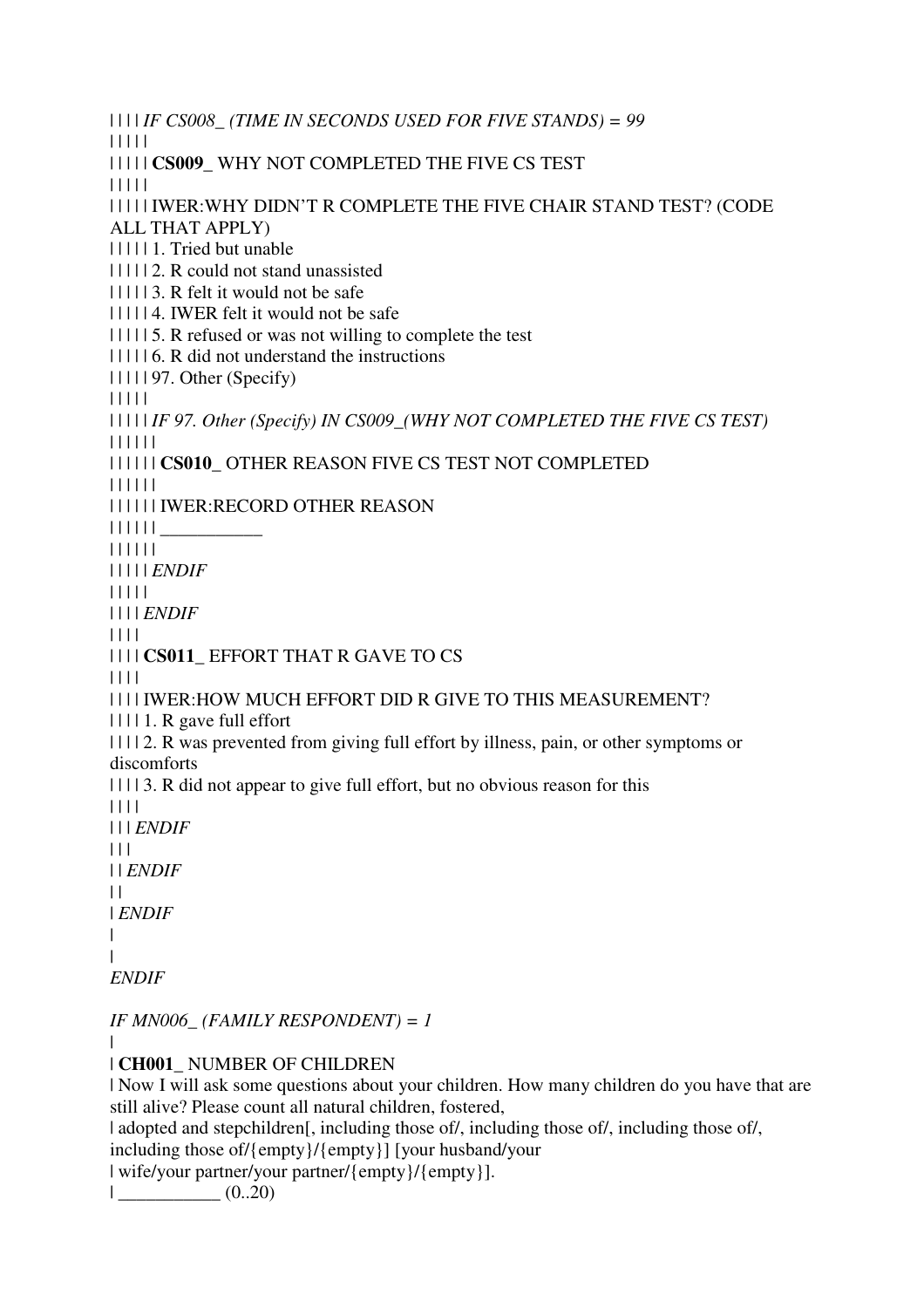| | | | *IF CS008_ (TIME IN SECONDS USED FOR FIVE STANDS) = 99*
| | | | |
| | | | | **CS009_** WHY NOT COMPLETED THE FIVE CS TEST
| | | | |
| | | | | IWER:WHY DIDN'T R COMPLETE THE FIVE CHAIR STAND TEST? (CODE ALL THAT APPLY)
| | | | | 1. Tried but unable
| | | | | 2. R could not stand unassisted
| | | | | 3. R felt it would not be safe
| | | | | 4. IWER felt it would not be safe
| | | | | 5. R refused or was not willing to complete the test
| | | | | 6. R did not understand the instructions
| | | | | 97. Other (Specify)
| | | | |
| | | | | *IF 97. Other (Specify) IN CS009_(WHY NOT COMPLETED THE FIVE CS TEST)*
| | | | | |
| | | | | | **CS010_** OTHER REASON FIVE CS TEST NOT COMPLETED
| | | | | |
| | | | | | IWER:RECORD OTHER REASON
| | | | | | ___________
| | | | | |
| | | | | *ENDIF*
| | | | |
| | | | *ENDIF*
| | | |
| | | | **CS011_** EFFORT THAT R GAVE TO CS
| | | |
| | | | IWER:HOW MUCH EFFORT DID R GIVE TO THIS MEASUREMENT?
| | | | 1. R gave full effort
| | | | 2. R was prevented from giving full effort by illness, pain, or other symptoms or discomforts
| | | | 3. R did not appear to give full effort, but no obvious reason for this
| | | |
| | | *ENDIF*
| | |
| | *ENDIF*
| |
| *ENDIF*
|
|
*ENDIF*

*IF MN006_ (FAMILY RESPONDENT) = 1*
|
| **CH001_** NUMBER OF CHILDREN
| Now I will ask some questions about your children. How many children do you have that are still alive? Please count all natural children, fostered,
| adopted and stepchildren[, including those of/, including those of/, including those of/, including those of/{empty}/{empty}] [your husband/your
| wife/your partner/your partner/{empty}/{empty}].
| ___________ (0..20)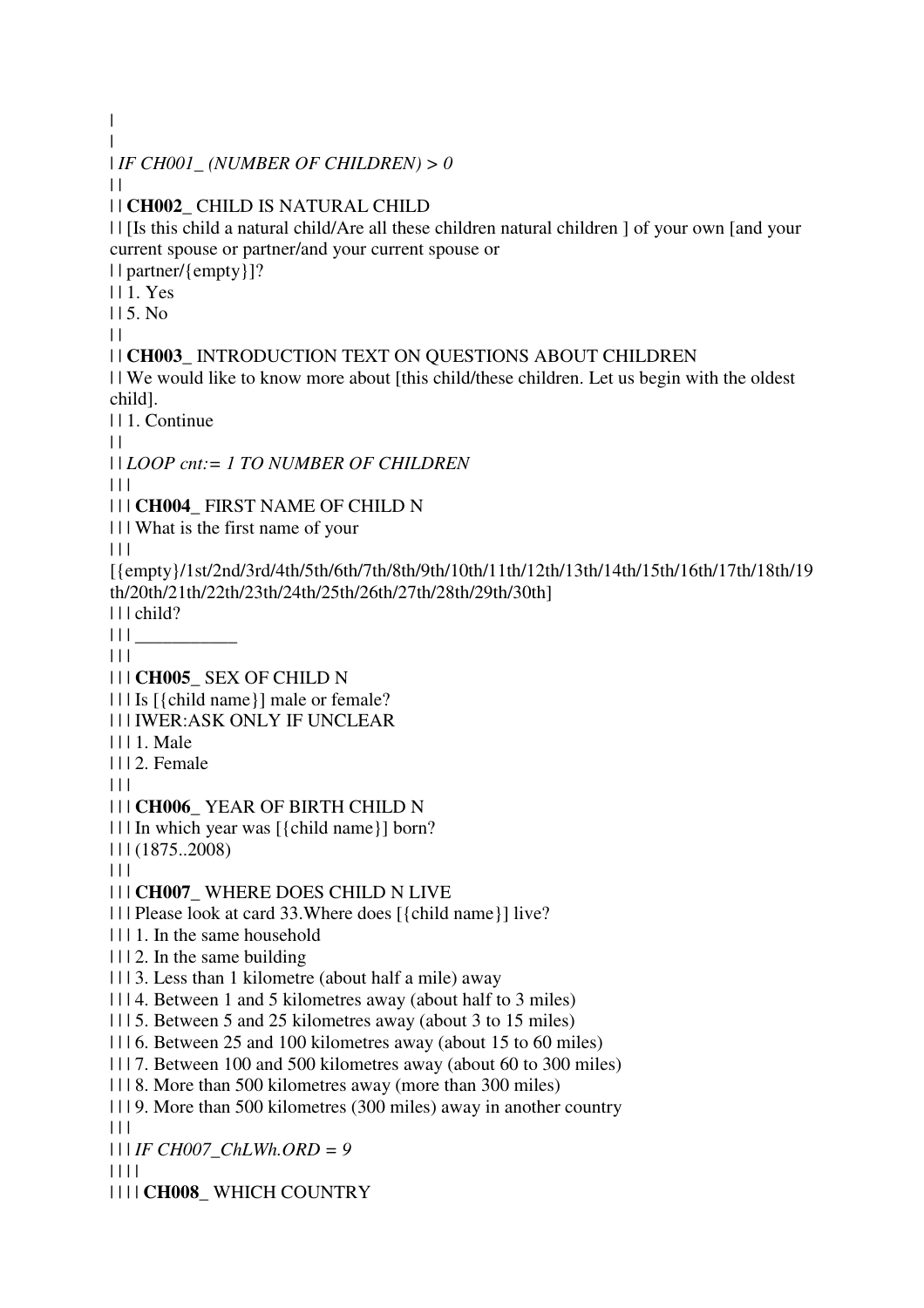|
|
| *IF CH001_ (NUMBER OF CHILDREN) > 0*
| |
| | **CH002_** CHILD IS NATURAL CHILD
| | [Is this child a natural child/Are all these children natural children ] of your own [and your current spouse or partner/and your current spouse or
| | partner/{empty}]?
| | 1. Yes
| | 5. No
| |
| | **CH003_** INTRODUCTION TEXT ON QUESTIONS ABOUT CHILDREN
| | We would like to know more about [this child/these children. Let us begin with the oldest child].
| | 1. Continue
| |
| | *LOOP cnt:= 1 TO NUMBER OF CHILDREN*
| | |
| | | **CH004_** FIRST NAME OF CHILD N
| | | What is the first name of your
| | |
[{empty}/1st/2nd/3rd/4th/5th/6th/7th/8th/9th/10th/11th/12th/13th/14th/15th/16th/17th/18th/19th/20th/21th/22th/23th/24th/25th/26th/27th/28th/29th/30th]
| | | child?
| | | ___________
| | |
| | | **CH005_** SEX OF CHILD N
| | | Is [{child name}] male or female?
| | | IWER:ASK ONLY IF UNCLEAR
| | | 1. Male
| | | 2. Female
| | |
| | | **CH006_** YEAR OF BIRTH CHILD N
| | | In which year was [{child name}] born?
| | | (1875..2008)
| | |
| | | **CH007_** WHERE DOES CHILD N LIVE
| | | Please look at card 33.Where does [{child name}] live?
| | | 1. In the same household
| | | 2. In the same building
| | | 3. Less than 1 kilometre (about half a mile) away
| | | 4. Between 1 and 5 kilometres away (about half to 3 miles)
| | | 5. Between 5 and 25 kilometres away (about 3 to 15 miles)
| | | 6. Between 25 and 100 kilometres away (about 15 to 60 miles)
| | | 7. Between 100 and 500 kilometres away (about 60 to 300 miles)
| | | 8. More than 500 kilometres away (more than 300 miles)
| | | 9. More than 500 kilometres (300 miles) away in another country
| | |
| | | *IF CH007_ChLWh.ORD = 9*
| | | |
| | | | **CH008_** WHICH COUNTRY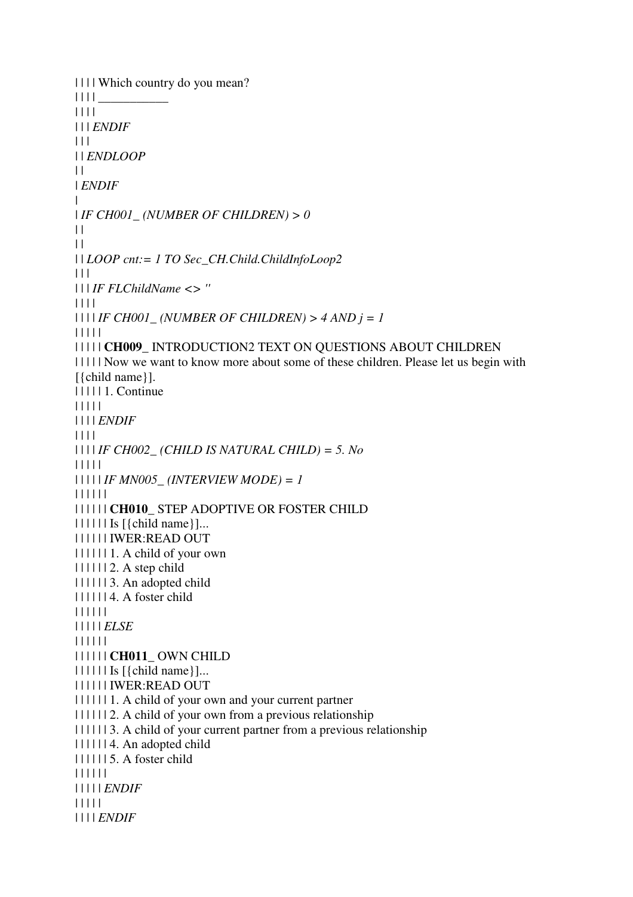| | | | Which country do you mean?
| | | | ___________
| | | |
| | | *ENDIF*
| | |
| | *ENDLOOP*
| |
| *ENDIF*
|
| *IF CH001_ (NUMBER OF CHILDREN) > 0*
| |
| |
| | *LOOP cnt:= 1 TO Sec_CH.Child.ChildInfoLoop2*
| | |
| | | *IF FLChildName <> ''*
| | | |
| | | | *IF CH001_ (NUMBER OF CHILDREN) > 4 AND j = 1*
| | | | |
| | | | | **CH009_** INTRODUCTION2 TEXT ON QUESTIONS ABOUT CHILDREN
| | | | | Now we want to know more about some of these children. Please let us begin with [{child name}].
| | | | | 1. Continue
| | | | |
| | | | *ENDIF*
| | | |
| | | | *IF CH002_ (CHILD IS NATURAL CHILD) = 5. No*
| | | | |
| | | | | *IF MN005_ (INTERVIEW MODE) = 1*
| | | | | |
| | | | | | **CH010_** STEP ADOPTIVE OR FOSTER CHILD
| | | | | | Is [{child name}]...
| | | | | | IWER:READ OUT
| | | | | | 1. A child of your own
| | | | | | 2. A step child
| | | | | | 3. An adopted child
| | | | | | 4. A foster child
| | | | | |
| | | | | *ELSE*
| | | | | |
| | | | | | **CH011_** OWN CHILD
| | | | | | Is [{child name}]...
| | | | | | IWER:READ OUT
| | | | | | 1. A child of your own and your current partner
| | | | | | 2. A child of your own from a previous relationship
| | | | | | 3. A child of your current partner from a previous relationship
| | | | | | 4. An adopted child
| | | | | | 5. A foster child
| | | | | |
| | | | | *ENDIF*
| | | | |
| | | | *ENDIF*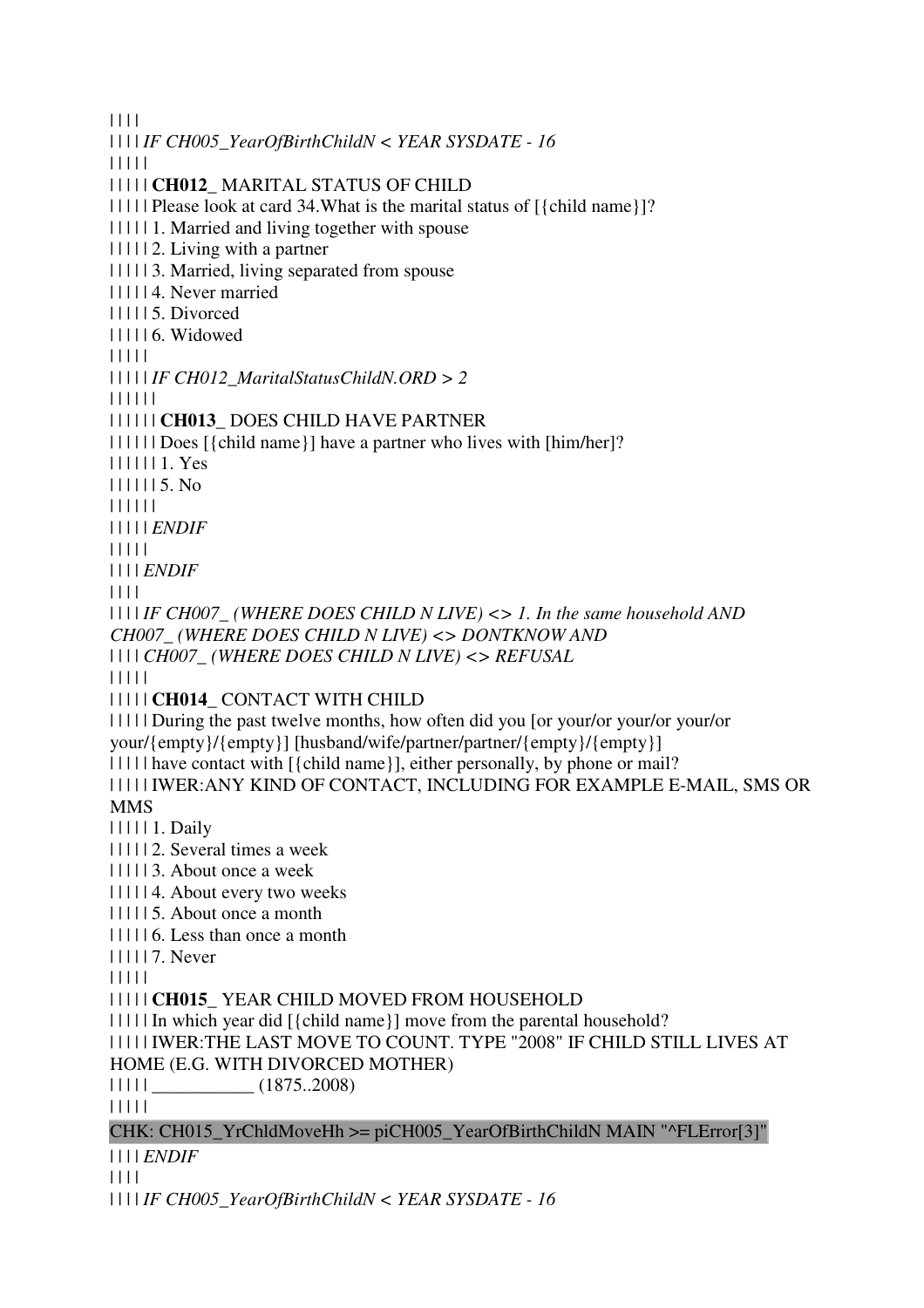| | | |
| | | | *IF CH005_YearOfBirthChildN < YEAR SYSDATE - 16*
| | | | |
| | | | | **CH012_** MARITAL STATUS OF CHILD
| | | | | Please look at card 34.What is the marital status of [{child name}]?
| | | | | 1. Married and living together with spouse
| | | | | 2. Living with a partner
| | | | | 3. Married, living separated from spouse
| | | | | 4. Never married
| | | | | 5. Divorced
| | | | | 6. Widowed
| | | | |
| | | | | *IF CH012_MaritalStatusChildN.ORD > 2*
| | | | | |
| | | | | | **CH013_** DOES CHILD HAVE PARTNER
| | | | | | Does [{child name}] have a partner who lives with [him/her]?
| | | | | | 1. Yes
| | | | | | 5. No
| | | | | |
| | | | | *ENDIF*
| | | | |
| | | | *ENDIF*
| | | |
| | | | *IF CH007_ (WHERE DOES CHILD N LIVE) <> 1. In the same household AND CH007_ (WHERE DOES CHILD N LIVE) <> DONTKNOW AND*
| | | | *CH007_ (WHERE DOES CHILD N LIVE) <> REFUSAL*
| | | | |
| | | | | **CH014_** CONTACT WITH CHILD
| | | | | During the past twelve months, how often did you [or your/or your/or your/or your/{empty}/{empty}] [husband/wife/partner/partner/{empty}/{empty}]
| | | | | have contact with [{child name}], either personally, by phone or mail?
| | | | | IWER:ANY KIND OF CONTACT, INCLUDING FOR EXAMPLE E-MAIL, SMS OR MMS
| | | | | 1. Daily
| | | | | 2. Several times a week
| | | | | 3. About once a week
| | | | | 4. About every two weeks
| | | | | 5. About once a month
| | | | | 6. Less than once a month
| | | | | 7. Never
| | | | |
| | | | | **CH015_** YEAR CHILD MOVED FROM HOUSEHOLD
| | | | | In which year did [{child name}] move from the parental household?
| | | | | IWER:THE LAST MOVE TO COUNT. TYPE "2008" IF CHILD STILL LIVES AT HOME (E.G. WITH DIVORCED MOTHER)
| | | | | ___________ (1875..2008)
| | | | |

CHK: CH015_YrChldMoveHh >= piCH005_YearOfBirthChildN MAIN "^FLError[3]"

| | | | *ENDIF*
| | | |
| | | | *IF CH005_YearOfBirthChildN < YEAR SYSDATE - 16*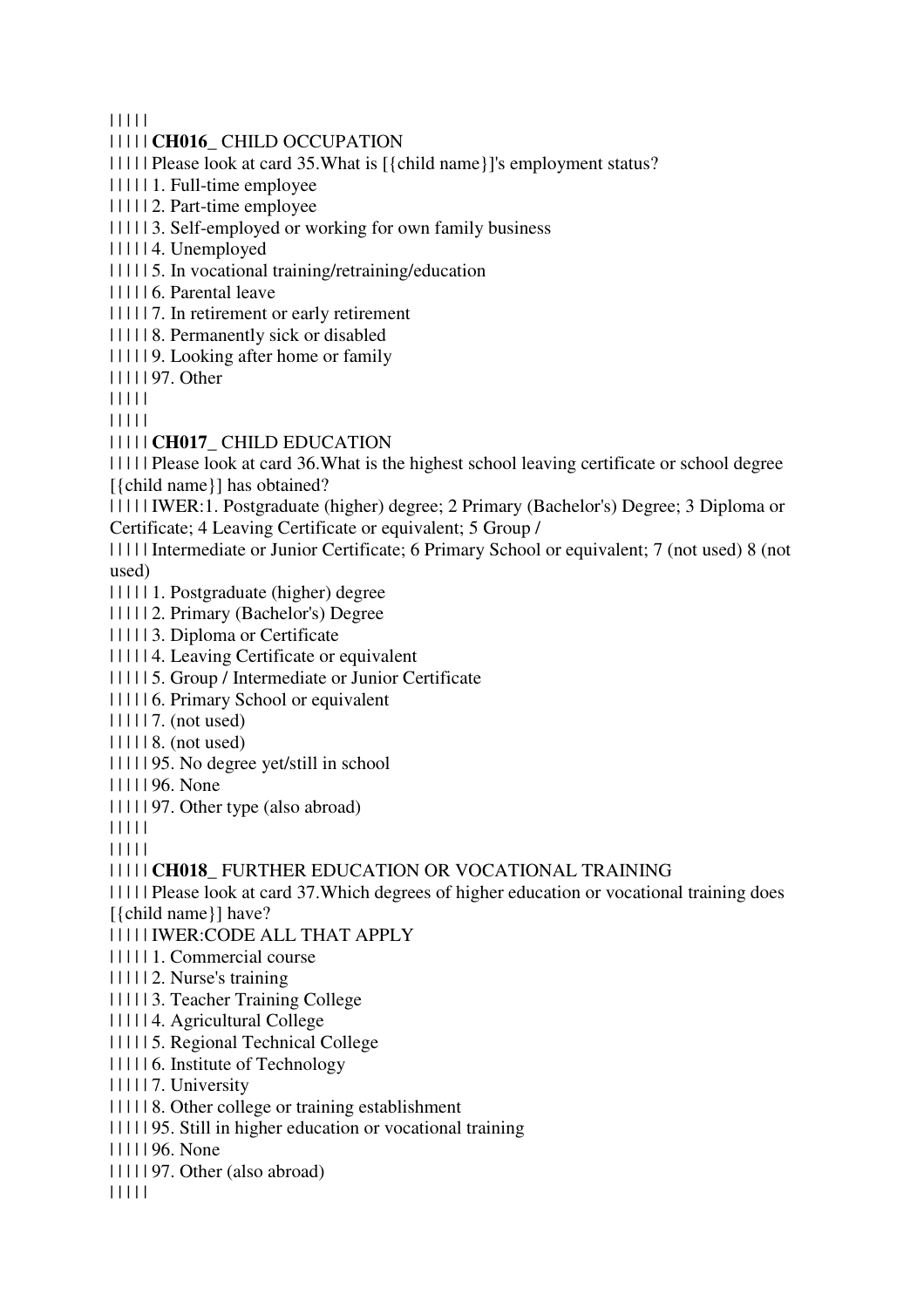| | | | |

| | | | | **CH016_** CHILD OCCUPATION

| | | | | Please look at card 35.What is [{child name}]'s employment status?

| | | | | 1. Full-time employee

| | | | | 2. Part-time employee

| | | | | 3. Self-employed or working for own family business

| | | | | 4. Unemployed

| | | | | 5. In vocational training/retraining/education

| | | | | 6. Parental leave

| | | | | 7. In retirement or early retirement

| | | | | 8. Permanently sick or disabled

| | | | | 9. Looking after home or family

| | | | | 97. Other

| | | | |

| | | | |

| | | | | **CH017_** CHILD EDUCATION

| | | | | Please look at card 36.What is the highest school leaving certificate or school degree [{child name}] has obtained?

| | | | | IWER:1. Postgraduate (higher) degree; 2 Primary (Bachelor's) Degree; 3 Diploma or Certificate; 4 Leaving Certificate or equivalent; 5 Group /

| | | | | Intermediate or Junior Certificate; 6 Primary School or equivalent; 7 (not used) 8 (not used)

| | | | | 1. Postgraduate (higher) degree

| | | | | 2. Primary (Bachelor's) Degree

| | | | | 3. Diploma or Certificate

| | | | | 4. Leaving Certificate or equivalent

| | | | | 5. Group / Intermediate or Junior Certificate

| | | | | 6. Primary School or equivalent

| | | | | 7. (not used)

| | | | | 8. (not used)

| | | | | 95. No degree yet/still in school

| | | | | 96. None

| | | | | 97. Other type (also abroad)

| | | | |

| | | | |

| | | | | **CH018_** FURTHER EDUCATION OR VOCATIONAL TRAINING

| | | | | Please look at card 37.Which degrees of higher education or vocational training does [{child name}] have?

| | | | | IWER:CODE ALL THAT APPLY

| | | | | 1. Commercial course

| | | | | 2. Nurse's training

| | | | | 3. Teacher Training College

| | | | | 4. Agricultural College

| | | | | 5. Regional Technical College

| | | | | 6. Institute of Technology

| | | | | 7. University

| | | | | 8. Other college or training establishment

| | | | | 95. Still in higher education or vocational training

| | | | | 96. None

| | | | | 97. Other (also abroad)

| | | | |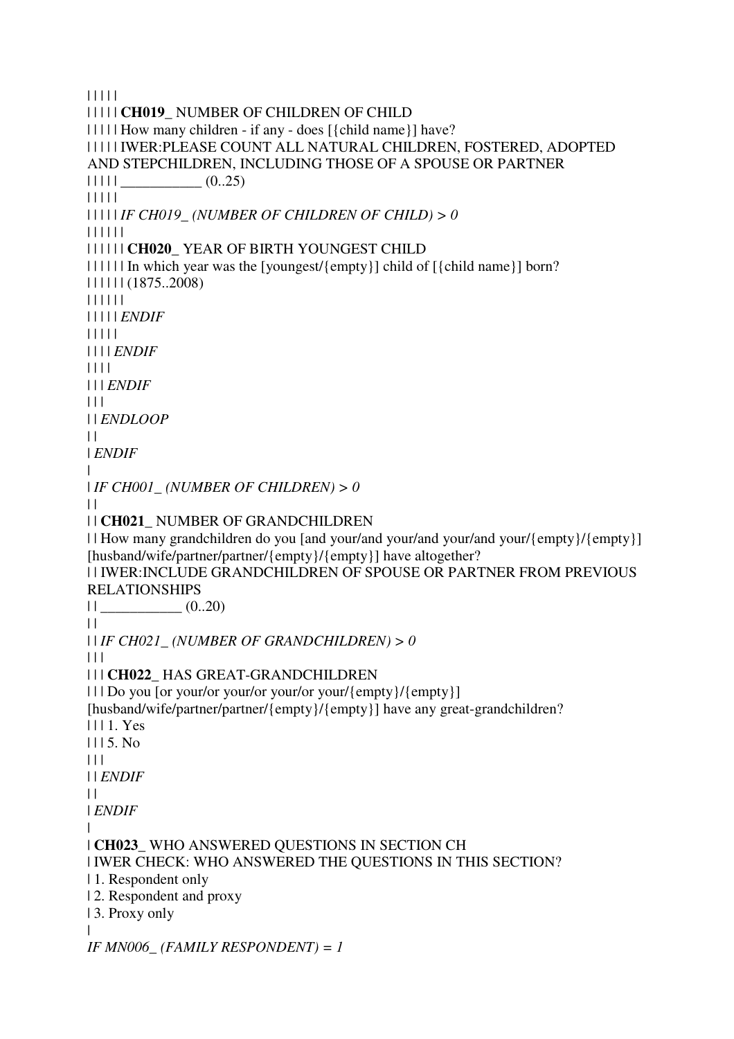| | | | |
| | | | | **CH019_** NUMBER OF CHILDREN OF CHILD
| | | | | How many children - if any - does [{child name}] have?
| | | | | IWER:PLEASE COUNT ALL NATURAL CHILDREN, FOSTERED, ADOPTED AND STEPCHILDREN, INCLUDING THOSE OF A SPOUSE OR PARTNER
| | | | | ___________ (0..25)
| | | | |
| | | | | *IF CH019_ (NUMBER OF CHILDREN OF CHILD) > 0*
| | | | | |
| | | | | | **CH020_** YEAR OF BIRTH YOUNGEST CHILD
| | | | | | In which year was the [youngest/{empty}] child of [{child name}] born?
| | | | | | (1875..2008)
| | | | | |
| | | | | *ENDIF*
| | | | |
| | | | *ENDIF*
| | | |
| | | *ENDIF*
| | |
| | *ENDLOOP*
| |
| *ENDIF*
|
| *IF CH001_ (NUMBER OF CHILDREN) > 0*
| |
| | **CH021_** NUMBER OF GRANDCHILDREN
| | How many grandchildren do you [and your/and your/and your/and your/{empty}/{empty}] [husband/wife/partner/partner/{empty}/{empty}] have altogether?
| | IWER:INCLUDE GRANDCHILDREN OF SPOUSE OR PARTNER FROM PREVIOUS RELATIONSHIPS
| | ___________ (0..20)
| |
| | *IF CH021_ (NUMBER OF GRANDCHILDREN) > 0*
| | |
| | | **CH022_** HAS GREAT-GRANDCHILDREN
| | | Do you [or your/or your/or your/or your/{empty}/{empty}] [husband/wife/partner/partner/{empty}/{empty}] have any great-grandchildren?
| | | 1. Yes
| | | 5. No
| | |
| | *ENDIF*
| |
| *ENDIF*
|
| **CH023_** WHO ANSWERED QUESTIONS IN SECTION CH
| IWER CHECK: WHO ANSWERED THE QUESTIONS IN THIS SECTION?
| 1. Respondent only
| 2. Respondent and proxy
| 3. Proxy only
|
*IF MN006_ (FAMILY RESPONDENT) = 1*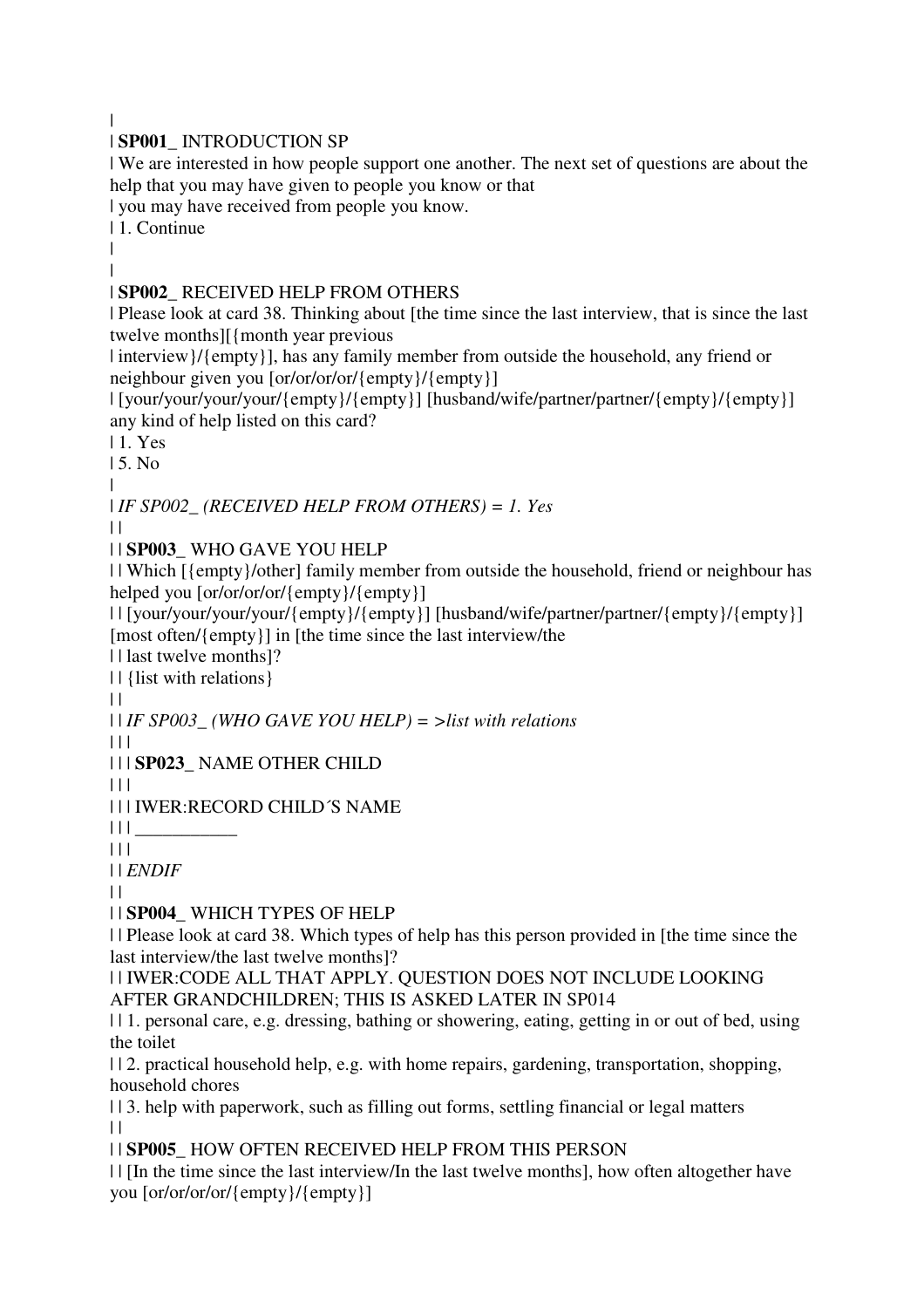|
| **SP001_** INTRODUCTION SP
| We are interested in how people support one another. The next set of questions are about the help that you may have given to people you know or that
| you may have received from people you know.
| 1. Continue
|
|
| **SP002_** RECEIVED HELP FROM OTHERS
| Please look at card 38. Thinking about [the time since the last interview, that is since the last twelve months][{month year previous
| interview}/{empty}], has any family member from outside the household, any friend or neighbour given you [or/or/or/or/{empty}/{empty}]
| [your/your/your/your/{empty}/{empty}] [husband/wife/partner/partner/{empty}/{empty}] any kind of help listed on this card?
| 1. Yes
| 5. No
|
| *IF SP002_ (RECEIVED HELP FROM OTHERS) = 1. Yes*
| |
| | **SP003_** WHO GAVE YOU HELP
| | Which [{empty}/other] family member from outside the household, friend or neighbour has helped you [or/or/or/or/{empty}/{empty}]
| | [your/your/your/your/{empty}/{empty}] [husband/wife/partner/partner/{empty}/{empty}] [most often/{empty}] in [the time since the last interview/the
| | last twelve months]?
| | {list with relations}
| |
| | *IF SP003_ (WHO GAVE YOU HELP) = >list with relations*
| | |
| | | **SP023_** NAME OTHER CHILD
| | |
| | | IWER:RECORD CHILD´S NAME
| | | ___________
| | |
| | *ENDIF*
| |
| | **SP004_** WHICH TYPES OF HELP
| | Please look at card 38. Which types of help has this person provided in [the time since the last interview/the last twelve months]?
| | IWER:CODE ALL THAT APPLY. QUESTION DOES NOT INCLUDE LOOKING AFTER GRANDCHILDREN; THIS IS ASKED LATER IN SP014
| | 1. personal care, e.g. dressing, bathing or showering, eating, getting in or out of bed, using the toilet
| | 2. practical household help, e.g. with home repairs, gardening, transportation, shopping, household chores
| | 3. help with paperwork, such as filling out forms, settling financial or legal matters
| |
| | **SP005_** HOW OFTEN RECEIVED HELP FROM THIS PERSON
| | [In the time since the last interview/In the last twelve months], how often altogether have you [or/or/or/or/{empty}/{empty}]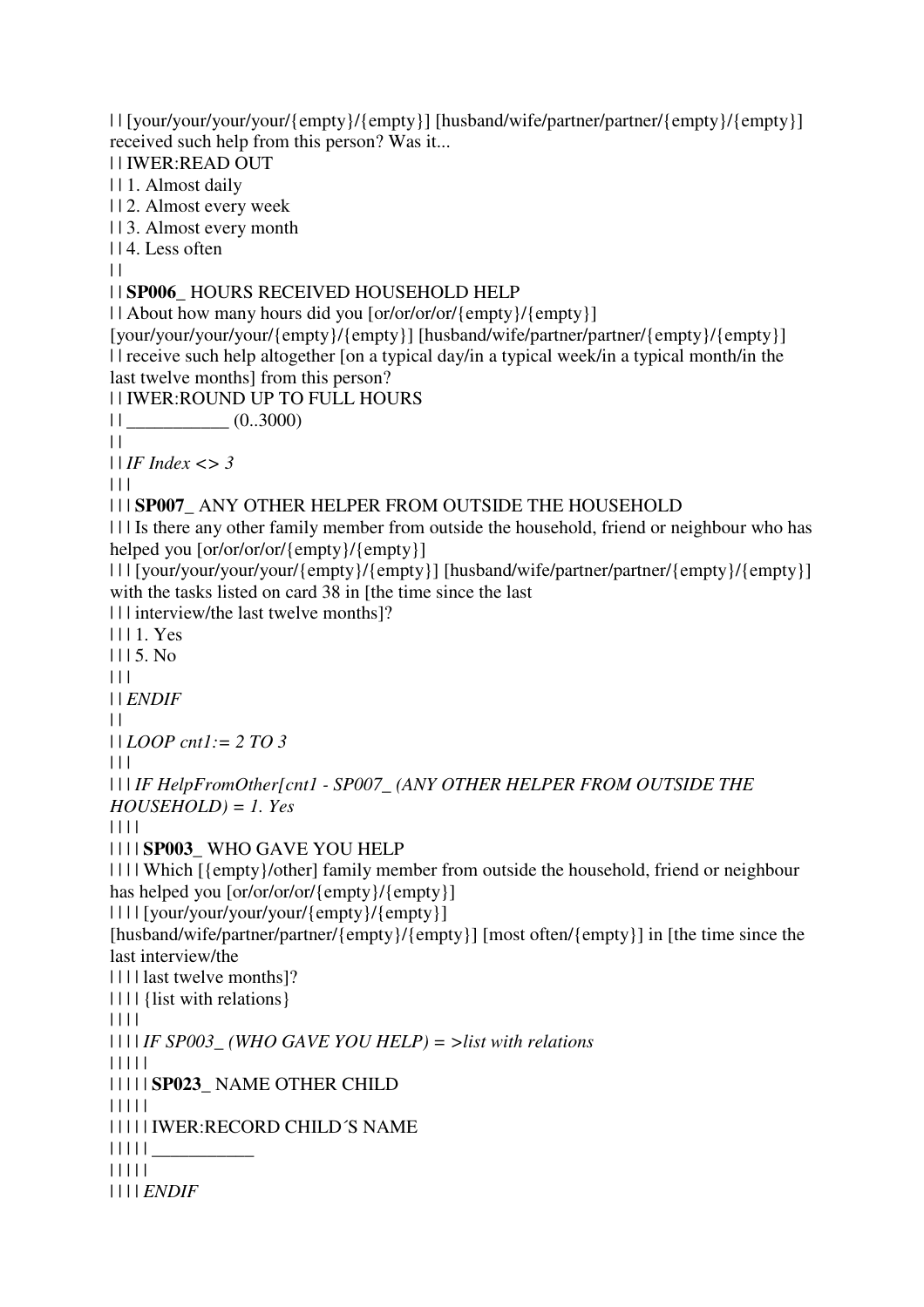| | [your/your/your/your/{empty}/{empty}] [husband/wife/partner/partner/{empty}/{empty}] received such help from this person? Was it...
| | IWER:READ OUT
| | 1. Almost daily
| | 2. Almost every week
| | 3. Almost every month
| | 4. Less often
| |
| | **SP006_** HOURS RECEIVED HOUSEHOLD HELP
| | About how many hours did you [or/or/or/or/{empty}/{empty}] [your/your/your/your/{empty}/{empty}] [husband/wife/partner/partner/{empty}/{empty}]
| | receive such help altogether [on a typical day/in a typical week/in a typical month/in the last twelve months] from this person?
| | IWER:ROUND UP TO FULL HOURS
| | ___________ (0..3000)
| |
| | *IF Index <> 3*
| | |
| | | **SP007_** ANY OTHER HELPER FROM OUTSIDE THE HOUSEHOLD
| | | Is there any other family member from outside the household, friend or neighbour who has helped you [or/or/or/or/{empty}/{empty}]
| | | [your/your/your/your/{empty}/{empty}] [husband/wife/partner/partner/{empty}/{empty}] with the tasks listed on card 38 in [the time since the last
| | | interview/the last twelve months]?
| | | 1. Yes
| | | 5. No
| | |
| | *ENDIF*
| |
| | *LOOP cnt1:= 2 TO 3*
| | |
| | | *IF HelpFromOther[cnt1 - SP007_ (ANY OTHER HELPER FROM OUTSIDE THE HOUSEHOLD) = 1. Yes*
| | | |
| | | | **SP003_** WHO GAVE YOU HELP
| | | | Which [{empty}/other] family member from outside the household, friend or neighbour has helped you [or/or/or/or/{empty}/{empty}]
| | | | [your/your/your/your/{empty}/{empty}] [husband/wife/partner/partner/{empty}/{empty}] [most often/{empty}] in [the time since the last interview/the
| | | | last twelve months]?
| | | | {list with relations}
| | | |
| | | | *IF SP003_ (WHO GAVE YOU HELP) = >list with relations*
| | | | |
| | | | | **SP023_** NAME OTHER CHILD
| | | | |
| | | | | IWER:RECORD CHILD´S NAME
| | | | | ___________
| | | | |
| | | | *ENDIF*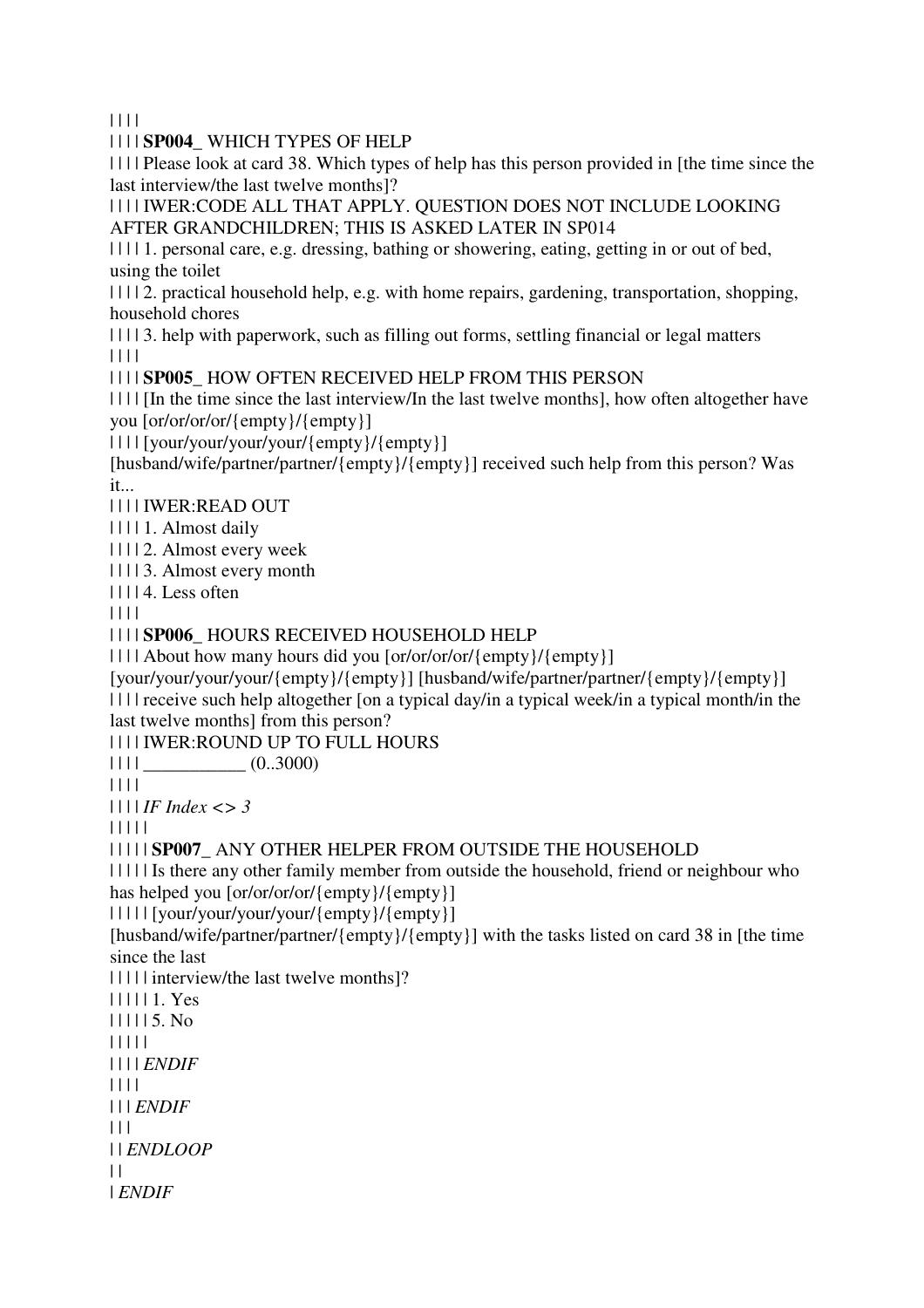| | | |

| | | | **SP004_** WHICH TYPES OF HELP

| | | | Please look at card 38. Which types of help has this person provided in [the time since the last interview/the last twelve months]?

| | | | IWER:CODE ALL THAT APPLY. QUESTION DOES NOT INCLUDE LOOKING AFTER GRANDCHILDREN; THIS IS ASKED LATER IN SP014

| | | | 1. personal care, e.g. dressing, bathing or showering, eating, getting in or out of bed, using the toilet

| | | | 2. practical household help, e.g. with home repairs, gardening, transportation, shopping, household chores

| | | | 3. help with paperwork, such as filling out forms, settling financial or legal matters

| | | |

| | | | **SP005_** HOW OFTEN RECEIVED HELP FROM THIS PERSON

| | | | [In the time since the last interview/In the last twelve months], how often altogether have you [or/or/or/or/{empty}/{empty}]

| | | | [your/your/your/your/{empty}/{empty}] [husband/wife/partner/partner/{empty}/{empty}] received such help from this person? Was it...

| | | | IWER:READ OUT

| | | | 1. Almost daily

| | | | 2. Almost every week

| | | | 3. Almost every month

| | | | 4. Less often

| | | |

| | | | **SP006_** HOURS RECEIVED HOUSEHOLD HELP

| | | | About how many hours did you [or/or/or/or/{empty}/{empty}] [your/your/your/your/{empty}/{empty}] [husband/wife/partner/partner/{empty}/{empty}]

| | | | receive such help altogether [on a typical day/in a typical week/in a typical month/in the last twelve months] from this person?

| | | | IWER:ROUND UP TO FULL HOURS

| | | | ___________ (0..3000)

| | | |

| | | | *IF Index <> 3*

| | | | |

| | | | | **SP007_** ANY OTHER HELPER FROM OUTSIDE THE HOUSEHOLD

| | | | | Is there any other family member from outside the household, friend or neighbour who has helped you [or/or/or/or/{empty}/{empty}]

| | | | | [your/your/your/your/{empty}/{empty}] [husband/wife/partner/partner/{empty}/{empty}] with the tasks listed on card 38 in [the time since the last

| | | | | interview/the last twelve months]?

| | | | | 1. Yes

| | | | | 5. No

| | | | |

| | | | *ENDIF*

| | | |

| | | *ENDIF*

| | |

| | *ENDLOOP*

| |

| *ENDIF*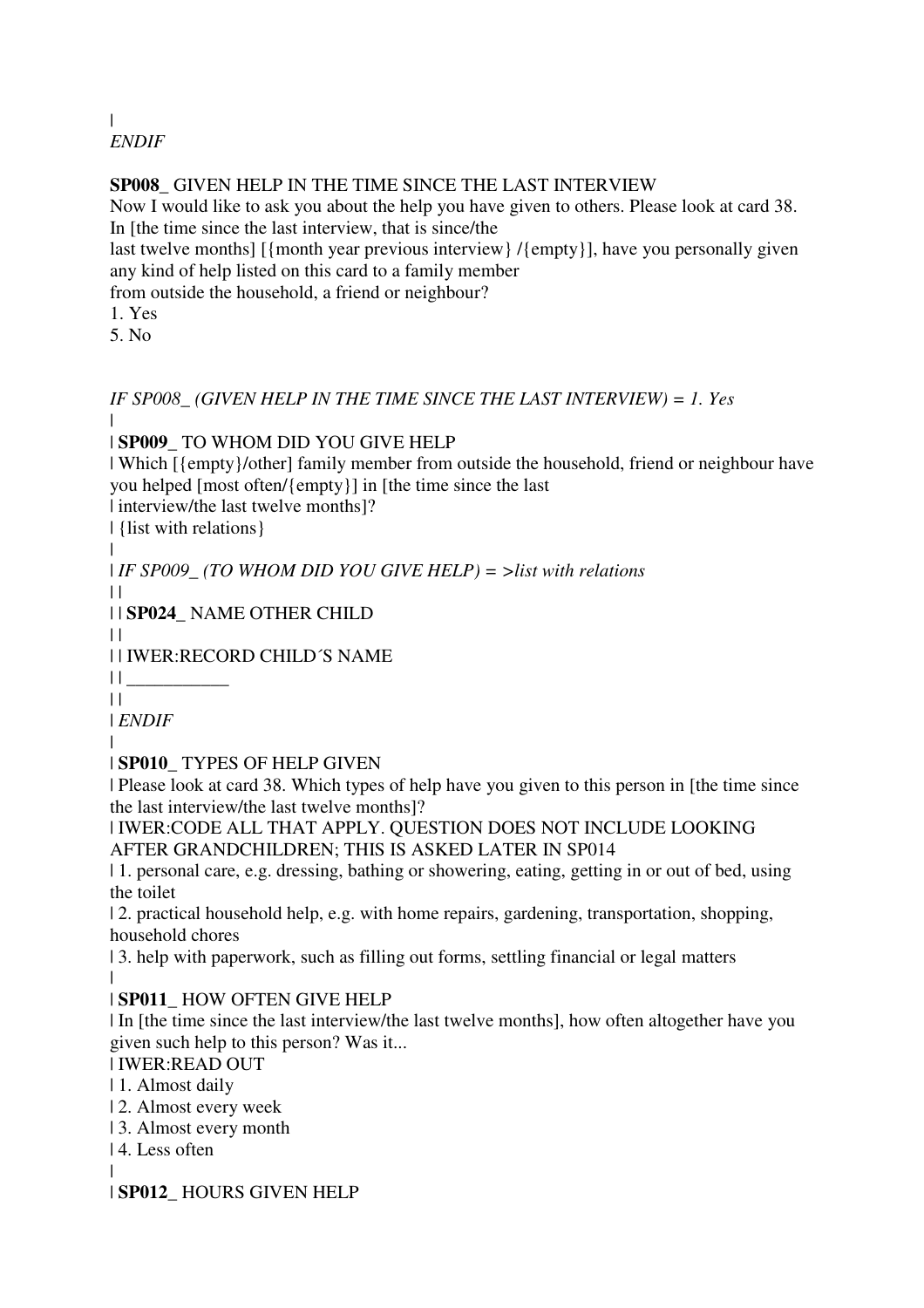|
*ENDIF*

**SP008_** GIVEN HELP IN THE TIME SINCE THE LAST INTERVIEW
Now I would like to ask you about the help you have given to others. Please look at card 38. In [the time since the last interview, that is since/the
last twelve months] [{month year previous interview} /{empty}], have you personally given any kind of help listed on this card to a family member
from outside the household, a friend or neighbour?
1. Yes
5. No

*IF SP008_ (GIVEN HELP IN THE TIME SINCE THE LAST INTERVIEW) = 1. Yes*
|
| **SP009_** TO WHOM DID YOU GIVE HELP
| Which [{empty}/other] family member from outside the household, friend or neighbour have you helped [most often/{empty}] in [the time since the last
| interview/the last twelve months]?
| {list with relations}
|
| *IF SP009_ (TO WHOM DID YOU GIVE HELP) = >list with relations*
| |
| | **SP024_** NAME OTHER CHILD
| |
| | IWER:RECORD CHILD´S NAME
| | ___________
| |
| *ENDIF*
|
| **SP010_** TYPES OF HELP GIVEN
| Please look at card 38. Which types of help have you given to this person in [the time since the last interview/the last twelve months]?
| IWER:CODE ALL THAT APPLY. QUESTION DOES NOT INCLUDE LOOKING AFTER GRANDCHILDREN; THIS IS ASKED LATER IN SP014
| 1. personal care, e.g. dressing, bathing or showering, eating, getting in or out of bed, using the toilet
| 2. practical household help, e.g. with home repairs, gardening, transportation, shopping, household chores
| 3. help with paperwork, such as filling out forms, settling financial or legal matters
|
| **SP011_** HOW OFTEN GIVE HELP
| In [the time since the last interview/the last twelve months], how often altogether have you given such help to this person? Was it...
| IWER:READ OUT
| 1. Almost daily
| 2. Almost every week
| 3. Almost every month
| 4. Less often
|
| **SP012_** HOURS GIVEN HELP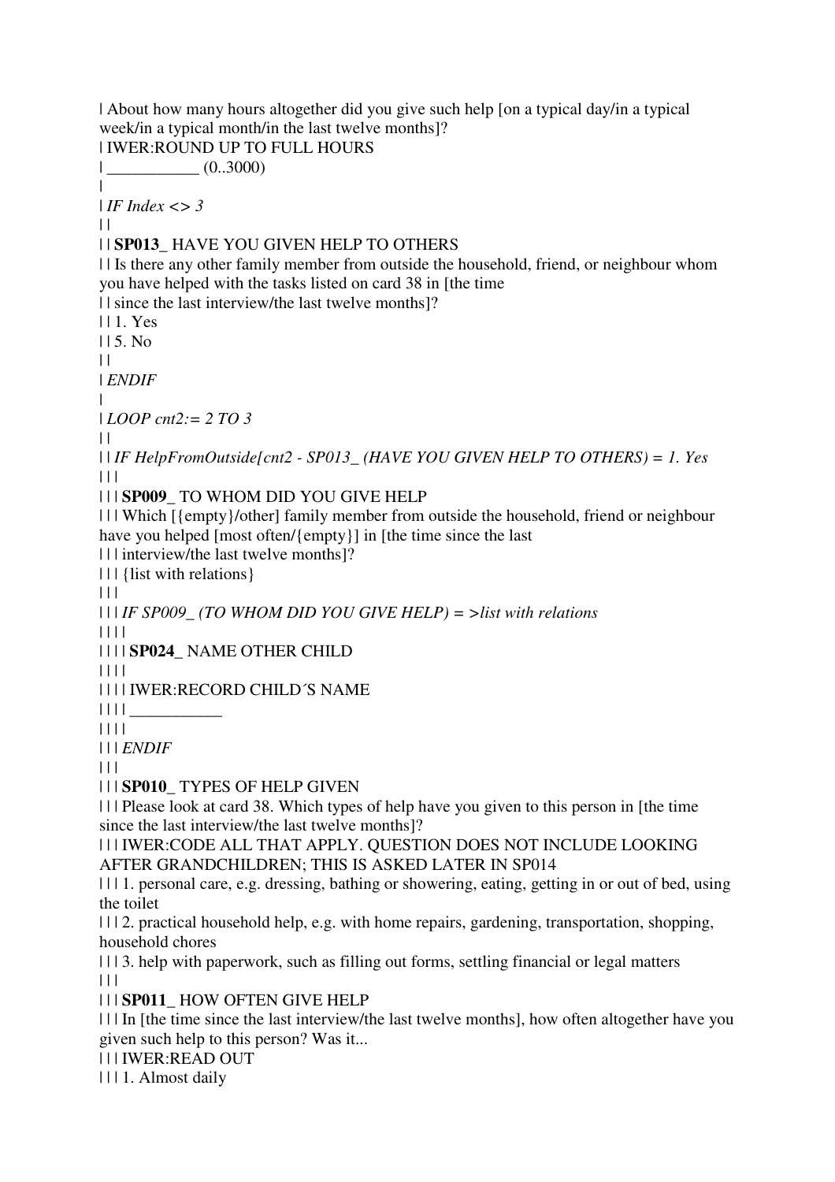| About how many hours altogether did you give such help [on a typical day/in a typical week/in a typical month/in the last twelve months]?
| IWER:ROUND UP TO FULL HOURS
| ___________ (0..3000)
|
| *IF Index <> 3*
| |
| | **SP013_** HAVE YOU GIVEN HELP TO OTHERS
| | Is there any other family member from outside the household, friend, or neighbour whom you have helped with the tasks listed on card 38 in [the time
| | since the last interview/the last twelve months]?
| | 1. Yes
| | 5. No
| |
| *ENDIF*
|
| *LOOP cnt2:= 2 TO 3*
| |
| | *IF HelpFromOutside[cnt2 - SP013_ (HAVE YOU GIVEN HELP TO OTHERS) = 1. Yes*
| | |
| | | **SP009_** TO WHOM DID YOU GIVE HELP
| | | Which [{empty}/other] family member from outside the household, friend or neighbour have you helped [most often/{empty}] in [the time since the last
| | | interview/the last twelve months]?
| | | {list with relations}
| | |
| | | *IF SP009_ (TO WHOM DID YOU GIVE HELP) = >list with relations*
| | | |
| | | | **SP024_** NAME OTHER CHILD
| | | |
| | | | IWER:RECORD CHILD´S NAME
| | | | ___________
| | | |
| | | *ENDIF*
| | |
| | | **SP010_** TYPES OF HELP GIVEN
| | | Please look at card 38. Which types of help have you given to this person in [the time since the last interview/the last twelve months]?
| | | IWER:CODE ALL THAT APPLY. QUESTION DOES NOT INCLUDE LOOKING AFTER GRANDCHILDREN; THIS IS ASKED LATER IN SP014
| | | 1. personal care, e.g. dressing, bathing or showering, eating, getting in or out of bed, using the toilet
| | | 2. practical household help, e.g. with home repairs, gardening, transportation, shopping, household chores
| | | 3. help with paperwork, such as filling out forms, settling financial or legal matters
| | |
| | | **SP011_** HOW OFTEN GIVE HELP
| | | In [the time since the last interview/the last twelve months], how often altogether have you given such help to this person? Was it...
| | | IWER:READ OUT
| | | 1. Almost daily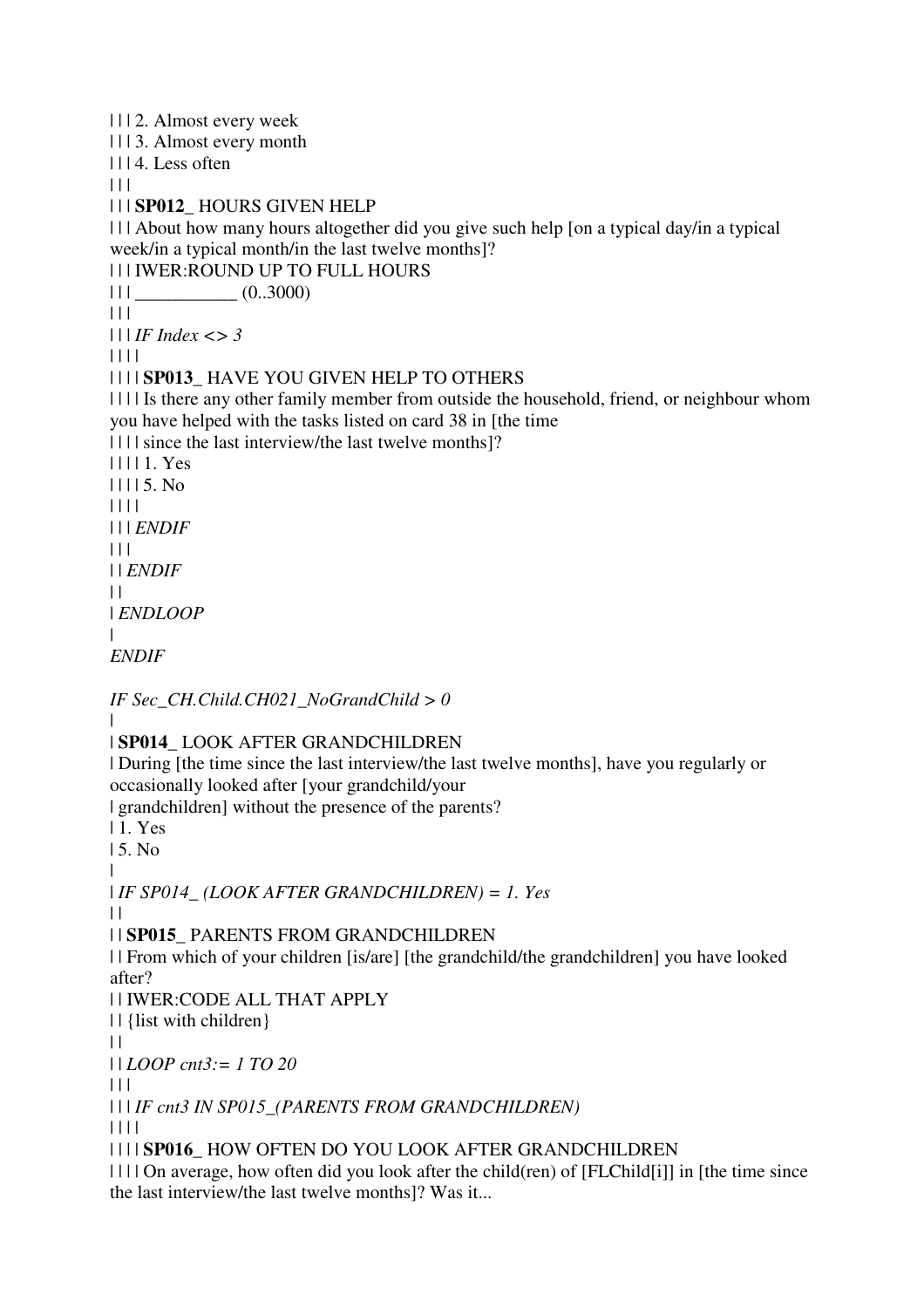| | | 2. Almost every week
| | | 3. Almost every month
| | | 4. Less often
| | |
| | | **SP012_** HOURS GIVEN HELP
| | | About how many hours altogether did you give such help [on a typical day/in a typical week/in a typical month/in the last twelve months]?
| | | IWER:ROUND UP TO FULL HOURS
| | | ___________ (0..3000)
| | |
| | | *IF Index <> 3*
| | | |
| | | | **SP013_** HAVE YOU GIVEN HELP TO OTHERS
| | | | Is there any other family member from outside the household, friend, or neighbour whom you have helped with the tasks listed on card 38 in [the time
| | | | since the last interview/the last twelve months]?
| | | | 1. Yes
| | | | 5. No
| | | |
| | | *ENDIF*
| | |
| | *ENDIF*
| |
| *ENDLOOP*
|
*ENDIF*

*IF Sec_CH.Child.CH021_NoGrandChild > 0*
|
| **SP014_** LOOK AFTER GRANDCHILDREN
| During [the time since the last interview/the last twelve months], have you regularly or occasionally looked after [your grandchild/your
| grandchildren] without the presence of the parents?
| 1. Yes
| 5. No
|
| *IF SP014_ (LOOK AFTER GRANDCHILDREN) = 1. Yes*
| |
| | **SP015_** PARENTS FROM GRANDCHILDREN
| | From which of your children [is/are] [the grandchild/the grandchildren] you have looked after?
| | IWER:CODE ALL THAT APPLY
| | {list with children}
| |
| | *LOOP cnt3:= 1 TO 20*
| | |
| | | *IF cnt3 IN SP015_(PARENTS FROM GRANDCHILDREN)*
| | | |
| | | | **SP016_** HOW OFTEN DO YOU LOOK AFTER GRANDCHILDREN
| | | | On average, how often did you look after the child(ren) of [FLChild[i]] in [the time since the last interview/the last twelve months]? Was it...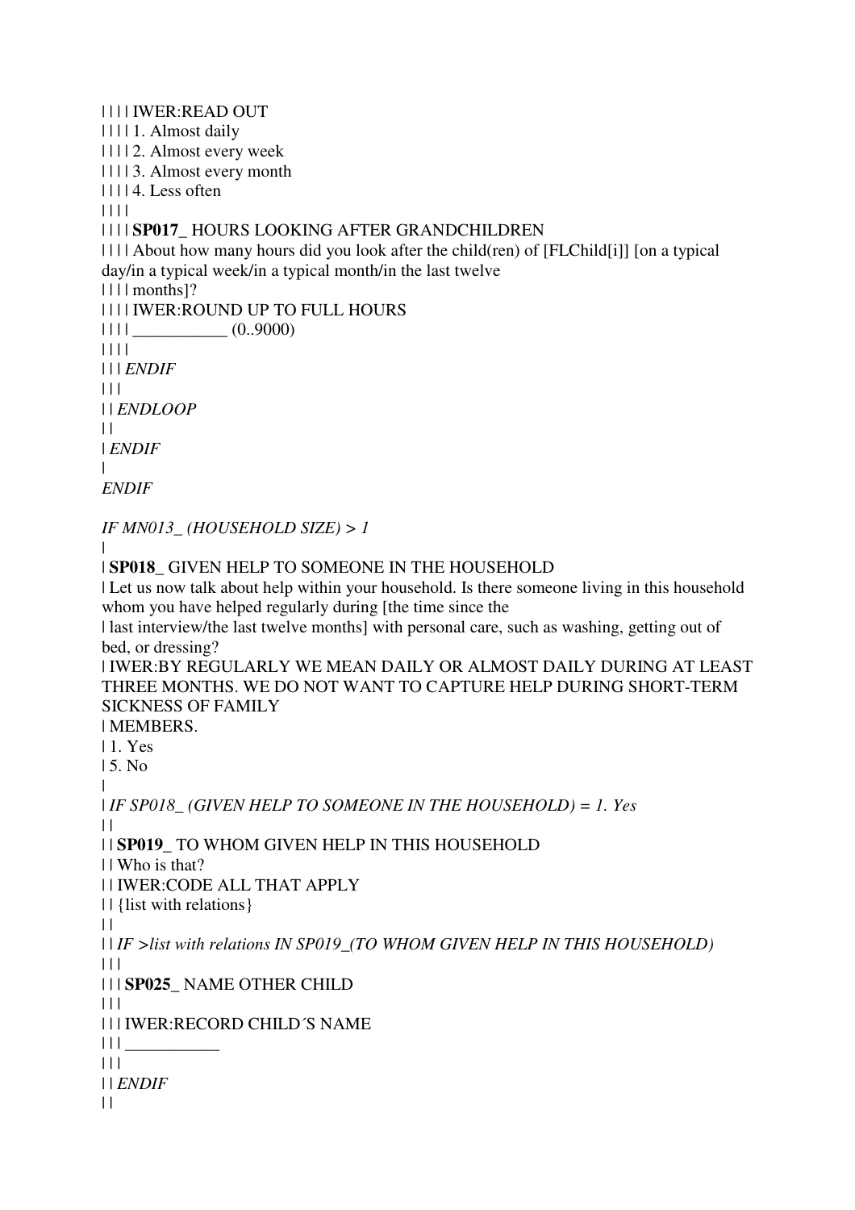| | | | IWER:READ OUT
| | | | 1. Almost daily
| | | | 2. Almost every week
| | | | 3. Almost every month
| | | | 4. Less often
| | | |
| | | | **SP017_** HOURS LOOKING AFTER GRANDCHILDREN
| | | | About how many hours did you look after the child(ren) of [FLChild[i]] [on a typical day/in a typical week/in a typical month/in the last twelve
| | | | months]?
| | | | IWER:ROUND UP TO FULL HOURS
| | | | ___________ (0..9000)
| | | |
| | | *ENDIF*
| | |
| | *ENDLOOP*
| |
| *ENDIF*
|
*ENDIF*

*IF MN013_ (HOUSEHOLD SIZE) > 1*
|
| **SP018_** GIVEN HELP TO SOMEONE IN THE HOUSEHOLD
| Let us now talk about help within your household. Is there someone living in this household whom you have helped regularly during [the time since the
| last interview/the last twelve months] with personal care, such as washing, getting out of bed, or dressing?
| IWER:BY REGULARLY WE MEAN DAILY OR ALMOST DAILY DURING AT LEAST THREE MONTHS. WE DO NOT WANT TO CAPTURE HELP DURING SHORT-TERM SICKNESS OF FAMILY
| MEMBERS.
| 1. Yes
| 5. No
|
| *IF SP018_ (GIVEN HELP TO SOMEONE IN THE HOUSEHOLD) = 1. Yes*
| |
| | **SP019_** TO WHOM GIVEN HELP IN THIS HOUSEHOLD
| | Who is that?
| | IWER:CODE ALL THAT APPLY
| | {list with relations}
| |
| | *IF >list with relations IN SP019_(TO WHOM GIVEN HELP IN THIS HOUSEHOLD)*
| | |
| | | **SP025_** NAME OTHER CHILD
| | |
| | | IWER:RECORD CHILD´S NAME
| | | ___________
| | |
| | *ENDIF*
| |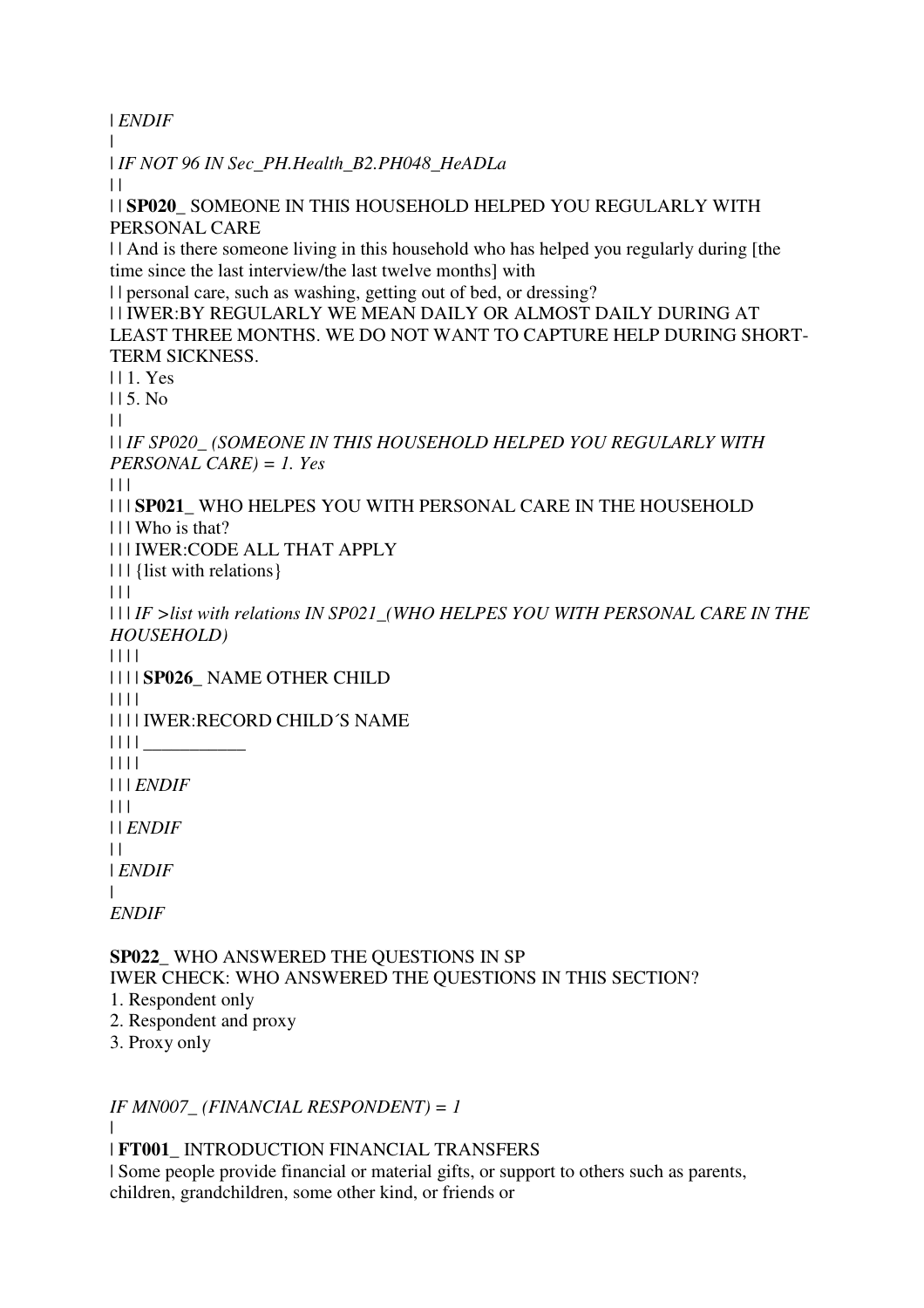| *ENDIF*
|
| *IF NOT 96 IN Sec_PH.Health_B2.PH048_HeADLa*
| |
| | **SP020_** SOMEONE IN THIS HOUSEHOLD HELPED YOU REGULARLY WITH PERSONAL CARE
| | And is there someone living in this household who has helped you regularly during [the time since the last interview/the last twelve months] with
| | personal care, such as washing, getting out of bed, or dressing?
| | IWER:BY REGULARLY WE MEAN DAILY OR ALMOST DAILY DURING AT LEAST THREE MONTHS. WE DO NOT WANT TO CAPTURE HELP DURING SHORT-TERM SICKNESS.
| | 1. Yes
| | 5. No
| |
| | *IF SP020_ (SOMEONE IN THIS HOUSEHOLD HELPED YOU REGULARLY WITH PERSONAL CARE) = 1. Yes*
| | |
| | | **SP021_** WHO HELPES YOU WITH PERSONAL CARE IN THE HOUSEHOLD
| | | Who is that?
| | | IWER:CODE ALL THAT APPLY
| | | {list with relations}
| | |
| | | *IF >list with relations IN SP021_(WHO HELPES YOU WITH PERSONAL CARE IN THE HOUSEHOLD)*
| | | |
| | | | **SP026_** NAME OTHER CHILD
| | | |
| | | | IWER:RECORD CHILD´S NAME
| | | | ___________
| | | |
| | | *ENDIF*
| | |
| | *ENDIF*
| |
| *ENDIF*
|
*ENDIF*

**SP022_** WHO ANSWERED THE QUESTIONS IN SP
IWER CHECK: WHO ANSWERED THE QUESTIONS IN THIS SECTION?
1. Respondent only
2. Respondent and proxy
3. Proxy only

*IF MN007_ (FINANCIAL RESPONDENT) = 1*
|
| **FT001_** INTRODUCTION FINANCIAL TRANSFERS
| Some people provide financial or material gifts, or support to others such as parents, children, grandchildren, some other kind, or friends or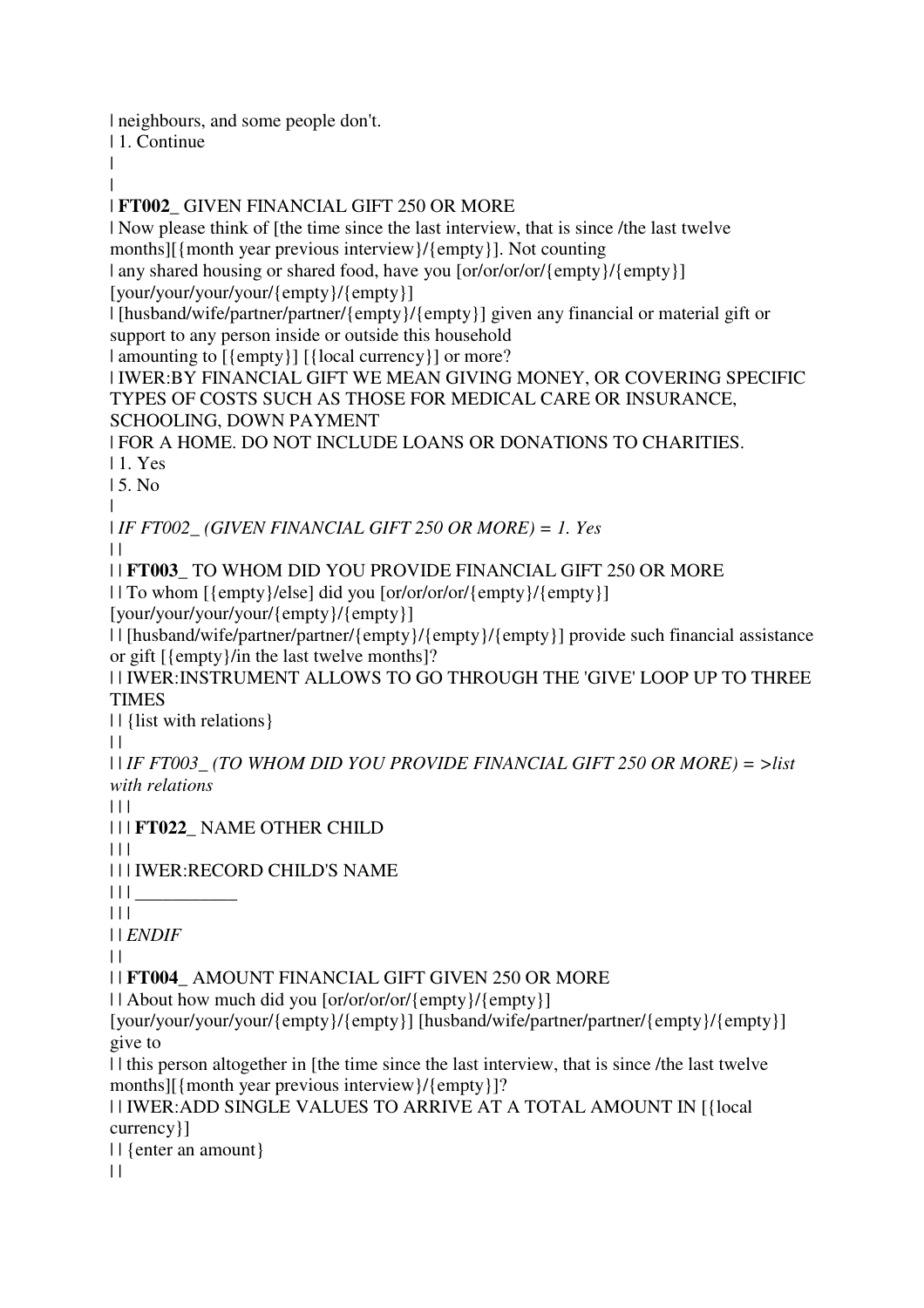| neighbours, and some people don't.
| 1. Continue
|
|
| **FT002_** GIVEN FINANCIAL GIFT 250 OR MORE
| Now please think of [the time since the last interview, that is since /the last twelve months][{month year previous interview}/{empty}]. Not counting
| any shared housing or shared food, have you [or/or/or/or/{empty}/{empty}] [your/your/your/your/{empty}/{empty}]
| [husband/wife/partner/partner/{empty}/{empty}] given any financial or material gift or support to any person inside or outside this household
| amounting to [{empty}] [{local currency}] or more?
| IWER:BY FINANCIAL GIFT WE MEAN GIVING MONEY, OR COVERING SPECIFIC TYPES OF COSTS SUCH AS THOSE FOR MEDICAL CARE OR INSURANCE, SCHOOLING, DOWN PAYMENT
| FOR A HOME. DO NOT INCLUDE LOANS OR DONATIONS TO CHARITIES.
| 1. Yes
| 5. No
|
| *IF FT002_ (GIVEN FINANCIAL GIFT 250 OR MORE) = 1. Yes*
| |
| | **FT003_** TO WHOM DID YOU PROVIDE FINANCIAL GIFT 250 OR MORE
| | To whom [{empty}/else] did you [or/or/or/or/{empty}/{empty}] [your/your/your/your/{empty}/{empty}]
| | [husband/wife/partner/partner/{empty}/{empty}/{empty}] provide such financial assistance or gift [{empty}/in the last twelve months]?
| | IWER:INSTRUMENT ALLOWS TO GO THROUGH THE 'GIVE' LOOP UP TO THREE TIMES
| | {list with relations}
| |
| | *IF FT003_ (TO WHOM DID YOU PROVIDE FINANCIAL GIFT 250 OR MORE) = >list with relations*
| | |
| | | **FT022_** NAME OTHER CHILD
| | |
| | | IWER:RECORD CHILD'S NAME
| | | ___________
| | |
| | *ENDIF*
| |
| | **FT004_** AMOUNT FINANCIAL GIFT GIVEN 250 OR MORE
| | About how much did you [or/or/or/or/{empty}/{empty}] [your/your/your/your/{empty}/{empty}] [husband/wife/partner/partner/{empty}/{empty}] give to
| | this person altogether in [the time since the last interview, that is since /the last twelve months][{month year previous interview}/{empty}]?
| | IWER:ADD SINGLE VALUES TO ARRIVE AT A TOTAL AMOUNT IN [{local currency}]
| | {enter an amount}
| |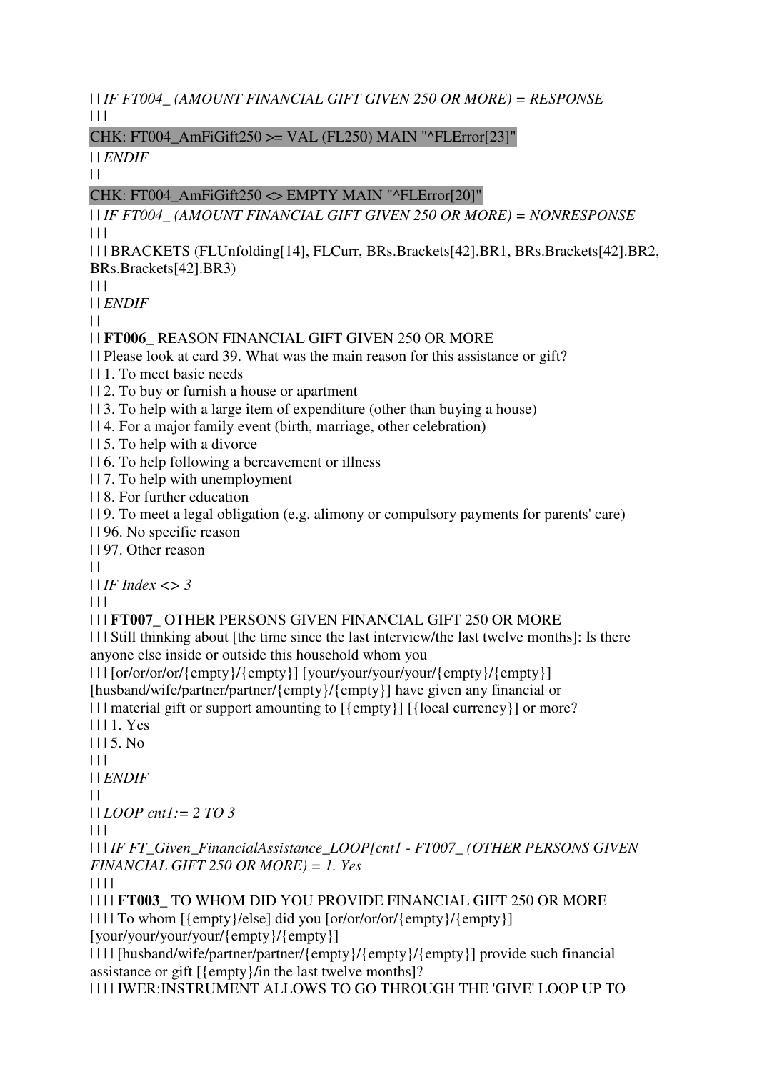| | *IF FT004_ (AMOUNT FINANCIAL GIFT GIVEN 250 OR MORE) = RESPONSE*
| | |
CHK: FT004_AmFiGift250 >= VAL (FL250) MAIN "^FLError[23]"
| | *ENDIF*
| |
CHK: FT004_AmFiGift250 <> EMPTY MAIN "^FLError[20]"
| | *IF FT004_ (AMOUNT FINANCIAL GIFT GIVEN 250 OR MORE) = NONRESPONSE*
| | |
| | | BRACKETS (FLUnfolding[14], FLCurr, BRs.Brackets[42].BR1, BRs.Brackets[42].BR2, BRs.Brackets[42].BR3)
| | |
| | *ENDIF*
| |
| | **FT006_** REASON FINANCIAL GIFT GIVEN 250 OR MORE
| | Please look at card 39. What was the main reason for this assistance or gift?
| | 1. To meet basic needs
| | 2. To buy or furnish a house or apartment
| | 3. To help with a large item of expenditure (other than buying a house)
| | 4. For a major family event (birth, marriage, other celebration)
| | 5. To help with a divorce
| | 6. To help following a bereavement or illness
| | 7. To help with unemployment
| | 8. For further education
| | 9. To meet a legal obligation (e.g. alimony or compulsory payments for parents' care)
| | 96. No specific reason
| | 97. Other reason
| |
| | *IF Index <> 3*
| | |
| | | **FT007_** OTHER PERSONS GIVEN FINANCIAL GIFT 250 OR MORE
| | | Still thinking about [the time since the last interview/the last twelve months]: Is there anyone else inside or outside this household whom you
| | | [or/or/or/or/{empty}/{empty}] [your/your/your/your/{empty}/{empty}] [husband/wife/partner/partner/{empty}/{empty}] have given any financial or
| | | material gift or support amounting to [{empty}] [{local currency}] or more?
| | | 1. Yes
| | | 5. No
| | |
| | *ENDIF*
| |
| | *LOOP cnt1:= 2 TO 3*
| | |
| | | *IF FT_Given_FinancialAssistance_LOOP[cnt1 - FT007_ (OTHER PERSONS GIVEN FINANCIAL GIFT 250 OR MORE) = 1. Yes*
| | | |
| | | | **FT003_** TO WHOM DID YOU PROVIDE FINANCIAL GIFT 250 OR MORE
| | | | To whom [{empty}/else] did you [or/or/or/or/{empty}/{empty}] [your/your/your/your/{empty}/{empty}]
| | | | [husband/wife/partner/partner/{empty}/{empty}/{empty}] provide such financial assistance or gift [{empty}/in the last twelve months]?
| | | | IWER:INSTRUMENT ALLOWS TO GO THROUGH THE 'GIVE' LOOP UP TO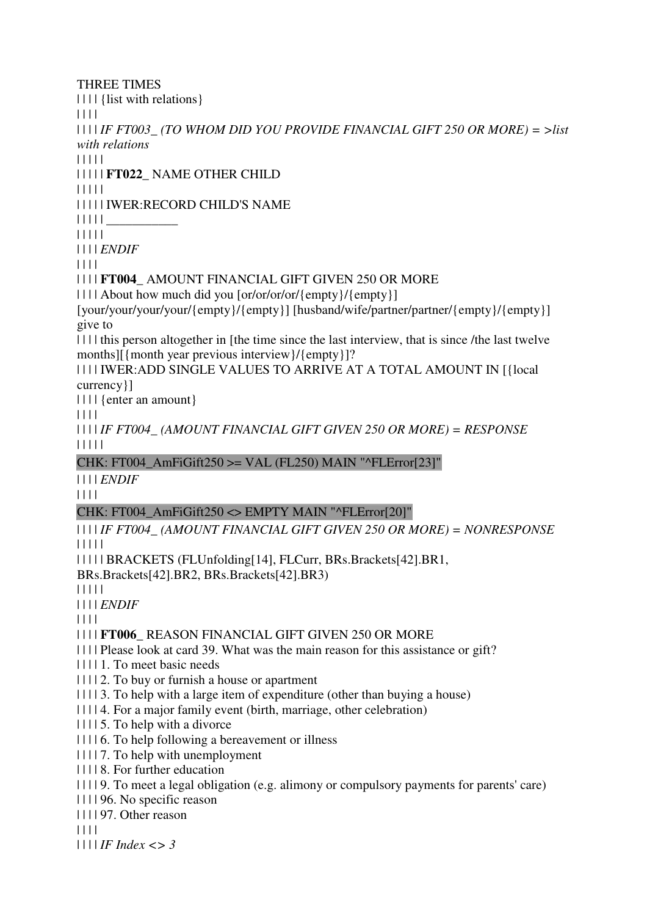THREE TIMES
| | | | {list with relations}
| | | |
| | | | *IF FT003_ (TO WHOM DID YOU PROVIDE FINANCIAL GIFT 250 OR MORE) = >list with relations*
| | | | |
| | | | | **FT022_** NAME OTHER CHILD
| | | | |
| | | | | IWER:RECORD CHILD'S NAME
| | | | | ___________
| | | | |
| | | | *ENDIF*
| | | |
| | | | **FT004_** AMOUNT FINANCIAL GIFT GIVEN 250 OR MORE
| | | | About how much did you [or/or/or/or/{empty}/{empty}] [your/your/your/your/{empty}/{empty}] [husband/wife/partner/partner/{empty}/{empty}] give to
| | | | this person altogether in [the time since the last interview, that is since /the last twelve months][{month year previous interview}/{empty}]?
| | | | IWER:ADD SINGLE VALUES TO ARRIVE AT A TOTAL AMOUNT IN [{local currency}]
| | | | {enter an amount}
| | | |
| | | | *IF FT004_ (AMOUNT FINANCIAL GIFT GIVEN 250 OR MORE) = RESPONSE*
| | | | |

CHK: FT004_AmFiGift250 >= VAL (FL250) MAIN "^FLError[23]"

| | | | *ENDIF*
| | | |

CHK: FT004_AmFiGift250 <> EMPTY MAIN "^FLError[20]"

| | | | *IF FT004_ (AMOUNT FINANCIAL GIFT GIVEN 250 OR MORE) = NONRESPONSE*
| | | | |
| | | | | BRACKETS (FLUnfolding[14], FLCurr, BRs.Brackets[42].BR1, BRs.Brackets[42].BR2, BRs.Brackets[42].BR3)
| | | | |
| | | | *ENDIF*
| | | |
| | | | **FT006_** REASON FINANCIAL GIFT GIVEN 250 OR MORE
| | | | Please look at card 39. What was the main reason for this assistance or gift?
| | | | 1. To meet basic needs
| | | | 2. To buy or furnish a house or apartment
| | | | 3. To help with a large item of expenditure (other than buying a house)
| | | | 4. For a major family event (birth, marriage, other celebration)
| | | | 5. To help with a divorce
| | | | 6. To help following a bereavement or illness
| | | | 7. To help with unemployment
| | | | 8. For further education
| | | | 9. To meet a legal obligation (e.g. alimony or compulsory payments for parents' care)
| | | | 96. No specific reason
| | | | 97. Other reason
| | | |
| | | | *IF Index <> 3*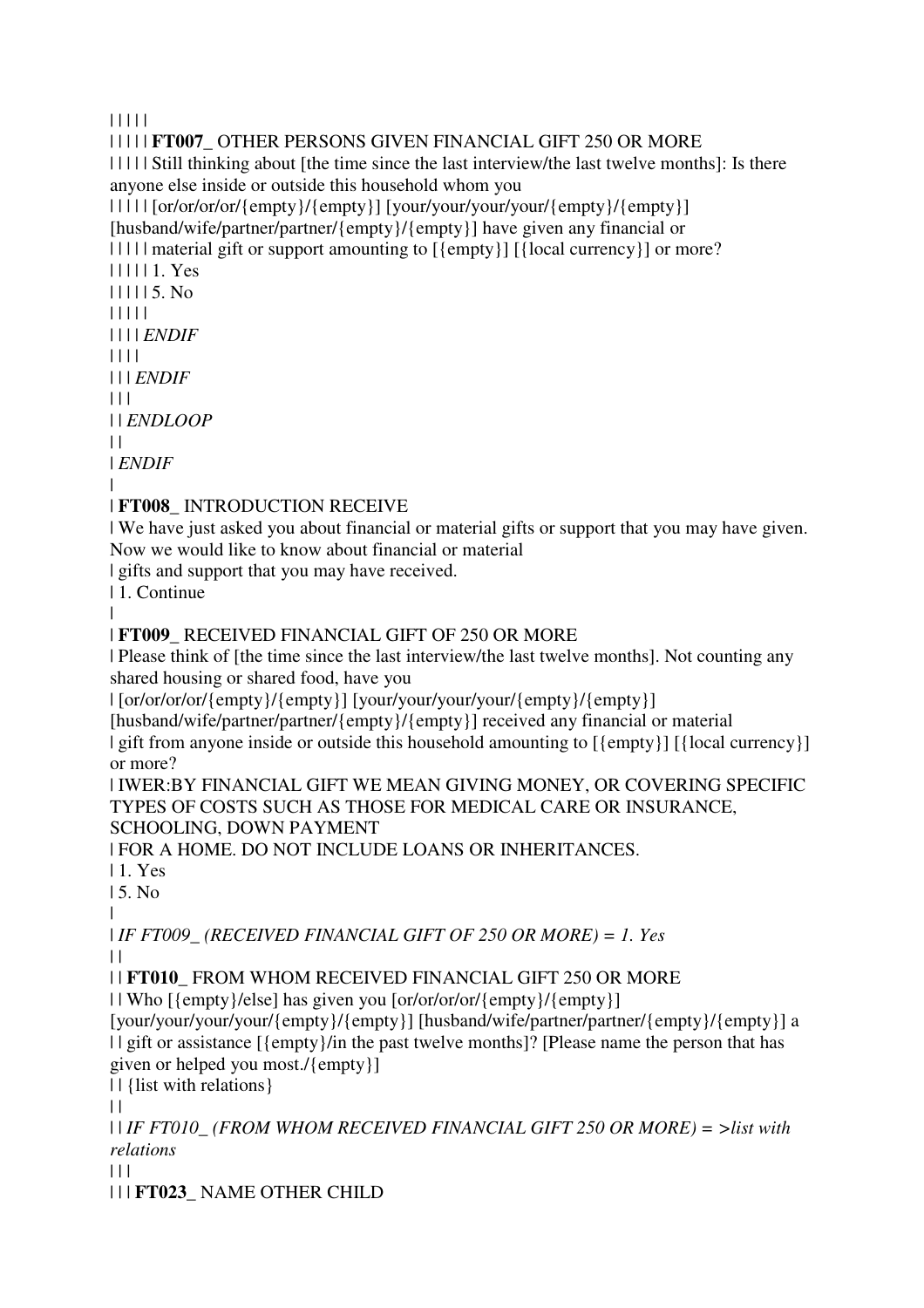| | | | |

| | | | | **FT007_** OTHER PERSONS GIVEN FINANCIAL GIFT 250 OR MORE

| | | | | Still thinking about [the time since the last interview/the last twelve months]: Is there anyone else inside or outside this household whom you

| | | | | [or/or/or/or/{empty}/{empty}] [your/your/your/your/{empty}/{empty}] [husband/wife/partner/partner/{empty}/{empty}] have given any financial or

| | | | | material gift or support amounting to [{empty}] [{local currency}] or more?

| | | | | 1. Yes

| | | | | 5. No

| | | | |

| | | | *ENDIF*

| | | |

| | | *ENDIF*

| | |

| | *ENDLOOP*

| |

| *ENDIF*

|

| **FT008_** INTRODUCTION RECEIVE

| We have just asked you about financial or material gifts or support that you may have given. Now we would like to know about financial or material

| gifts and support that you may have received.

| 1. Continue

|

| **FT009_** RECEIVED FINANCIAL GIFT OF 250 OR MORE

| Please think of [the time since the last interview/the last twelve months]. Not counting any shared housing or shared food, have you

| [or/or/or/or/{empty}/{empty}] [your/your/your/your/{empty}/{empty}] [husband/wife/partner/partner/{empty}/{empty}] received any financial or material

| gift from anyone inside or outside this household amounting to [{empty}] [{local currency}] or more?

| IWER:BY FINANCIAL GIFT WE MEAN GIVING MONEY, OR COVERING SPECIFIC TYPES OF COSTS SUCH AS THOSE FOR MEDICAL CARE OR INSURANCE, SCHOOLING, DOWN PAYMENT

| FOR A HOME. DO NOT INCLUDE LOANS OR INHERITANCES.

| 1. Yes

| 5. No

|

| *IF FT009_ (RECEIVED FINANCIAL GIFT OF 250 OR MORE) = 1. Yes*

| |

| | **FT010_** FROM WHOM RECEIVED FINANCIAL GIFT 250 OR MORE

| | Who [{empty}/else] has given you [or/or/or/or/{empty}/{empty}] [your/your/your/your/{empty}/{empty}] [husband/wife/partner/partner/{empty}/{empty}] a

| | gift or assistance [{empty}/in the past twelve months]? [Please name the person that has given or helped you most./{empty}]

| | {list with relations}

| |

| | *IF FT010_ (FROM WHOM RECEIVED FINANCIAL GIFT 250 OR MORE) = >list with relations*

| | |

| | | **FT023_** NAME OTHER CHILD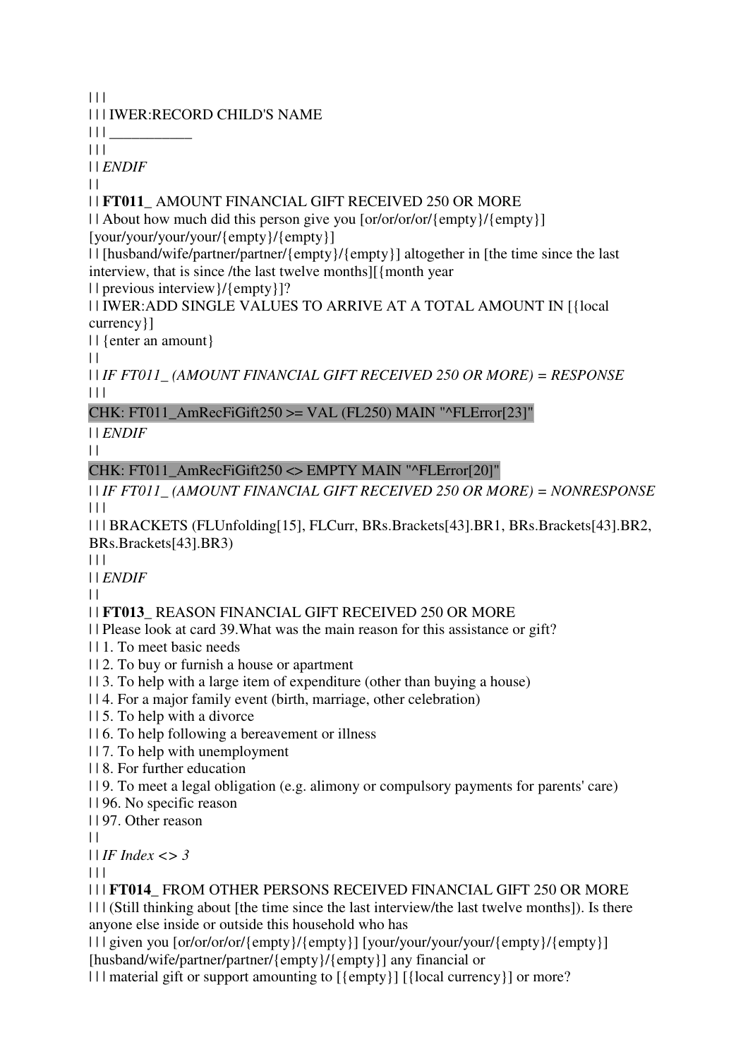| | |
| | | IWER:RECORD CHILD'S NAME
| | | ___________
| | |
| | *ENDIF*
| |
| | **FT011_** AMOUNT FINANCIAL GIFT RECEIVED 250 OR MORE
| | About how much did this person give you [or/or/or/or/{empty}/{empty}] [your/your/your/your/{empty}/{empty}]
| | [husband/wife/partner/partner/{empty}/{empty}] altogether in [the time since the last interview, that is since /the last twelve months][{month year
| | previous interview}/{empty}]?
| | IWER:ADD SINGLE VALUES TO ARRIVE AT A TOTAL AMOUNT IN [{local currency}]
| | {enter an amount}
| |
| | *IF FT011_ (AMOUNT FINANCIAL GIFT RECEIVED 250 OR MORE) = RESPONSE*
| | |
CHK: FT011_AmRecFiGift250 >= VAL (FL250) MAIN "^FLError[23]"
| | *ENDIF*
| |
CHK: FT011_AmRecFiGift250 <> EMPTY MAIN "^FLError[20]"
| | *IF FT011_ (AMOUNT FINANCIAL GIFT RECEIVED 250 OR MORE) = NONRESPONSE*
| | |
| | | BRACKETS (FLUnfolding[15], FLCurr, BRs.Brackets[43].BR1, BRs.Brackets[43].BR2, BRs.Brackets[43].BR3)
| | |
| | *ENDIF*
| |
| | **FT013_** REASON FINANCIAL GIFT RECEIVED 250 OR MORE
| | Please look at card 39.What was the main reason for this assistance or gift?
| | 1. To meet basic needs
| | 2. To buy or furnish a house or apartment
| | 3. To help with a large item of expenditure (other than buying a house)
| | 4. For a major family event (birth, marriage, other celebration)
| | 5. To help with a divorce
| | 6. To help following a bereavement or illness
| | 7. To help with unemployment
| | 8. For further education
| | 9. To meet a legal obligation (e.g. alimony or compulsory payments for parents' care)
| | 96. No specific reason
| | 97. Other reason
| |
| | *IF Index <> 3*
| | |
| | | **FT014_** FROM OTHER PERSONS RECEIVED FINANCIAL GIFT 250 OR MORE
| | | (Still thinking about [the time since the last interview/the last twelve months]). Is there anyone else inside or outside this household who has
| | | given you [or/or/or/or/{empty}/{empty}] [your/your/your/your/{empty}/{empty}] [husband/wife/partner/partner/{empty}/{empty}] any financial or
| | | material gift or support amounting to [{empty}] [{local currency}] or more?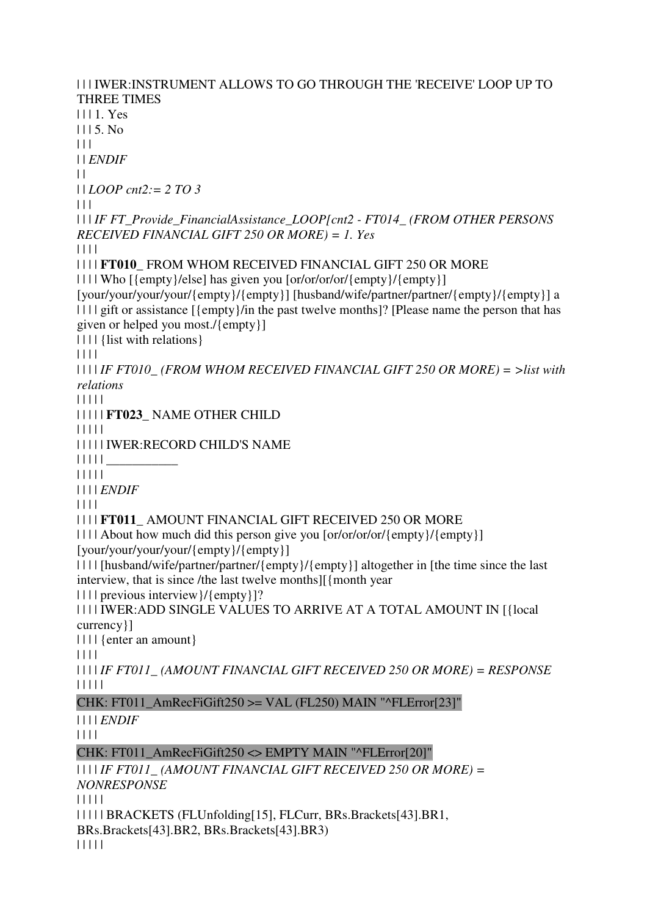| | | IWER:INSTRUMENT ALLOWS TO GO THROUGH THE 'RECEIVE' LOOP UP TO THREE TIMES
| | | 1. Yes
| | | 5. No
| | |
| | *ENDIF*
| |
| | *LOOP cnt2:= 2 TO 3*
| | |
| | | *IF FT_Provide_FinancialAssistance_LOOP[cnt2 - FT014_ (FROM OTHER PERSONS RECEIVED FINANCIAL GIFT 250 OR MORE) = 1. Yes*
| | | |
| | | | **FT010_** FROM WHOM RECEIVED FINANCIAL GIFT 250 OR MORE
| | | | Who [{empty}/else] has given you [or/or/or/or/{empty}/{empty}] [your/your/your/your/{empty}/{empty}] [husband/wife/partner/partner/{empty}/{empty}] a
| | | | gift or assistance [{empty}/in the past twelve months]? [Please name the person that has given or helped you most./{empty}]
| | | | {list with relations}
| | | |
| | | | *IF FT010_ (FROM WHOM RECEIVED FINANCIAL GIFT 250 OR MORE) = >list with relations*
| | | | |
| | | | | **FT023_** NAME OTHER CHILD
| | | | |
| | | | | IWER:RECORD CHILD'S NAME
| | | | | ___________
| | | | |
| | | | *ENDIF*
| | | |
| | | | **FT011_** AMOUNT FINANCIAL GIFT RECEIVED 250 OR MORE
| | | | About how much did this person give you [or/or/or/or/{empty}/{empty}] [your/your/your/your/{empty}/{empty}]
| | | | [husband/wife/partner/partner/{empty}/{empty}] altogether in [the time since the last interview, that is since /the last twelve months][{month year
| | | | previous interview}/{empty}]?
| | | | IWER:ADD SINGLE VALUES TO ARRIVE AT A TOTAL AMOUNT IN [{local currency}]
| | | | {enter an amount}
| | | |
| | | | *IF FT011_ (AMOUNT FINANCIAL GIFT RECEIVED 250 OR MORE) = RESPONSE*
| | | | |
CHK: FT011_AmRecFiGift250 >= VAL (FL250) MAIN "^FLError[23]"
| | | | *ENDIF*
| | | |
CHK: FT011_AmRecFiGift250 <> EMPTY MAIN "^FLError[20]"
| | | | *IF FT011_ (AMOUNT FINANCIAL GIFT RECEIVED 250 OR MORE) = NONRESPONSE*
| | | | |
| | | | | BRACKETS (FLUnfolding[15], FLCurr, BRs.Brackets[43].BR1, BRs.Brackets[43].BR2, BRs.Brackets[43].BR3)
| | | | |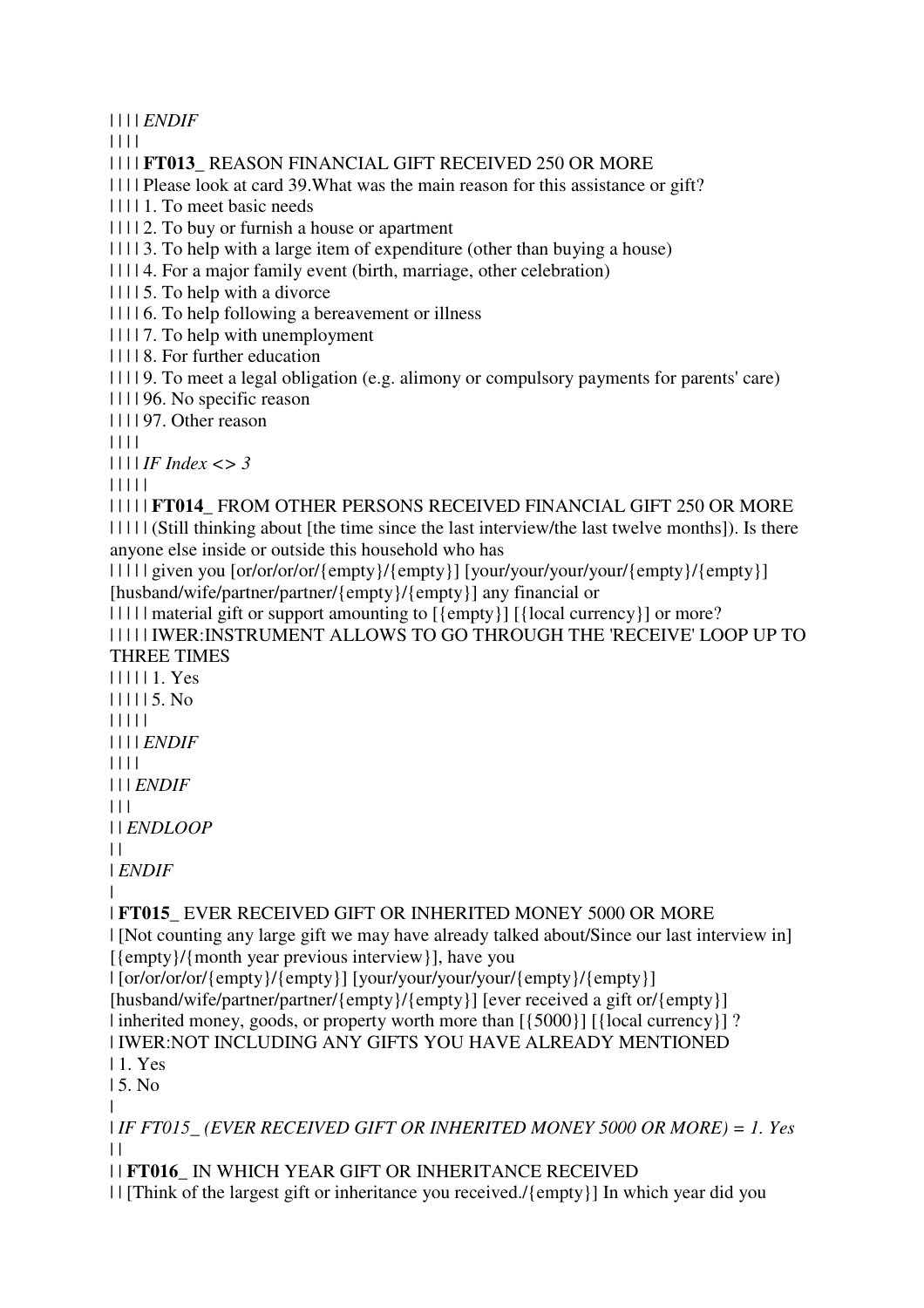| | | | *ENDIF*

| | | |

| | | | **FT013_** REASON FINANCIAL GIFT RECEIVED 250 OR MORE

| | | | Please look at card 39.What was the main reason for this assistance or gift?

| | | | 1. To meet basic needs

| | | | 2. To buy or furnish a house or apartment

| | | | 3. To help with a large item of expenditure (other than buying a house)

| | | | 4. For a major family event (birth, marriage, other celebration)

| | | | 5. To help with a divorce

| | | | 6. To help following a bereavement or illness

| | | | 7. To help with unemployment

| | | | 8. For further education

| | | | 9. To meet a legal obligation (e.g. alimony or compulsory payments for parents' care)

| | | | 96. No specific reason

| | | | 97. Other reason

| | | |

| | | | *IF Index <> 3*

| | | | |

| | | | | **FT014_** FROM OTHER PERSONS RECEIVED FINANCIAL GIFT 250 OR MORE

| | | | | (Still thinking about [the time since the last interview/the last twelve months]). Is there anyone else inside or outside this household who has

| | | | | given you [or/or/or/or/{empty}/{empty}] [your/your/your/your/{empty}/{empty}] [husband/wife/partner/partner/{empty}/{empty}] any financial or

| | | | | material gift or support amounting to [{empty}] [{local currency}] or more?

| | | | | IWER:INSTRUMENT ALLOWS TO GO THROUGH THE 'RECEIVE' LOOP UP TO THREE TIMES

| | | | | 1. Yes

| | | | | 5. No

| | | | |

| | | | *ENDIF*

| | | |

| | | *ENDIF*

| | |

| | *ENDLOOP*

| |

| *ENDIF*

|

| **FT015_** EVER RECEIVED GIFT OR INHERITED MONEY 5000 OR MORE

| [Not counting any large gift we may have already talked about/Since our last interview in] [{empty}/{month year previous interview}], have you

| [or/or/or/or/{empty}/{empty}] [your/your/your/your/{empty}/{empty}] [husband/wife/partner/partner/{empty}/{empty}] [ever received a gift or/{empty}]

| inherited money, goods, or property worth more than [{5000}] [{local currency}] ?

| IWER:NOT INCLUDING ANY GIFTS YOU HAVE ALREADY MENTIONED

| 1. Yes

| 5. No

|

| *IF FT015_ (EVER RECEIVED GIFT OR INHERITED MONEY 5000 OR MORE) = 1. Yes*

| |

| | **FT016_** IN WHICH YEAR GIFT OR INHERITANCE RECEIVED

| | [Think of the largest gift or inheritance you received./{empty}] In which year did you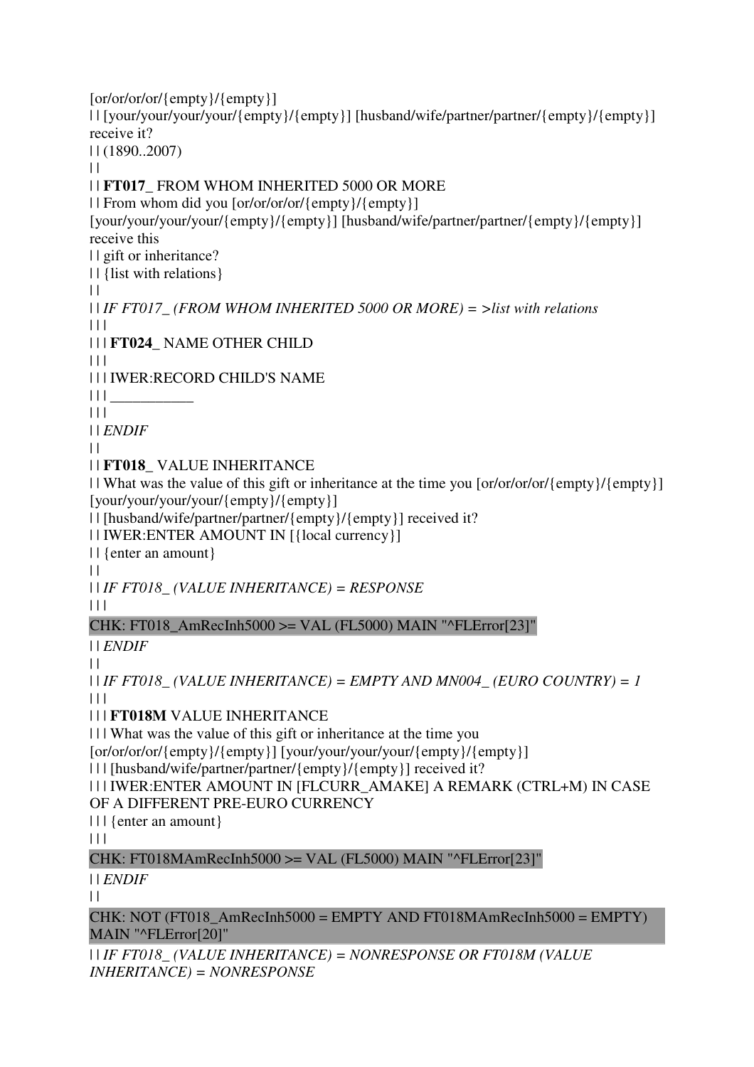[or/or/or/or/{empty}/{empty}]
| | [your/your/your/your/{empty}/{empty}] [husband/wife/partner/partner/{empty}/{empty}] receive it?
| | (1890..2007)
| |
| | **FT017_** FROM WHOM INHERITED 5000 OR MORE
| | From whom did you [or/or/or/or/{empty}/{empty}] [your/your/your/your/{empty}/{empty}] [husband/wife/partner/partner/{empty}/{empty}] receive this
| | gift or inheritance?
| | {list with relations}
| |
| | *IF FT017_ (FROM WHOM INHERITED 5000 OR MORE) = >list with relations*
| | |
| | | **FT024_** NAME OTHER CHILD
| | |
| | | IWER:RECORD CHILD'S NAME
| | | ___________
| | |
| | *ENDIF*
| |
| | **FT018_** VALUE INHERITANCE
| | What was the value of this gift or inheritance at the time you [or/or/or/or/{empty}/{empty}] [your/your/your/your/{empty}/{empty}]
| | [husband/wife/partner/partner/{empty}/{empty}] received it?
| | IWER:ENTER AMOUNT IN [{local currency}]
| | {enter an amount}
| |
| | *IF FT018_ (VALUE INHERITANCE) = RESPONSE*
| | |
CHK: FT018_AmRecInh5000 >= VAL (FL5000) MAIN "^FLError[23]"
| | *ENDIF*
| |
| | *IF FT018_ (VALUE INHERITANCE) = EMPTY AND MN004_ (EURO COUNTRY) = 1*
| | |
| | | **FT018M** VALUE INHERITANCE
| | | What was the value of this gift or inheritance at the time you [or/or/or/or/{empty}/{empty}] [your/your/your/your/{empty}/{empty}]
| | | [husband/wife/partner/partner/{empty}/{empty}] received it?
| | | IWER:ENTER AMOUNT IN [FLCURR_AMAKE] A REMARK (CTRL+M) IN CASE OF A DIFFERENT PRE-EURO CURRENCY
| | | {enter an amount}
| | |
CHK: FT018MAmRecInh5000 >= VAL (FL5000) MAIN "^FLError[23]"
| | *ENDIF*
| |
CHK: NOT (FT018_AmRecInh5000 = EMPTY AND FT018MAmRecInh5000 = EMPTY) MAIN "^FLError[20]"
| | *IF FT018_ (VALUE INHERITANCE) = NONRESPONSE OR FT018M (VALUE INHERITANCE) = NONRESPONSE*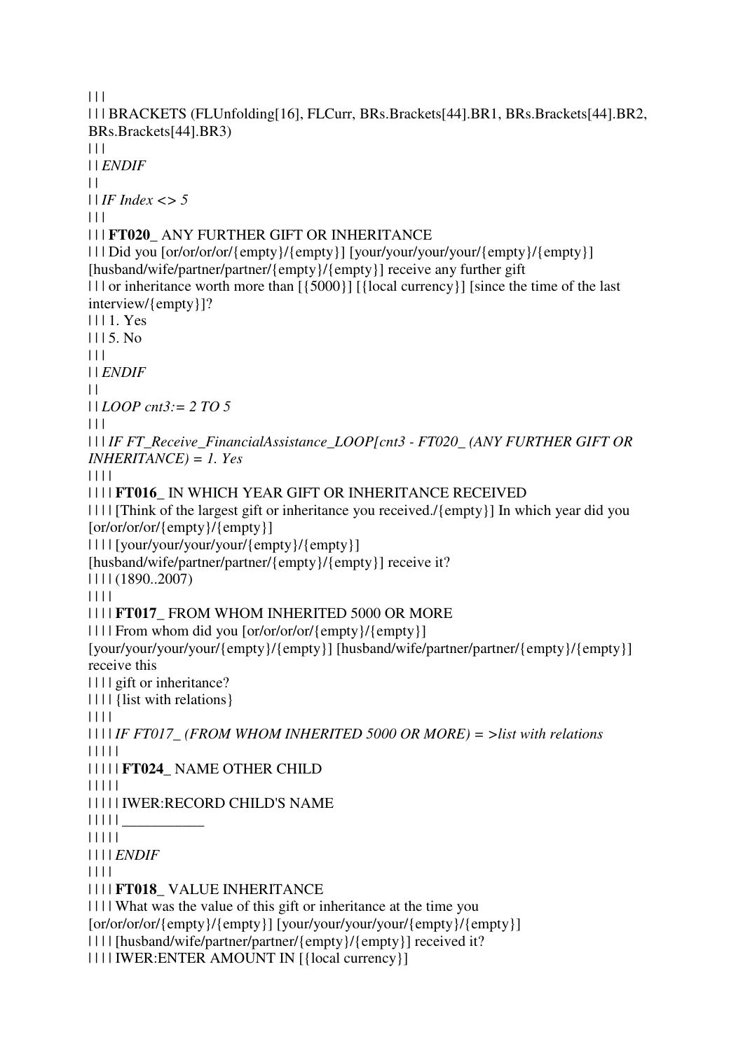| | |
| | | BRACKETS (FLUnfolding[16], FLCurr, BRs.Brackets[44].BR1, BRs.Brackets[44].BR2, BRs.Brackets[44].BR3)
| | |
| | *ENDIF*
| |
| | *IF Index <> 5*
| | |
| | | **FT020_** ANY FURTHER GIFT OR INHERITANCE
| | | Did you [or/or/or/or/{empty}/{empty}] [your/your/your/your/{empty}/{empty}] [husband/wife/partner/partner/{empty}/{empty}] receive any further gift
| | | or inheritance worth more than [{5000}] [{local currency}] [since the time of the last interview/{empty}]?
| | | 1. Yes
| | | 5. No
| | |
| | *ENDIF*
| |
| | *LOOP cnt3:= 2 TO 5*
| | |
| | | *IF FT_Receive_FinancialAssistance_LOOP[cnt3 - FT020_ (ANY FURTHER GIFT OR INHERITANCE) = 1. Yes*
| | | |
| | | | **FT016_** IN WHICH YEAR GIFT OR INHERITANCE RECEIVED
| | | | [Think of the largest gift or inheritance you received./{empty}] In which year did you [or/or/or/or/{empty}/{empty}]
| | | | [your/your/your/your/{empty}/{empty}] [husband/wife/partner/partner/{empty}/{empty}] receive it?
| | | | (1890..2007)
| | | |
| | | | **FT017_** FROM WHOM INHERITED 5000 OR MORE
| | | | From whom did you [or/or/or/or/{empty}/{empty}] [your/your/your/your/{empty}/{empty}] [husband/wife/partner/partner/{empty}/{empty}] receive this
| | | | gift or inheritance?
| | | | {list with relations}
| | | |
| | | | *IF FT017_ (FROM WHOM INHERITED 5000 OR MORE) = >list with relations*
| | | | |
| | | | | **FT024_** NAME OTHER CHILD
| | | | |
| | | | | IWER:RECORD CHILD'S NAME
| | | | | ___________
| | | | |
| | | | *ENDIF*
| | | |
| | | | **FT018_** VALUE INHERITANCE
| | | | What was the value of this gift or inheritance at the time you [or/or/or/or/{empty}/{empty}] [your/your/your/your/{empty}/{empty}]
| | | | [husband/wife/partner/partner/{empty}/{empty}] received it?
| | | | IWER:ENTER AMOUNT IN [{local currency}]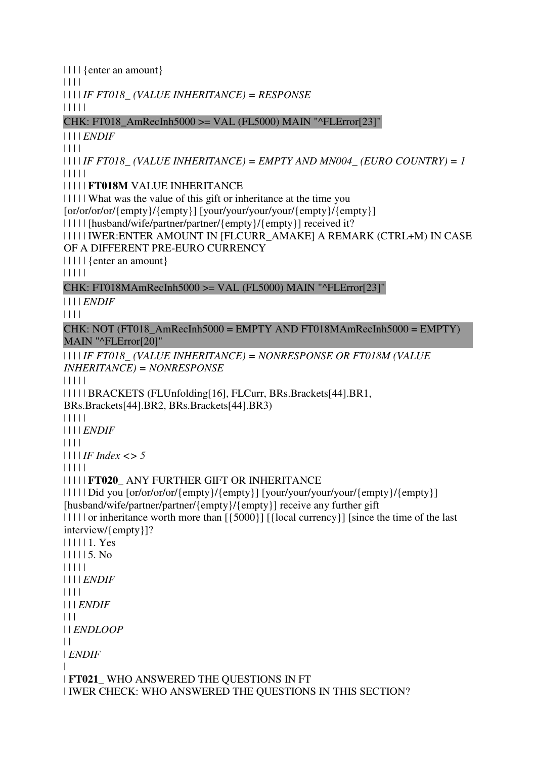| | | | {enter an amount}

| | | |

| | | | *IF FT018_ (VALUE INHERITANCE) = RESPONSE*

| | | | |

CHK: FT018_AmRecInh5000 >= VAL (FL5000) MAIN "^FLError[23]"

| | | | *ENDIF*

| | | |

| | | | *IF FT018_ (VALUE INHERITANCE) = EMPTY AND MN004_ (EURO COUNTRY) = 1*

| | | | |

| | | | | **FT018M** VALUE INHERITANCE

| | | | | What was the value of this gift or inheritance at the time you [or/or/or/or/{empty}/{empty}] [your/your/your/your/{empty}/{empty}]

| | | | | [husband/wife/partner/partner/{empty}/{empty}] received it?

| | | | | IWER:ENTER AMOUNT IN [FLCURR_AMAKE] A REMARK (CTRL+M) IN CASE OF A DIFFERENT PRE-EURO CURRENCY

| | | | | {enter an amount}

| | | | |

CHK: FT018MAmRecInh5000 >= VAL (FL5000) MAIN "^FLError[23]"

| | | | *ENDIF*

| | | |

CHK: NOT (FT018_AmRecInh5000 = EMPTY AND FT018MAmRecInh5000 = EMPTY) MAIN "^FLError[20]"

| | | | *IF FT018_ (VALUE INHERITANCE) = NONRESPONSE OR FT018M (VALUE INHERITANCE) = NONRESPONSE*

| | | | |

| | | | | BRACKETS (FLUnfolding[16], FLCurr, BRs.Brackets[44].BR1, BRs.Brackets[44].BR2, BRs.Brackets[44].BR3)

| | | | |

| | | | *ENDIF*

| | | |

| | | | *IF Index <> 5*

| | | | |

| | | | | **FT020_** ANY FURTHER GIFT OR INHERITANCE

| | | | | Did you [or/or/or/or/{empty}/{empty}] [your/your/your/your/{empty}/{empty}] [husband/wife/partner/partner/{empty}/{empty}] receive any further gift

| | | | | or inheritance worth more than [{5000}] [{local currency}] [since the time of the last interview/{empty}]?

| | | | | 1. Yes

| | | | | 5. No

| | | | |

| | | | *ENDIF*

| | | |

| | | *ENDIF*

| | |

| | *ENDLOOP*

| |

| *ENDIF*

|

| **FT021_** WHO ANSWERED THE QUESTIONS IN FT

| IWER CHECK: WHO ANSWERED THE QUESTIONS IN THIS SECTION?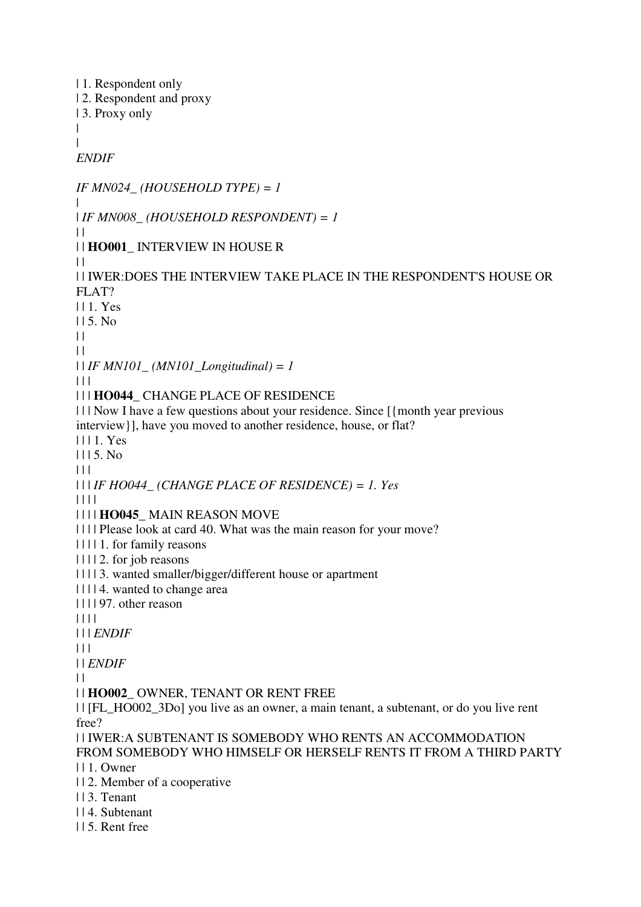| 1. Respondent only
| 2. Respondent and proxy
| 3. Proxy only
|
|
*ENDIF*

*IF MN024_ (HOUSEHOLD TYPE) = 1*
|
| *IF MN008_ (HOUSEHOLD RESPONDENT) = 1*
| |
| | **HO001_** INTERVIEW IN HOUSE R
| |
| | IWER:DOES THE INTERVIEW TAKE PLACE IN THE RESPONDENT'S HOUSE OR FLAT?
| | 1. Yes
| | 5. No
| |
| |
| | *IF MN101_ (MN101_Longitudinal) = 1*
| | |
| | | **HO044_** CHANGE PLACE OF RESIDENCE
| | | Now I have a few questions about your residence. Since [{month year previous interview}], have you moved to another residence, house, or flat?
| | | 1. Yes
| | | 5. No
| | |
| | | *IF HO044_ (CHANGE PLACE OF RESIDENCE) = 1. Yes*
| | | |
| | | | **HO045_** MAIN REASON MOVE
| | | | Please look at card 40. What was the main reason for your move?
| | | | 1. for family reasons
| | | | 2. for job reasons
| | | | 3. wanted smaller/bigger/different house or apartment
| | | | 4. wanted to change area
| | | | 97. other reason
| | | |
| | | *ENDIF*
| | |
| | *ENDIF*
| |
| | **HO002_** OWNER, TENANT OR RENT FREE
| | [FL_HO002_3Do] you live as an owner, a main tenant, a subtenant, or do you live rent free?
| | IWER:A SUBTENANT IS SOMEBODY WHO RENTS AN ACCOMMODATION FROM SOMEBODY WHO HIMSELF OR HERSELF RENTS IT FROM A THIRD PARTY
| | 1. Owner
| | 2. Member of a cooperative
| | 3. Tenant
| | 4. Subtenant
| | 5. Rent free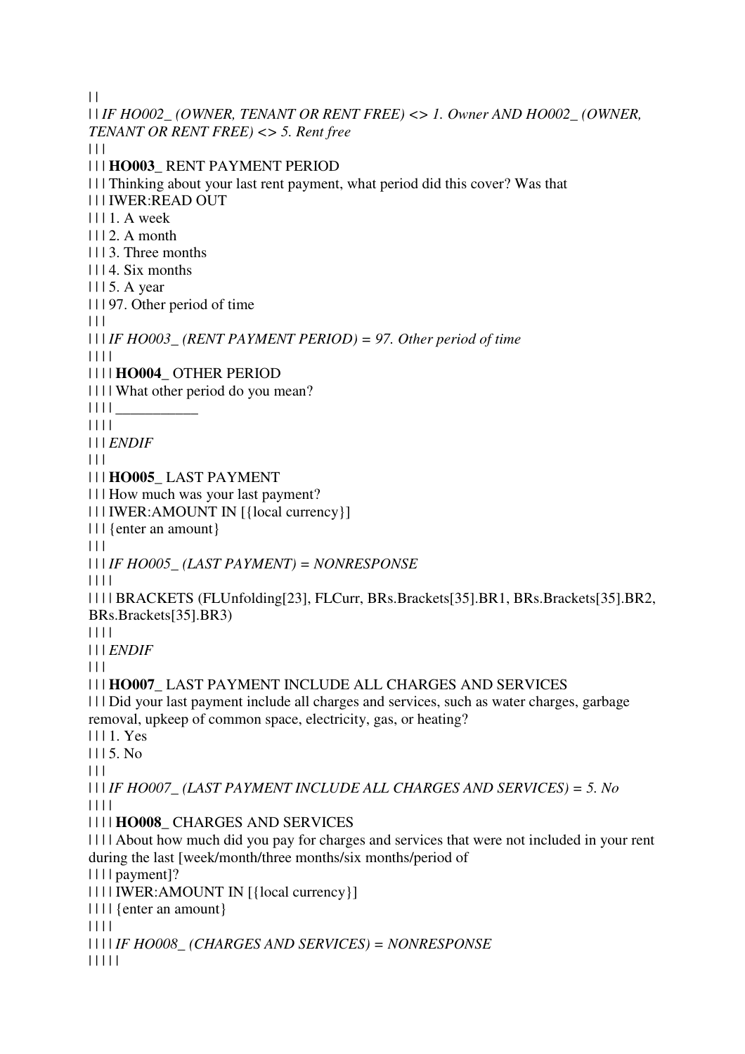| |
| | *IF HO002_ (OWNER, TENANT OR RENT FREE) <> 1. Owner AND HO002_ (OWNER, TENANT OR RENT FREE) <> 5. Rent free*
| | |
| | | **HO003_** RENT PAYMENT PERIOD
| | | Thinking about your last rent payment, what period did this cover? Was that
| | | IWER:READ OUT
| | | 1. A week
| | | 2. A month
| | | 3. Three months
| | | 4. Six months
| | | 5. A year
| | | 97. Other period of time
| | |
| | | *IF HO003_ (RENT PAYMENT PERIOD) = 97. Other period of time*
| | | |
| | | | **HO004_** OTHER PERIOD
| | | | What other period do you mean?
| | | | ___________
| | | |
| | | *ENDIF*
| | |
| | | **HO005_** LAST PAYMENT
| | | How much was your last payment?
| | | IWER:AMOUNT IN [{local currency}]
| | | {enter an amount}
| | |
| | | *IF HO005_ (LAST PAYMENT) = NONRESPONSE*
| | | |
| | | | BRACKETS (FLUnfolding[23], FLCurr, BRs.Brackets[35].BR1, BRs.Brackets[35].BR2, BRs.Brackets[35].BR3)
| | | |
| | | *ENDIF*
| | |
| | | **HO007_** LAST PAYMENT INCLUDE ALL CHARGES AND SERVICES
| | | Did your last payment include all charges and services, such as water charges, garbage removal, upkeep of common space, electricity, gas, or heating?
| | | 1. Yes
| | | 5. No
| | |
| | | *IF HO007_ (LAST PAYMENT INCLUDE ALL CHARGES AND SERVICES) = 5. No*
| | | |
| | | | **HO008_** CHARGES AND SERVICES
| | | | About how much did you pay for charges and services that were not included in your rent during the last [week/month/three months/six months/period of
| | | | payment]?
| | | | IWER:AMOUNT IN [{local currency}]
| | | | {enter an amount}
| | | |
| | | | *IF HO008_ (CHARGES AND SERVICES) = NONRESPONSE*
| | | | |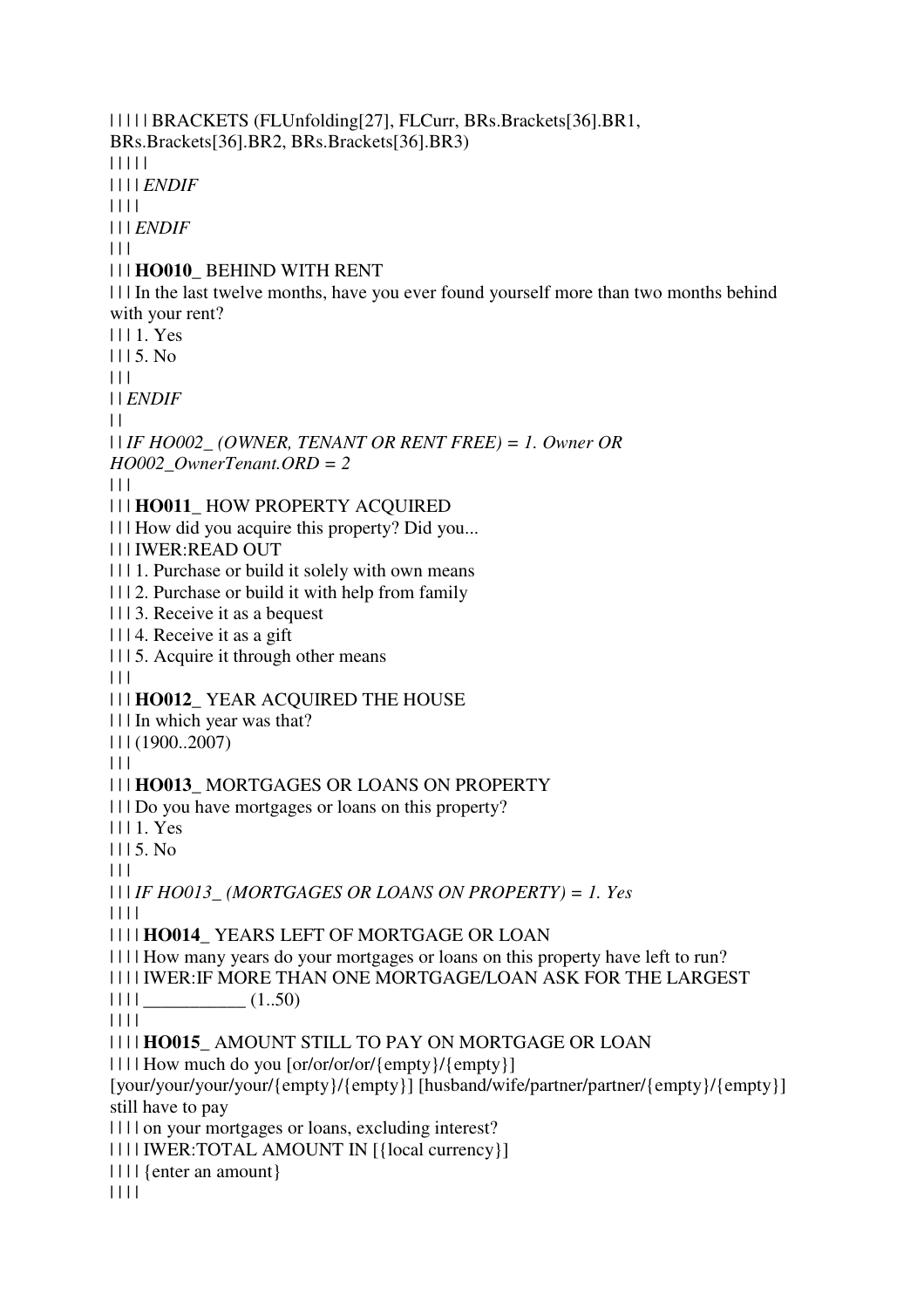| | | | | BRACKETS (FLUnfolding[27], FLCurr, BRs.Brackets[36].BR1, BRs.Brackets[36].BR2, BRs.Brackets[36].BR3)
| | | | |
| | | | *ENDIF*
| | | |
| | | *ENDIF*
| | |
| | | **HO010_** BEHIND WITH RENT
| | | In the last twelve months, have you ever found yourself more than two months behind with your rent?
| | | 1. Yes
| | | 5. No
| | |
| | *ENDIF*
| |
| | *IF HO002_ (OWNER, TENANT OR RENT FREE) = 1. Owner OR HO002_OwnerTenant.ORD = 2*
| | |
| | | **HO011_** HOW PROPERTY ACQUIRED
| | | How did you acquire this property? Did you...
| | | IWER:READ OUT
| | | 1. Purchase or build it solely with own means
| | | 2. Purchase or build it with help from family
| | | 3. Receive it as a bequest
| | | 4. Receive it as a gift
| | | 5. Acquire it through other means
| | |
| | | **HO012_** YEAR ACQUIRED THE HOUSE
| | | In which year was that?
| | | (1900..2007)
| | |
| | | **HO013_** MORTGAGES OR LOANS ON PROPERTY
| | | Do you have mortgages or loans on this property?
| | | 1. Yes
| | | 5. No
| | |
| | | *IF HO013_ (MORTGAGES OR LOANS ON PROPERTY) = 1. Yes*
| | | |
| | | | **HO014_** YEARS LEFT OF MORTGAGE OR LOAN
| | | | How many years do your mortgages or loans on this property have left to run?
| | | | IWER:IF MORE THAN ONE MORTGAGE/LOAN ASK FOR THE LARGEST
| | | | ___________ (1..50)
| | | |
| | | | **HO015_** AMOUNT STILL TO PAY ON MORTGAGE OR LOAN
| | | | How much do you [or/or/or/or/{empty}/{empty}] [your/your/your/your/{empty}/{empty}] [husband/wife/partner/partner/{empty}/{empty}] still have to pay
| | | | on your mortgages or loans, excluding interest?
| | | | IWER:TOTAL AMOUNT IN [{local currency}]
| | | | {enter an amount}
| | | |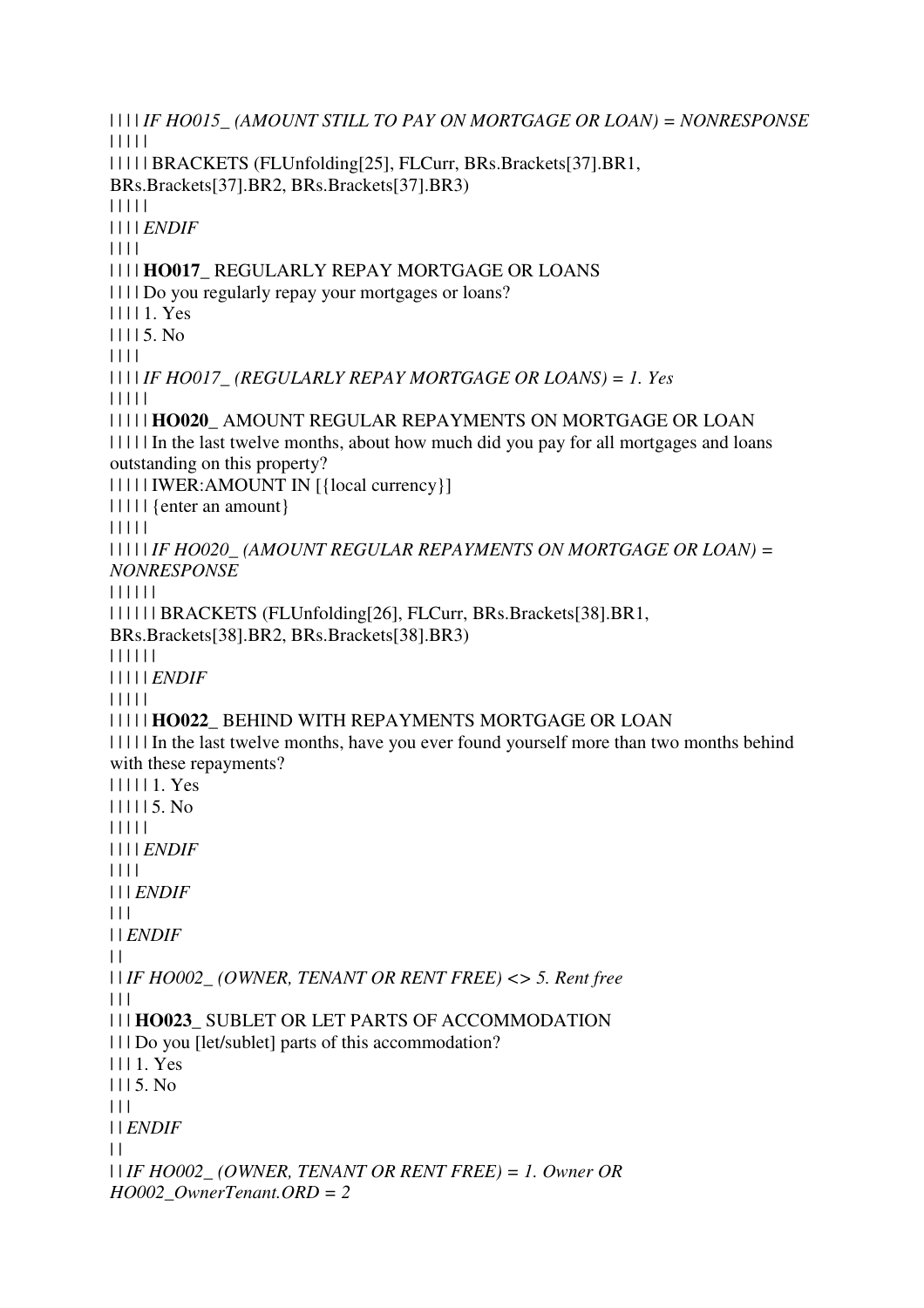| | | | *IF HO015_ (AMOUNT STILL TO PAY ON MORTGAGE OR LOAN) = NONRESPONSE*
| | | | |
| | | | | BRACKETS (FLUnfolding[25], FLCurr, BRs.Brackets[37].BR1, BRs.Brackets[37].BR2, BRs.Brackets[37].BR3)
| | | | |
| | | | *ENDIF*
| | | |
| | | | **HO017_** REGULARLY REPAY MORTGAGE OR LOANS
| | | | Do you regularly repay your mortgages or loans?
| | | | 1. Yes
| | | | 5. No
| | | |
| | | | *IF HO017_ (REGULARLY REPAY MORTGAGE OR LOANS) = 1. Yes*
| | | | |
| | | | | **HO020_** AMOUNT REGULAR REPAYMENTS ON MORTGAGE OR LOAN
| | | | | In the last twelve months, about how much did you pay for all mortgages and loans outstanding on this property?
| | | | | IWER:AMOUNT IN [{local currency}]
| | | | | {enter an amount}
| | | | |
| | | | | *IF HO020_ (AMOUNT REGULAR REPAYMENTS ON MORTGAGE OR LOAN) = NONRESPONSE*
| | | | | |
| | | | | | BRACKETS (FLUnfolding[26], FLCurr, BRs.Brackets[38].BR1, BRs.Brackets[38].BR2, BRs.Brackets[38].BR3)
| | | | | |
| | | | | *ENDIF*
| | | | |
| | | | | **HO022_** BEHIND WITH REPAYMENTS MORTGAGE OR LOAN
| | | | | In the last twelve months, have you ever found yourself more than two months behind with these repayments?
| | | | | 1. Yes
| | | | | 5. No
| | | | |
| | | | *ENDIF*
| | | |
| | | *ENDIF*
| | |
| | *ENDIF*
| |
| | *IF HO002_ (OWNER, TENANT OR RENT FREE) <> 5. Rent free*
| | |
| | | **HO023_** SUBLET OR LET PARTS OF ACCOMMODATION
| | | Do you [let/sublet] parts of this accommodation?
| | | 1. Yes
| | | 5. No
| | |
| | *ENDIF*
| |
| | *IF HO002_ (OWNER, TENANT OR RENT FREE) = 1. Owner OR HO002_OwnerTenant.ORD = 2*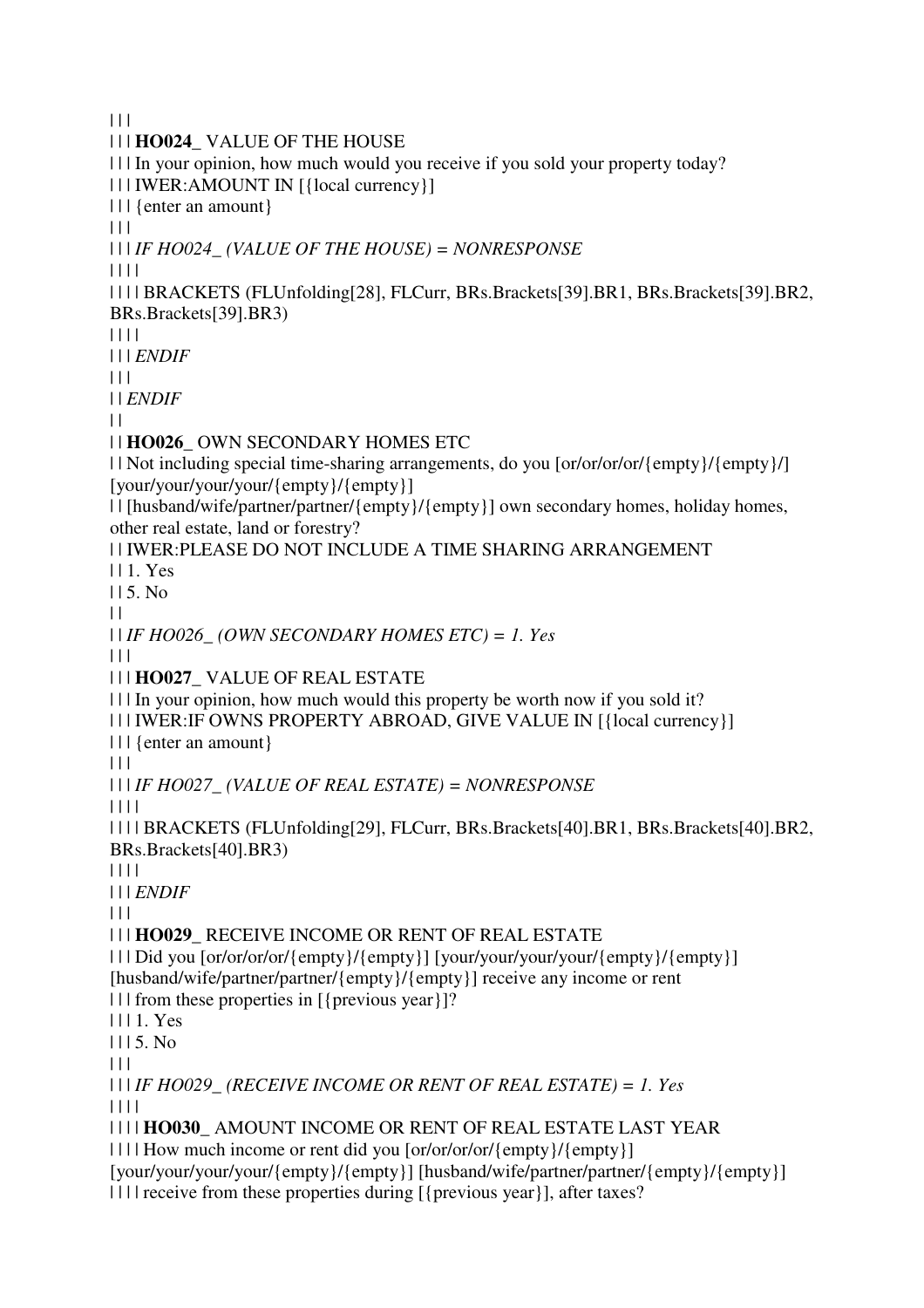| | |

| | | **HO024_** VALUE OF THE HOUSE

| | | In your opinion, how much would you receive if you sold your property today?

| | | IWER:AMOUNT IN [{local currency}]

| | | {enter an amount}

| | |

| | | *IF HO024_ (VALUE OF THE HOUSE) = NONRESPONSE*

| | | |

| | | | BRACKETS (FLUnfolding[28], FLCurr, BRs.Brackets[39].BR1, BRs.Brackets[39].BR2, BRs.Brackets[39].BR3)

| | | |

| | | *ENDIF*

| | |

| | *ENDIF*

| |

| | **HO026_** OWN SECONDARY HOMES ETC

| | Not including special time-sharing arrangements, do you [or/or/or/or/{empty}/{empty}/] [your/your/your/your/{empty}/{empty}]

| | [husband/wife/partner/partner/{empty}/{empty}] own secondary homes, holiday homes, other real estate, land or forestry?

| | IWER:PLEASE DO NOT INCLUDE A TIME SHARING ARRANGEMENT

| | 1. Yes

| | 5. No

| |

| | *IF HO026_ (OWN SECONDARY HOMES ETC) = 1. Yes*

| | |

| | | **HO027_** VALUE OF REAL ESTATE

| | | In your opinion, how much would this property be worth now if you sold it?

| | | IWER:IF OWNS PROPERTY ABROAD, GIVE VALUE IN [{local currency}]

| | | {enter an amount}

| | |

| | | *IF HO027_ (VALUE OF REAL ESTATE) = NONRESPONSE*

| | | |

| | | | BRACKETS (FLUnfolding[29], FLCurr, BRs.Brackets[40].BR1, BRs.Brackets[40].BR2, BRs.Brackets[40].BR3)

| | | |

| | | *ENDIF*

| | |

| | | **HO029_** RECEIVE INCOME OR RENT OF REAL ESTATE

| | | Did you [or/or/or/or/{empty}/{empty}] [your/your/your/your/{empty}/{empty}] [husband/wife/partner/partner/{empty}/{empty}] receive any income or rent

| | | from these properties in [{previous year}]?

| | | 1. Yes

| | | 5. No

| | |

| | | *IF HO029_ (RECEIVE INCOME OR RENT OF REAL ESTATE) = 1. Yes*

| | | |

| | | | **HO030_** AMOUNT INCOME OR RENT OF REAL ESTATE LAST YEAR

| | | | How much income or rent did you [or/or/or/or/{empty}/{empty}] [your/your/your/your/{empty}/{empty}] [husband/wife/partner/partner/{empty}/{empty}]

| | | | receive from these properties during [{previous year}], after taxes?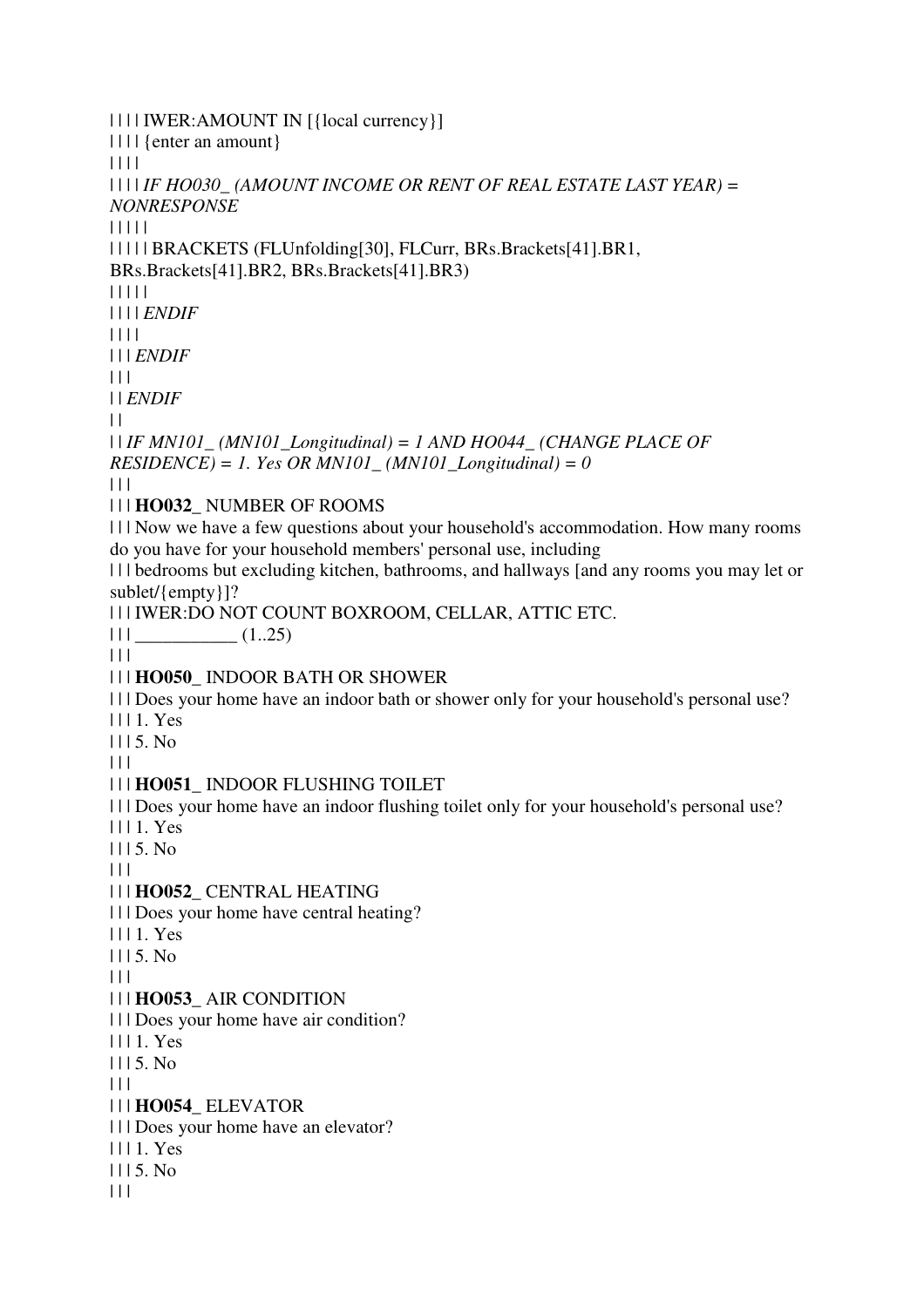| | | | IWER:AMOUNT IN [{local currency}]
| | | | {enter an amount}
| | | |
| | | | *IF HO030_ (AMOUNT INCOME OR RENT OF REAL ESTATE LAST YEAR) = NONRESPONSE*
| | | | |
| | | | | BRACKETS (FLUnfolding[30], FLCurr, BRs.Brackets[41].BR1, BRs.Brackets[41].BR2, BRs.Brackets[41].BR3)
| | | | |
| | | | *ENDIF*
| | | |
| | | *ENDIF*
| | |
| | *ENDIF*
| |
| | *IF MN101_ (MN101_Longitudinal) = 1 AND HO044_ (CHANGE PLACE OF RESIDENCE) = 1. Yes OR MN101_ (MN101_Longitudinal) = 0*
| | |
| | | **HO032_** NUMBER OF ROOMS
| | | Now we have a few questions about your household's accommodation. How many rooms do you have for your household members' personal use, including
| | | bedrooms but excluding kitchen, bathrooms, and hallways [and any rooms you may let or sublet/{empty}]?
| | | IWER:DO NOT COUNT BOXROOM, CELLAR, ATTIC ETC.
| | | ___________ (1..25)
| | |
| | | **HO050_** INDOOR BATH OR SHOWER
| | | Does your home have an indoor bath or shower only for your household's personal use?
| | | 1. Yes
| | | 5. No
| | |
| | | **HO051_** INDOOR FLUSHING TOILET
| | | Does your home have an indoor flushing toilet only for your household's personal use?
| | | 1. Yes
| | | 5. No
| | |
| | | **HO052_** CENTRAL HEATING
| | | Does your home have central heating?
| | | 1. Yes
| | | 5. No
| | |
| | | **HO053_** AIR CONDITION
| | | Does your home have air condition?
| | | 1. Yes
| | | 5. No
| | |
| | | **HO054_** ELEVATOR
| | | Does your home have an elevator?
| | | 1. Yes
| | | 5. No
| | |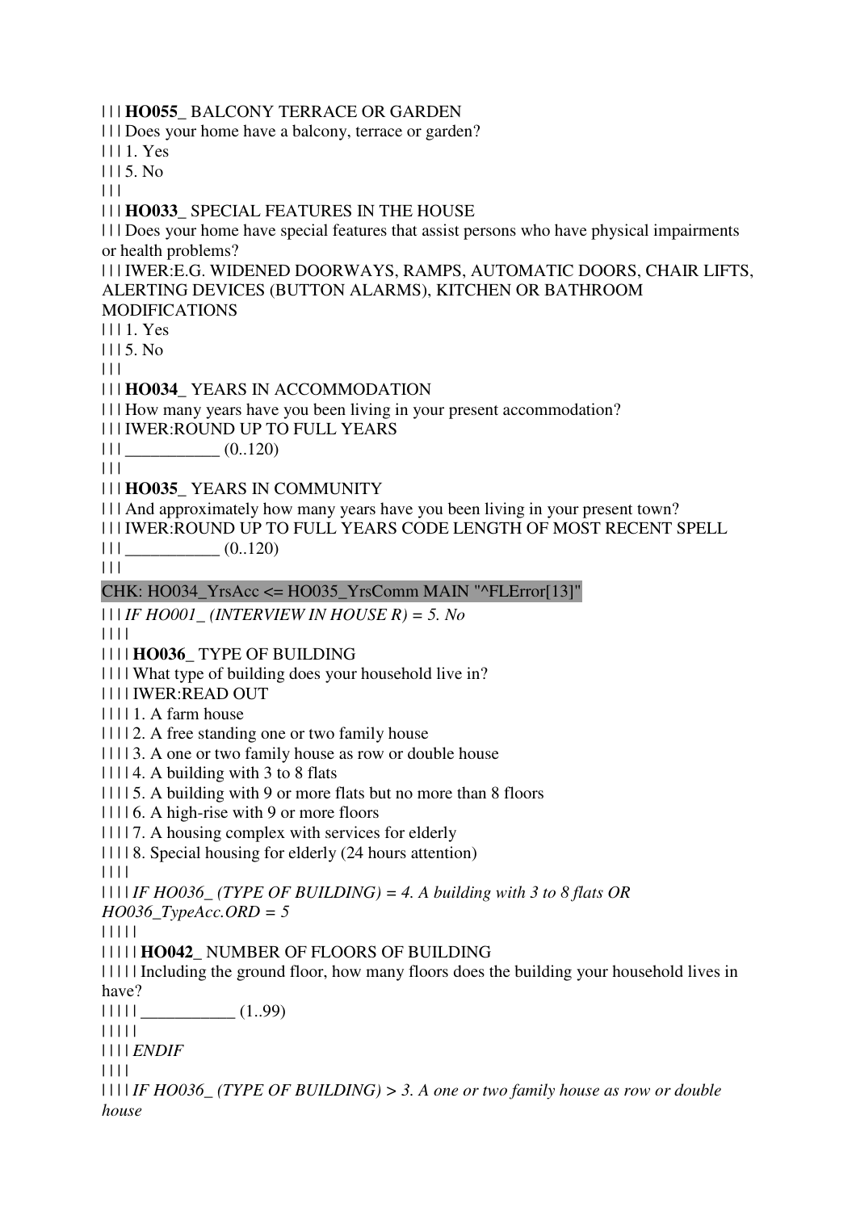| | | **HO055_** BALCONY TERRACE OR GARDEN
| | | Does your home have a balcony, terrace or garden?
| | | 1. Yes
| | | 5. No
| | |
| | | **HO033_** SPECIAL FEATURES IN THE HOUSE
| | | Does your home have special features that assist persons who have physical impairments or health problems?
| | | IWER:E.G. WIDENED DOORWAYS, RAMPS, AUTOMATIC DOORS, CHAIR LIFTS, ALERTING DEVICES (BUTTON ALARMS), KITCHEN OR BATHROOM MODIFICATIONS
| | | 1. Yes
| | | 5. No
| | |
| | | **HO034_** YEARS IN ACCOMMODATION
| | | How many years have you been living in your present accommodation?
| | | IWER:ROUND UP TO FULL YEARS
| | | ___________ (0..120)
| | |
| | | **HO035_** YEARS IN COMMUNITY
| | | And approximately how many years have you been living in your present town?
| | | IWER:ROUND UP TO FULL YEARS CODE LENGTH OF MOST RECENT SPELL
| | | ___________ (0..120)
| | |
CHK: HO034_YrsAcc <= HO035_YrsComm MAIN "^FLError[13]"
| | | *IF HO001_ (INTERVIEW IN HOUSE R) = 5. No*
| | | |
| | | | **HO036_** TYPE OF BUILDING
| | | | What type of building does your household live in?
| | | | IWER:READ OUT
| | | | 1. A farm house
| | | | 2. A free standing one or two family house
| | | | 3. A one or two family house as row or double house
| | | | 4. A building with 3 to 8 flats
| | | | 5. A building with 9 or more flats but no more than 8 floors
| | | | 6. A high-rise with 9 or more floors
| | | | 7. A housing complex with services for elderly
| | | | 8. Special housing for elderly (24 hours attention)
| | | |
| | | | *IF HO036_ (TYPE OF BUILDING) = 4. A building with 3 to 8 flats OR HO036_TypeAcc.ORD = 5*
| | | | |
| | | | | **HO042_** NUMBER OF FLOORS OF BUILDING
| | | | | Including the ground floor, how many floors does the building your household lives in have?
| | | | | ___________ (1..99)
| | | | |
| | | | *ENDIF*
| | | |
| | | | *IF HO036_ (TYPE OF BUILDING) > 3. A one or two family house as row or double house*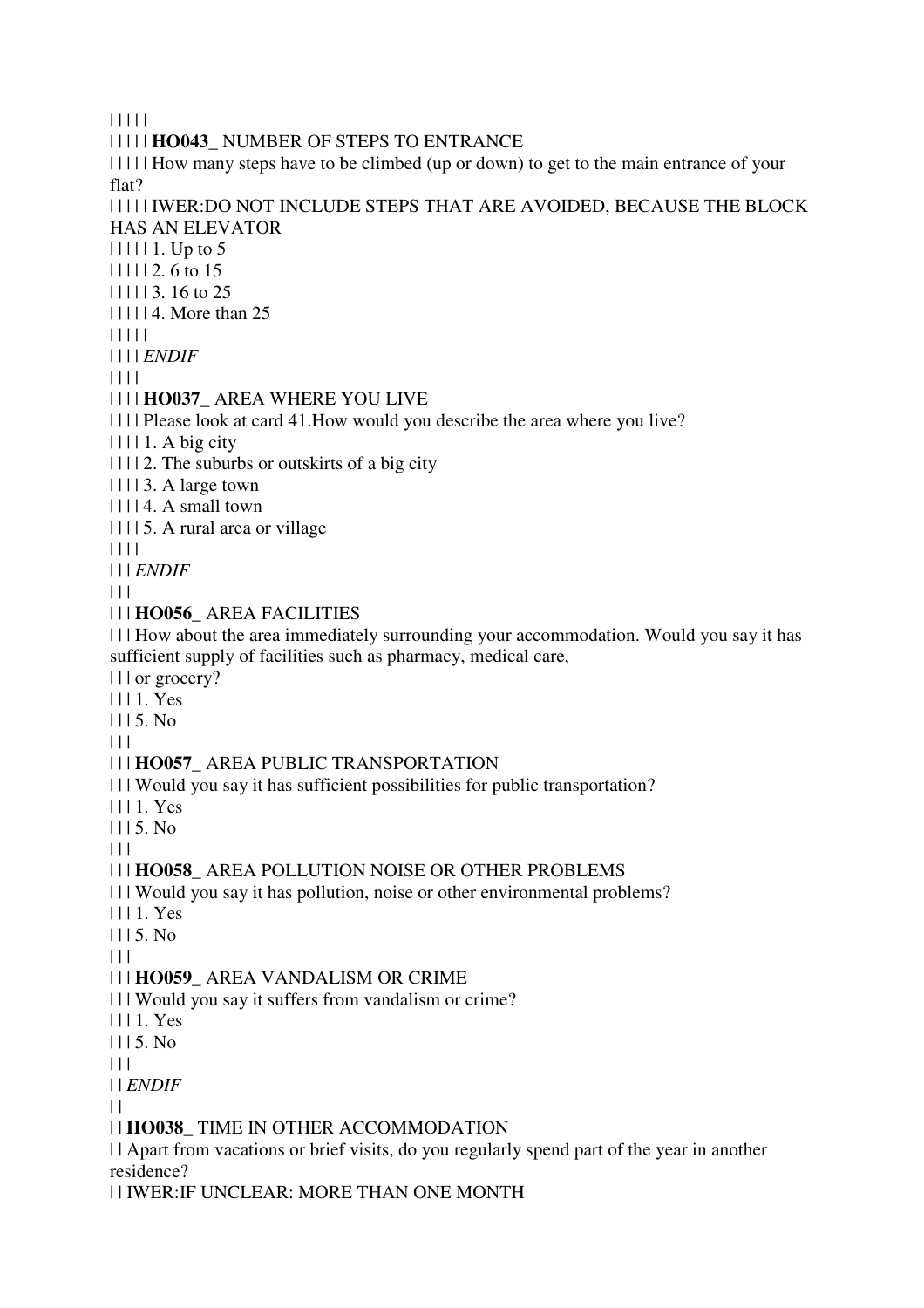| | | | |

| | | | | **HO043_** NUMBER OF STEPS TO ENTRANCE

| | | | | How many steps have to be climbed (up or down) to get to the main entrance of your flat?

| | | | | IWER:DO NOT INCLUDE STEPS THAT ARE AVOIDED, BECAUSE THE BLOCK HAS AN ELEVATOR

| | | | | 1. Up to 5

| | | | | 2. 6 to 15

| | | | | 3. 16 to 25

| | | | | 4. More than 25

| | | | |

| | | | *ENDIF*

| | | |

| | | | **HO037_** AREA WHERE YOU LIVE

| | | | Please look at card 41.How would you describe the area where you live?

| | | | 1. A big city

| | | | 2. The suburbs or outskirts of a big city

| | | | 3. A large town

| | | | 4. A small town

| | | | 5. A rural area or village

| | | |

| | | *ENDIF*

| | |

| | | **HO056_** AREA FACILITIES

| | | How about the area immediately surrounding your accommodation. Would you say it has sufficient supply of facilities such as pharmacy, medical care,

| | | or grocery?

| | | 1. Yes

| | | 5. No

| | |

| | | **HO057_** AREA PUBLIC TRANSPORTATION

| | | Would you say it has sufficient possibilities for public transportation?

| | | 1. Yes

| | | 5. No

| | |

| | | **HO058_** AREA POLLUTION NOISE OR OTHER PROBLEMS

| | | Would you say it has pollution, noise or other environmental problems?

| | | 1. Yes

| | | 5. No

| | |

| | | **HO059_** AREA VANDALISM OR CRIME

| | | Would you say it suffers from vandalism or crime?

| | | 1. Yes

| | | 5. No

| | |

| | *ENDIF*

| |

| | **HO038_** TIME IN OTHER ACCOMMODATION

| | Apart from vacations or brief visits, do you regularly spend part of the year in another residence?

| | IWER:IF UNCLEAR: MORE THAN ONE MONTH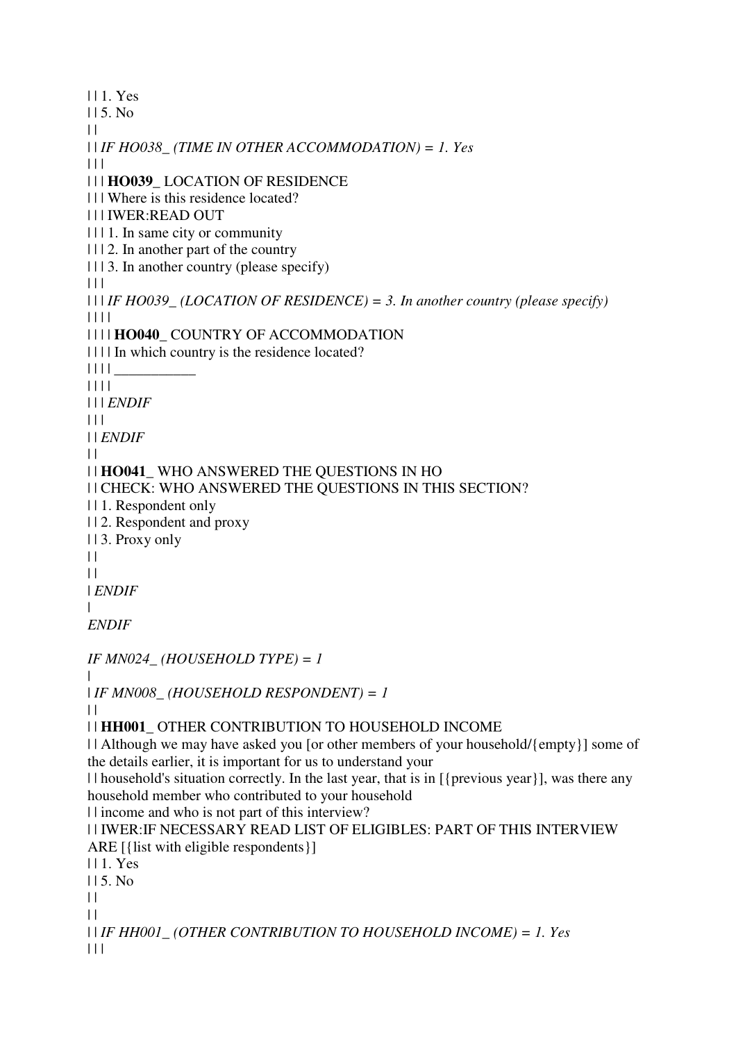| | 1. Yes
| | 5. No
| |
| | *IF HO038_ (TIME IN OTHER ACCOMMODATION) = 1. Yes*
| | |
| | | **HO039_** LOCATION OF RESIDENCE
| | | Where is this residence located?
| | | IWER:READ OUT
| | | 1. In same city or community
| | | 2. In another part of the country
| | | 3. In another country (please specify)
| | |
| | | *IF HO039_ (LOCATION OF RESIDENCE) = 3. In another country (please specify)*
| | | |
| | | | **HO040_** COUNTRY OF ACCOMMODATION
| | | | In which country is the residence located?
| | | | ___________
| | | |
| | | *ENDIF*
| | |
| | *ENDIF*
| |
| | **HO041_** WHO ANSWERED THE QUESTIONS IN HO
| | CHECK: WHO ANSWERED THE QUESTIONS IN THIS SECTION?
| | 1. Respondent only
| | 2. Respondent and proxy
| | 3. Proxy only
| |
| |
| *ENDIF*
|
*ENDIF*

*IF MN024_ (HOUSEHOLD TYPE) = 1*
|
| *IF MN008_ (HOUSEHOLD RESPONDENT) = 1*
| |
| | **HH001_** OTHER CONTRIBUTION TO HOUSEHOLD INCOME
| | Although we may have asked you [or other members of your household/{empty}] some of the details earlier, it is important for us to understand your
| | household's situation correctly. In the last year, that is in [{previous year}], was there any household member who contributed to your household
| | income and who is not part of this interview?
| | IWER:IF NECESSARY READ LIST OF ELIGIBLES: PART OF THIS INTERVIEW ARE [{list with eligible respondents}]
| | 1. Yes
| | 5. No
| |
| |
| | *IF HH001_ (OTHER CONTRIBUTION TO HOUSEHOLD INCOME) = 1. Yes*
| | |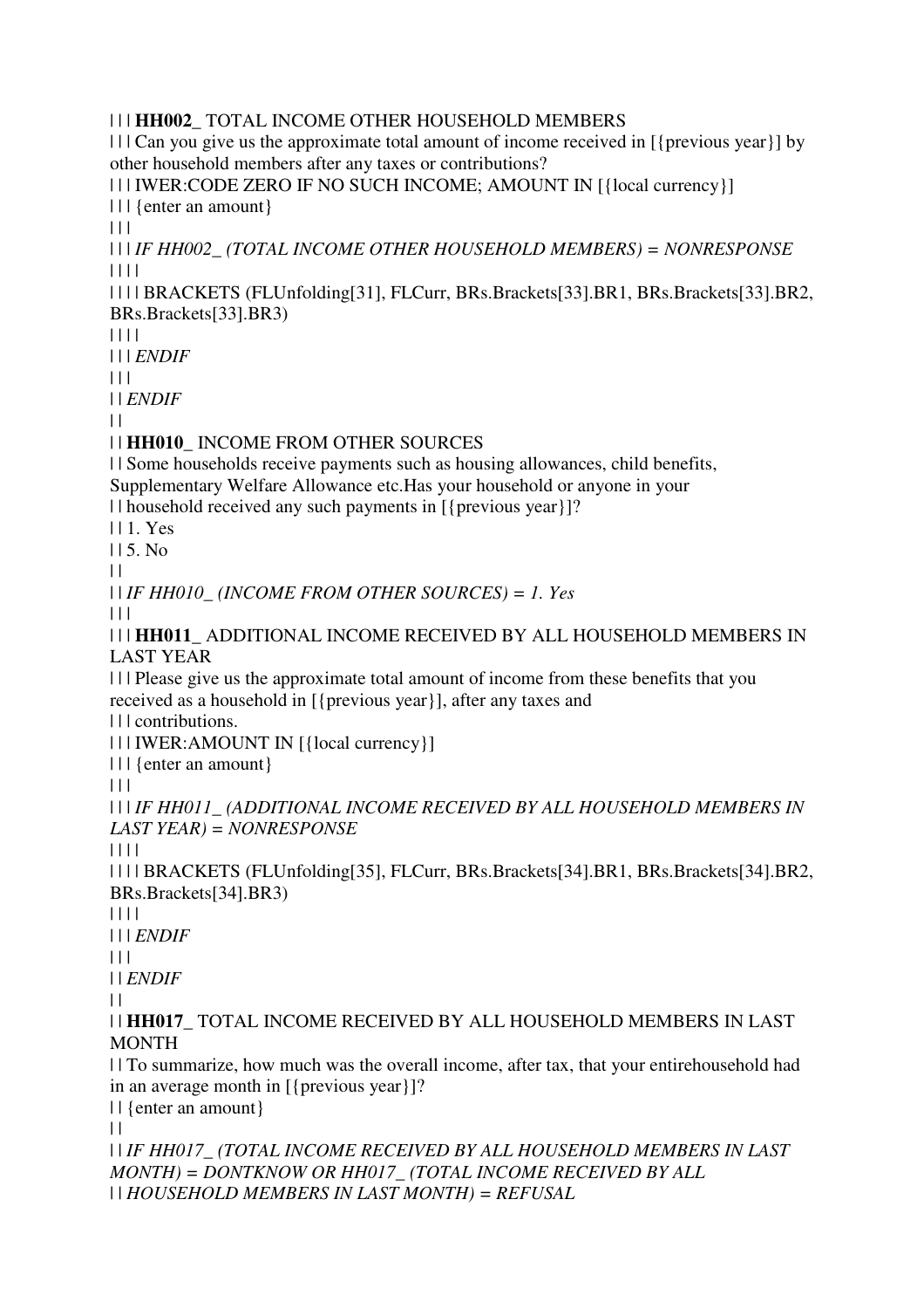| | | **HH002_** TOTAL INCOME OTHER HOUSEHOLD MEMBERS
| | | Can you give us the approximate total amount of income received in [{previous year}] by other household members after any taxes or contributions?
| | | IWER:CODE ZERO IF NO SUCH INCOME; AMOUNT IN [{local currency}]
| | | {enter an amount}
| | |
| | | *IF HH002_ (TOTAL INCOME OTHER HOUSEHOLD MEMBERS) = NONRESPONSE*
| | | |
| | | | BRACKETS (FLUnfolding[31], FLCurr, BRs.Brackets[33].BR1, BRs.Brackets[33].BR2, BRs.Brackets[33].BR3)
| | | |
| | | *ENDIF*
| | |
| | *ENDIF*
| |
| | **HH010_** INCOME FROM OTHER SOURCES
| | Some households receive payments such as housing allowances, child benefits, Supplementary Welfare Allowance etc.Has your household or anyone in your
| | household received any such payments in [{previous year}]?
| | 1. Yes
| | 5. No
| |
| | *IF HH010_ (INCOME FROM OTHER SOURCES) = 1. Yes*
| | |
| | | **HH011_** ADDITIONAL INCOME RECEIVED BY ALL HOUSEHOLD MEMBERS IN LAST YEAR
| | | Please give us the approximate total amount of income from these benefits that you received as a household in [{previous year}], after any taxes and
| | | contributions.
| | | IWER:AMOUNT IN [{local currency}]
| | | {enter an amount}
| | |
| | | *IF HH011_ (ADDITIONAL INCOME RECEIVED BY ALL HOUSEHOLD MEMBERS IN LAST YEAR) = NONRESPONSE*
| | | |
| | | | BRACKETS (FLUnfolding[35], FLCurr, BRs.Brackets[34].BR1, BRs.Brackets[34].BR2, BRs.Brackets[34].BR3)
| | | |
| | | *ENDIF*
| | |
| | *ENDIF*
| |
| | **HH017_** TOTAL INCOME RECEIVED BY ALL HOUSEHOLD MEMBERS IN LAST MONTH
| | To summarize, how much was the overall income, after tax, that your entirehousehold had in an average month in [{previous year}]?
| | {enter an amount}
| |
| | *IF HH017_ (TOTAL INCOME RECEIVED BY ALL HOUSEHOLD MEMBERS IN LAST MONTH) = DONTKNOW OR HH017_ (TOTAL INCOME RECEIVED BY ALL*
| | *HOUSEHOLD MEMBERS IN LAST MONTH) = REFUSAL*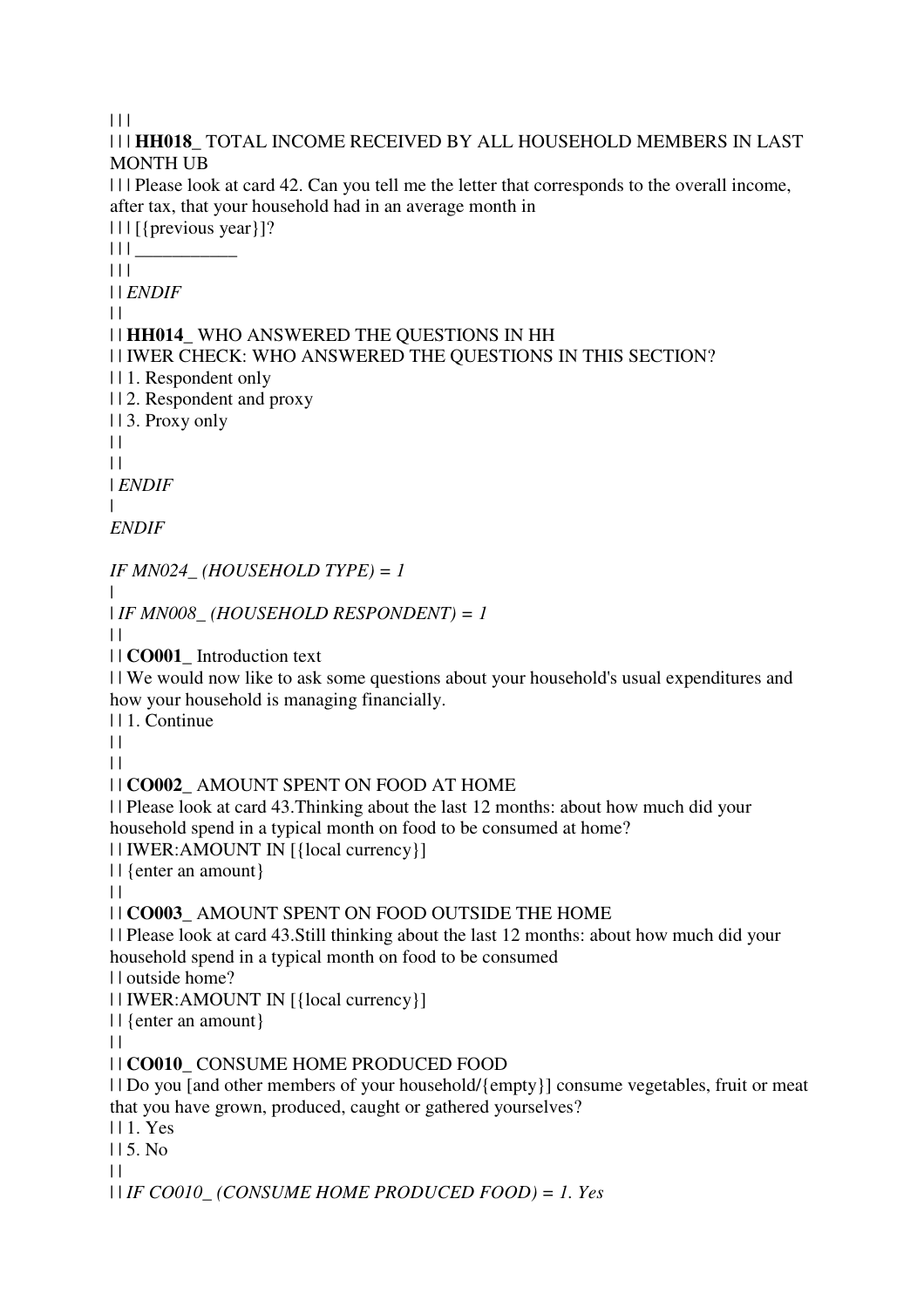| | |

| | | **HH018_** TOTAL INCOME RECEIVED BY ALL HOUSEHOLD MEMBERS IN LAST MONTH UB

| | | Please look at card 42. Can you tell me the letter that corresponds to the overall income, after tax, that your household had in an average month in

| | | [{previous year}]?

| | | ___________

| | |

| | *ENDIF*

| |

| | **HH014_** WHO ANSWERED THE QUESTIONS IN HH

| | IWER CHECK: WHO ANSWERED THE QUESTIONS IN THIS SECTION?

| | 1. Respondent only

| | 2. Respondent and proxy

| | 3. Proxy only

| |

| |

| *ENDIF*

|

*ENDIF*

*IF MN024_ (HOUSEHOLD TYPE) = 1*

|

| *IF MN008_ (HOUSEHOLD RESPONDENT) = 1*

| |

| | **CO001_** Introduction text

| | We would now like to ask some questions about your household's usual expenditures and how your household is managing financially.

| | 1. Continue

| |

| |

| | **CO002_** AMOUNT SPENT ON FOOD AT HOME

| | Please look at card 43.Thinking about the last 12 months: about how much did your household spend in a typical month on food to be consumed at home?

| | IWER:AMOUNT IN [{local currency}]

| | {enter an amount}

| |

| | **CO003_** AMOUNT SPENT ON FOOD OUTSIDE THE HOME

| | Please look at card 43.Still thinking about the last 12 months: about how much did your household spend in a typical month on food to be consumed

| | outside home?

| | IWER:AMOUNT IN [{local currency}]

| | {enter an amount}

| |

| | **CO010_** CONSUME HOME PRODUCED FOOD

| | Do you [and other members of your household/{empty}] consume vegetables, fruit or meat that you have grown, produced, caught or gathered yourselves?

| | 1. Yes

| | 5. No

| |

| | *IF CO010_ (CONSUME HOME PRODUCED FOOD) = 1. Yes*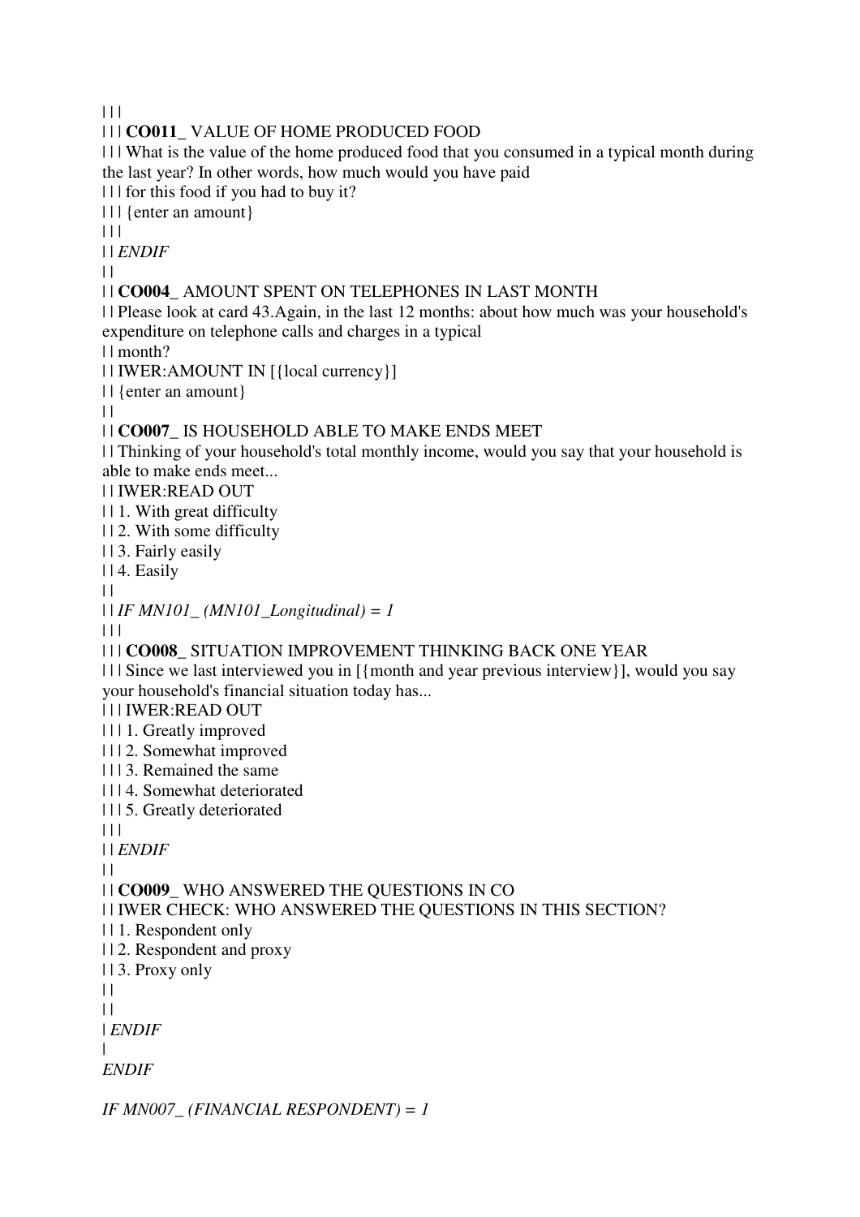| | |

| | | **CO011_** VALUE OF HOME PRODUCED FOOD

| | | What is the value of the home produced food that you consumed in a typical month during the last year? In other words, how much would you have paid

| | | for this food if you had to buy it?

| | | {enter an amount}

| | |

| | *ENDIF*

| |

| | **CO004_** AMOUNT SPENT ON TELEPHONES IN LAST MONTH

| | Please look at card 43.Again, in the last 12 months: about how much was your household's expenditure on telephone calls and charges in a typical

| | month?

| | IWER:AMOUNT IN [{local currency}]

| | {enter an amount}

| |

| | **CO007_** IS HOUSEHOLD ABLE TO MAKE ENDS MEET

| | Thinking of your household's total monthly income, would you say that your household is able to make ends meet...

| | IWER:READ OUT

| | 1. With great difficulty

| | 2. With some difficulty

| | 3. Fairly easily

| | 4. Easily

| |

| | *IF MN101_ (MN101_Longitudinal) = 1*

| | |

| | | **CO008_** SITUATION IMPROVEMENT THINKING BACK ONE YEAR

| | | Since we last interviewed you in [{month and year previous interview}], would you say your household's financial situation today has...

| | | IWER:READ OUT

| | | 1. Greatly improved

| | | 2. Somewhat improved

| | | 3. Remained the same

| | | 4. Somewhat deteriorated

| | | 5. Greatly deteriorated

| | |

| | *ENDIF*

| |

| | **CO009_** WHO ANSWERED THE QUESTIONS IN CO

| | IWER CHECK: WHO ANSWERED THE QUESTIONS IN THIS SECTION?

| | 1. Respondent only

| | 2. Respondent and proxy

| | 3. Proxy only

| |

| |

| *ENDIF*

|

*ENDIF*

*IF MN007_ (FINANCIAL RESPONDENT) = 1*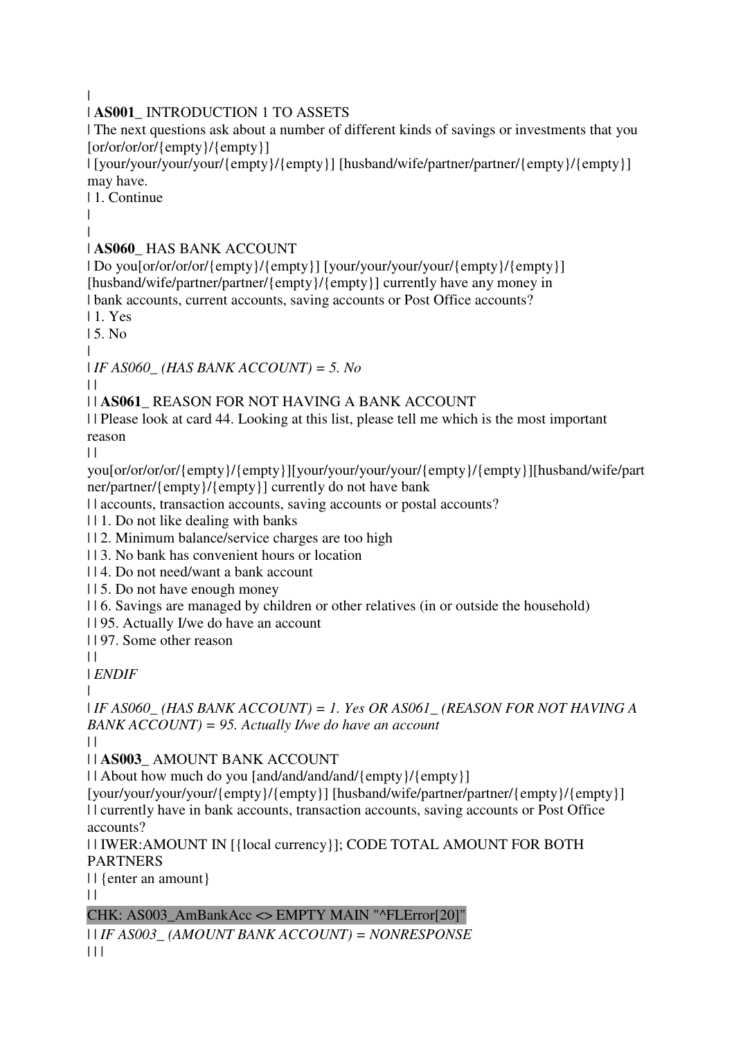|
| **AS001_** INTRODUCTION 1 TO ASSETS
| The next questions ask about a number of different kinds of savings or investments that you [or/or/or/or/{empty}/{empty}]
| [your/your/your/your/{empty}/{empty}] [husband/wife/partner/partner/{empty}/{empty}] may have.
| 1. Continue
|
|
| **AS060_** HAS BANK ACCOUNT
| Do you[or/or/or/or/{empty}/{empty}] [your/your/your/your/{empty}/{empty}] [husband/wife/partner/partner/{empty}/{empty}] currently have any money in
| bank accounts, current accounts, saving accounts or Post Office accounts?
| 1. Yes
| 5. No
|
| *IF AS060_ (HAS BANK ACCOUNT) = 5. No*
| |
| | **AS061_** REASON FOR NOT HAVING A BANK ACCOUNT
| | Please look at card 44. Looking at this list, please tell me which is the most important reason
| | you[or/or/or/or/{empty}/{empty}][your/your/your/your/{empty}/{empty}][husband/wife/partner/partner/{empty}/{empty}] currently do not have bank
| | accounts, transaction accounts, saving accounts or postal accounts?
| | 1. Do not like dealing with banks
| | 2. Minimum balance/service charges are too high
| | 3. No bank has convenient hours or location
| | 4. Do not need/want a bank account
| | 5. Do not have enough money
| | 6. Savings are managed by children or other relatives (in or outside the household)
| | 95. Actually I/we do have an account
| | 97. Some other reason
| |
| *ENDIF*
|
| *IF AS060_ (HAS BANK ACCOUNT) = 1. Yes OR AS061_ (REASON FOR NOT HAVING A BANK ACCOUNT) = 95. Actually I/we do have an account*
| |
| | **AS003_** AMOUNT BANK ACCOUNT
| | About how much do you [and/and/and/and/{empty}/{empty}] [your/your/your/your/{empty}/{empty}] [husband/wife/partner/partner/{empty}/{empty}]
| | currently have in bank accounts, transaction accounts, saving accounts or Post Office accounts?
| | IWER:AMOUNT IN [{local currency}]; CODE TOTAL AMOUNT FOR BOTH PARTNERS
| | {enter an amount}
| |
CHK: AS003_AmBankAcc <> EMPTY MAIN "^FLError[20]"
| | *IF AS003_ (AMOUNT BANK ACCOUNT) = NONRESPONSE*
| | |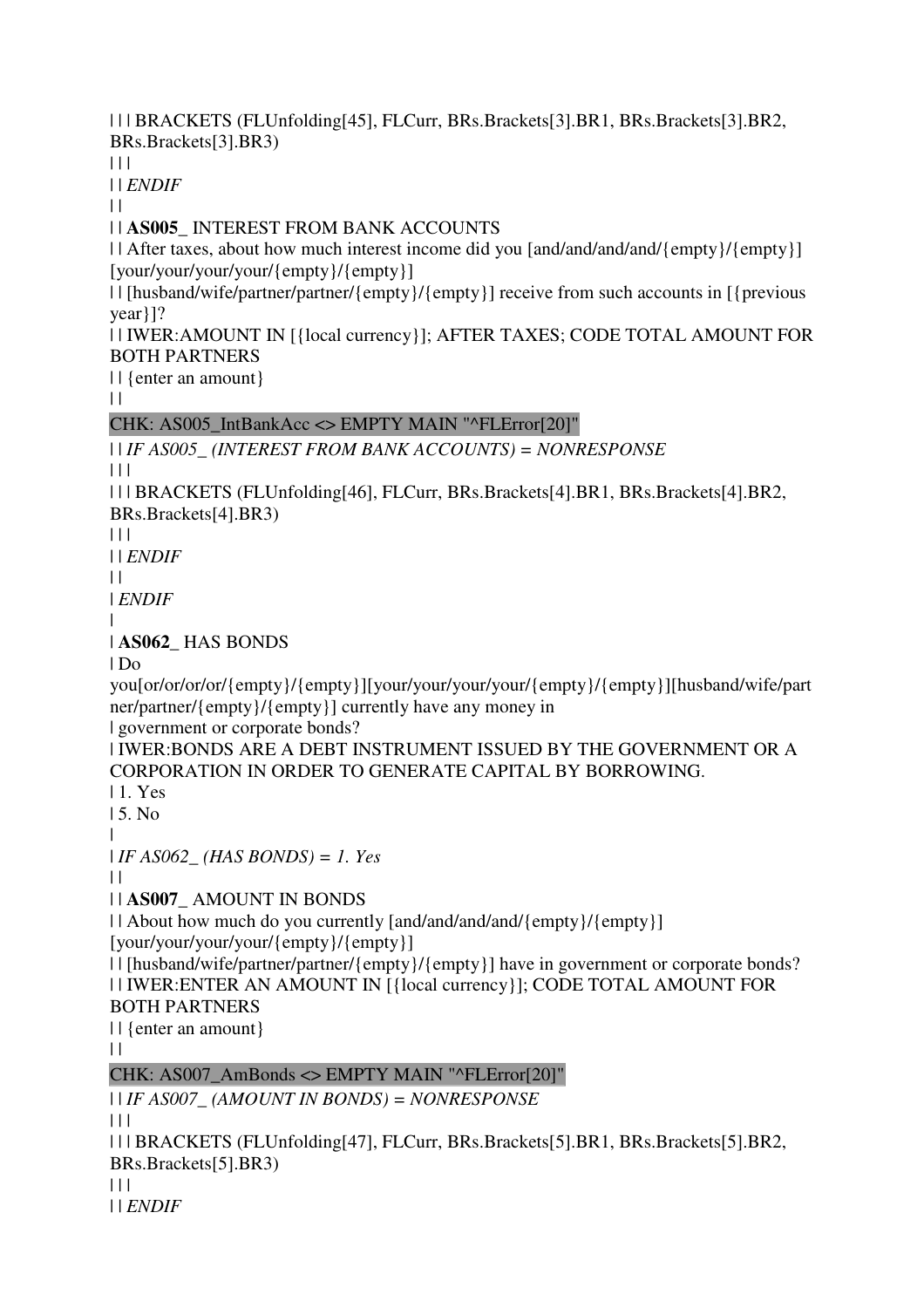| | | BRACKETS (FLUnfolding[45], FLCurr, BRs.Brackets[3].BR1, BRs.Brackets[3].BR2, BRs.Brackets[3].BR3)

| | |

| | *ENDIF*

| |

| | **AS005_** INTEREST FROM BANK ACCOUNTS

| | After taxes, about how much interest income did you [and/and/and/and/{empty}/{empty}] [your/your/your/your/{empty}/{empty}]

| | [husband/wife/partner/partner/{empty}/{empty}] receive from such accounts in [{previous year}]?

| | IWER:AMOUNT IN [{local currency}]; AFTER TAXES; CODE TOTAL AMOUNT FOR BOTH PARTNERS

| | {enter an amount}

| |

CHK: AS005_IntBankAcc <> EMPTY MAIN "^FLError[20]"

| | *IF AS005_ (INTEREST FROM BANK ACCOUNTS) = NONRESPONSE*

| | |

| | | BRACKETS (FLUnfolding[46], FLCurr, BRs.Brackets[4].BR1, BRs.Brackets[4].BR2, BRs.Brackets[4].BR3)

| | |

| | *ENDIF*

| |

| *ENDIF*

|

| **AS062_** HAS BONDS

| Do you[or/or/or/or/{empty}/{empty}][your/your/your/your/{empty}/{empty}][husband/wife/partner/partner/{empty}/{empty}] currently have any money in

| government or corporate bonds?

| IWER:BONDS ARE A DEBT INSTRUMENT ISSUED BY THE GOVERNMENT OR A CORPORATION IN ORDER TO GENERATE CAPITAL BY BORROWING.

| 1. Yes

| 5. No

|

| *IF AS062_ (HAS BONDS) = 1. Yes*

| |

| | **AS007_** AMOUNT IN BONDS

| | About how much do you currently [and/and/and/and/{empty}/{empty}] [your/your/your/your/{empty}/{empty}]

| | [husband/wife/partner/partner/{empty}/{empty}] have in government or corporate bonds?

| | IWER:ENTER AN AMOUNT IN [{local currency}]; CODE TOTAL AMOUNT FOR BOTH PARTNERS

| | {enter an amount}

| |

CHK: AS007_AmBonds <> EMPTY MAIN "^FLError[20]"

| | *IF AS007_ (AMOUNT IN BONDS) = NONRESPONSE*

| | |

| | | BRACKETS (FLUnfolding[47], FLCurr, BRs.Brackets[5].BR1, BRs.Brackets[5].BR2, BRs.Brackets[5].BR3)

| | |

| | *ENDIF*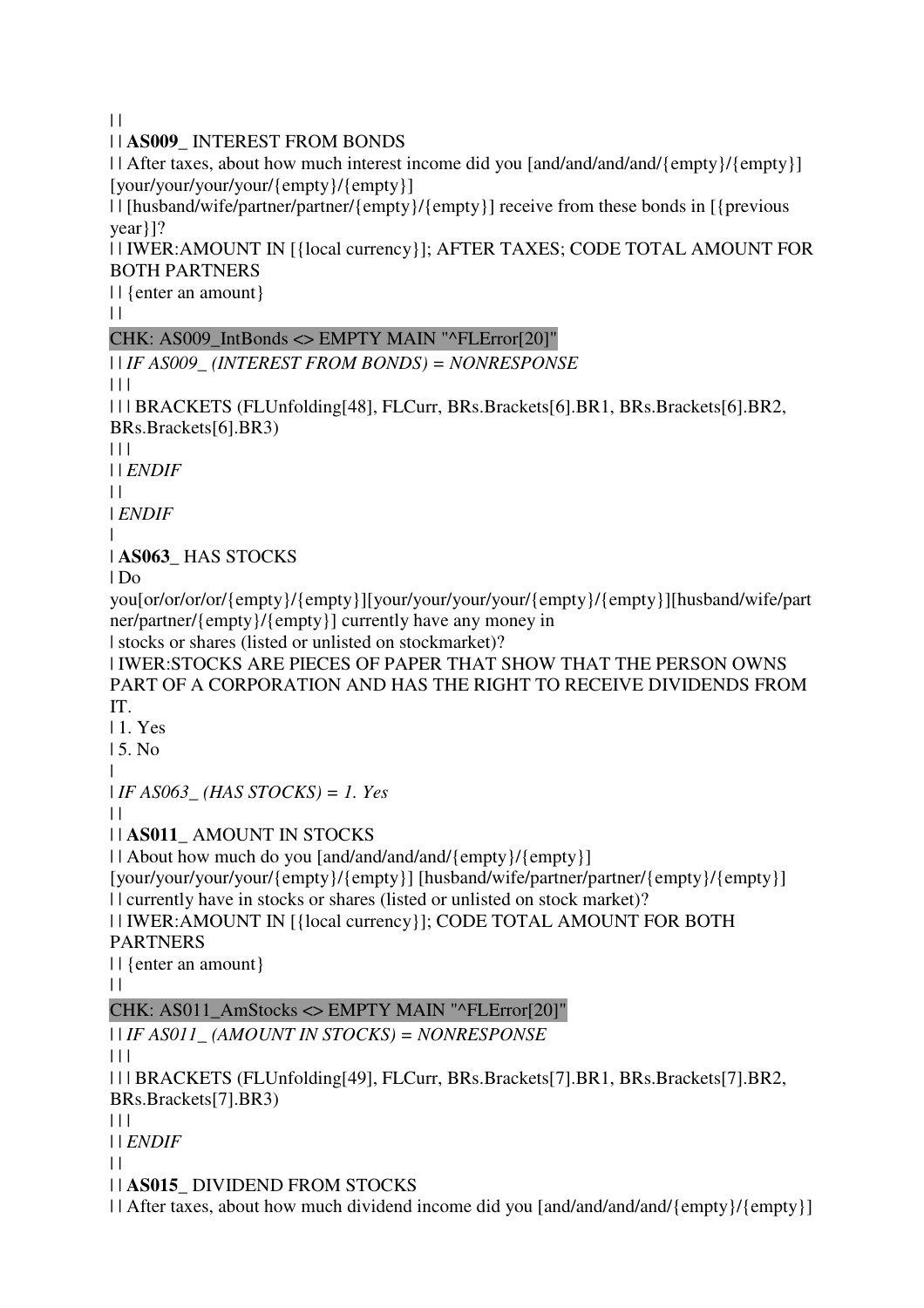| |

| | **AS009_** INTEREST FROM BONDS

| | After taxes, about how much interest income did you [and/and/and/and/{empty}/{empty}] [your/your/your/your/{empty}/{empty}]

| | [husband/wife/partner/partner/{empty}/{empty}] receive from these bonds in [{previous year}]?

| | IWER:AMOUNT IN [{local currency}]; AFTER TAXES; CODE TOTAL AMOUNT FOR BOTH PARTNERS

| | {enter an amount}

| |

CHK: AS009_IntBonds <> EMPTY MAIN "^FLError[20]"

| | *IF AS009_ (INTEREST FROM BONDS) = NONRESPONSE*

| | |

| | | BRACKETS (FLUnfolding[48], FLCurr, BRs.Brackets[6].BR1, BRs.Brackets[6].BR2, BRs.Brackets[6].BR3)

| | |

| | *ENDIF*

| |

| *ENDIF*

|

| **AS063_** HAS STOCKS

| Do you[or/or/or/or/{empty}/{empty}][your/your/your/your/{empty}/{empty}][husband/wife/partner/partner/{empty}/{empty}] currently have any money in

| stocks or shares (listed or unlisted on stockmarket)?

| IWER:STOCKS ARE PIECES OF PAPER THAT SHOW THAT THE PERSON OWNS PART OF A CORPORATION AND HAS THE RIGHT TO RECEIVE DIVIDENDS FROM IT.

| 1. Yes

| 5. No

|

| *IF AS063_ (HAS STOCKS) = 1. Yes*

| |

| | **AS011_** AMOUNT IN STOCKS

| | About how much do you [and/and/and/and/{empty}/{empty}] [your/your/your/your/{empty}/{empty}] [husband/wife/partner/partner/{empty}/{empty}]

| | currently have in stocks or shares (listed or unlisted on stock market)?

| | IWER:AMOUNT IN [{local currency}]; CODE TOTAL AMOUNT FOR BOTH PARTNERS

| | {enter an amount}

| |

CHK: AS011_AmStocks <> EMPTY MAIN "^FLError[20]"

| | *IF AS011_ (AMOUNT IN STOCKS) = NONRESPONSE*

| | |

| | | BRACKETS (FLUnfolding[49], FLCurr, BRs.Brackets[7].BR1, BRs.Brackets[7].BR2, BRs.Brackets[7].BR3)

| | |

| | *ENDIF*

| |

| | **AS015_** DIVIDEND FROM STOCKS

| | After taxes, about how much dividend income did you [and/and/and/and/{empty}/{empty}]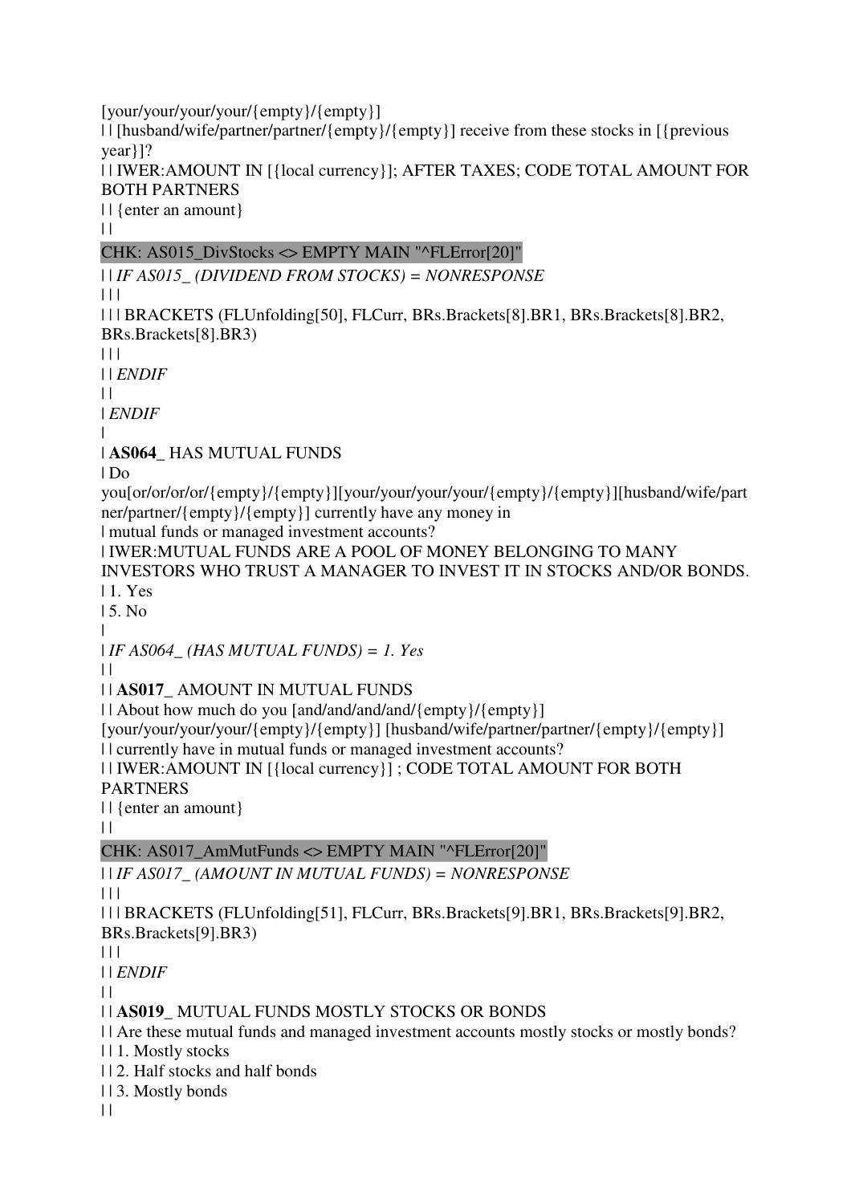[your/your/your/your/{empty}/{empty}]
| | [husband/wife/partner/partner/{empty}/{empty}] receive from these stocks in [{previous year}]?
| | IWER:AMOUNT IN [{local currency}]; AFTER TAXES; CODE TOTAL AMOUNT FOR BOTH PARTNERS
| | {enter an amount}
| |
CHK: AS015_DivStocks <> EMPTY MAIN "^FLError[20]"
| | *IF AS015_ (DIVIDEND FROM STOCKS) = NONRESPONSE*
| | |
| | | BRACKETS (FLUnfolding[50], FLCurr, BRs.Brackets[8].BR1, BRs.Brackets[8].BR2, BRs.Brackets[8].BR3)
| | |
| | *ENDIF*
| |
| *ENDIF*
|
| **AS064_** HAS MUTUAL FUNDS
| Do you[or/or/or/or/{empty}/{empty}][your/your/your/your/{empty}/{empty}][husband/wife/partner/partner/{empty}/{empty}] currently have any money in
| mutual funds or managed investment accounts?
| IWER:MUTUAL FUNDS ARE A POOL OF MONEY BELONGING TO MANY INVESTORS WHO TRUST A MANAGER TO INVEST IT IN STOCKS AND/OR BONDS.
| 1. Yes
| 5. No
|
| *IF AS064_ (HAS MUTUAL FUNDS) = 1. Yes*
| |
| | **AS017_** AMOUNT IN MUTUAL FUNDS
| | About how much do you [and/and/and/and/{empty}/{empty}] [your/your/your/your/{empty}/{empty}] [husband/wife/partner/partner/{empty}/{empty}]
| | currently have in mutual funds or managed investment accounts?
| | IWER:AMOUNT IN [{local currency}] ; CODE TOTAL AMOUNT FOR BOTH PARTNERS
| | {enter an amount}
| |
CHK: AS017_AmMutFunds <> EMPTY MAIN "^FLError[20]"
| | *IF AS017_ (AMOUNT IN MUTUAL FUNDS) = NONRESPONSE*
| | |
| | | BRACKETS (FLUnfolding[51], FLCurr, BRs.Brackets[9].BR1, BRs.Brackets[9].BR2, BRs.Brackets[9].BR3)
| | |
| | *ENDIF*
| |
| | **AS019_** MUTUAL FUNDS MOSTLY STOCKS OR BONDS
| | Are these mutual funds and managed investment accounts mostly stocks or mostly bonds?
| | 1. Mostly stocks
| | 2. Half stocks and half bonds
| | 3. Mostly bonds
| |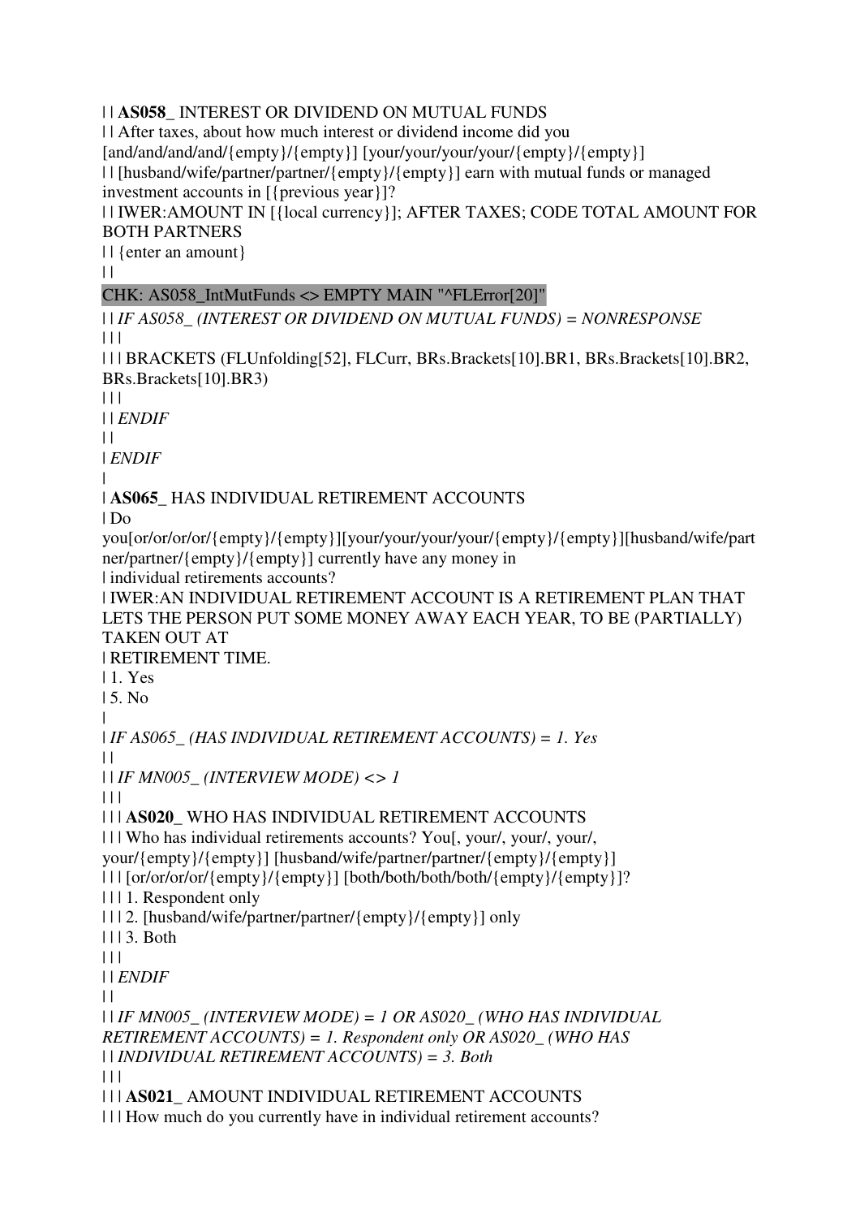| | **AS058_** INTEREST OR DIVIDEND ON MUTUAL FUNDS

| | After taxes, about how much interest or dividend income did you [and/and/and/and/{empty}/{empty}] [your/your/your/your/{empty}/{empty}]

| | [husband/wife/partner/partner/{empty}/{empty}] earn with mutual funds or managed investment accounts in [{previous year}]?

| | IWER:AMOUNT IN [{local currency}]; AFTER TAXES; CODE TOTAL AMOUNT FOR BOTH PARTNERS

| | {enter an amount}

| |

CHK: AS058_IntMutFunds <> EMPTY MAIN "^FLError[20]"

| | *IF AS058_ (INTEREST OR DIVIDEND ON MUTUAL FUNDS) = NONRESPONSE*

| | |

| | | BRACKETS (FLUnfolding[52], FLCurr, BRs.Brackets[10].BR1, BRs.Brackets[10].BR2, BRs.Brackets[10].BR3)

| | |

| | *ENDIF*

| |

| *ENDIF*

|

| **AS065_** HAS INDIVIDUAL RETIREMENT ACCOUNTS

| Do you[or/or/or/or/{empty}/{empty}][your/your/your/your/{empty}/{empty}][husband/wife/partner/partner/{empty}/{empty}] currently have any money in

| individual retirements accounts?

| IWER:AN INDIVIDUAL RETIREMENT ACCOUNT IS A RETIREMENT PLAN THAT LETS THE PERSON PUT SOME MONEY AWAY EACH YEAR, TO BE (PARTIALLY) TAKEN OUT AT

| RETIREMENT TIME.

| 1. Yes

| 5. No

|

| *IF AS065_ (HAS INDIVIDUAL RETIREMENT ACCOUNTS) = 1. Yes*

| |

| | *IF MN005_ (INTERVIEW MODE) <> 1*

| | |

| | | **AS020_** WHO HAS INDIVIDUAL RETIREMENT ACCOUNTS

| | | Who has individual retirements accounts? You[, your/, your/, your/, your/{empty}/{empty}] [husband/wife/partner/partner/{empty}/{empty}]

| | | [or/or/or/or/{empty}/{empty}] [both/both/both/both/{empty}/{empty}]?

| | | 1. Respondent only

| | | 2. [husband/wife/partner/partner/{empty}/{empty}] only

| | | 3. Both

| | |

| | *ENDIF*

| |

| | *IF MN005_ (INTERVIEW MODE) = 1 OR AS020_ (WHO HAS INDIVIDUAL RETIREMENT ACCOUNTS) = 1. Respondent only OR AS020_ (WHO HAS*

| | *INDIVIDUAL RETIREMENT ACCOUNTS) = 3. Both*

| | |

| | | **AS021_** AMOUNT INDIVIDUAL RETIREMENT ACCOUNTS

| | | How much do you currently have in individual retirement accounts?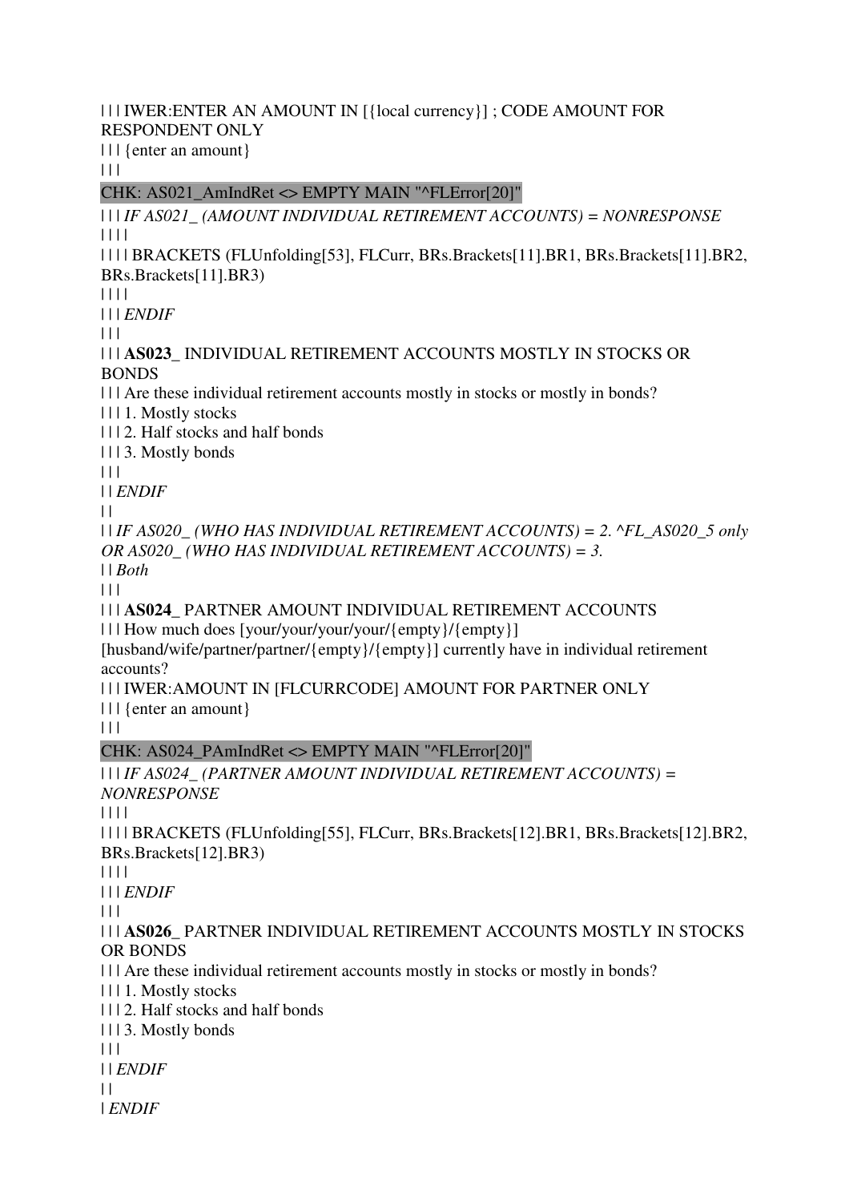| | | IWER:ENTER AN AMOUNT IN [{local currency}] ; CODE AMOUNT FOR RESPONDENT ONLY
| | | {enter an amount}
| | |
CHK: AS021_AmIndRet <> EMPTY MAIN "^FLError[20]"
| | | *IF AS021_ (AMOUNT INDIVIDUAL RETIREMENT ACCOUNTS) = NONRESPONSE*
| | | |
| | | | BRACKETS (FLUnfolding[53], FLCurr, BRs.Brackets[11].BR1, BRs.Brackets[11].BR2, BRs.Brackets[11].BR3)
| | | |
| | | *ENDIF*
| | |
| | | **AS023_** INDIVIDUAL RETIREMENT ACCOUNTS MOSTLY IN STOCKS OR BONDS
| | | Are these individual retirement accounts mostly in stocks or mostly in bonds?
| | | 1. Mostly stocks
| | | 2. Half stocks and half bonds
| | | 3. Mostly bonds
| | |
| | *ENDIF*
| |
| | *IF AS020_ (WHO HAS INDIVIDUAL RETIREMENT ACCOUNTS) = 2. ^FL_AS020_5 only OR AS020_ (WHO HAS INDIVIDUAL RETIREMENT ACCOUNTS) = 3.*
| | *Both*
| | |
| | | **AS024_** PARTNER AMOUNT INDIVIDUAL RETIREMENT ACCOUNTS
| | | How much does [your/your/your/your/{empty}/{empty}] [husband/wife/partner/partner/{empty}/{empty}] currently have in individual retirement accounts?
| | | IWER:AMOUNT IN [FLCURRCODE] AMOUNT FOR PARTNER ONLY
| | | {enter an amount}
| | |
CHK: AS024_PAmIndRet <> EMPTY MAIN "^FLError[20]"
| | | *IF AS024_ (PARTNER AMOUNT INDIVIDUAL RETIREMENT ACCOUNTS) = NONRESPONSE*
| | | |
| | | | BRACKETS (FLUnfolding[55], FLCurr, BRs.Brackets[12].BR1, BRs.Brackets[12].BR2, BRs.Brackets[12].BR3)
| | | |
| | | *ENDIF*
| | |
| | | **AS026_** PARTNER INDIVIDUAL RETIREMENT ACCOUNTS MOSTLY IN STOCKS OR BONDS
| | | Are these individual retirement accounts mostly in stocks or mostly in bonds?
| | | 1. Mostly stocks
| | | 2. Half stocks and half bonds
| | | 3. Mostly bonds
| | |
| | *ENDIF*
| |
| *ENDIF*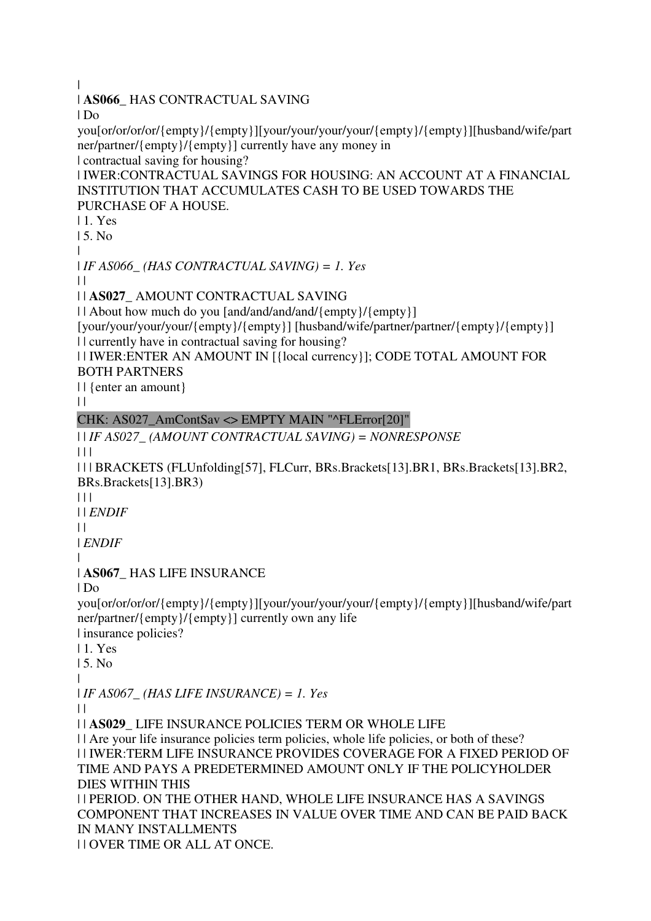|
| **AS066_** HAS CONTRACTUAL SAVING
| Do you[or/or/or/or/{empty}/{empty}][your/your/your/your/{empty}/{empty}][husband/wife/partner/partner/{empty}/{empty}] currently have any money in
| contractual saving for housing?
| IWER:CONTRACTUAL SAVINGS FOR HOUSING: AN ACCOUNT AT A FINANCIAL INSTITUTION THAT ACCUMULATES CASH TO BE USED TOWARDS THE PURCHASE OF A HOUSE.
| 1. Yes
| 5. No
|
| *IF AS066_ (HAS CONTRACTUAL SAVING) = 1. Yes*
| |
| | **AS027_** AMOUNT CONTRACTUAL SAVING
| | About how much do you [and/and/and/and/{empty}/{empty}] [your/your/your/your/{empty}/{empty}] [husband/wife/partner/partner/{empty}/{empty}]
| | currently have in contractual saving for housing?
| | IWER:ENTER AN AMOUNT IN [{local currency}]; CODE TOTAL AMOUNT FOR BOTH PARTNERS
| | {enter an amount}
| |
CHK: AS027_AmContSav <> EMPTY MAIN "^FLError[20]"
| | *IF AS027_ (AMOUNT CONTRACTUAL SAVING) = NONRESPONSE*
| | |
| | | BRACKETS (FLUnfolding[57], FLCurr, BRs.Brackets[13].BR1, BRs.Brackets[13].BR2, BRs.Brackets[13].BR3)
| | |
| | *ENDIF*
| |
| *ENDIF*
|
| **AS067_** HAS LIFE INSURANCE
| Do you[or/or/or/or/{empty}/{empty}][your/your/your/your/{empty}/{empty}][husband/wife/partner/partner/{empty}/{empty}] currently own any life
| insurance policies?
| 1. Yes
| 5. No
|
| *IF AS067_ (HAS LIFE INSURANCE) = 1. Yes*
| |
| | **AS029_** LIFE INSURANCE POLICIES TERM OR WHOLE LIFE
| | Are your life insurance policies term policies, whole life policies, or both of these?
| | IWER:TERM LIFE INSURANCE PROVIDES COVERAGE FOR A FIXED PERIOD OF TIME AND PAYS A PREDETERMINED AMOUNT ONLY IF THE POLICYHOLDER DIES WITHIN THIS
| | PERIOD. ON THE OTHER HAND, WHOLE LIFE INSURANCE HAS A SAVINGS COMPONENT THAT INCREASES IN VALUE OVER TIME AND CAN BE PAID BACK IN MANY INSTALLMENTS
| | OVER TIME OR ALL AT ONCE.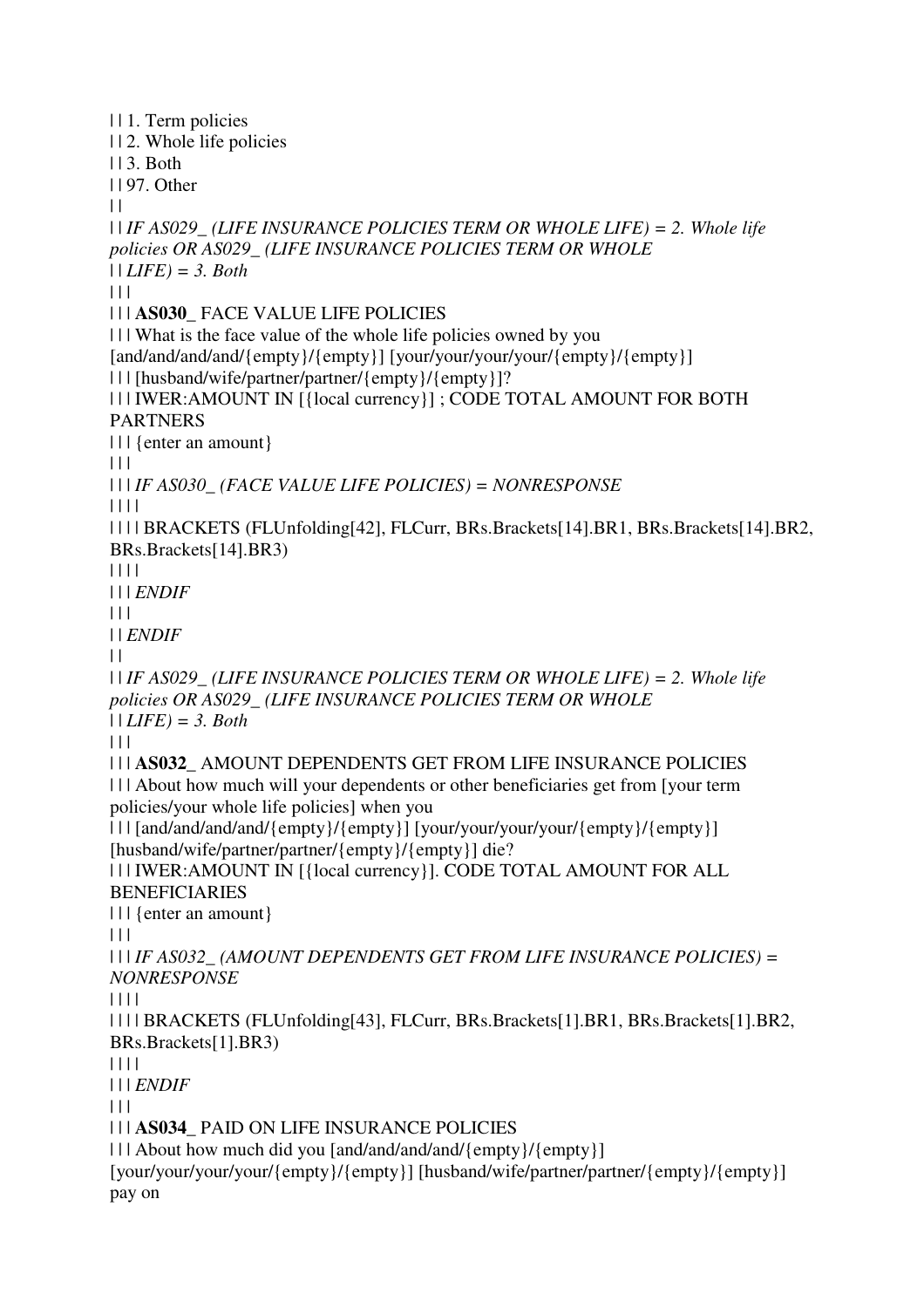| | 1. Term policies
| | 2. Whole life policies
| | 3. Both
| | 97. Other
| |
| | *IF AS029_ (LIFE INSURANCE POLICIES TERM OR WHOLE LIFE) = 2. Whole life policies OR AS029_ (LIFE INSURANCE POLICIES TERM OR WHOLE*
| | *LIFE) = 3. Both*
| | |
| | | **AS030_** FACE VALUE LIFE POLICIES
| | | What is the face value of the whole life policies owned by you [and/and/and/and/{empty}/{empty}] [your/your/your/your/{empty}/{empty}]
| | | [husband/wife/partner/partner/{empty}/{empty}]?
| | | IWER:AMOUNT IN [{local currency}] ; CODE TOTAL AMOUNT FOR BOTH PARTNERS
| | | {enter an amount}
| | |
| | | *IF AS030_ (FACE VALUE LIFE POLICIES) = NONRESPONSE*
| | | |
| | | | BRACKETS (FLUnfolding[42], FLCurr, BRs.Brackets[14].BR1, BRs.Brackets[14].BR2, BRs.Brackets[14].BR3)
| | | |
| | | *ENDIF*
| | |
| | *ENDIF*
| |
| | *IF AS029_ (LIFE INSURANCE POLICIES TERM OR WHOLE LIFE) = 2. Whole life policies OR AS029_ (LIFE INSURANCE POLICIES TERM OR WHOLE*
| | *LIFE) = 3. Both*
| | |
| | | **AS032_** AMOUNT DEPENDENTS GET FROM LIFE INSURANCE POLICIES
| | | About how much will your dependents or other beneficiaries get from [your term policies/your whole life policies] when you
| | | [and/and/and/and/{empty}/{empty}] [your/your/your/your/{empty}/{empty}] [husband/wife/partner/partner/{empty}/{empty}] die?
| | | IWER:AMOUNT IN [{local currency}]. CODE TOTAL AMOUNT FOR ALL BENEFICIARIES
| | | {enter an amount}
| | |
| | | *IF AS032_ (AMOUNT DEPENDENTS GET FROM LIFE INSURANCE POLICIES) = NONRESPONSE*
| | | |
| | | | BRACKETS (FLUnfolding[43], FLCurr, BRs.Brackets[1].BR1, BRs.Brackets[1].BR2, BRs.Brackets[1].BR3)
| | | |
| | | *ENDIF*
| | |
| | | **AS034_** PAID ON LIFE INSURANCE POLICIES
| | | About how much did you [and/and/and/and/{empty}/{empty}] [your/your/your/your/{empty}/{empty}] [husband/wife/partner/partner/{empty}/{empty}] pay on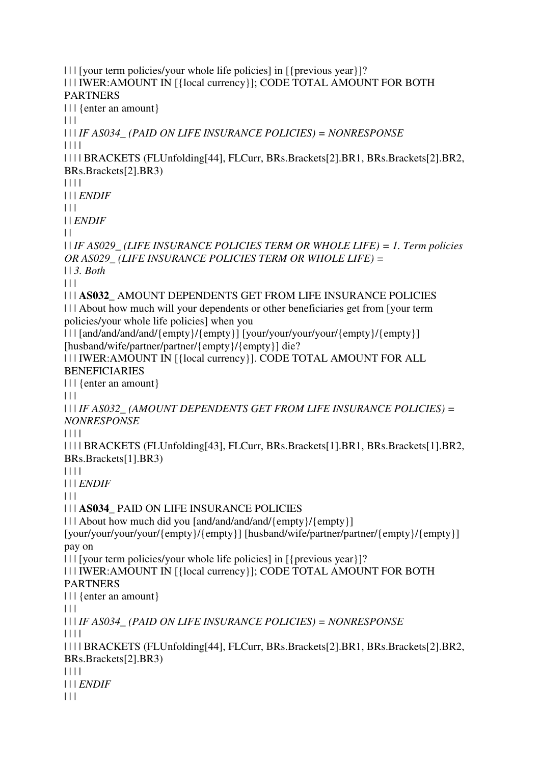| | | [your term policies/your whole life policies] in [{previous year}]?
| | | IWER:AMOUNT IN [{local currency}]; CODE TOTAL AMOUNT FOR BOTH PARTNERS
| | | {enter an amount}
| | |
| | | *IF AS034_ (PAID ON LIFE INSURANCE POLICIES) = NONRESPONSE*
| | | |
| | | | BRACKETS (FLUnfolding[44], FLCurr, BRs.Brackets[2].BR1, BRs.Brackets[2].BR2, BRs.Brackets[2].BR3)
| | | |
| | | *ENDIF*
| | |
| | *ENDIF*
| |
| | *IF AS029_ (LIFE INSURANCE POLICIES TERM OR WHOLE LIFE) = 1. Term policies OR AS029_ (LIFE INSURANCE POLICIES TERM OR WHOLE LIFE) =*
| | *3. Both*
| | |
| | | **AS032_** AMOUNT DEPENDENTS GET FROM LIFE INSURANCE POLICIES
| | | About how much will your dependents or other beneficiaries get from [your term policies/your whole life policies] when you
| | | [and/and/and/and/{empty}/{empty}] [your/your/your/your/{empty}/{empty}] [husband/wife/partner/partner/{empty}/{empty}] die?
| | | IWER:AMOUNT IN [{local currency}]. CODE TOTAL AMOUNT FOR ALL BENEFICIARIES
| | | {enter an amount}
| | |
| | | *IF AS032_ (AMOUNT DEPENDENTS GET FROM LIFE INSURANCE POLICIES) = NONRESPONSE*
| | | |
| | | | BRACKETS (FLUnfolding[43], FLCurr, BRs.Brackets[1].BR1, BRs.Brackets[1].BR2, BRs.Brackets[1].BR3)
| | | |
| | | *ENDIF*
| | |
| | | **AS034_** PAID ON LIFE INSURANCE POLICIES
| | | About how much did you [and/and/and/and/{empty}/{empty}] [your/your/your/your/{empty}/{empty}] [husband/wife/partner/partner/{empty}/{empty}] pay on
| | | [your term policies/your whole life policies] in [{previous year}]?
| | | IWER:AMOUNT IN [{local currency}]; CODE TOTAL AMOUNT FOR BOTH PARTNERS
| | | {enter an amount}
| | |
| | | *IF AS034_ (PAID ON LIFE INSURANCE POLICIES) = NONRESPONSE*
| | | |
| | | | BRACKETS (FLUnfolding[44], FLCurr, BRs.Brackets[2].BR1, BRs.Brackets[2].BR2, BRs.Brackets[2].BR3)
| | | |
| | | *ENDIF*
| | |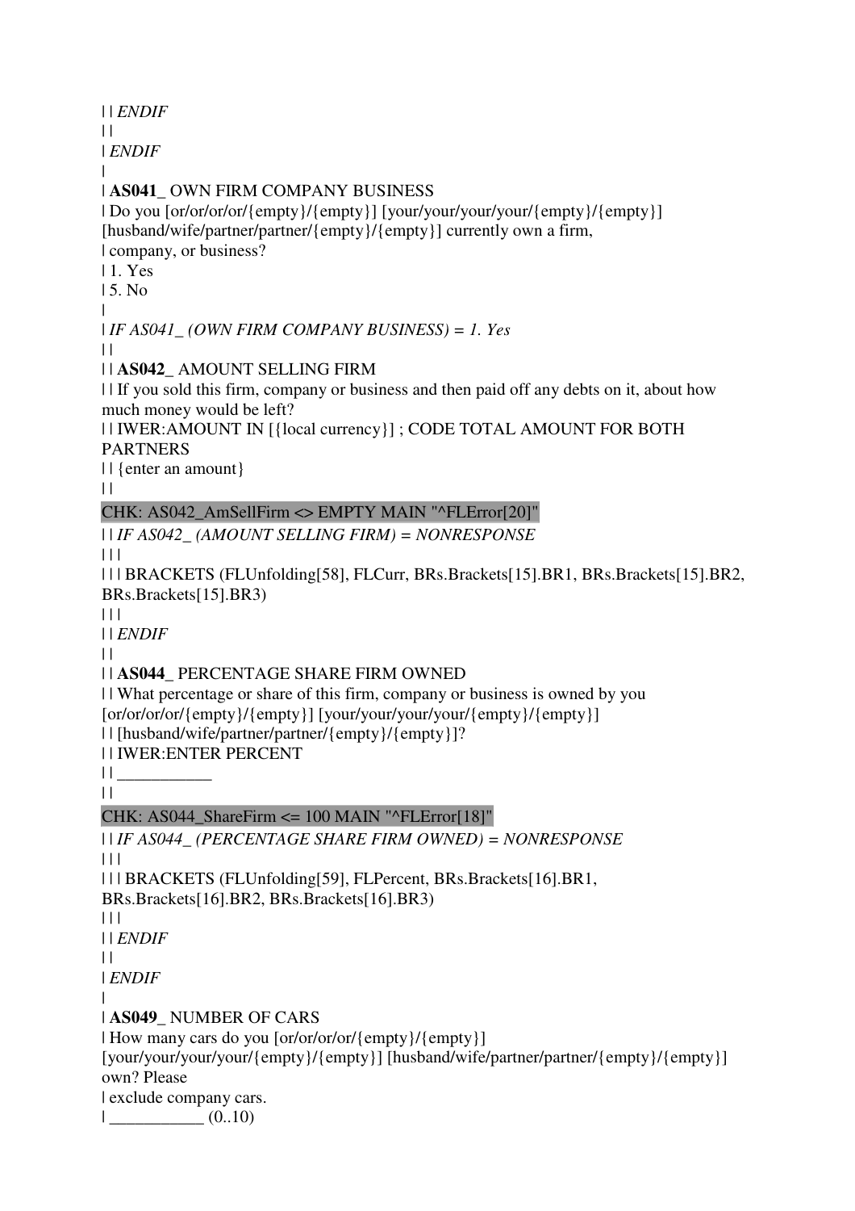| | *ENDIF*
| |
| *ENDIF*
|
| **AS041_** OWN FIRM COMPANY BUSINESS
| Do you [or/or/or/or/{empty}/{empty}] [your/your/your/your/{empty}/{empty}] [husband/wife/partner/partner/{empty}/{empty}] currently own a firm,
| company, or business?
| 1. Yes
| 5. No
|
| *IF AS041_ (OWN FIRM COMPANY BUSINESS) = 1. Yes*
| |
| | **AS042_** AMOUNT SELLING FIRM
| | If you sold this firm, company or business and then paid off any debts on it, about how much money would be left?
| | IWER:AMOUNT IN [{local currency}] ; CODE TOTAL AMOUNT FOR BOTH PARTNERS
| | {enter an amount}
| |
CHK: AS042_AmSellFirm <> EMPTY MAIN "^FLError[20]"
| | *IF AS042_ (AMOUNT SELLING FIRM) = NONRESPONSE*
| | |
| | | BRACKETS (FLUnfolding[58], FLCurr, BRs.Brackets[15].BR1, BRs.Brackets[15].BR2, BRs.Brackets[15].BR3)
| | |
| | *ENDIF*
| |
| | **AS044_** PERCENTAGE SHARE FIRM OWNED
| | What percentage or share of this firm, company or business is owned by you [or/or/or/or/{empty}/{empty}] [your/your/your/your/{empty}/{empty}]
| | [husband/wife/partner/partner/{empty}/{empty}]?
| | IWER:ENTER PERCENT
| | ___________
| |
CHK: AS044_ShareFirm <= 100 MAIN "^FLError[18]"
| | *IF AS044_ (PERCENTAGE SHARE FIRM OWNED) = NONRESPONSE*
| | |
| | | BRACKETS (FLUnfolding[59], FLPercent, BRs.Brackets[16].BR1, BRs.Brackets[16].BR2, BRs.Brackets[16].BR3)
| | |
| | *ENDIF*
| |
| *ENDIF*
|
| **AS049_** NUMBER OF CARS
| How many cars do you [or/or/or/or/{empty}/{empty}] [your/your/your/your/{empty}/{empty}] [husband/wife/partner/partner/{empty}/{empty}] own? Please
| exclude company cars.
| ___________ (0..10)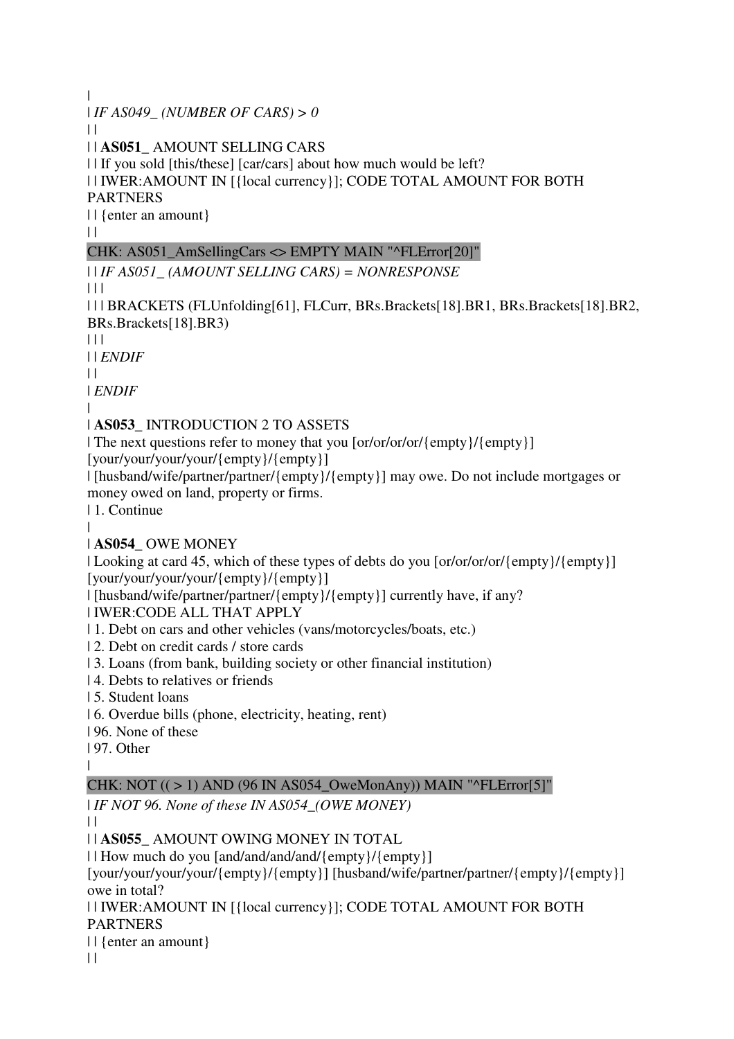|
| *IF AS049_ (NUMBER OF CARS) > 0*
| |
| | **AS051_** AMOUNT SELLING CARS
| | If you sold [this/these] [car/cars] about how much would be left?
| | IWER:AMOUNT IN [{local currency}]; CODE TOTAL AMOUNT FOR BOTH PARTNERS
| | {enter an amount}
| |
CHK: AS051_AmSellingCars <> EMPTY MAIN "^FLError[20]"
| | *IF AS051_ (AMOUNT SELLING CARS) = NONRESPONSE*
| | |
| | | BRACKETS (FLUnfolding[61], FLCurr, BRs.Brackets[18].BR1, BRs.Brackets[18].BR2, BRs.Brackets[18].BR3)
| | |
| | *ENDIF*
| |
| *ENDIF*
|
| **AS053_** INTRODUCTION 2 TO ASSETS
| The next questions refer to money that you [or/or/or/or/{empty}/{empty}] [your/your/your/your/{empty}/{empty}]
| [husband/wife/partner/partner/{empty}/{empty}] may owe. Do not include mortgages or money owed on land, property or firms.
| 1. Continue
|
| **AS054_** OWE MONEY
| Looking at card 45, which of these types of debts do you [or/or/or/or/{empty}/{empty}] [your/your/your/your/{empty}/{empty}]
| [husband/wife/partner/partner/{empty}/{empty}] currently have, if any?
| IWER:CODE ALL THAT APPLY
| 1. Debt on cars and other vehicles (vans/motorcycles/boats, etc.)
| 2. Debt on credit cards / store cards
| 3. Loans (from bank, building society or other financial institution)
| 4. Debts to relatives or friends
| 5. Student loans
| 6. Overdue bills (phone, electricity, heating, rent)
| 96. None of these
| 97. Other
|
CHK: NOT (( > 1) AND (96 IN AS054_OweMonAny)) MAIN "^FLError[5]"
| *IF NOT 96. None of these IN AS054_(OWE MONEY)*
| |
| | **AS055_** AMOUNT OWING MONEY IN TOTAL
| | How much do you [and/and/and/and/{empty}/{empty}] [your/your/your/your/{empty}/{empty}] [husband/wife/partner/partner/{empty}/{empty}] owe in total?
| | IWER:AMOUNT IN [{local currency}]; CODE TOTAL AMOUNT FOR BOTH PARTNERS
| | {enter an amount}
| |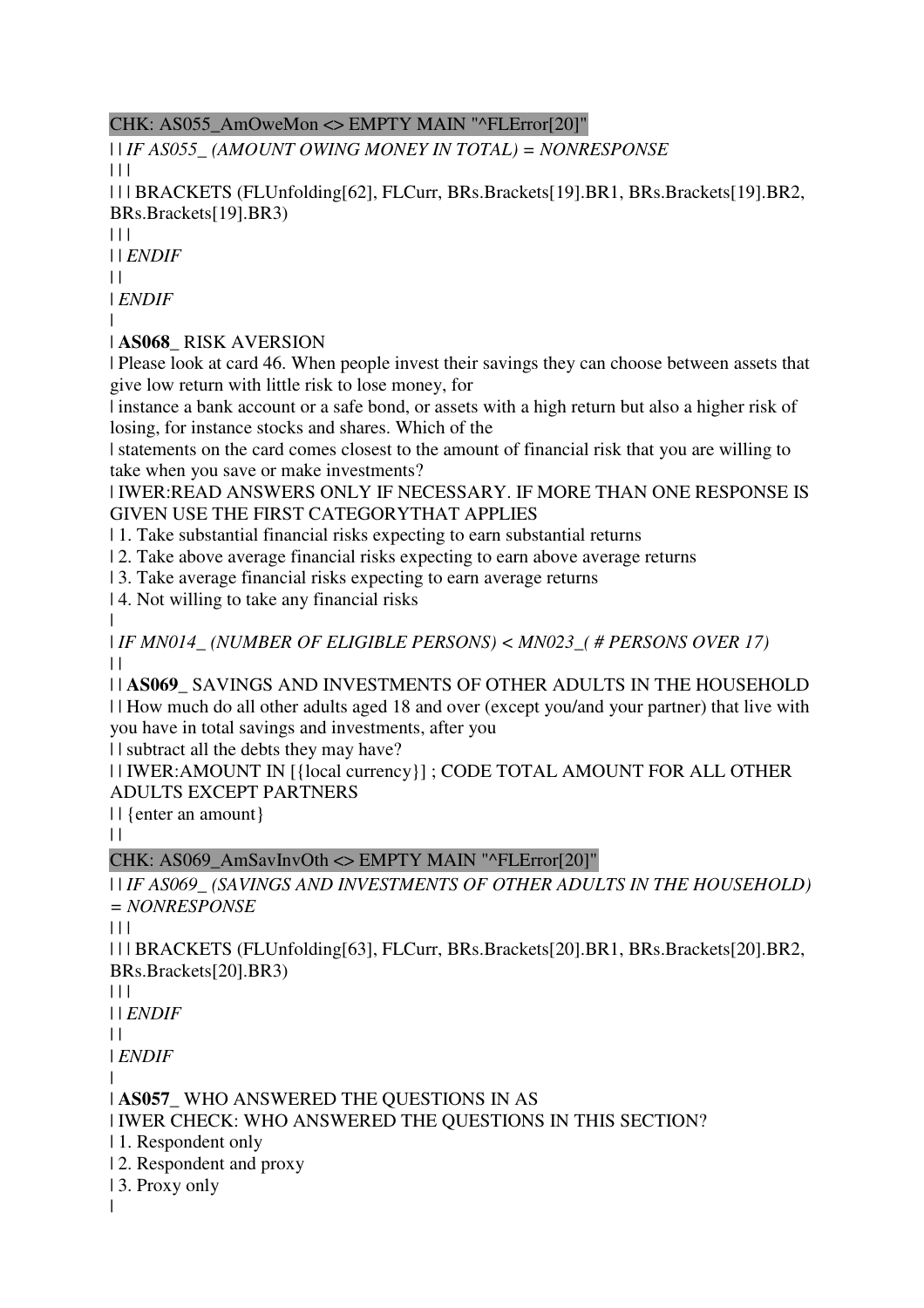CHK: AS055_AmOweMon <> EMPTY MAIN "^FLError[20]"

| | *IF AS055_ (AMOUNT OWING MONEY IN TOTAL) = NONRESPONSE*

| | |

| | | BRACKETS (FLUnfolding[62], FLCurr, BRs.Brackets[19].BR1, BRs.Brackets[19].BR2, BRs.Brackets[19].BR3)

| | |

| | *ENDIF*

| |

| *ENDIF*

|

| **AS068_** RISK AVERSION

| Please look at card 46. When people invest their savings they can choose between assets that give low return with little risk to lose money, for

| instance a bank account or a safe bond, or assets with a high return but also a higher risk of losing, for instance stocks and shares. Which of the

| statements on the card comes closest to the amount of financial risk that you are willing to take when you save or make investments?

| IWER:READ ANSWERS ONLY IF NECESSARY. IF MORE THAN ONE RESPONSE IS GIVEN USE THE FIRST CATEGORYTHAT APPLIES

| 1. Take substantial financial risks expecting to earn substantial returns

| 2. Take above average financial risks expecting to earn above average returns

| 3. Take average financial risks expecting to earn average returns

| 4. Not willing to take any financial risks

|

| *IF MN014_ (NUMBER OF ELIGIBLE PERSONS) < MN023_( # PERSONS OVER 17)*

| |

| | **AS069_** SAVINGS AND INVESTMENTS OF OTHER ADULTS IN THE HOUSEHOLD

| | How much do all other adults aged 18 and over (except you/and your partner) that live with you have in total savings and investments, after you

| | subtract all the debts they may have?

| | IWER:AMOUNT IN [{local currency}] ; CODE TOTAL AMOUNT FOR ALL OTHER ADULTS EXCEPT PARTNERS

| | {enter an amount}

| |

CHK: AS069_AmSavInvOth <> EMPTY MAIN "^FLError[20]"

| | *IF AS069_ (SAVINGS AND INVESTMENTS OF OTHER ADULTS IN THE HOUSEHOLD) = NONRESPONSE*

| | |

| | | BRACKETS (FLUnfolding[63], FLCurr, BRs.Brackets[20].BR1, BRs.Brackets[20].BR2, BRs.Brackets[20].BR3)

| | |

| | *ENDIF*

| |

| *ENDIF*

|

| **AS057_** WHO ANSWERED THE QUESTIONS IN AS

| IWER CHECK: WHO ANSWERED THE QUESTIONS IN THIS SECTION?

| 1. Respondent only

| 2. Respondent and proxy

| 3. Proxy only

|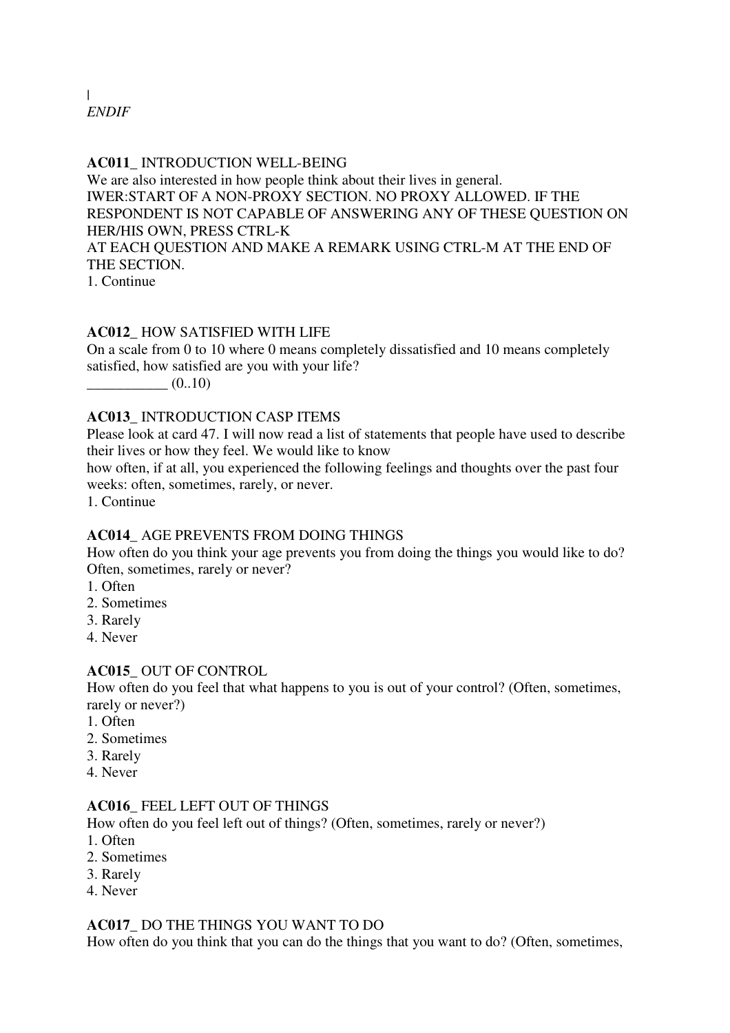|
*ENDIF*

**AC011_** INTRODUCTION WELL-BEING
We are also interested in how people think about their lives in general.
IWER:START OF A NON-PROXY SECTION. NO PROXY ALLOWED. IF THE RESPONDENT IS NOT CAPABLE OF ANSWERING ANY OF THESE QUESTION ON HER/HIS OWN, PRESS CTRL-K
AT EACH QUESTION AND MAKE A REMARK USING CTRL-M AT THE END OF THE SECTION.
1. Continue

**AC012_** HOW SATISFIED WITH LIFE
On a scale from 0 to 10 where 0 means completely dissatisfied and 10 means completely satisfied, how satisfied are you with your life?
___________ (0..10)

**AC013_** INTRODUCTION CASP ITEMS
Please look at card 47. I will now read a list of statements that people have used to describe their lives or how they feel. We would like to know
how often, if at all, you experienced the following feelings and thoughts over the past four weeks: often, sometimes, rarely, or never.
1. Continue

**AC014_** AGE PREVENTS FROM DOING THINGS
How often do you think your age prevents you from doing the things you would like to do? Often, sometimes, rarely or never?
1. Often
2. Sometimes
3. Rarely
4. Never

**AC015_** OUT OF CONTROL
How often do you feel that what happens to you is out of your control? (Often, sometimes, rarely or never?)
1. Often
2. Sometimes
3. Rarely
4. Never

**AC016_** FEEL LEFT OUT OF THINGS
How often do you feel left out of things? (Often, sometimes, rarely or never?)
1. Often
2. Sometimes
3. Rarely
4. Never

**AC017_** DO THE THINGS YOU WANT TO DO
How often do you think that you can do the things that you want to do? (Often, sometimes,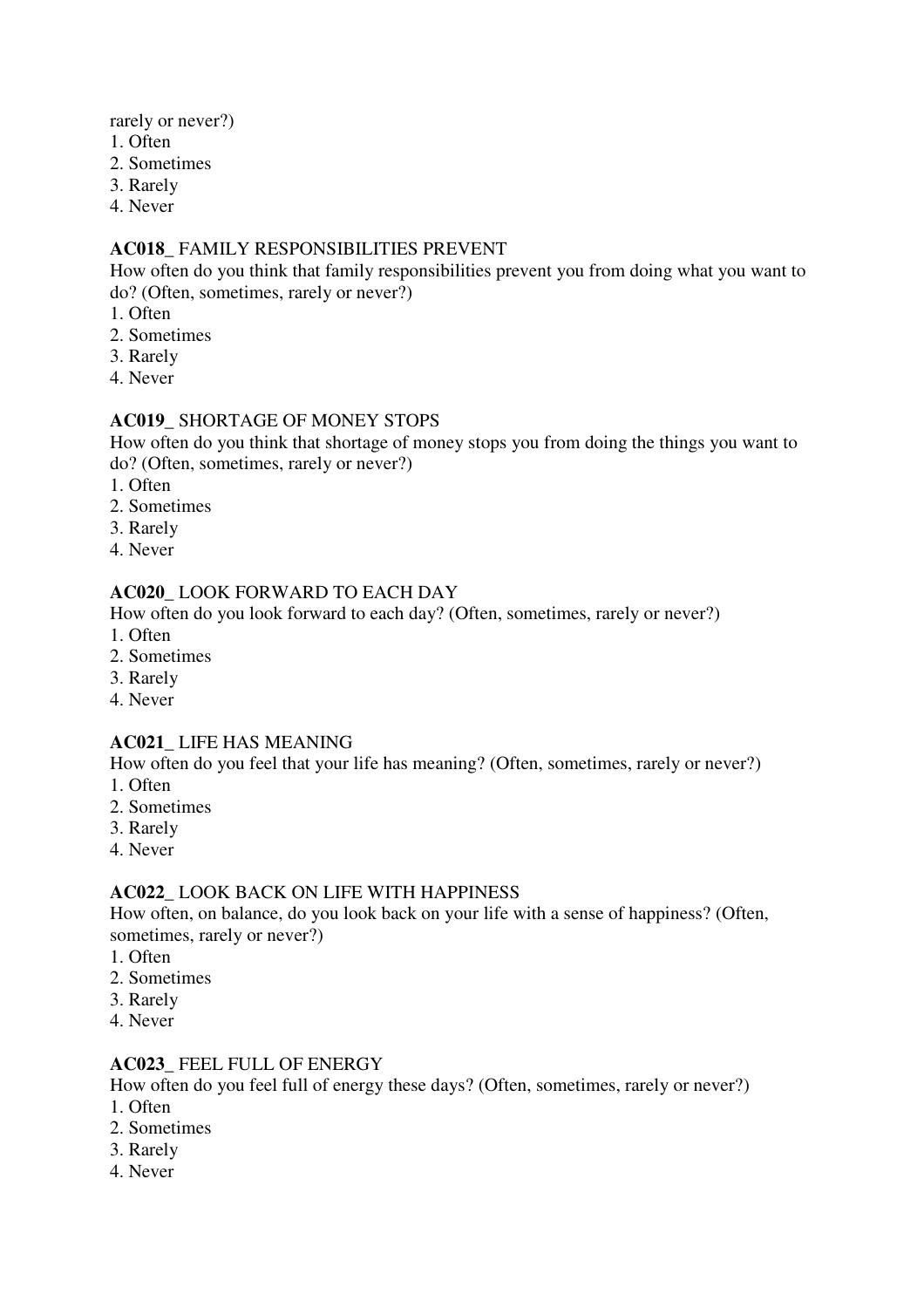rarely or never?)
1. Often
2. Sometimes
3. Rarely
4. Never

**AC018_** FAMILY RESPONSIBILITIES PREVENT
How often do you think that family responsibilities prevent you from doing what you want to do? (Often, sometimes, rarely or never?)
1. Often
2. Sometimes
3. Rarely
4. Never

**AC019_** SHORTAGE OF MONEY STOPS
How often do you think that shortage of money stops you from doing the things you want to do? (Often, sometimes, rarely or never?)
1. Often
2. Sometimes
3. Rarely
4. Never

**AC020_** LOOK FORWARD TO EACH DAY
How often do you look forward to each day? (Often, sometimes, rarely or never?)
1. Often
2. Sometimes
3. Rarely
4. Never

**AC021_** LIFE HAS MEANING
How often do you feel that your life has meaning? (Often, sometimes, rarely or never?)
1. Often
2. Sometimes
3. Rarely
4. Never

**AC022_** LOOK BACK ON LIFE WITH HAPPINESS
How often, on balance, do you look back on your life with a sense of happiness? (Often, sometimes, rarely or never?)
1. Often
2. Sometimes
3. Rarely
4. Never

**AC023_** FEEL FULL OF ENERGY
How often do you feel full of energy these days? (Often, sometimes, rarely or never?)
1. Often
2. Sometimes
3. Rarely
4. Never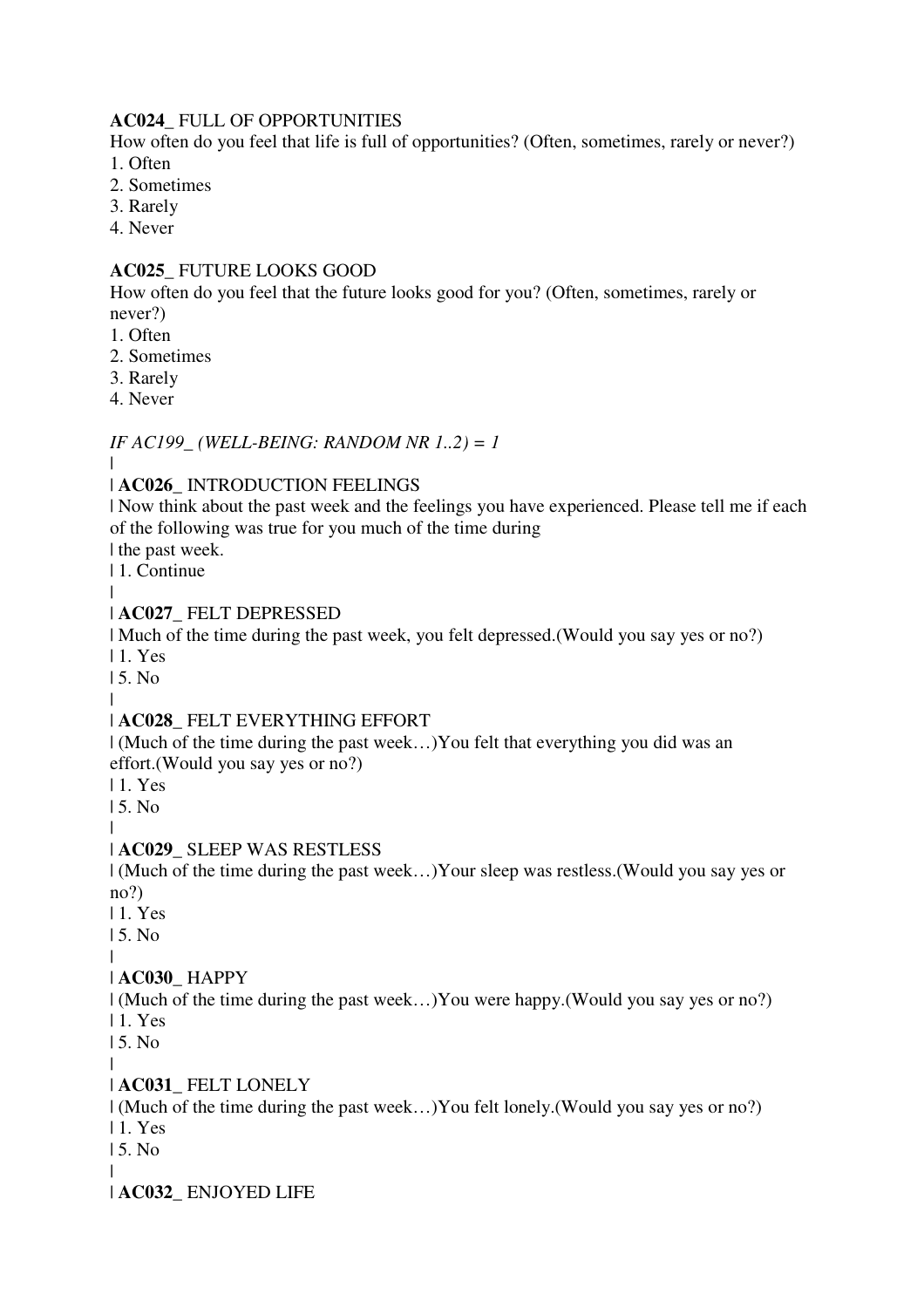**AC024_** FULL OF OPPORTUNITIES
How often do you feel that life is full of opportunities? (Often, sometimes, rarely or never?)
1. Often
2. Sometimes
3. Rarely
4. Never

**AC025_** FUTURE LOOKS GOOD
How often do you feel that the future looks good for you? (Often, sometimes, rarely or never?)
1. Often
2. Sometimes
3. Rarely
4. Never

*IF AC199_ (WELL-BEING: RANDOM NR 1..2) = 1*
|
| **AC026_** INTRODUCTION FEELINGS
| Now think about the past week and the feelings you have experienced. Please tell me if each of the following was true for you much of the time during
| the past week.
| 1. Continue
|
| **AC027_** FELT DEPRESSED
| Much of the time during the past week, you felt depressed.(Would you say yes or no?)
| 1. Yes
| 5. No
|
| **AC028_** FELT EVERYTHING EFFORT
| (Much of the time during the past week…)You felt that everything you did was an effort.(Would you say yes or no?)
| 1. Yes
| 5. No
|
| **AC029_** SLEEP WAS RESTLESS
| (Much of the time during the past week…)Your sleep was restless.(Would you say yes or no?)
| 1. Yes
| 5. No
|
| **AC030_** HAPPY
| (Much of the time during the past week…)You were happy.(Would you say yes or no?)
| 1. Yes
| 5. No
|
| **AC031_** FELT LONELY
| (Much of the time during the past week…)You felt lonely.(Would you say yes or no?)
| 1. Yes
| 5. No
|
| **AC032_** ENJOYED LIFE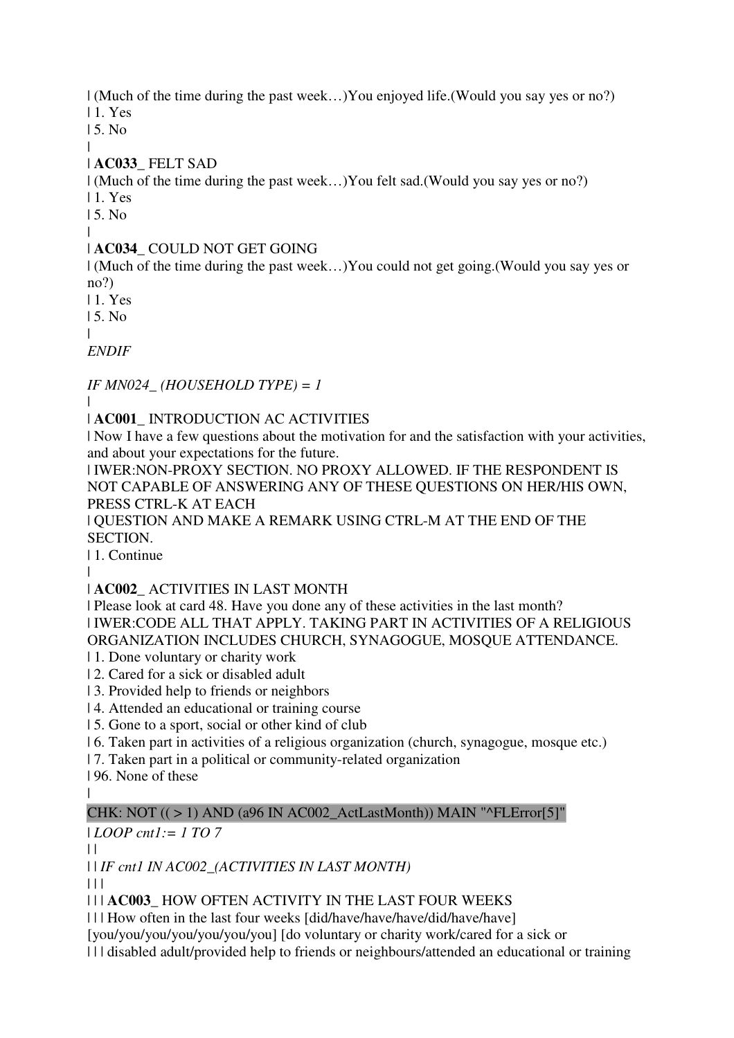| (Much of the time during the past week…)You enjoyed life.(Would you say yes or no?)
| 1. Yes
| 5. No
|
| **AC033_** FELT SAD
| (Much of the time during the past week…)You felt sad.(Would you say yes or no?)
| 1. Yes
| 5. No
|
| **AC034_** COULD NOT GET GOING
| (Much of the time during the past week…)You could not get going.(Would you say yes or no?)
| 1. Yes
| 5. No
|
*ENDIF*

*IF MN024_ (HOUSEHOLD TYPE) = 1*
|
| **AC001_** INTRODUCTION AC ACTIVITIES
| Now I have a few questions about the motivation for and the satisfaction with your activities, and about your expectations for the future.
| IWER:NON-PROXY SECTION. NO PROXY ALLOWED. IF THE RESPONDENT IS NOT CAPABLE OF ANSWERING ANY OF THESE QUESTIONS ON HER/HIS OWN, PRESS CTRL-K AT EACH
| QUESTION AND MAKE A REMARK USING CTRL-M AT THE END OF THE SECTION.
| 1. Continue
|
| **AC002_** ACTIVITIES IN LAST MONTH
| Please look at card 48. Have you done any of these activities in the last month?
| IWER:CODE ALL THAT APPLY. TAKING PART IN ACTIVITIES OF A RELIGIOUS ORGANIZATION INCLUDES CHURCH, SYNAGOGUE, MOSQUE ATTENDANCE.
| 1. Done voluntary or charity work
| 2. Cared for a sick or disabled adult
| 3. Provided help to friends or neighbors
| 4. Attended an educational or training course
| 5. Gone to a sport, social or other kind of club
| 6. Taken part in activities of a religious organization (church, synagogue, mosque etc.)
| 7. Taken part in a political or community-related organization
| 96. None of these
|
CHK: NOT (( > 1) AND (a96 IN AC002_ActLastMonth)) MAIN "^FLError[5]"
| *LOOP cnt1:= 1 TO 7*
| |
| | *IF cnt1 IN AC002_(ACTIVITIES IN LAST MONTH)*
| | |
| | | **AC003_** HOW OFTEN ACTIVITY IN THE LAST FOUR WEEKS
| | | How often in the last four weeks [did/have/have/have/did/have/have] [you/you/you/you/you/you/you] [do voluntary or charity work/cared for a sick or
| | | disabled adult/provided help to friends or neighbours/attended an educational or training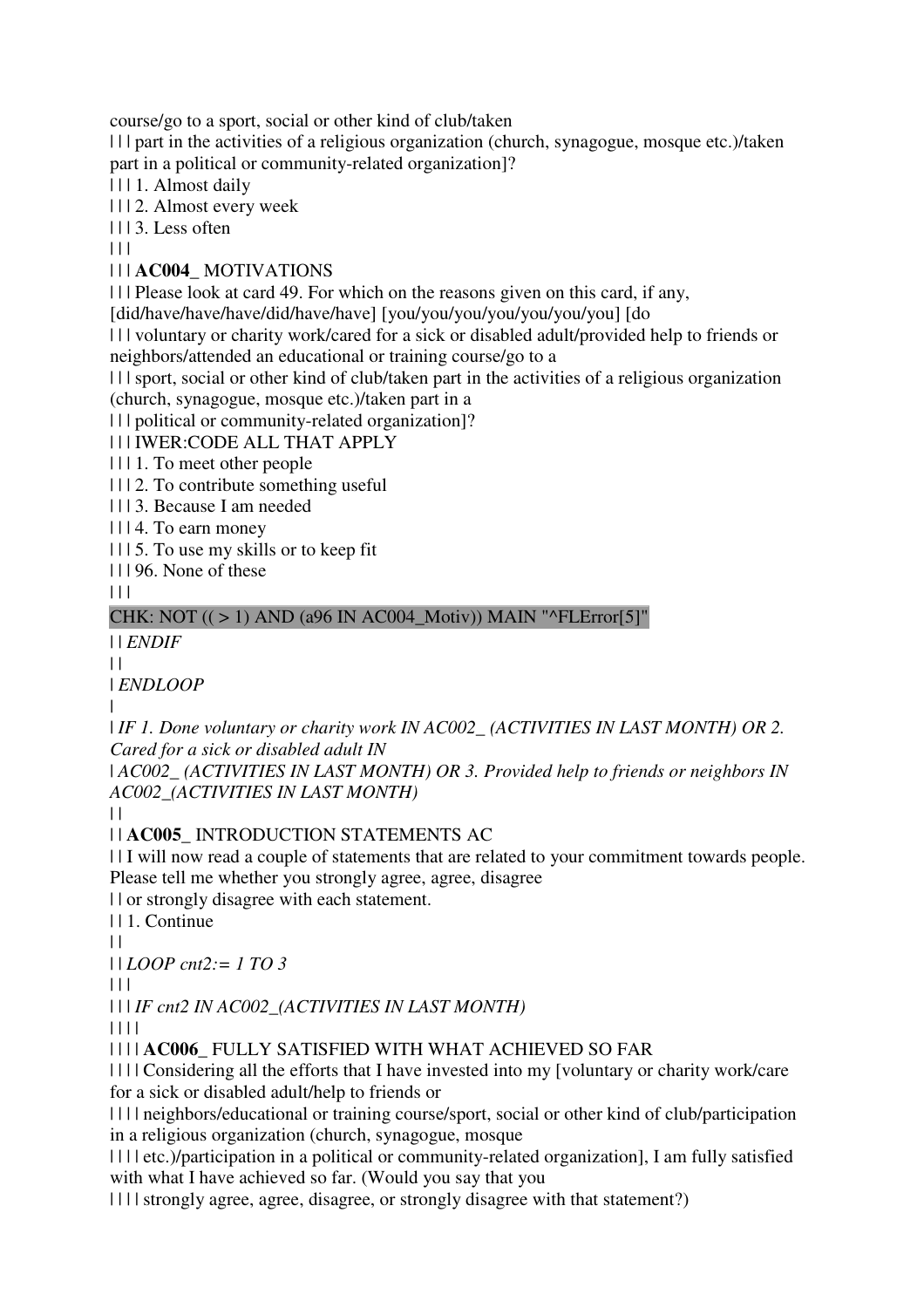course/go to a sport, social or other kind of club/taken

| | | part in the activities of a religious organization (church, synagogue, mosque etc.)/taken part in a political or community-related organization]?

| | | 1. Almost daily

| | | 2. Almost every week

| | | 3. Less often

| | |

| | | **AC004_** MOTIVATIONS

| | | Please look at card 49. For which on the reasons given on this card, if any, [did/have/have/have/did/have/have] [you/you/you/you/you/you/you] [do

| | | voluntary or charity work/cared for a sick or disabled adult/provided help to friends or neighbors/attended an educational or training course/go to a

| | | sport, social or other kind of club/taken part in the activities of a religious organization (church, synagogue, mosque etc.)/taken part in a

| | | political or community-related organization]?

| | | IWER:CODE ALL THAT APPLY

| | | 1. To meet other people

| | | 2. To contribute something useful

| | | 3. Because I am needed

| | | 4. To earn money

| | | 5. To use my skills or to keep fit

| | | 96. None of these

| | |

CHK: NOT (( > 1) AND (a96 IN AC004_Motiv)) MAIN "^FLError[5]"

| | *ENDIF*

| |

| *ENDLOOP*

|

| *IF 1. Done voluntary or charity work IN AC002_ (ACTIVITIES IN LAST MONTH) OR 2. Cared for a sick or disabled adult IN*

| *AC002_ (ACTIVITIES IN LAST MONTH) OR 3. Provided help to friends or neighbors IN AC002_(ACTIVITIES IN LAST MONTH)*

| |

| | **AC005_** INTRODUCTION STATEMENTS AC

| | I will now read a couple of statements that are related to your commitment towards people. Please tell me whether you strongly agree, agree, disagree

| | or strongly disagree with each statement.

| | 1. Continue

| |

| | *LOOP cnt2:= 1 TO 3*

| | |

| | | *IF cnt2 IN AC002_(ACTIVITIES IN LAST MONTH)*

| | | |

| | | | **AC006_** FULLY SATISFIED WITH WHAT ACHIEVED SO FAR

| | | | Considering all the efforts that I have invested into my [voluntary or charity work/care for a sick or disabled adult/help to friends or

| | | | neighbors/educational or training course/sport, social or other kind of club/participation in a religious organization (church, synagogue, mosque

| | | | etc.)/participation in a political or community-related organization], I am fully satisfied with what I have achieved so far. (Would you say that you

| | | | strongly agree, agree, disagree, or strongly disagree with that statement?)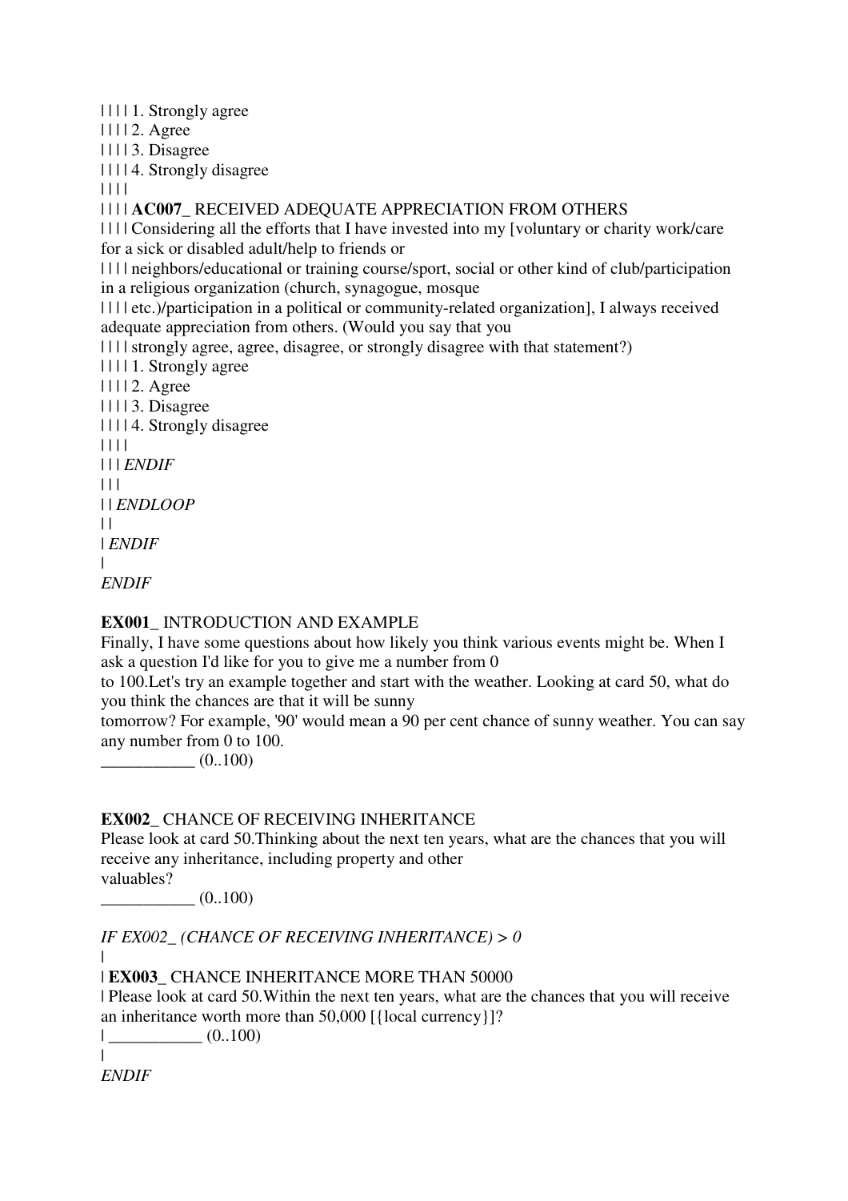| | | | 1. Strongly agree
| | | | 2. Agree
| | | | 3. Disagree
| | | | 4. Strongly disagree
| | | |
| | | | **AC007_** RECEIVED ADEQUATE APPRECIATION FROM OTHERS
| | | | Considering all the efforts that I have invested into my [voluntary or charity work/care for a sick or disabled adult/help to friends or
| | | | neighbors/educational or training course/sport, social or other kind of club/participation in a religious organization (church, synagogue, mosque
| | | | etc.)/participation in a political or community-related organization], I always received adequate appreciation from others. (Would you say that you
| | | | strongly agree, agree, disagree, or strongly disagree with that statement?)
| | | | 1. Strongly agree
| | | | 2. Agree
| | | | 3. Disagree
| | | | 4. Strongly disagree
| | | |
| | | *ENDIF*
| | |
| | *ENDLOOP*
| |
| *ENDIF*
|
*ENDIF*

**EX001_** INTRODUCTION AND EXAMPLE
Finally, I have some questions about how likely you think various events might be. When I ask a question I'd like for you to give me a number from 0
to 100.Let's try an example together and start with the weather. Looking at card 50, what do you think the chances are that it will be sunny
tomorrow? For example, '90' would mean a 90 per cent chance of sunny weather. You can say any number from 0 to 100.
___________ (0..100)

**EX002_** CHANCE OF RECEIVING INHERITANCE
Please look at card 50.Thinking about the next ten years, what are the chances that you will receive any inheritance, including property and other
valuables?
___________ (0..100)

*IF EX002_ (CHANCE OF RECEIVING INHERITANCE) > 0*
|
| **EX003_** CHANCE INHERITANCE MORE THAN 50000
| Please look at card 50.Within the next ten years, what are the chances that you will receive an inheritance worth more than 50,000 [{local currency}]?
| ___________ (0..100)
|
*ENDIF*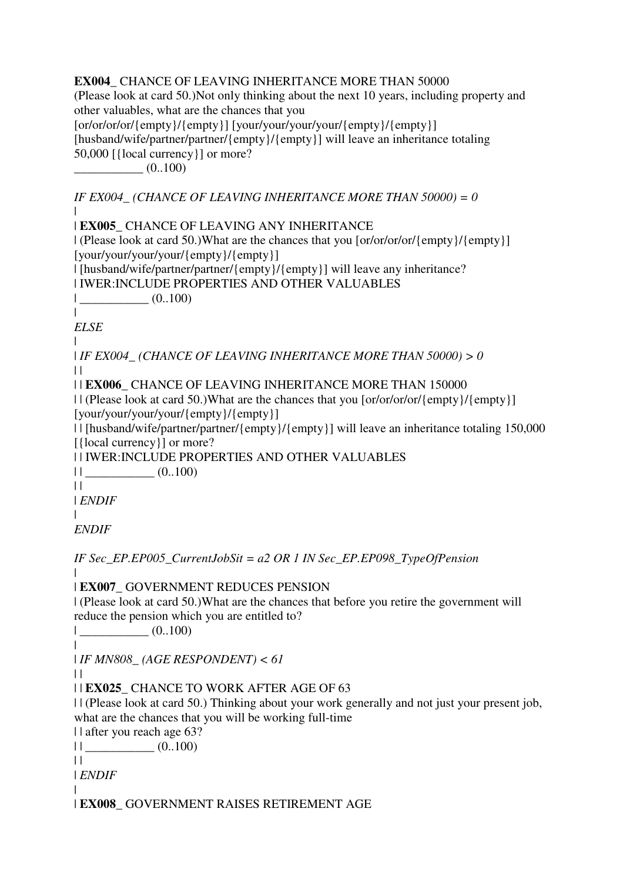**EX004_** CHANCE OF LEAVING INHERITANCE MORE THAN 50000
(Please look at card 50.)Not only thinking about the next 10 years, including property and other valuables, what are the chances that you [or/or/or/or/{empty}/{empty}] [your/your/your/your/{empty}/{empty}] [husband/wife/partner/partner/{empty}/{empty}] will leave an inheritance totaling 50,000 [{local currency}] or more?
___________ (0..100)

*IF EX004_ (CHANCE OF LEAVING INHERITANCE MORE THAN 50000) = 0*
|
| **EX005_** CHANCE OF LEAVING ANY INHERITANCE
| (Please look at card 50.)What are the chances that you [or/or/or/or/{empty}/{empty}] [your/your/your/your/{empty}/{empty}]
| [husband/wife/partner/partner/{empty}/{empty}] will leave any inheritance?
| IWER:INCLUDE PROPERTIES AND OTHER VALUABLES
| ___________ (0..100)
|
*ELSE*
|
| *IF EX004_ (CHANCE OF LEAVING INHERITANCE MORE THAN 50000) > 0*
| |
| | **EX006_** CHANCE OF LEAVING INHERITANCE MORE THAN 150000
| | (Please look at card 50.)What are the chances that you [or/or/or/or/{empty}/{empty}] [your/your/your/your/{empty}/{empty}]
| | [husband/wife/partner/partner/{empty}/{empty}] will leave an inheritance totaling 150,000 [{local currency}] or more?
| | IWER:INCLUDE PROPERTIES AND OTHER VALUABLES
| | ___________ (0..100)
| |
| *ENDIF*
|
*ENDIF*

*IF Sec_EP.EP005_CurrentJobSit = a2 OR 1 IN Sec_EP.EP098_TypeOfPension*
|
| **EX007_** GOVERNMENT REDUCES PENSION
| (Please look at card 50.)What are the chances that before you retire the government will reduce the pension which you are entitled to?
| ___________ (0..100)
|
| *IF MN808_ (AGE RESPONDENT) < 61*
| |
| | **EX025_** CHANCE TO WORK AFTER AGE OF 63
| | (Please look at card 50.) Thinking about your work generally and not just your present job, what are the chances that you will be working full-time
| | after you reach age 63?
| | ___________ (0..100)
| |
| *ENDIF*
|
| **EX008_** GOVERNMENT RAISES RETIREMENT AGE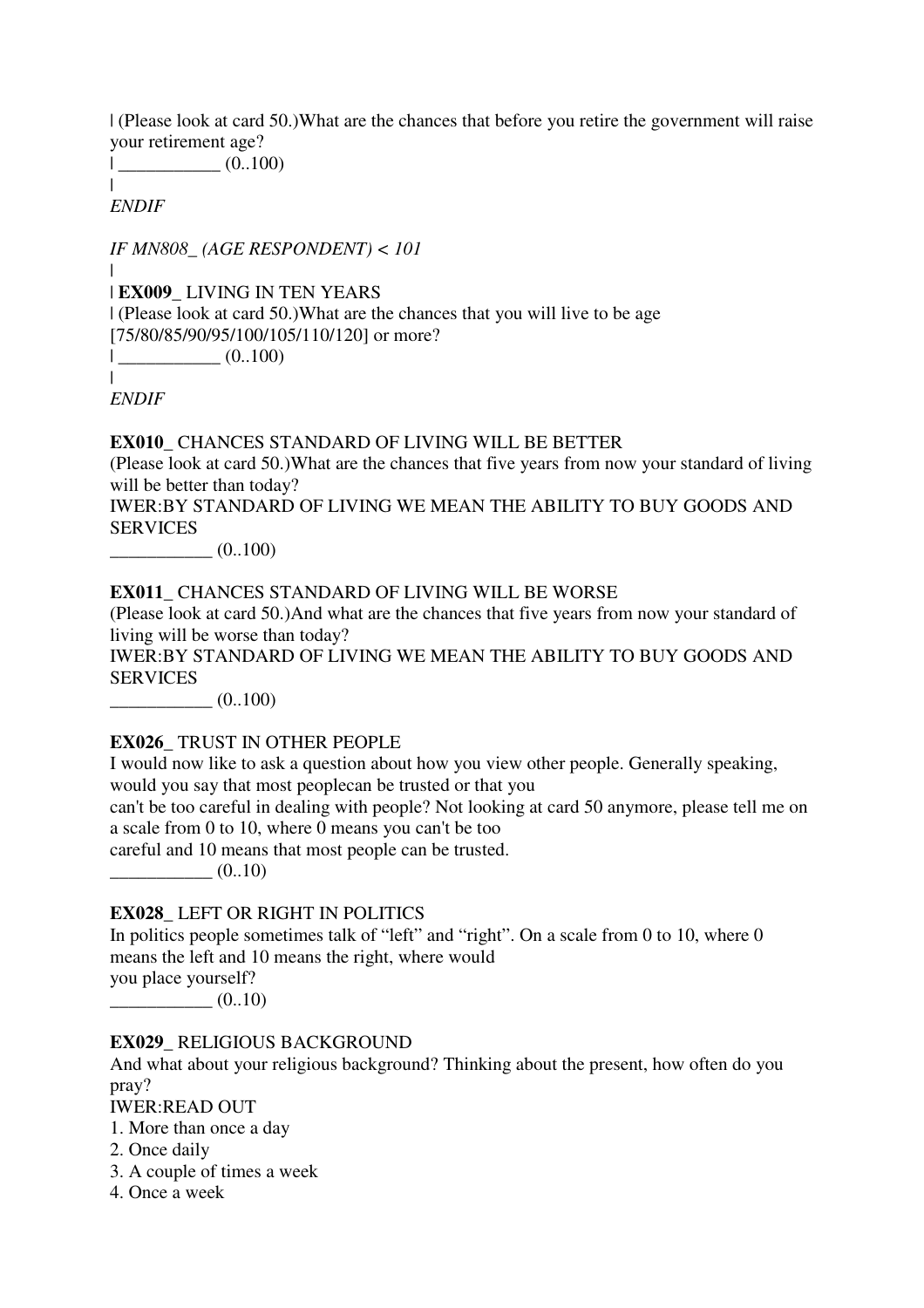| (Please look at card 50.)What are the chances that before you retire the government will raise your retirement age?
| ___________ (0..100)
|
*ENDIF*

*IF MN808_ (AGE RESPONDENT) < 101*
|
| **EX009_** LIVING IN TEN YEARS
| (Please look at card 50.)What are the chances that you will live to be age [75/80/85/90/95/100/105/110/120] or more?
| ___________ (0..100)
|
*ENDIF*

**EX010_** CHANCES STANDARD OF LIVING WILL BE BETTER
(Please look at card 50.)What are the chances that five years from now your standard of living will be better than today?
IWER:BY STANDARD OF LIVING WE MEAN THE ABILITY TO BUY GOODS AND SERVICES
___________ (0..100)

**EX011_** CHANCES STANDARD OF LIVING WILL BE WORSE
(Please look at card 50.)And what are the chances that five years from now your standard of living will be worse than today?
IWER:BY STANDARD OF LIVING WE MEAN THE ABILITY TO BUY GOODS AND SERVICES
___________ (0..100)

**EX026_** TRUST IN OTHER PEOPLE
I would now like to ask a question about how you view other people. Generally speaking, would you say that most peoplecan be trusted or that you
can't be too careful in dealing with people? Not looking at card 50 anymore, please tell me on a scale from 0 to 10, where 0 means you can't be too
careful and 10 means that most people can be trusted.
___________ (0..10)

**EX028_** LEFT OR RIGHT IN POLITICS
In politics people sometimes talk of "left" and "right". On a scale from 0 to 10, where 0 means the left and 10 means the right, where would
you place yourself?
___________ (0..10)

**EX029_** RELIGIOUS BACKGROUND
And what about your religious background? Thinking about the present, how often do you pray?
IWER:READ OUT
1. More than once a day
2. Once daily
3. A couple of times a week
4. Once a week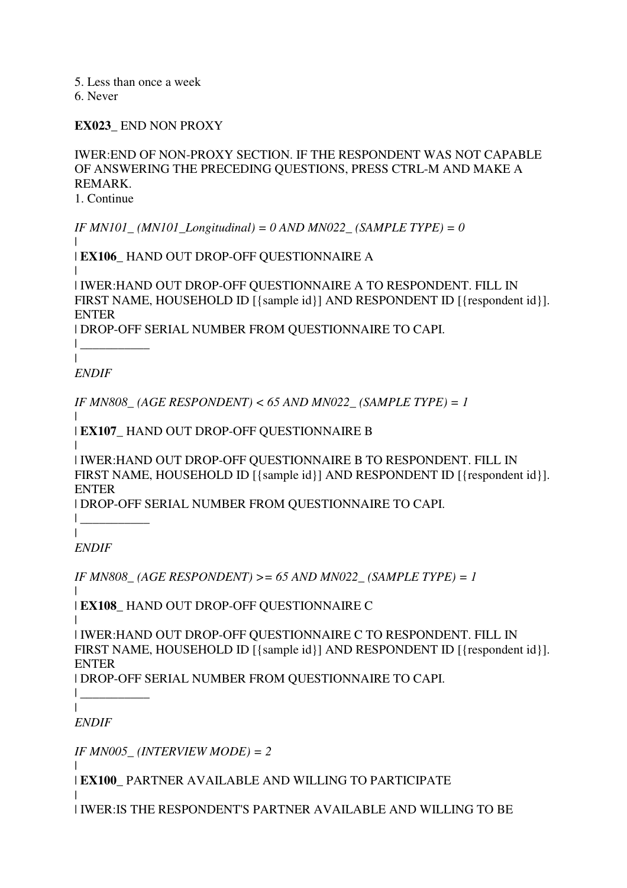5. Less than once a week
6. Never

**EX023_** END NON PROXY

IWER:END OF NON-PROXY SECTION. IF THE RESPONDENT WAS NOT CAPABLE OF ANSWERING THE PRECEDING QUESTIONS, PRESS CTRL-M AND MAKE A REMARK.
1. Continue

*IF MN101_ (MN101_Longitudinal) = 0 AND MN022_ (SAMPLE TYPE) = 0*
|
| **EX106_** HAND OUT DROP-OFF QUESTIONNAIRE A
|
| IWER:HAND OUT DROP-OFF QUESTIONNAIRE A TO RESPONDENT. FILL IN FIRST NAME, HOUSEHOLD ID [{sample id}] AND RESPONDENT ID [{respondent id}]. ENTER
| DROP-OFF SERIAL NUMBER FROM QUESTIONNAIRE TO CAPI.
| ___________
|
*ENDIF*

*IF MN808_ (AGE RESPONDENT) < 65 AND MN022_ (SAMPLE TYPE) = 1*
|
| **EX107_** HAND OUT DROP-OFF QUESTIONNAIRE B
|
| IWER:HAND OUT DROP-OFF QUESTIONNAIRE B TO RESPONDENT. FILL IN FIRST NAME, HOUSEHOLD ID [{sample id}] AND RESPONDENT ID [{respondent id}]. ENTER
| DROP-OFF SERIAL NUMBER FROM QUESTIONNAIRE TO CAPI.
| ___________
|
*ENDIF*

*IF MN808_ (AGE RESPONDENT) >= 65 AND MN022_ (SAMPLE TYPE) = 1*
|
| **EX108_** HAND OUT DROP-OFF QUESTIONNAIRE C
|
| IWER:HAND OUT DROP-OFF QUESTIONNAIRE C TO RESPONDENT. FILL IN FIRST NAME, HOUSEHOLD ID [{sample id}] AND RESPONDENT ID [{respondent id}]. ENTER
| DROP-OFF SERIAL NUMBER FROM QUESTIONNAIRE TO CAPI.
| ___________
|
*ENDIF*

*IF MN005_ (INTERVIEW MODE) = 2*
|
| **EX100_** PARTNER AVAILABLE AND WILLING TO PARTICIPATE
|
| IWER:IS THE RESPONDENT'S PARTNER AVAILABLE AND WILLING TO BE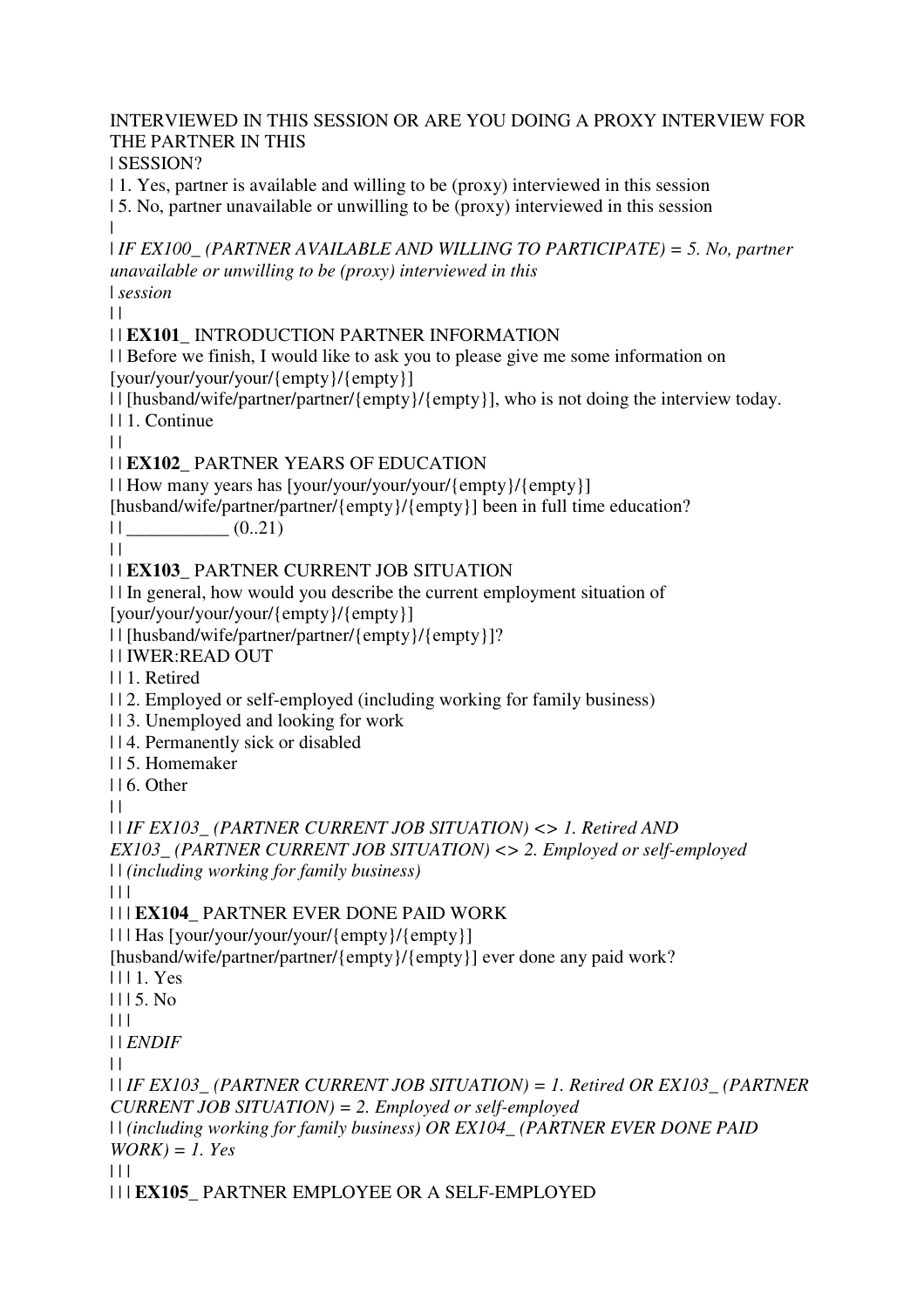INTERVIEWED IN THIS SESSION OR ARE YOU DOING A PROXY INTERVIEW FOR THE PARTNER IN THIS
| SESSION?
| 1. Yes, partner is available and willing to be (proxy) interviewed in this session
| 5. No, partner unavailable or unwilling to be (proxy) interviewed in this session
|
| *IF EX100_ (PARTNER AVAILABLE AND WILLING TO PARTICIPATE) = 5. No, partner unavailable or unwilling to be (proxy) interviewed in this*
| *session*
| |
| | **EX101_** INTRODUCTION PARTNER INFORMATION
| | Before we finish, I would like to ask you to please give me some information on [your/your/your/your/{empty}/{empty}]
| | [husband/wife/partner/partner/{empty}/{empty}], who is not doing the interview today.
| | 1. Continue
| |
| | **EX102_** PARTNER YEARS OF EDUCATION
| | How many years has [your/your/your/your/{empty}/{empty}] [husband/wife/partner/partner/{empty}/{empty}] been in full time education?
| | ___________ (0..21)
| |
| | **EX103_** PARTNER CURRENT JOB SITUATION
| | In general, how would you describe the current employment situation of [your/your/your/your/{empty}/{empty}]
| | [husband/wife/partner/partner/{empty}/{empty}]?
| | IWER:READ OUT
| | 1. Retired
| | 2. Employed or self-employed (including working for family business)
| | 3. Unemployed and looking for work
| | 4. Permanently sick or disabled
| | 5. Homemaker
| | 6. Other
| |
| | *IF EX103_ (PARTNER CURRENT JOB SITUATION) <> 1. Retired AND EX103_ (PARTNER CURRENT JOB SITUATION) <> 2. Employed or self-employed*
| | *(including working for family business)*
| | |
| | | **EX104_** PARTNER EVER DONE PAID WORK
| | | Has [your/your/your/your/{empty}/{empty}] [husband/wife/partner/partner/{empty}/{empty}] ever done any paid work?
| | | 1. Yes
| | | 5. No
| | |
| | *ENDIF*
| |
| | *IF EX103_ (PARTNER CURRENT JOB SITUATION) = 1. Retired OR EX103_ (PARTNER CURRENT JOB SITUATION) = 2. Employed or self-employed*
| | *(including working for family business) OR EX104_ (PARTNER EVER DONE PAID WORK) = 1. Yes*
| | |
| | | **EX105_** PARTNER EMPLOYEE OR A SELF-EMPLOYED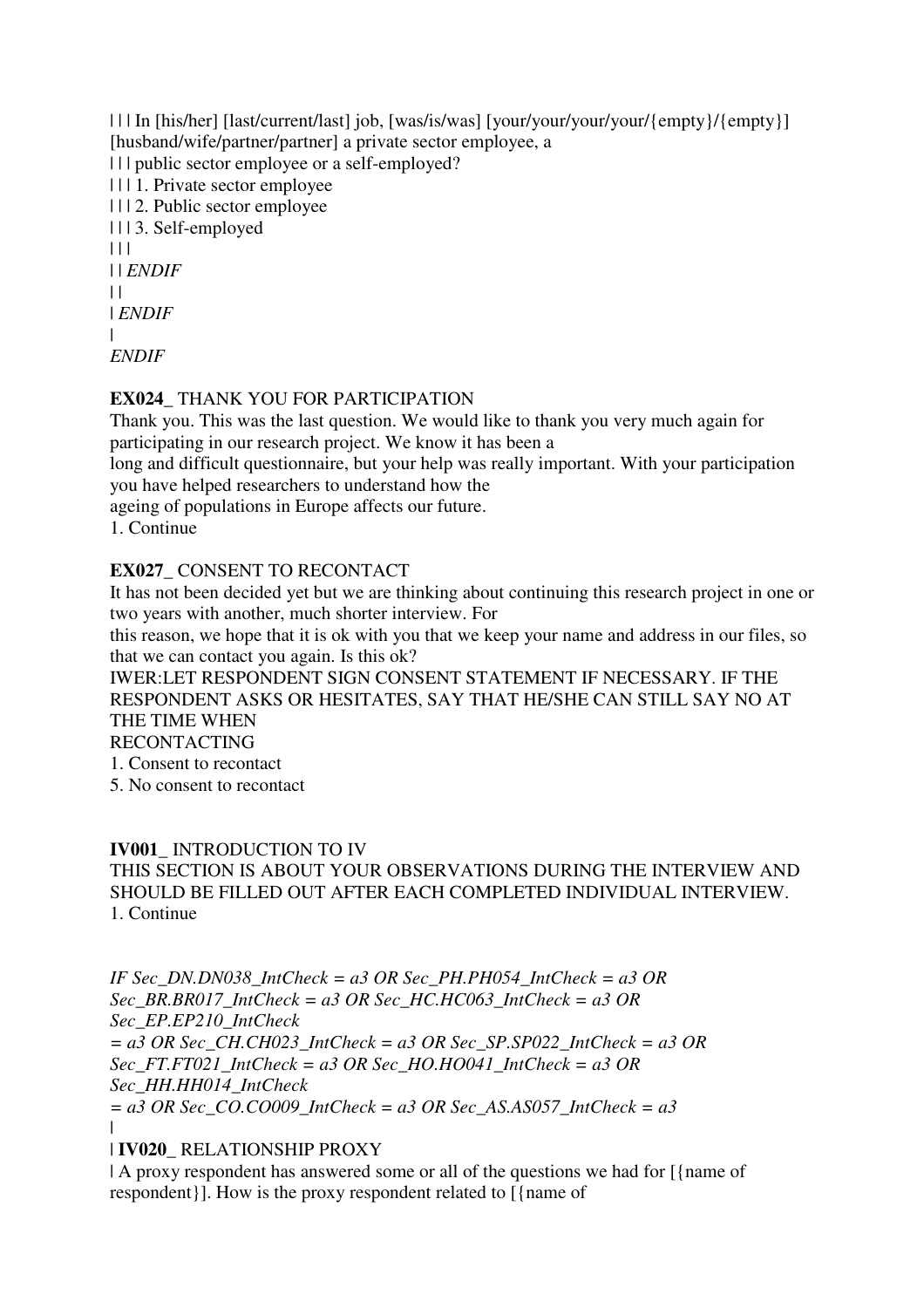| | | In [his/her] [last/current/last] job, [was/is/was] [your/your/your/your/{empty}/{empty}] [husband/wife/partner/partner] a private sector employee, a
| | | public sector employee or a self-employed?
| | | 1. Private sector employee
| | | 2. Public sector employee
| | | 3. Self-employed
| | |
| | *ENDIF*
| |
| *ENDIF*
|
*ENDIF*

**EX024_** THANK YOU FOR PARTICIPATION
Thank you. This was the last question. We would like to thank you very much again for participating in our research project. We know it has been a
long and difficult questionnaire, but your help was really important. With your participation you have helped researchers to understand how the
ageing of populations in Europe affects our future.
1. Continue

**EX027_** CONSENT TO RECONTACT
It has not been decided yet but we are thinking about continuing this research project in one or two years with another, much shorter interview. For
this reason, we hope that it is ok with you that we keep your name and address in our files, so that we can contact you again. Is this ok?
IWER:LET RESPONDENT SIGN CONSENT STATEMENT IF NECESSARY. IF THE RESPONDENT ASKS OR HESITATES, SAY THAT HE/SHE CAN STILL SAY NO AT THE TIME WHEN
RECONTACTING
1. Consent to recontact
5. No consent to recontact

**IV001_** INTRODUCTION TO IV
THIS SECTION IS ABOUT YOUR OBSERVATIONS DURING THE INTERVIEW AND SHOULD BE FILLED OUT AFTER EACH COMPLETED INDIVIDUAL INTERVIEW.
1. Continue

*IF Sec_DN.DN038_IntCheck = a3 OR Sec_PH.PH054_IntCheck = a3 OR Sec_BR.BR017_IntCheck = a3 OR Sec_HC.HC063_IntCheck = a3 OR Sec_EP.EP210_IntCheck*
*= a3 OR Sec_CH.CH023_IntCheck = a3 OR Sec_SP.SP022_IntCheck = a3 OR Sec_FT.FT021_IntCheck = a3 OR Sec_HO.HO041_IntCheck = a3 OR Sec_HH.HH014_IntCheck*
*= a3 OR Sec_CO.CO009_IntCheck = a3 OR Sec_AS.AS057_IntCheck = a3*
|
| **IV020_** RELATIONSHIP PROXY
| A proxy respondent has answered some or all of the questions we had for [{name of respondent}]. How is the proxy respondent related to [{name of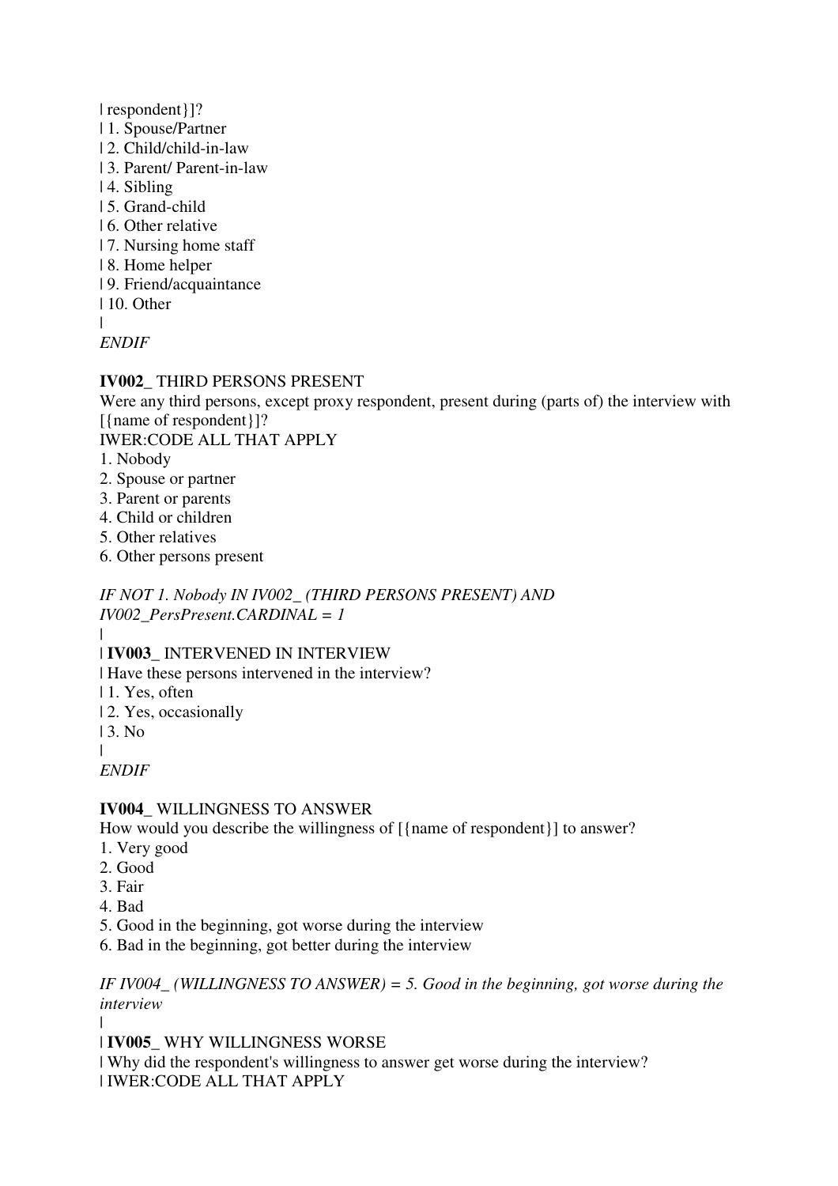| respondent}]?
| 1. Spouse/Partner
| 2. Child/child-in-law
| 3. Parent/ Parent-in-law
| 4. Sibling
| 5. Grand-child
| 6. Other relative
| 7. Nursing home staff
| 8. Home helper
| 9. Friend/acquaintance
| 10. Other
|
*ENDIF*

**IV002_** THIRD PERSONS PRESENT
Were any third persons, except proxy respondent, present during (parts of) the interview with [{name of respondent}]?
IWER:CODE ALL THAT APPLY
1. Nobody
2. Spouse or partner
3. Parent or parents
4. Child or children
5. Other relatives
6. Other persons present

*IF NOT 1. Nobody IN IV002_ (THIRD PERSONS PRESENT) AND IV002_PersPresent.CARDINAL = 1*
|
| **IV003_** INTERVENED IN INTERVIEW
| Have these persons intervened in the interview?
| 1. Yes, often
| 2. Yes, occasionally
| 3. No
|
*ENDIF*

**IV004_** WILLINGNESS TO ANSWER
How would you describe the willingness of [{name of respondent}] to answer?
1. Very good
2. Good
3. Fair
4. Bad
5. Good in the beginning, got worse during the interview
6. Bad in the beginning, got better during the interview

*IF IV004_ (WILLINGNESS TO ANSWER) = 5. Good in the beginning, got worse during the interview*
|
| **IV005_** WHY WILLINGNESS WORSE
| Why did the respondent's willingness to answer get worse during the interview?
| IWER:CODE ALL THAT APPLY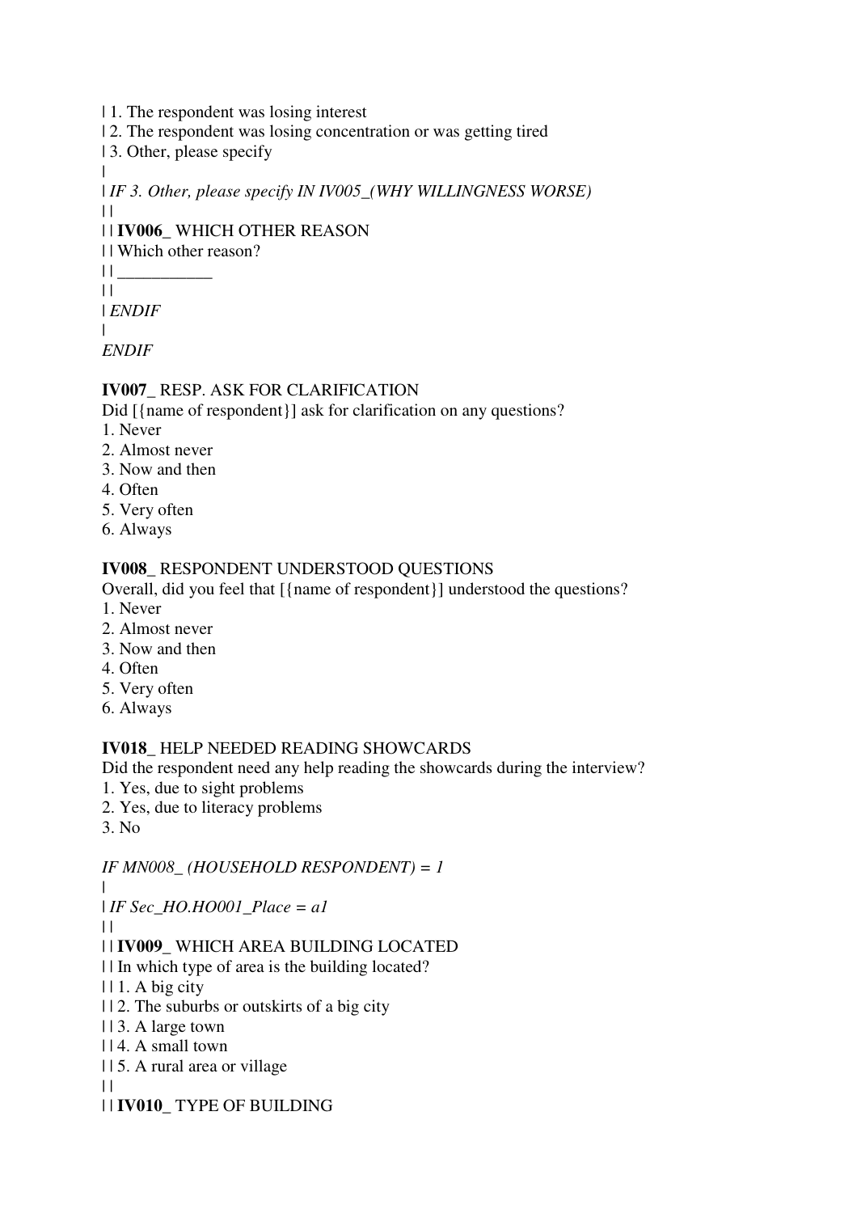| 1. The respondent was losing interest
| 2. The respondent was losing concentration or was getting tired
| 3. Other, please specify
|
| *IF 3. Other, please specify IN IV005_(WHY WILLINGNESS WORSE)*
| |
| | **IV006_** WHICH OTHER REASON
| | Which other reason?
| | ___________
| |
| *ENDIF*
|
*ENDIF*

**IV007_** RESP. ASK FOR CLARIFICATION
Did [{name of respondent}] ask for clarification on any questions?
1. Never
2. Almost never
3. Now and then
4. Often
5. Very often
6. Always

**IV008_** RESPONDENT UNDERSTOOD QUESTIONS
Overall, did you feel that [{name of respondent}] understood the questions?
1. Never
2. Almost never
3. Now and then
4. Often
5. Very often
6. Always

**IV018_** HELP NEEDED READING SHOWCARDS
Did the respondent need any help reading the showcards during the interview?
1. Yes, due to sight problems
2. Yes, due to literacy problems
3. No

*IF MN008_ (HOUSEHOLD RESPONDENT) = 1*
|
| *IF Sec_HO.HO001_Place = a1*
| |
| | **IV009_** WHICH AREA BUILDING LOCATED
| | In which type of area is the building located?
| | 1. A big city
| | 2. The suburbs or outskirts of a big city
| | 3. A large town
| | 4. A small town
| | 5. A rural area or village
| |
| | **IV010_** TYPE OF BUILDING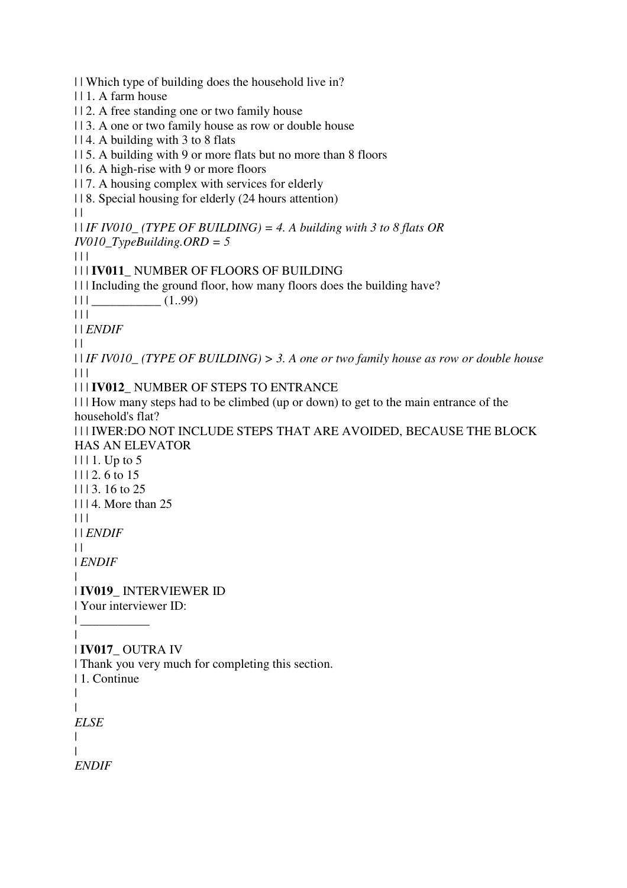| | Which type of building does the household live in?
| | 1. A farm house
| | 2. A free standing one or two family house
| | 3. A one or two family house as row or double house
| | 4. A building with 3 to 8 flats
| | 5. A building with 9 or more flats but no more than 8 floors
| | 6. A high-rise with 9 or more floors
| | 7. A housing complex with services for elderly
| | 8. Special housing for elderly (24 hours attention)
| |
| | *IF IV010_ (TYPE OF BUILDING) = 4. A building with 3 to 8 flats OR IV010_TypeBuilding.ORD = 5*
| | |
| | | **IV011_** NUMBER OF FLOORS OF BUILDING
| | | Including the ground floor, how many floors does the building have?
| | | ___________ (1..99)
| | |
| | *ENDIF*
| |
| | *IF IV010_ (TYPE OF BUILDING) > 3. A one or two family house as row or double house*
| | |
| | | **IV012_** NUMBER OF STEPS TO ENTRANCE
| | | How many steps had to be climbed (up or down) to get to the main entrance of the household's flat?
| | | IWER:DO NOT INCLUDE STEPS THAT ARE AVOIDED, BECAUSE THE BLOCK HAS AN ELEVATOR
| | | 1. Up to 5
| | | 2. 6 to 15
| | | 3. 16 to 25
| | | 4. More than 25
| | |
| | *ENDIF*
| |
| *ENDIF*
|
| **IV019_** INTERVIEWER ID
| Your interviewer ID:
| ___________
|
| **IV017_** OUTRA IV
| Thank you very much for completing this section.
| 1. Continue
|
|
*ELSE*
|
|
*ENDIF*